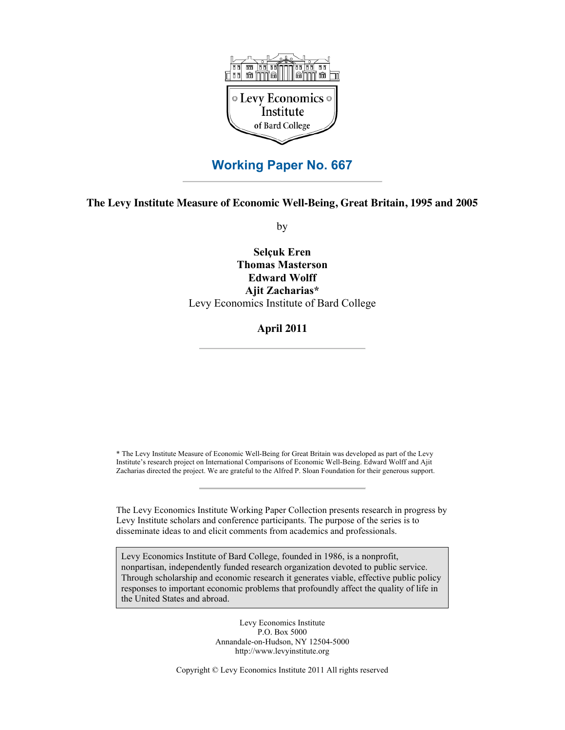Levy Economics Institute of Bard College

## Working Paper No. 667

# The Levy Institute Measure of Economic Well-Being, Great Britain, 1995 and 2005

by

**Selçuk Eren**
**Thomas Masterson**
**Edward Wolff**
**Ajit Zacharias***
Levy Economics Institute of Bard College

**April 2011**

\* The Levy Institute Measure of Economic Well-Being for Great Britain was developed as part of the Levy Institute's research project on International Comparisons of Economic Well-Being. Edward Wolff and Ajit Zacharias directed the project. We are grateful to the Alfred P. Sloan Foundation for their generous support.

The Levy Economics Institute Working Paper Collection presents research in progress by Levy Institute scholars and conference participants. The purpose of the series is to disseminate ideas to and elicit comments from academics and professionals.

Levy Economics Institute of Bard College, founded in 1986, is a nonprofit, nonpartisan, independently funded research organization devoted to public service. Through scholarship and economic research it generates viable, effective public policy responses to important economic problems that profoundly affect the quality of life in the United States and abroad.

Levy Economics Institute
P.O. Box 5000
Annandale-on-Hudson, NY 12504-5000
http://www.levyinstitute.org

Copyright © Levy Economics Institute 2011 All rights reserved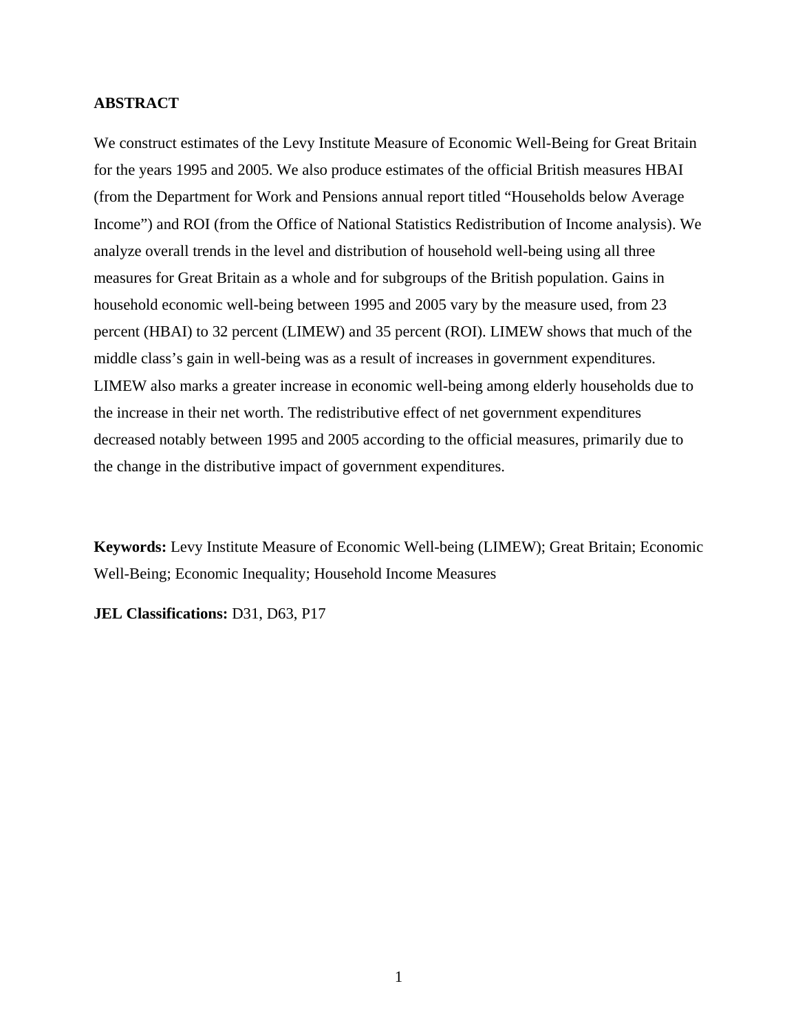**ABSTRACT**

We construct estimates of the Levy Institute Measure of Economic Well-Being for Great Britain for the years 1995 and 2005. We also produce estimates of the official British measures HBAI (from the Department for Work and Pensions annual report titled “Households below Average Income”) and ROI (from the Office of National Statistics Redistribution of Income analysis). We analyze overall trends in the level and distribution of household well-being using all three measures for Great Britain as a whole and for subgroups of the British population. Gains in household economic well-being between 1995 and 2005 vary by the measure used, from 23 percent (HBAI) to 32 percent (LIMEW) and 35 percent (ROI). LIMEW shows that much of the middle class’s gain in well-being was as a result of increases in government expenditures. LIMEW also marks a greater increase in economic well-being among elderly households due to the increase in their net worth. The redistributive effect of net government expenditures decreased notably between 1995 and 2005 according to the official measures, primarily due to the change in the distributive impact of government expenditures.

**Keywords:** Levy Institute Measure of Economic Well-being (LIMEW); Great Britain; Economic Well-Being; Economic Inequality; Household Income Measures

**JEL Classifications:** D31, D63, P17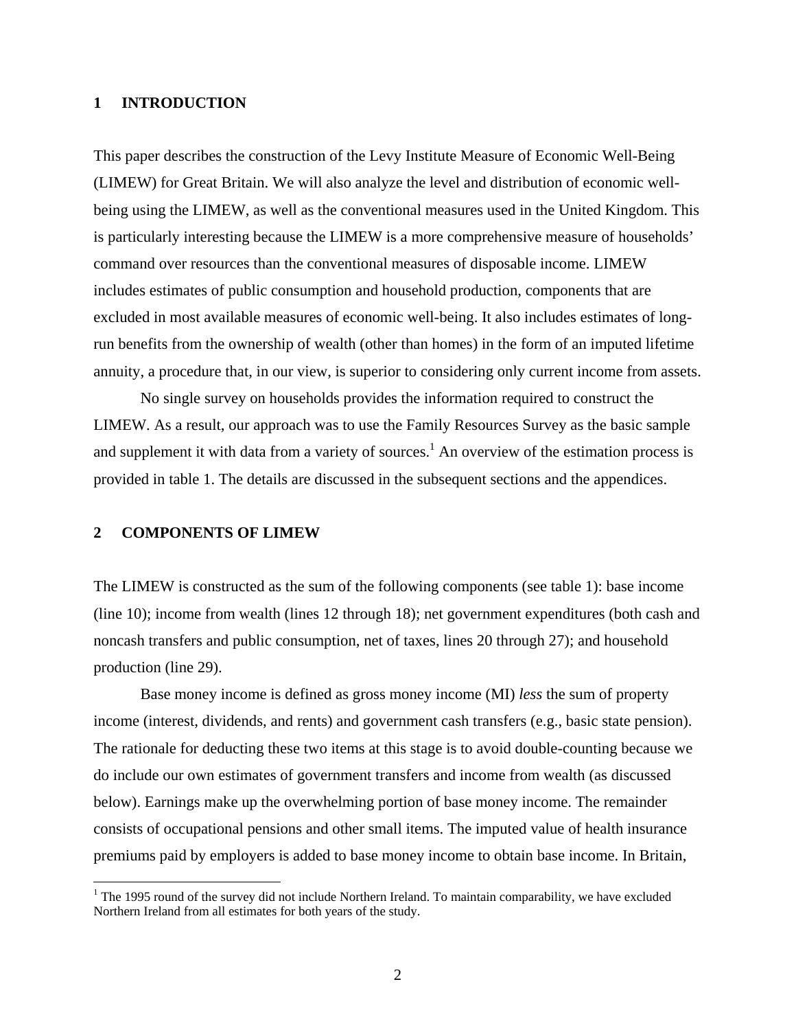## 1 INTRODUCTION

This paper describes the construction of the Levy Institute Measure of Economic Well-Being (LIMEW) for Great Britain. We will also analyze the level and distribution of economic well-being using the LIMEW, as well as the conventional measures used in the United Kingdom. This is particularly interesting because the LIMEW is a more comprehensive measure of households' command over resources than the conventional measures of disposable income. LIMEW includes estimates of public consumption and household production, components that are excluded in most available measures of economic well-being. It also includes estimates of long-run benefits from the ownership of wealth (other than homes) in the form of an imputed lifetime annuity, a procedure that, in our view, is superior to considering only current income from assets.

No single survey on households provides the information required to construct the LIMEW. As a result, our approach was to use the Family Resources Survey as the basic sample and supplement it with data from a variety of sources.[1] An overview of the estimation process is provided in table 1. The details are discussed in the subsequent sections and the appendices.

## 2 COMPONENTS OF LIMEW

The LIMEW is constructed as the sum of the following components (see table 1): base income (line 10); income from wealth (lines 12 through 18); net government expenditures (both cash and noncash transfers and public consumption, net of taxes, lines 20 through 27); and household production (line 29).

Base money income is defined as gross money income (MI) *less* the sum of property income (interest, dividends, and rents) and government cash transfers (e.g., basic state pension). The rationale for deducting these two items at this stage is to avoid double-counting because we do include our own estimates of government transfers and income from wealth (as discussed below). Earnings make up the overwhelming portion of base money income. The remainder consists of occupational pensions and other small items. The imputed value of health insurance premiums paid by employers is added to base money income to obtain base income. In Britain,

[1] The 1995 round of the survey did not include Northern Ireland. To maintain comparability, we have excluded Northern Ireland from all estimates for both years of the study.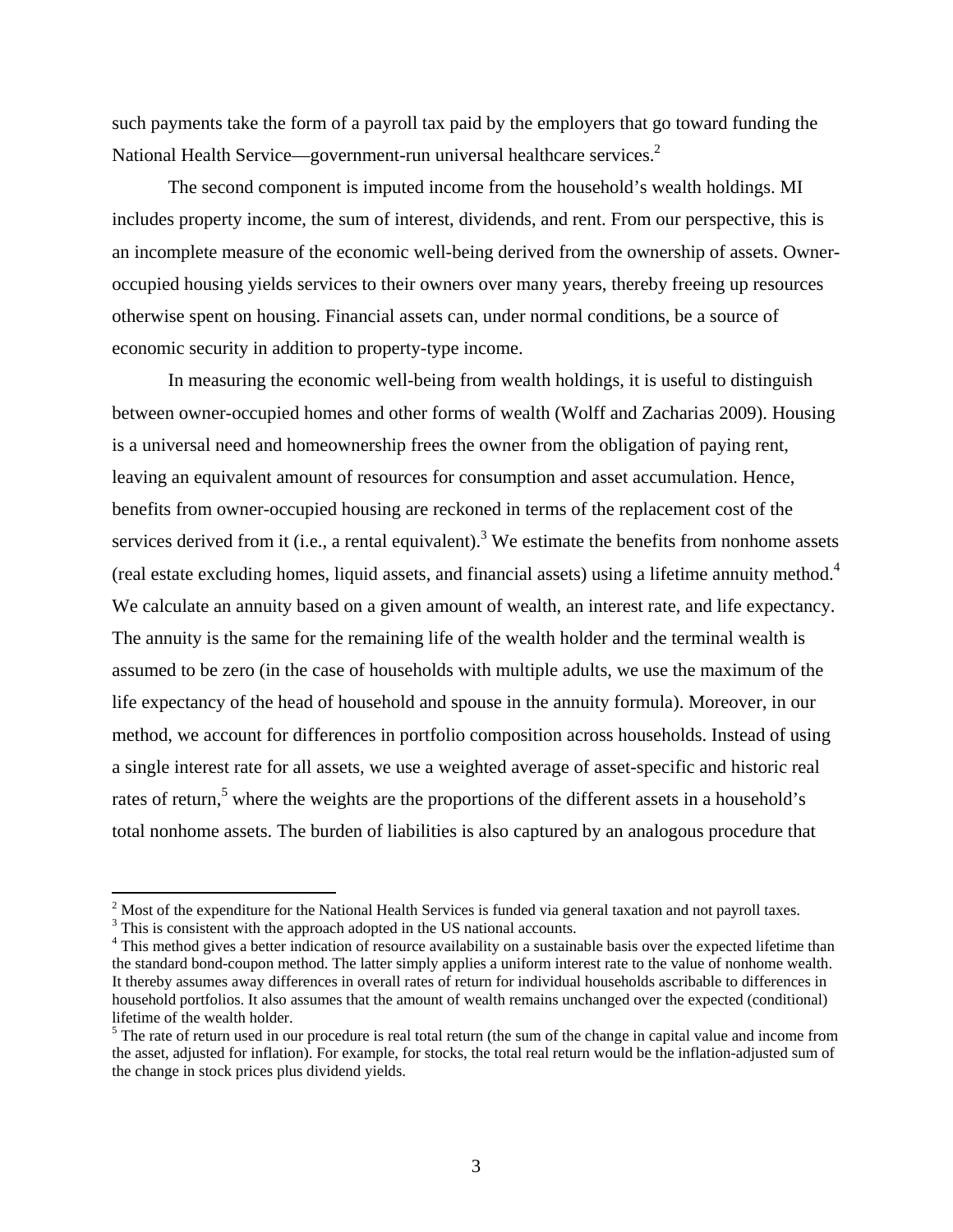such payments take the form of a payroll tax paid by the employers that go toward funding the National Health Service—government-run universal healthcare services.[2]

The second component is imputed income from the household's wealth holdings. MI includes property income, the sum of interest, dividends, and rent. From our perspective, this is an incomplete measure of the economic well-being derived from the ownership of assets. Owner-occupied housing yields services to their owners over many years, thereby freeing up resources otherwise spent on housing. Financial assets can, under normal conditions, be a source of economic security in addition to property-type income.

In measuring the economic well-being from wealth holdings, it is useful to distinguish between owner-occupied homes and other forms of wealth (Wolff and Zacharias 2009). Housing is a universal need and homeownership frees the owner from the obligation of paying rent, leaving an equivalent amount of resources for consumption and asset accumulation. Hence, benefits from owner-occupied housing are reckoned in terms of the replacement cost of the services derived from it (i.e., a rental equivalent).[3] We estimate the benefits from nonhome assets (real estate excluding homes, liquid assets, and financial assets) using a lifetime annuity method.[4] We calculate an annuity based on a given amount of wealth, an interest rate, and life expectancy. The annuity is the same for the remaining life of the wealth holder and the terminal wealth is assumed to be zero (in the case of households with multiple adults, we use the maximum of the life expectancy of the head of household and spouse in the annuity formula). Moreover, in our method, we account for differences in portfolio composition across households. Instead of using a single interest rate for all assets, we use a weighted average of asset-specific and historic real rates of return,[5] where the weights are the proportions of the different assets in a household's total nonhome assets. The burden of liabilities is also captured by an analogous procedure that

---

[2] Most of the expenditure for the National Health Services is funded via general taxation and not payroll taxes.

[3] This is consistent with the approach adopted in the US national accounts.

[4] This method gives a better indication of resource availability on a sustainable basis over the expected lifetime than the standard bond-coupon method. The latter simply applies a uniform interest rate to the value of nonhome wealth. It thereby assumes away differences in overall rates of return for individual households ascribable to differences in household portfolios. It also assumes that the amount of wealth remains unchanged over the expected (conditional) lifetime of the wealth holder.

[5] The rate of return used in our procedure is real total return (the sum of the change in capital value and income from the asset, adjusted for inflation). For example, for stocks, the total real return would be the inflation-adjusted sum of the change in stock prices plus dividend yields.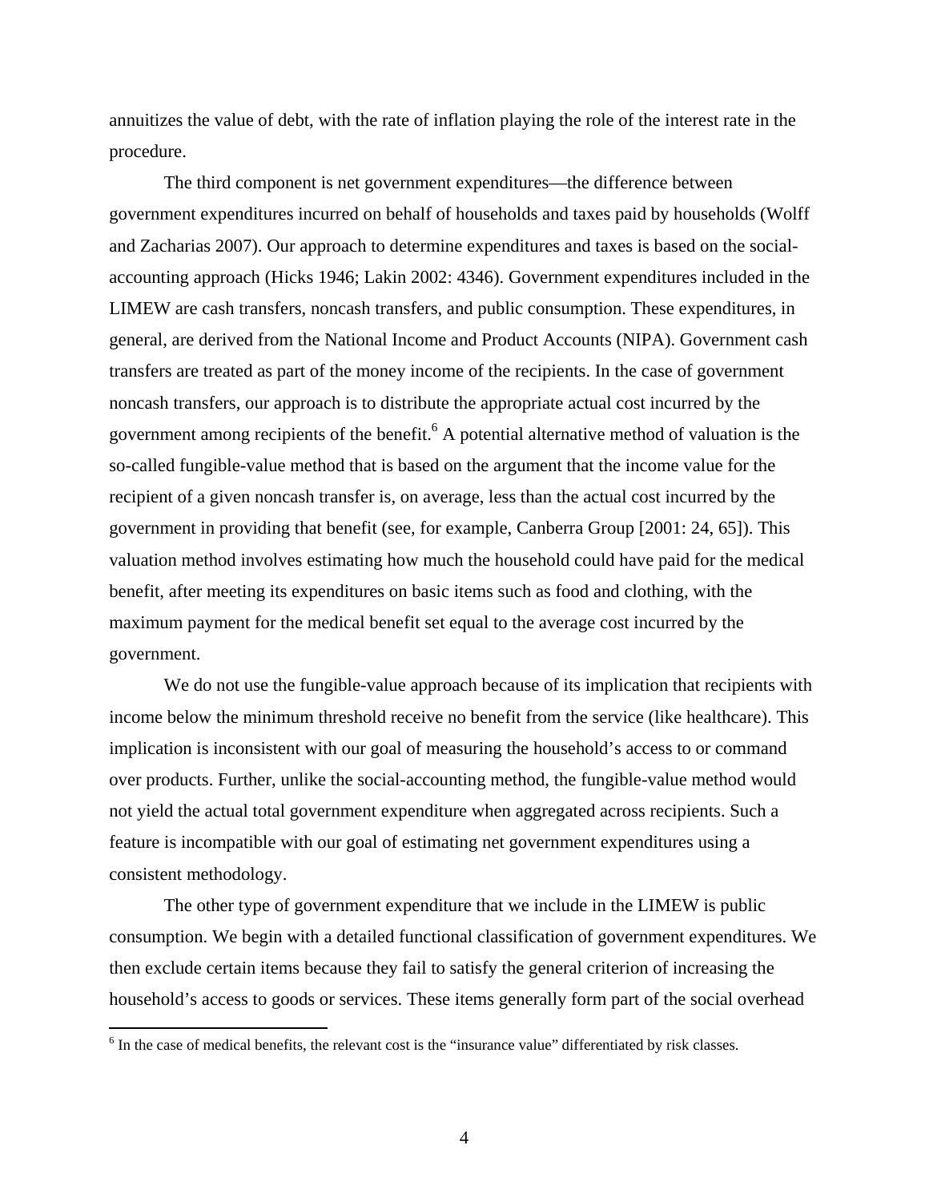annuitizes the value of debt, with the rate of inflation playing the role of the interest rate in the procedure.

The third component is net government expenditures—the difference between government expenditures incurred on behalf of households and taxes paid by households (Wolff and Zacharias 2007). Our approach to determine expenditures and taxes is based on the social-accounting approach (Hicks 1946; Lakin 2002: 4346). Government expenditures included in the LIMEW are cash transfers, noncash transfers, and public consumption. These expenditures, in general, are derived from the National Income and Product Accounts (NIPA). Government cash transfers are treated as part of the money income of the recipients. In the case of government noncash transfers, our approach is to distribute the appropriate actual cost incurred by the government among recipients of the benefit.[6] A potential alternative method of valuation is the so-called fungible-value method that is based on the argument that the income value for the recipient of a given noncash transfer is, on average, less than the actual cost incurred by the government in providing that benefit (see, for example, Canberra Group [2001: 24, 65]). This valuation method involves estimating how much the household could have paid for the medical benefit, after meeting its expenditures on basic items such as food and clothing, with the maximum payment for the medical benefit set equal to the average cost incurred by the government.

We do not use the fungible-value approach because of its implication that recipients with income below the minimum threshold receive no benefit from the service (like healthcare). This implication is inconsistent with our goal of measuring the household's access to or command over products. Further, unlike the social-accounting method, the fungible-value method would not yield the actual total government expenditure when aggregated across recipients. Such a feature is incompatible with our goal of estimating net government expenditures using a consistent methodology.

The other type of government expenditure that we include in the LIMEW is public consumption. We begin with a detailed functional classification of government expenditures. We then exclude certain items because they fail to satisfy the general criterion of increasing the household's access to goods or services. These items generally form part of the social overhead

[6] In the case of medical benefits, the relevant cost is the "insurance value" differentiated by risk classes.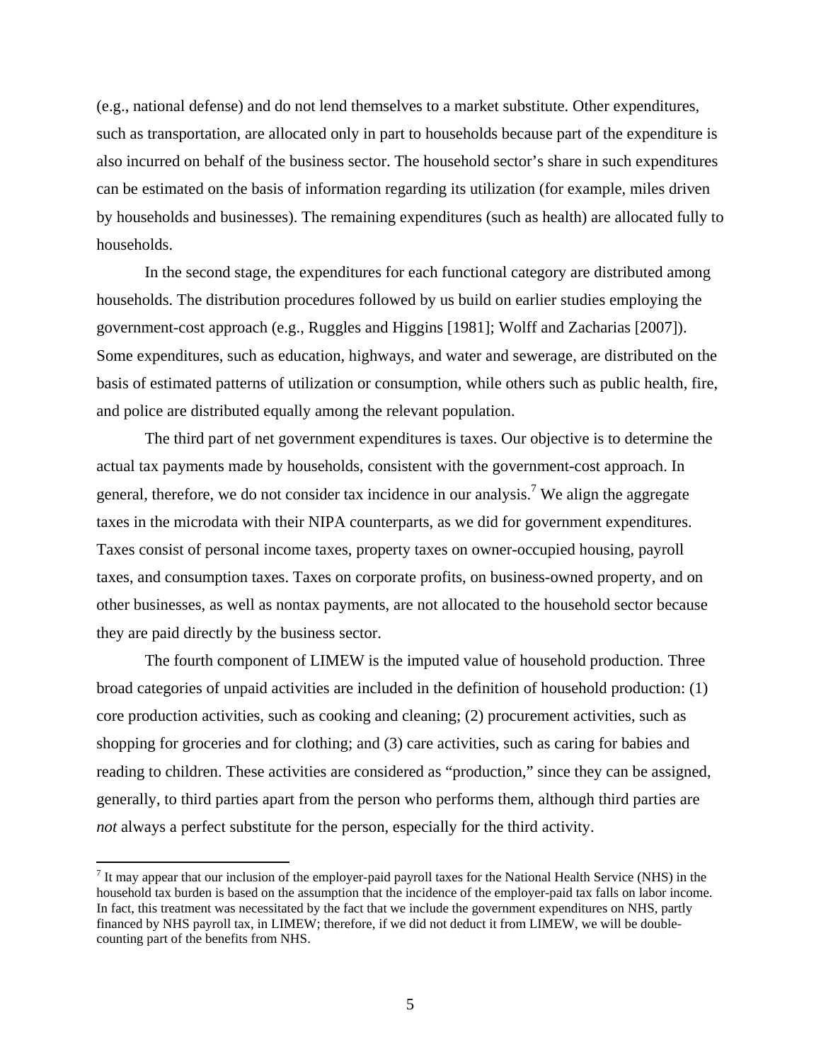(e.g., national defense) and do not lend themselves to a market substitute. Other expenditures, such as transportation, are allocated only in part to households because part of the expenditure is also incurred on behalf of the business sector. The household sector's share in such expenditures can be estimated on the basis of information regarding its utilization (for example, miles driven by households and businesses). The remaining expenditures (such as health) are allocated fully to households.

In the second stage, the expenditures for each functional category are distributed among households. The distribution procedures followed by us build on earlier studies employing the government-cost approach (e.g., Ruggles and Higgins [1981]; Wolff and Zacharias [2007]). Some expenditures, such as education, highways, and water and sewerage, are distributed on the basis of estimated patterns of utilization or consumption, while others such as public health, fire, and police are distributed equally among the relevant population.

The third part of net government expenditures is taxes. Our objective is to determine the actual tax payments made by households, consistent with the government-cost approach. In general, therefore, we do not consider tax incidence in our analysis.[7] We align the aggregate taxes in the microdata with their NIPA counterparts, as we did for government expenditures. Taxes consist of personal income taxes, property taxes on owner-occupied housing, payroll taxes, and consumption taxes. Taxes on corporate profits, on business-owned property, and on other businesses, as well as nontax payments, are not allocated to the household sector because they are paid directly by the business sector.

The fourth component of LIMEW is the imputed value of household production. Three broad categories of unpaid activities are included in the definition of household production: (1) core production activities, such as cooking and cleaning; (2) procurement activities, such as shopping for groceries and for clothing; and (3) care activities, such as caring for babies and reading to children. These activities are considered as "production," since they can be assigned, generally, to third parties apart from the person who performs them, although third parties are *not* always a perfect substitute for the person, especially for the third activity.

[7] It may appear that our inclusion of the employer-paid payroll taxes for the National Health Service (NHS) in the household tax burden is based on the assumption that the incidence of the employer-paid tax falls on labor income. In fact, this treatment was necessitated by the fact that we include the government expenditures on NHS, partly financed by NHS payroll tax, in LIMEW; therefore, if we did not deduct it from LIMEW, we will be double-counting part of the benefits from NHS.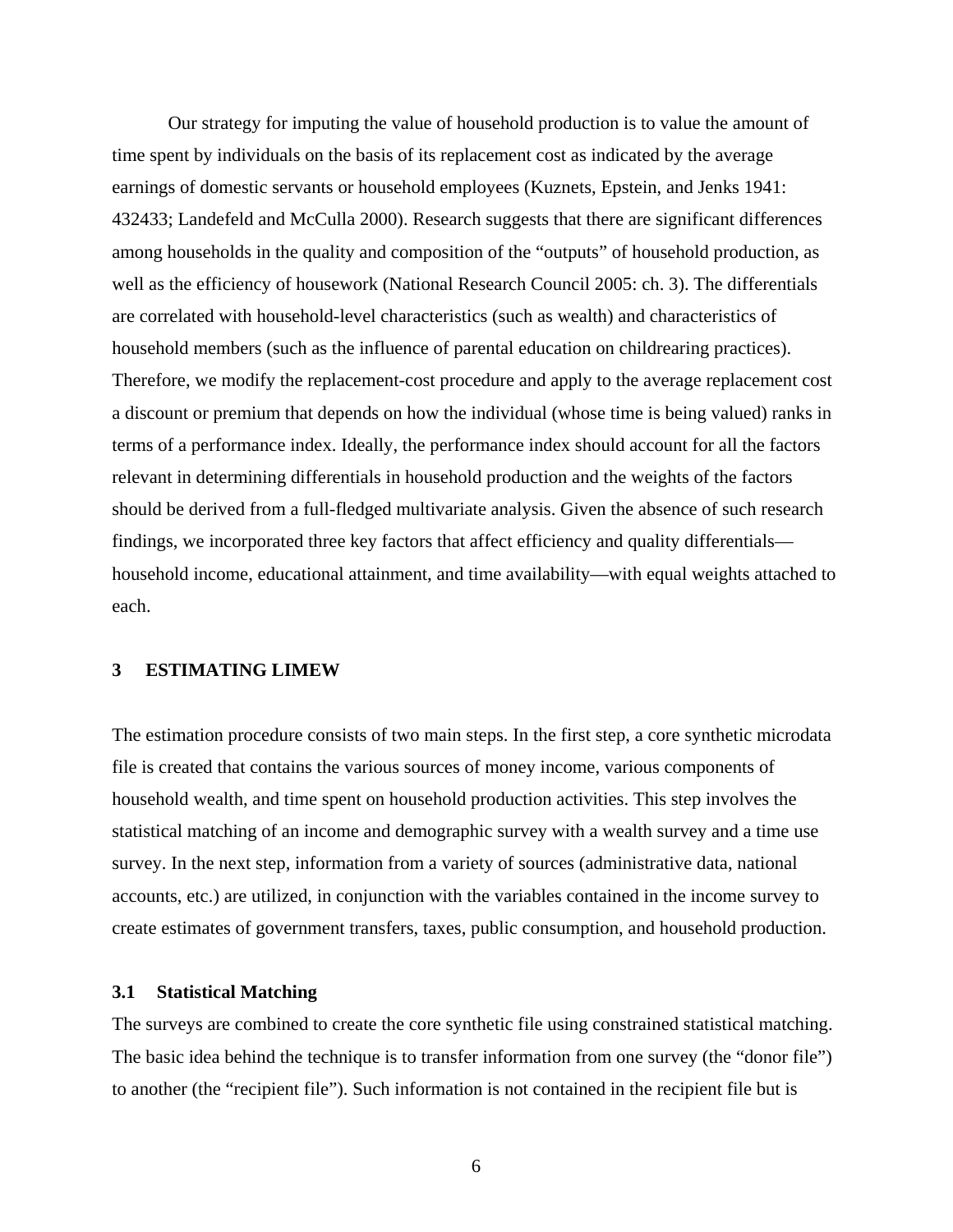Our strategy for imputing the value of household production is to value the amount of time spent by individuals on the basis of its replacement cost as indicated by the average earnings of domestic servants or household employees (Kuznets, Epstein, and Jenks 1941: 432433; Landefeld and McCulla 2000). Research suggests that there are significant differences among households in the quality and composition of the "outputs" of household production, as well as the efficiency of housework (National Research Council 2005: ch. 3). The differentials are correlated with household-level characteristics (such as wealth) and characteristics of household members (such as the influence of parental education on childrearing practices). Therefore, we modify the replacement-cost procedure and apply to the average replacement cost a discount or premium that depends on how the individual (whose time is being valued) ranks in terms of a performance index. Ideally, the performance index should account for all the factors relevant in determining differentials in household production and the weights of the factors should be derived from a full-fledged multivariate analysis. Given the absence of such research findings, we incorporated three key factors that affect efficiency and quality differentials—household income, educational attainment, and time availability—with equal weights attached to each.

## 3 ESTIMATING LIMEW

The estimation procedure consists of two main steps. In the first step, a core synthetic microdata file is created that contains the various sources of money income, various components of household wealth, and time spent on household production activities. This step involves the statistical matching of an income and demographic survey with a wealth survey and a time use survey. In the next step, information from a variety of sources (administrative data, national accounts, etc.) are utilized, in conjunction with the variables contained in the income survey to create estimates of government transfers, taxes, public consumption, and household production.

### 3.1 Statistical Matching

The surveys are combined to create the core synthetic file using constrained statistical matching. The basic idea behind the technique is to transfer information from one survey (the "donor file") to another (the "recipient file"). Such information is not contained in the recipient file but is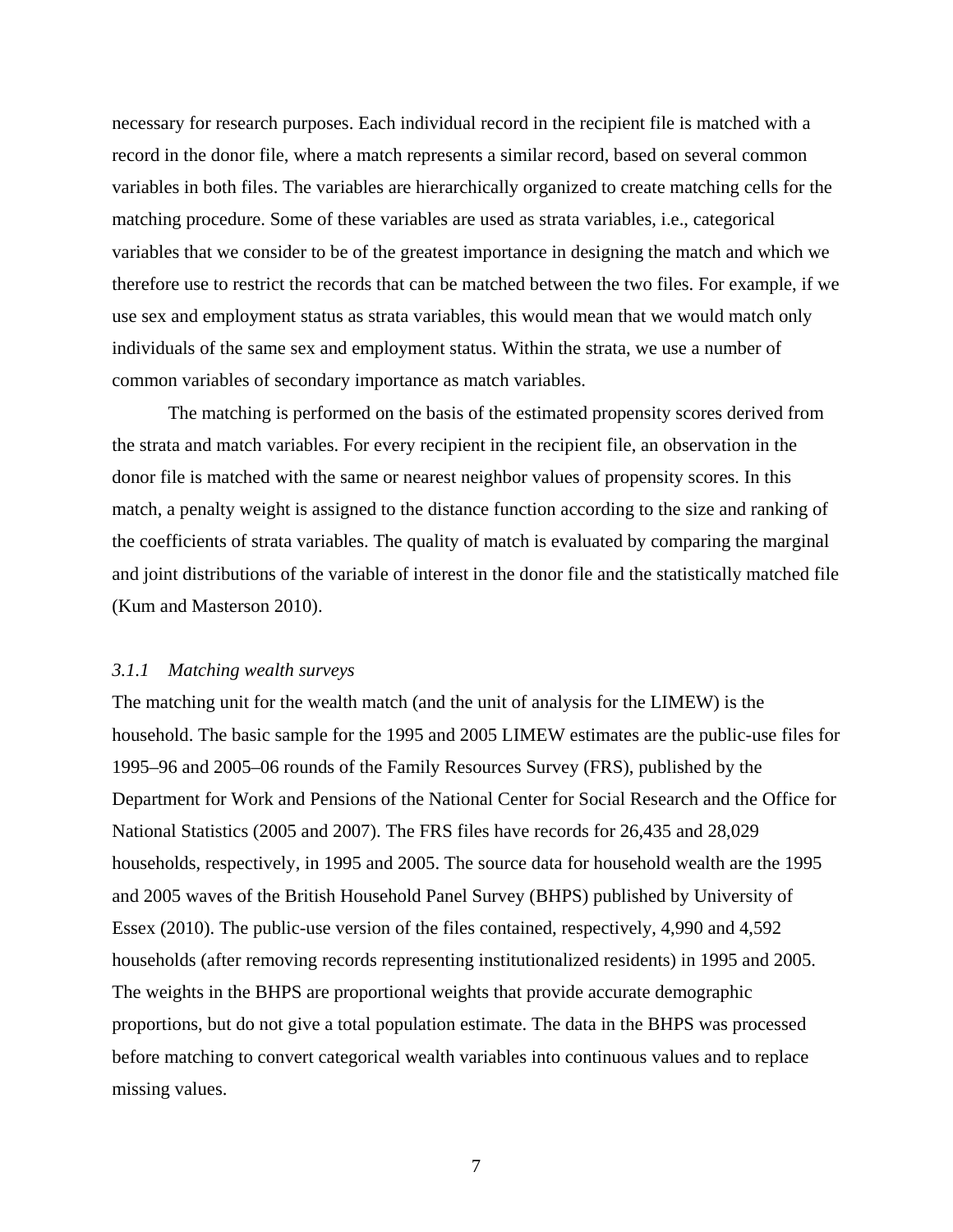necessary for research purposes. Each individual record in the recipient file is matched with a record in the donor file, where a match represents a similar record, based on several common variables in both files. The variables are hierarchically organized to create matching cells for the matching procedure. Some of these variables are used as strata variables, i.e., categorical variables that we consider to be of the greatest importance in designing the match and which we therefore use to restrict the records that can be matched between the two files. For example, if we use sex and employment status as strata variables, this would mean that we would match only individuals of the same sex and employment status. Within the strata, we use a number of common variables of secondary importance as match variables.

The matching is performed on the basis of the estimated propensity scores derived from the strata and match variables. For every recipient in the recipient file, an observation in the donor file is matched with the same or nearest neighbor values of propensity scores. In this match, a penalty weight is assigned to the distance function according to the size and ranking of the coefficients of strata variables. The quality of match is evaluated by comparing the marginal and joint distributions of the variable of interest in the donor file and the statistically matched file (Kum and Masterson 2010).

### *3.1.1 Matching wealth surveys*

The matching unit for the wealth match (and the unit of analysis for the LIMEW) is the household. The basic sample for the 1995 and 2005 LIMEW estimates are the public-use files for 1995–96 and 2005–06 rounds of the Family Resources Survey (FRS), published by the Department for Work and Pensions of the National Center for Social Research and the Office for National Statistics (2005 and 2007). The FRS files have records for 26,435 and 28,029 households, respectively, in 1995 and 2005. The source data for household wealth are the 1995 and 2005 waves of the British Household Panel Survey (BHPS) published by University of Essex (2010). The public-use version of the files contained, respectively, 4,990 and 4,592 households (after removing records representing institutionalized residents) in 1995 and 2005. The weights in the BHPS are proportional weights that provide accurate demographic proportions, but do not give a total population estimate. The data in the BHPS was processed before matching to convert categorical wealth variables into continuous values and to replace missing values.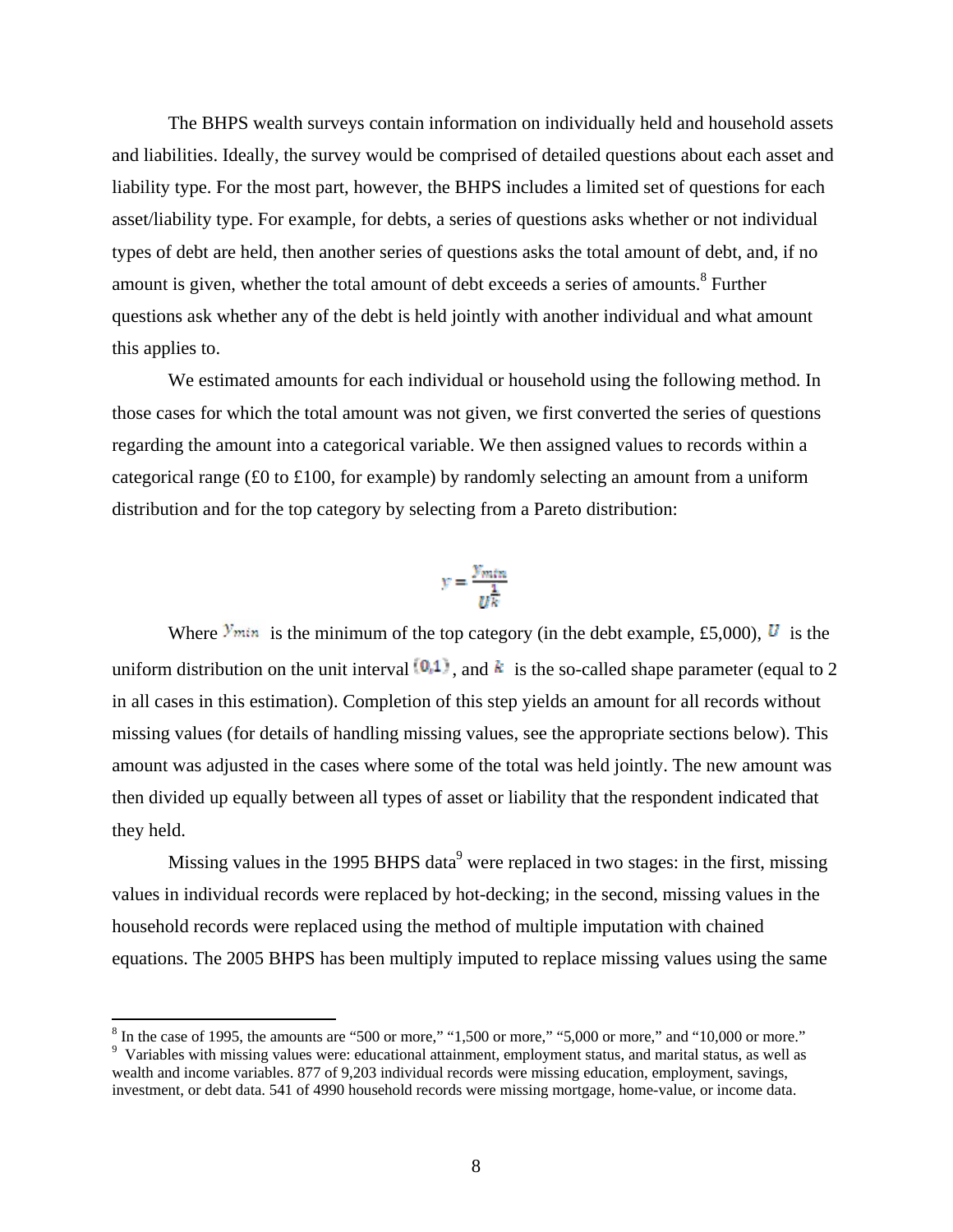The BHPS wealth surveys contain information on individually held and household assets and liabilities. Ideally, the survey would be comprised of detailed questions about each asset and liability type. For the most part, however, the BHPS includes a limited set of questions for each asset/liability type. For example, for debts, a series of questions asks whether or not individual types of debt are held, then another series of questions asks the total amount of debt, and, if no amount is given, whether the total amount of debt exceeds a series of amounts.[8] Further questions ask whether any of the debt is held jointly with another individual and what amount this applies to.

We estimated amounts for each individual or household using the following method. In those cases for which the total amount was not given, we first converted the series of questions regarding the amount into a categorical variable. We then assigned values to records within a categorical range (£0 to £100, for example) by randomly selecting an amount from a uniform distribution and for the top category by selecting from a Pareto distribution:

$$y = \frac{y_{min}}{U^{\frac{1}{k}}}$$

Where $y_{min}$ is the minimum of the top category (in the debt example, £5,000), $U$ is the uniform distribution on the unit interval $(0,1)$, and $k$ is the so-called shape parameter (equal to 2 in all cases in this estimation). Completion of this step yields an amount for all records without missing values (for details of handling missing values, see the appropriate sections below). This amount was adjusted in the cases where some of the total was held jointly. The new amount was then divided up equally between all types of asset or liability that the respondent indicated that they held.

Missing values in the 1995 BHPS data[9] were replaced in two stages: in the first, missing values in individual records were replaced by hot-decking; in the second, missing values in the household records were replaced using the method of multiple imputation with chained equations. The 2005 BHPS has been multiply imputed to replace missing values using the same

---

[8] In the case of 1995, the amounts are "500 or more," "1,500 or more," "5,000 or more," and "10,000 or more."

[9] Variables with missing values were: educational attainment, employment status, and marital status, as well as wealth and income variables. 877 of 9,203 individual records were missing education, employment, savings, investment, or debt data. 541 of 4990 household records were missing mortgage, home-value, or income data.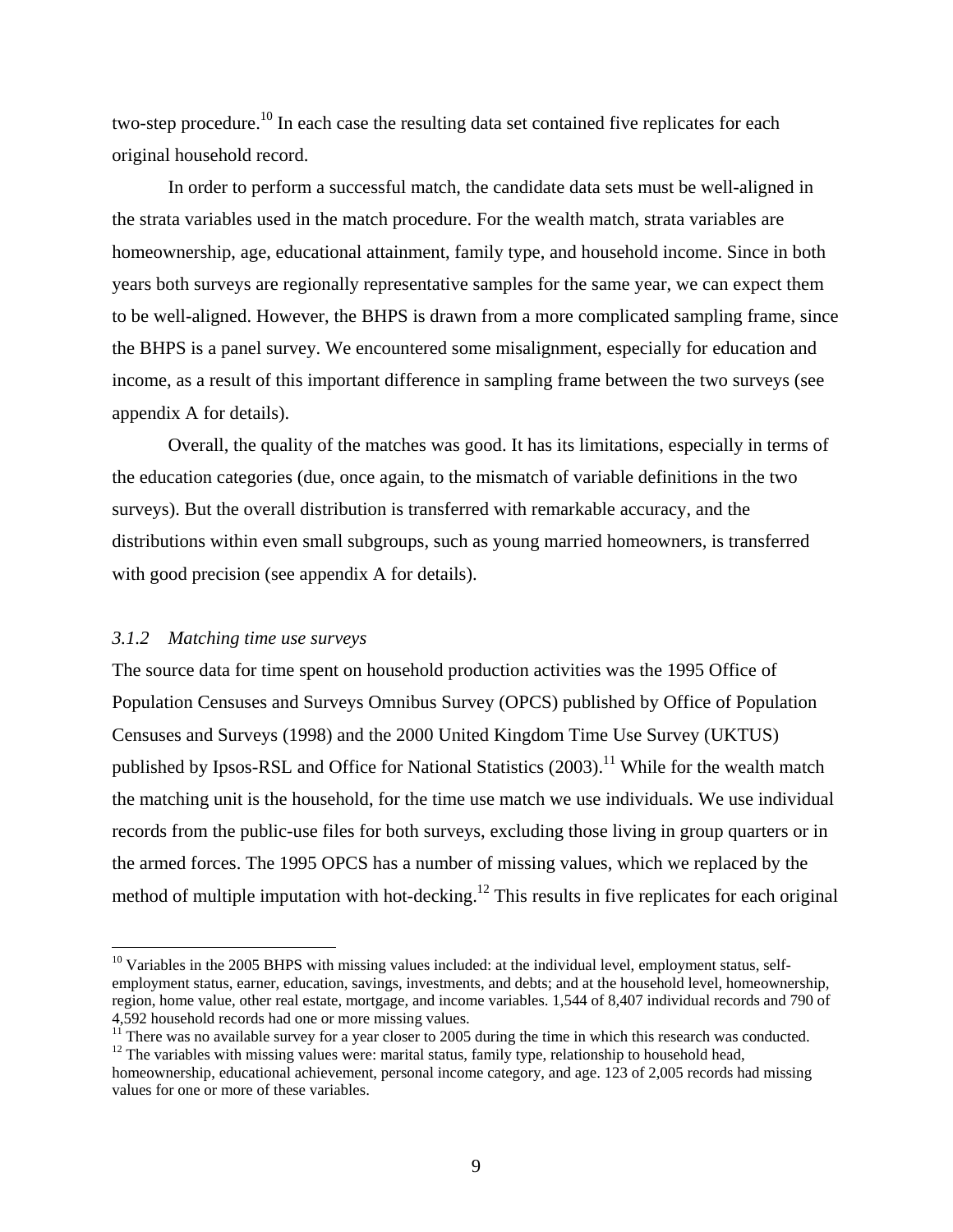two-step procedure.[10] In each case the resulting data set contained five replicates for each original household record.

In order to perform a successful match, the candidate data sets must be well-aligned in the strata variables used in the match procedure. For the wealth match, strata variables are homeownership, age, educational attainment, family type, and household income. Since in both years both surveys are regionally representative samples for the same year, we can expect them to be well-aligned. However, the BHPS is drawn from a more complicated sampling frame, since the BHPS is a panel survey. We encountered some misalignment, especially for education and income, as a result of this important difference in sampling frame between the two surveys (see appendix A for details).

Overall, the quality of the matches was good. It has its limitations, especially in terms of the education categories (due, once again, to the mismatch of variable definitions in the two surveys). But the overall distribution is transferred with remarkable accuracy, and the distributions within even small subgroups, such as young married homeowners, is transferred with good precision (see appendix A for details).

### *3.1.2 Matching time use surveys*

The source data for time spent on household production activities was the 1995 Office of Population Censuses and Surveys Omnibus Survey (OPCS) published by Office of Population Censuses and Surveys (1998) and the 2000 United Kingdom Time Use Survey (UKTUS) published by Ipsos-RSL and Office for National Statistics (2003).[11] While for the wealth match the matching unit is the household, for the time use match we use individuals. We use individual records from the public-use files for both surveys, excluding those living in group quarters or in the armed forces. The 1995 OPCS has a number of missing values, which we replaced by the method of multiple imputation with hot-decking.[12] This results in five replicates for each original

---

[10] Variables in the 2005 BHPS with missing values included: at the individual level, employment status, self-employment status, earner, education, savings, investments, and debts; and at the household level, homeownership, region, home value, other real estate, mortgage, and income variables. 1,544 of 8,407 individual records and 790 of 4,592 household records had one or more missing values.

[11] There was no available survey for a year closer to 2005 during the time in which this research was conducted.

[12] The variables with missing values were: marital status, family type, relationship to household head, homeownership, educational achievement, personal income category, and age. 123 of 2,005 records had missing values for one or more of these variables.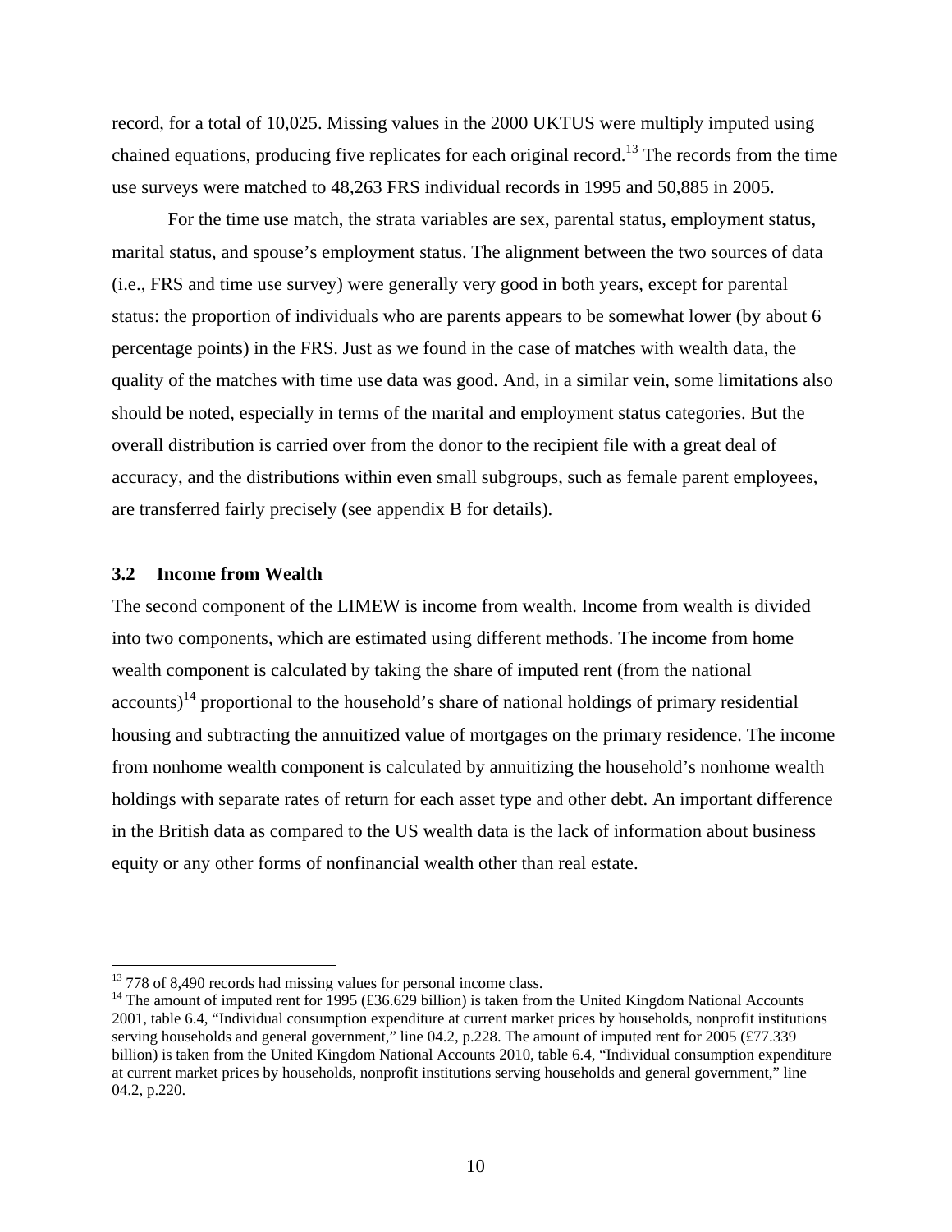record, for a total of 10,025. Missing values in the 2000 UKTUS were multiply imputed using chained equations, producing five replicates for each original record.[13] The records from the time use surveys were matched to 48,263 FRS individual records in 1995 and 50,885 in 2005.

For the time use match, the strata variables are sex, parental status, employment status, marital status, and spouse's employment status. The alignment between the two sources of data (i.e., FRS and time use survey) were generally very good in both years, except for parental status: the proportion of individuals who are parents appears to be somewhat lower (by about 6 percentage points) in the FRS. Just as we found in the case of matches with wealth data, the quality of the matches with time use data was good. And, in a similar vein, some limitations also should be noted, especially in terms of the marital and employment status categories. But the overall distribution is carried over from the donor to the recipient file with a great deal of accuracy, and the distributions within even small subgroups, such as female parent employees, are transferred fairly precisely (see appendix B for details).

### 3.2 Income from Wealth

The second component of the LIMEW is income from wealth. Income from wealth is divided into two components, which are estimated using different methods. The income from home wealth component is calculated by taking the share of imputed rent (from the national accounts)[14] proportional to the household's share of national holdings of primary residential housing and subtracting the annuitized value of mortgages on the primary residence. The income from nonhome wealth component is calculated by annuitizing the household's nonhome wealth holdings with separate rates of return for each asset type and other debt. An important difference in the British data as compared to the US wealth data is the lack of information about business equity or any other forms of nonfinancial wealth other than real estate.

---

[13] 778 of 8,490 records had missing values for personal income class.

[14] The amount of imputed rent for 1995 (£36.629 billion) is taken from the United Kingdom National Accounts 2001, table 6.4, "Individual consumption expenditure at current market prices by households, nonprofit institutions serving households and general government," line 04.2, p.228. The amount of imputed rent for 2005 (£77.339 billion) is taken from the United Kingdom National Accounts 2010, table 6.4, "Individual consumption expenditure at current market prices by households, nonprofit institutions serving households and general government," line 04.2, p.220.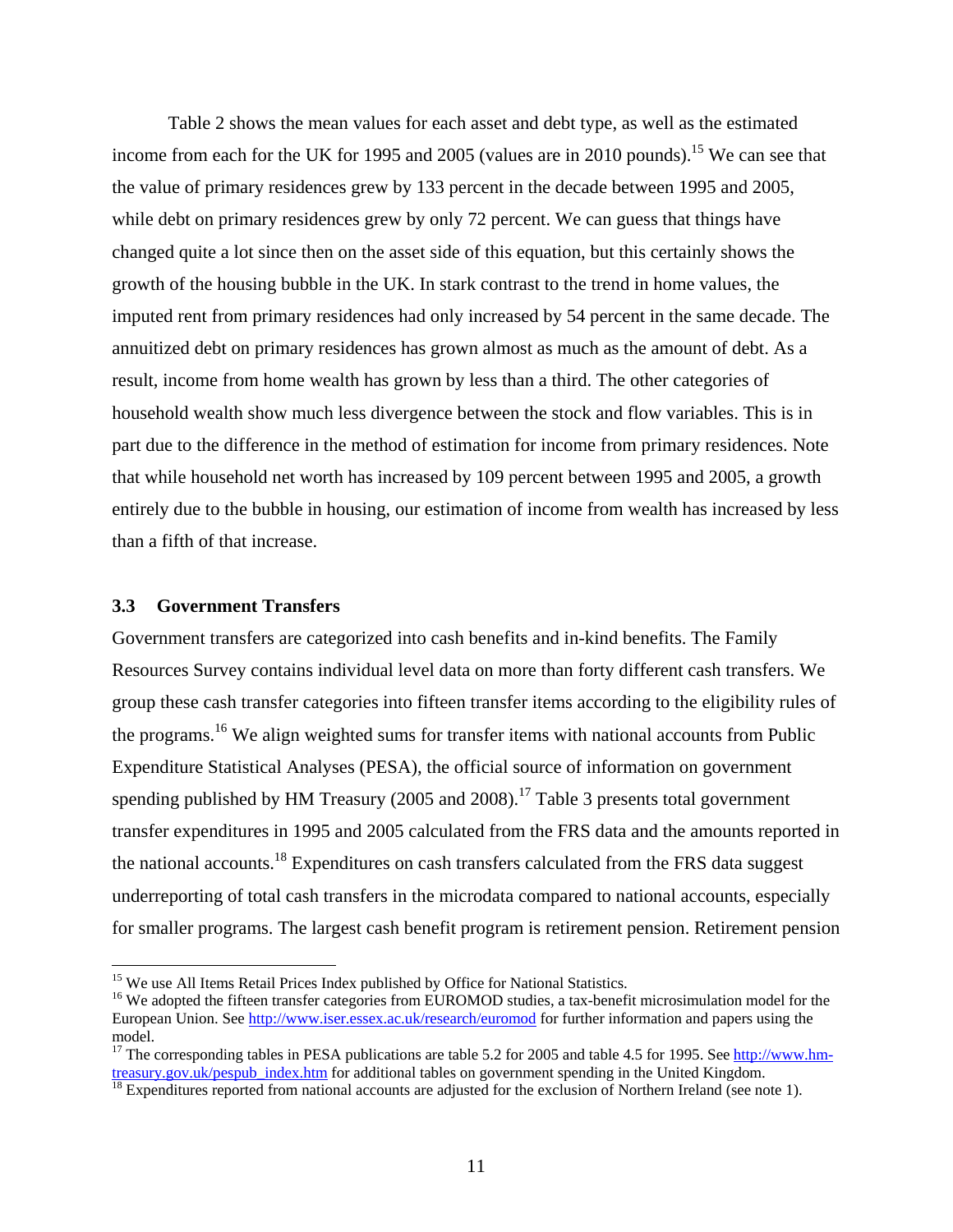Table 2 shows the mean values for each asset and debt type, as well as the estimated income from each for the UK for 1995 and 2005 (values are in 2010 pounds).[15] We can see that the value of primary residences grew by 133 percent in the decade between 1995 and 2005, while debt on primary residences grew by only 72 percent. We can guess that things have changed quite a lot since then on the asset side of this equation, but this certainly shows the growth of the housing bubble in the UK. In stark contrast to the trend in home values, the imputed rent from primary residences had only increased by 54 percent in the same decade. The annuitized debt on primary residences has grown almost as much as the amount of debt. As a result, income from home wealth has grown by less than a third. The other categories of household wealth show much less divergence between the stock and flow variables. This is in part due to the difference in the method of estimation for income from primary residences. Note that while household net worth has increased by 109 percent between 1995 and 2005, a growth entirely due to the bubble in housing, our estimation of income from wealth has increased by less than a fifth of that increase.

### 3.3 Government Transfers

Government transfers are categorized into cash benefits and in-kind benefits. The Family Resources Survey contains individual level data on more than forty different cash transfers. We group these cash transfer categories into fifteen transfer items according to the eligibility rules of the programs.[16] We align weighted sums for transfer items with national accounts from Public Expenditure Statistical Analyses (PESA), the official source of information on government spending published by HM Treasury (2005 and 2008).[17] Table 3 presents total government transfer expenditures in 1995 and 2005 calculated from the FRS data and the amounts reported in the national accounts.[18] Expenditures on cash transfers calculated from the FRS data suggest underreporting of total cash transfers in the microdata compared to national accounts, especially for smaller programs. The largest cash benefit program is retirement pension. Retirement pension

---

[15] We use All Items Retail Prices Index published by Office for National Statistics.

[16] We adopted the fifteen transfer categories from EUROMOD studies, a tax-benefit microsimulation model for the European Union. See http://www.iser.essex.ac.uk/research/euromod for further information and papers using the model.

[17] The corresponding tables in PESA publications are table 5.2 for 2005 and table 4.5 for 1995. See http://www.hm-treasury.gov.uk/pespub_index.htm for additional tables on government spending in the United Kingdom.

[18] Expenditures reported from national accounts are adjusted for the exclusion of Northern Ireland (see note 1).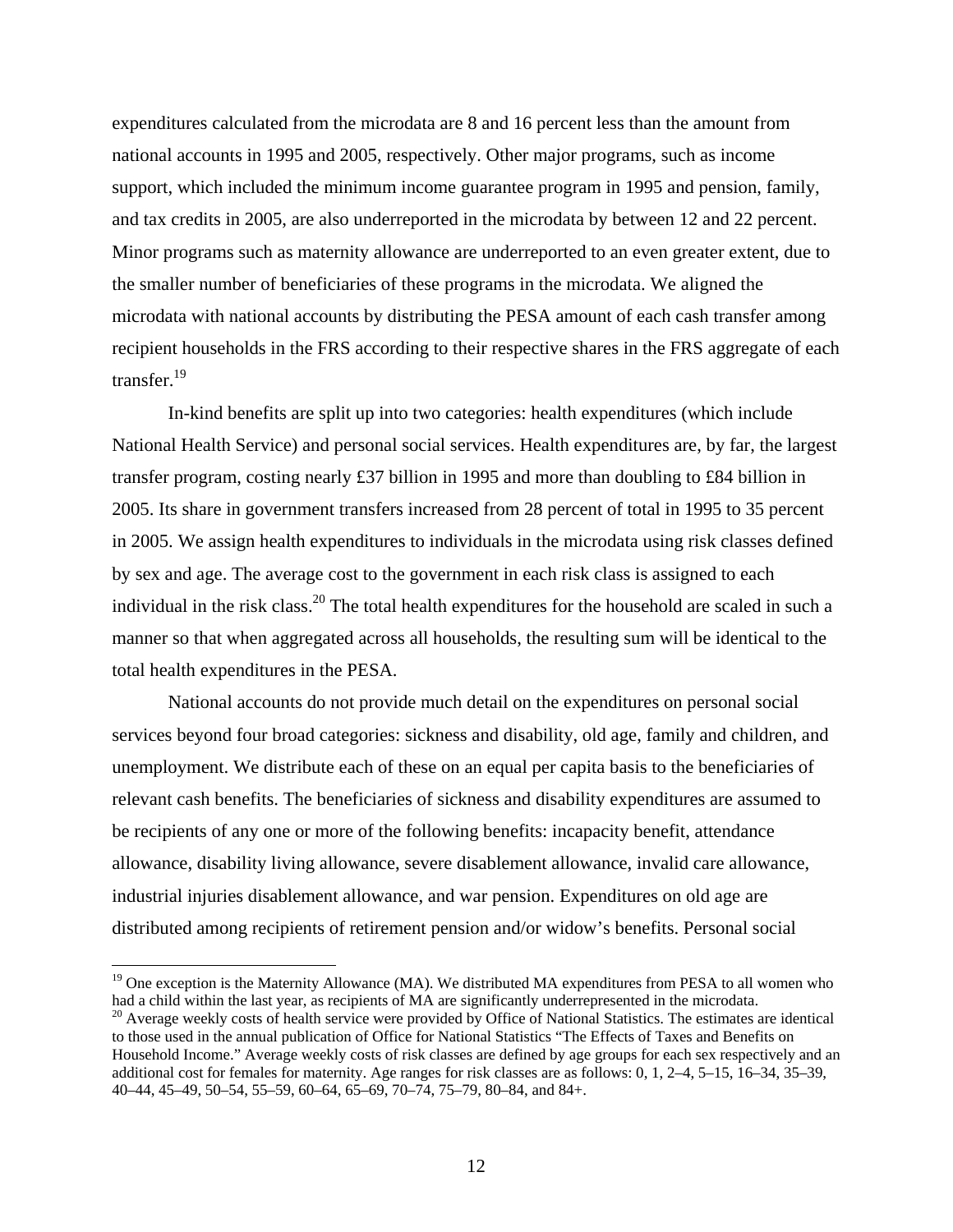expenditures calculated from the microdata are 8 and 16 percent less than the amount from national accounts in 1995 and 2005, respectively. Other major programs, such as income support, which included the minimum income guarantee program in 1995 and pension, family, and tax credits in 2005, are also underreported in the microdata by between 12 and 22 percent. Minor programs such as maternity allowance are underreported to an even greater extent, due to the smaller number of beneficiaries of these programs in the microdata. We aligned the microdata with national accounts by distributing the PESA amount of each cash transfer among recipient households in the FRS according to their respective shares in the FRS aggregate of each transfer.[19]

In-kind benefits are split up into two categories: health expenditures (which include National Health Service) and personal social services. Health expenditures are, by far, the largest transfer program, costing nearly £37 billion in 1995 and more than doubling to £84 billion in 2005. Its share in government transfers increased from 28 percent of total in 1995 to 35 percent in 2005. We assign health expenditures to individuals in the microdata using risk classes defined by sex and age. The average cost to the government in each risk class is assigned to each individual in the risk class.[20] The total health expenditures for the household are scaled in such a manner so that when aggregated across all households, the resulting sum will be identical to the total health expenditures in the PESA.

National accounts do not provide much detail on the expenditures on personal social services beyond four broad categories: sickness and disability, old age, family and children, and unemployment. We distribute each of these on an equal per capita basis to the beneficiaries of relevant cash benefits. The beneficiaries of sickness and disability expenditures are assumed to be recipients of any one or more of the following benefits: incapacity benefit, attendance allowance, disability living allowance, severe disablement allowance, invalid care allowance, industrial injuries disablement allowance, and war pension. Expenditures on old age are distributed among recipients of retirement pension and/or widow's benefits. Personal social

[19] One exception is the Maternity Allowance (MA). We distributed MA expenditures from PESA to all women who had a child within the last year, as recipients of MA are significantly underrepresented in the microdata.

[20] Average weekly costs of health service were provided by Office of National Statistics. The estimates are identical to those used in the annual publication of Office for National Statistics "The Effects of Taxes and Benefits on Household Income." Average weekly costs of risk classes are defined by age groups for each sex respectively and an additional cost for females for maternity. Age ranges for risk classes are as follows: 0, 1, 2–4, 5–15, 16–34, 35–39, 40–44, 45–49, 50–54, 55–59, 60–64, 65–69, 70–74, 75–79, 80–84, and 84+.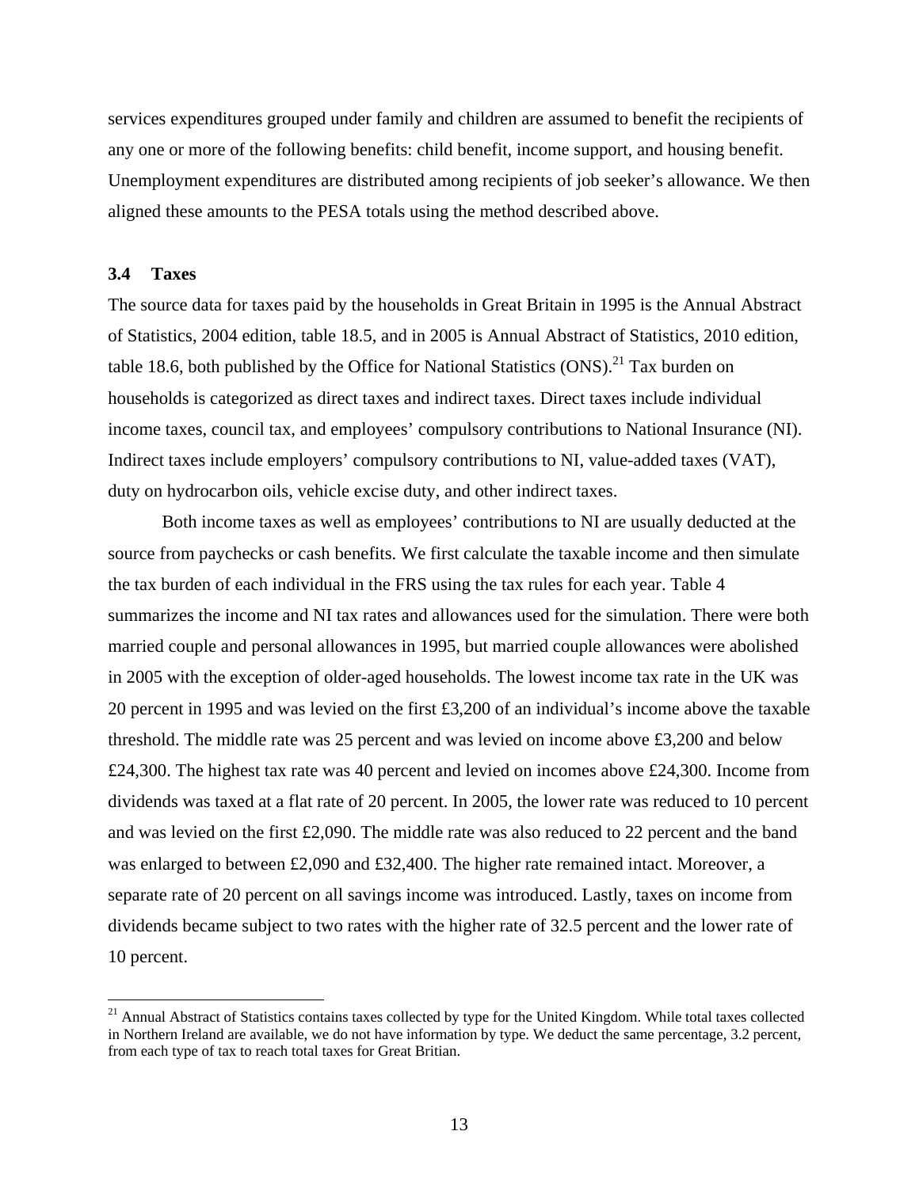services expenditures grouped under family and children are assumed to benefit the recipients of any one or more of the following benefits: child benefit, income support, and housing benefit. Unemployment expenditures are distributed among recipients of job seeker's allowance. We then aligned these amounts to the PESA totals using the method described above.

### 3.4 Taxes

The source data for taxes paid by the households in Great Britain in 1995 is the Annual Abstract of Statistics, 2004 edition, table 18.5, and in 2005 is Annual Abstract of Statistics, 2010 edition, table 18.6, both published by the Office for National Statistics (ONS).[21] Tax burden on households is categorized as direct taxes and indirect taxes. Direct taxes include individual income taxes, council tax, and employees' compulsory contributions to National Insurance (NI). Indirect taxes include employers' compulsory contributions to NI, value-added taxes (VAT), duty on hydrocarbon oils, vehicle excise duty, and other indirect taxes.

Both income taxes as well as employees' contributions to NI are usually deducted at the source from paychecks or cash benefits. We first calculate the taxable income and then simulate the tax burden of each individual in the FRS using the tax rules for each year. Table 4 summarizes the income and NI tax rates and allowances used for the simulation. There were both married couple and personal allowances in 1995, but married couple allowances were abolished in 2005 with the exception of older-aged households. The lowest income tax rate in the UK was 20 percent in 1995 and was levied on the first £3,200 of an individual's income above the taxable threshold. The middle rate was 25 percent and was levied on income above £3,200 and below £24,300. The highest tax rate was 40 percent and levied on incomes above £24,300. Income from dividends was taxed at a flat rate of 20 percent. In 2005, the lower rate was reduced to 10 percent and was levied on the first £2,090. The middle rate was also reduced to 22 percent and the band was enlarged to between £2,090 and £32,400. The higher rate remained intact. Moreover, a separate rate of 20 percent on all savings income was introduced. Lastly, taxes on income from dividends became subject to two rates with the higher rate of 32.5 percent and the lower rate of 10 percent.

[21] Annual Abstract of Statistics contains taxes collected by type for the United Kingdom. While total taxes collected in Northern Ireland are available, we do not have information by type. We deduct the same percentage, 3.2 percent, from each type of tax to reach total taxes for Great Britian.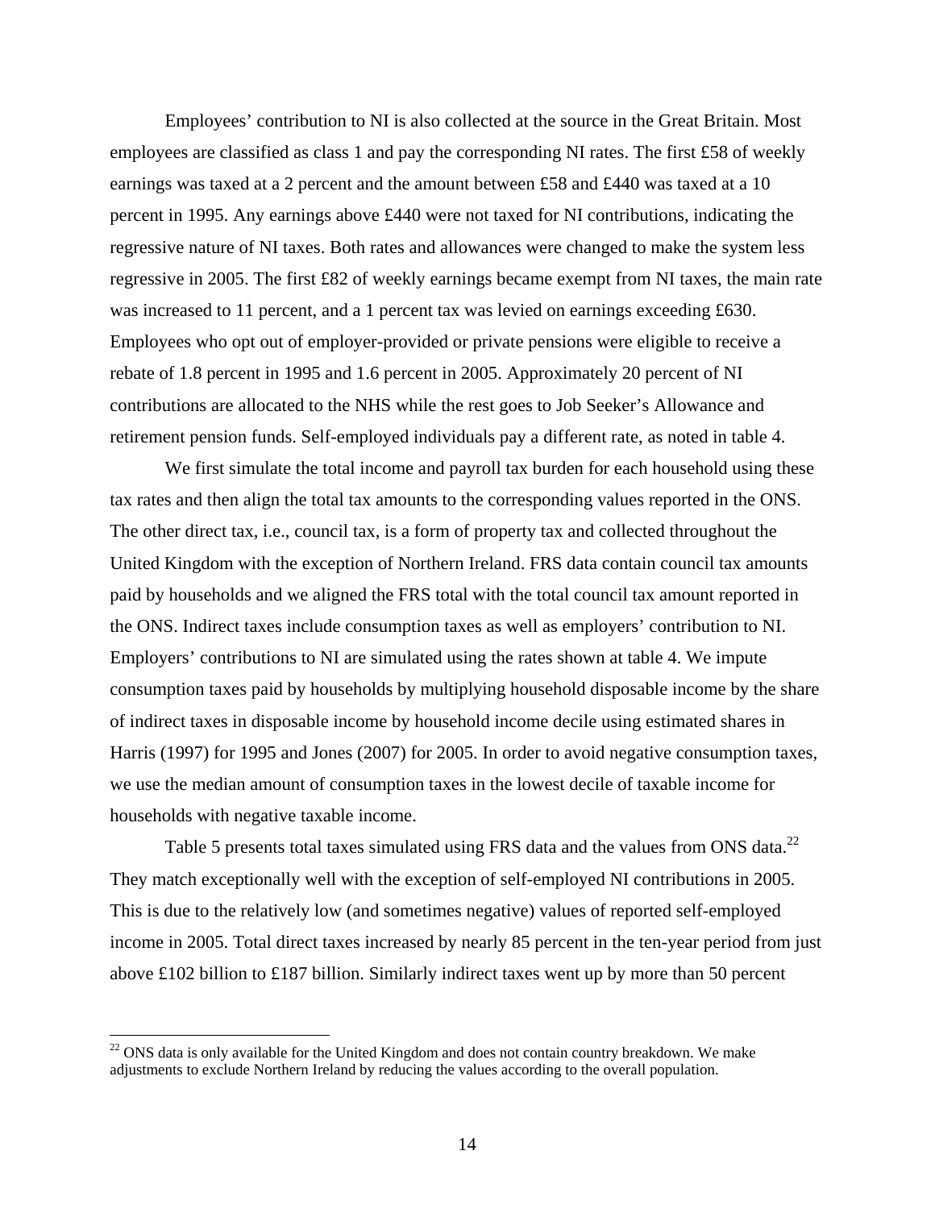Employees' contribution to NI is also collected at the source in the Great Britain. Most employees are classified as class 1 and pay the corresponding NI rates. The first £58 of weekly earnings was taxed at a 2 percent and the amount between £58 and £440 was taxed at a 10 percent in 1995. Any earnings above £440 were not taxed for NI contributions, indicating the regressive nature of NI taxes. Both rates and allowances were changed to make the system less regressive in 2005. The first £82 of weekly earnings became exempt from NI taxes, the main rate was increased to 11 percent, and a 1 percent tax was levied on earnings exceeding £630. Employees who opt out of employer-provided or private pensions were eligible to receive a rebate of 1.8 percent in 1995 and 1.6 percent in 2005. Approximately 20 percent of NI contributions are allocated to the NHS while the rest goes to Job Seeker's Allowance and retirement pension funds. Self-employed individuals pay a different rate, as noted in table 4.

We first simulate the total income and payroll tax burden for each household using these tax rates and then align the total tax amounts to the corresponding values reported in the ONS. The other direct tax, i.e., council tax, is a form of property tax and collected throughout the United Kingdom with the exception of Northern Ireland. FRS data contain council tax amounts paid by households and we aligned the FRS total with the total council tax amount reported in the ONS. Indirect taxes include consumption taxes as well as employers' contribution to NI. Employers' contributions to NI are simulated using the rates shown at table 4. We impute consumption taxes paid by households by multiplying household disposable income by the share of indirect taxes in disposable income by household income decile using estimated shares in Harris (1997) for 1995 and Jones (2007) for 2005. In order to avoid negative consumption taxes, we use the median amount of consumption taxes in the lowest decile of taxable income for households with negative taxable income.

Table 5 presents total taxes simulated using FRS data and the values from ONS data.[22] They match exceptionally well with the exception of self-employed NI contributions in 2005. This is due to the relatively low (and sometimes negative) values of reported self-employed income in 2005. Total direct taxes increased by nearly 85 percent in the ten-year period from just above £102 billion to £187 billion. Similarly indirect taxes went up by more than 50 percent

[22] ONS data is only available for the United Kingdom and does not contain country breakdown. We make adjustments to exclude Northern Ireland by reducing the values according to the overall population.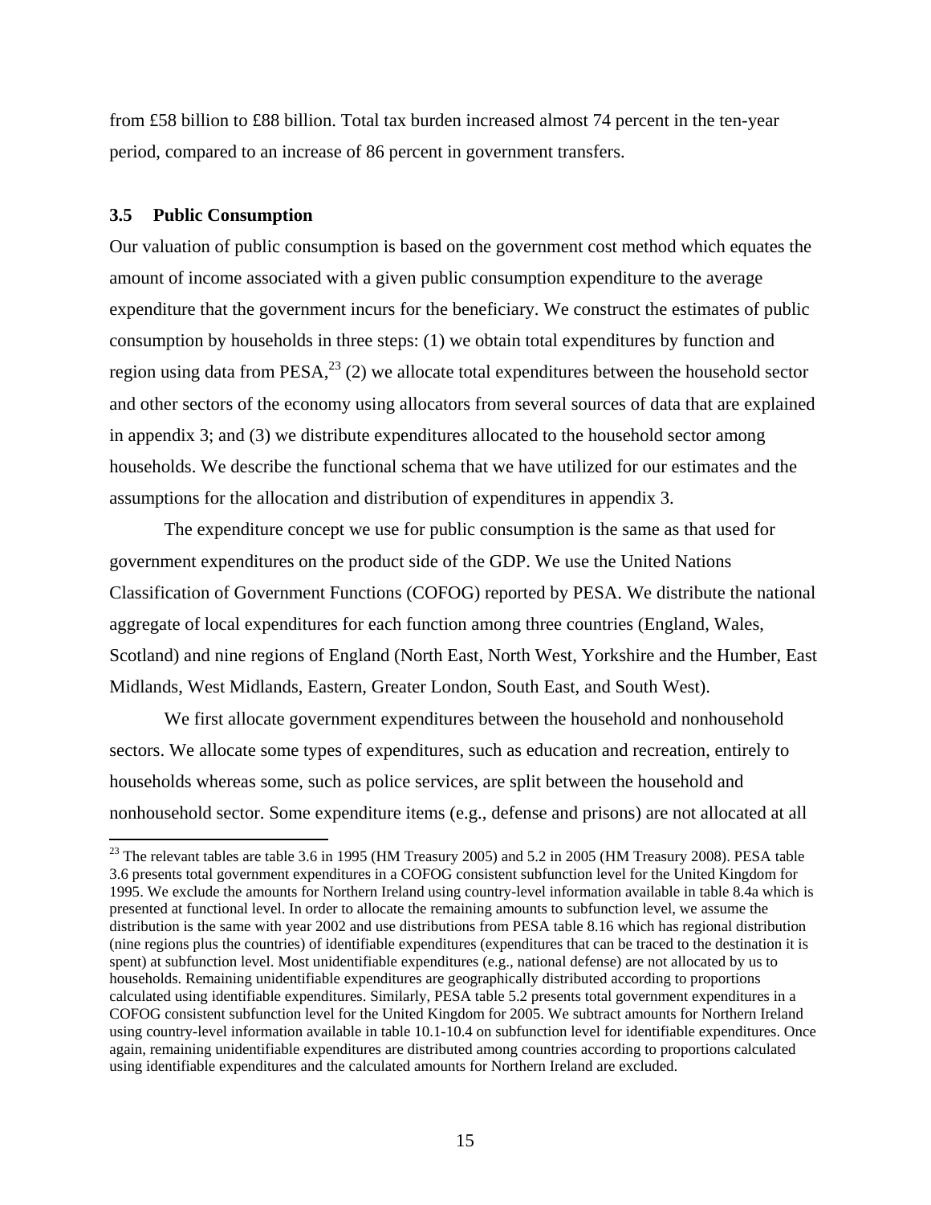from £58 billion to £88 billion. Total tax burden increased almost 74 percent in the ten-year period, compared to an increase of 86 percent in government transfers.

### 3.5 Public Consumption

Our valuation of public consumption is based on the government cost method which equates the amount of income associated with a given public consumption expenditure to the average expenditure that the government incurs for the beneficiary. We construct the estimates of public consumption by households in three steps: (1) we obtain total expenditures by function and region using data from PESA,[23] (2) we allocate total expenditures between the household sector and other sectors of the economy using allocators from several sources of data that are explained in appendix 3; and (3) we distribute expenditures allocated to the household sector among households. We describe the functional schema that we have utilized for our estimates and the assumptions for the allocation and distribution of expenditures in appendix 3.

The expenditure concept we use for public consumption is the same as that used for government expenditures on the product side of the GDP. We use the United Nations Classification of Government Functions (COFOG) reported by PESA. We distribute the national aggregate of local expenditures for each function among three countries (England, Wales, Scotland) and nine regions of England (North East, North West, Yorkshire and the Humber, East Midlands, West Midlands, Eastern, Greater London, South East, and South West).

We first allocate government expenditures between the household and nonhousehold sectors. We allocate some types of expenditures, such as education and recreation, entirely to households whereas some, such as police services, are split between the household and nonhousehold sector. Some expenditure items (e.g., defense and prisons) are not allocated at all

[23] The relevant tables are table 3.6 in 1995 (HM Treasury 2005) and 5.2 in 2005 (HM Treasury 2008). PESA table 3.6 presents total government expenditures in a COFOG consistent subfunction level for the United Kingdom for 1995. We exclude the amounts for Northern Ireland using country-level information available in table 8.4a which is presented at functional level. In order to allocate the remaining amounts to subfunction level, we assume the distribution is the same with year 2002 and use distributions from PESA table 8.16 which has regional distribution (nine regions plus the countries) of identifiable expenditures (expenditures that can be traced to the destination it is spent) at subfunction level. Most unidentifiable expenditures (e.g., national defense) are not allocated by us to households. Remaining unidentifiable expenditures are geographically distributed according to proportions calculated using identifiable expenditures. Similarly, PESA table 5.2 presents total government expenditures in a COFOG consistent subfunction level for the United Kingdom for 2005. We subtract amounts for Northern Ireland using country-level information available in table 10.1-10.4 on subfunction level for identifiable expenditures. Once again, remaining unidentifiable expenditures are distributed among countries according to proportions calculated using identifiable expenditures and the calculated amounts for Northern Ireland are excluded.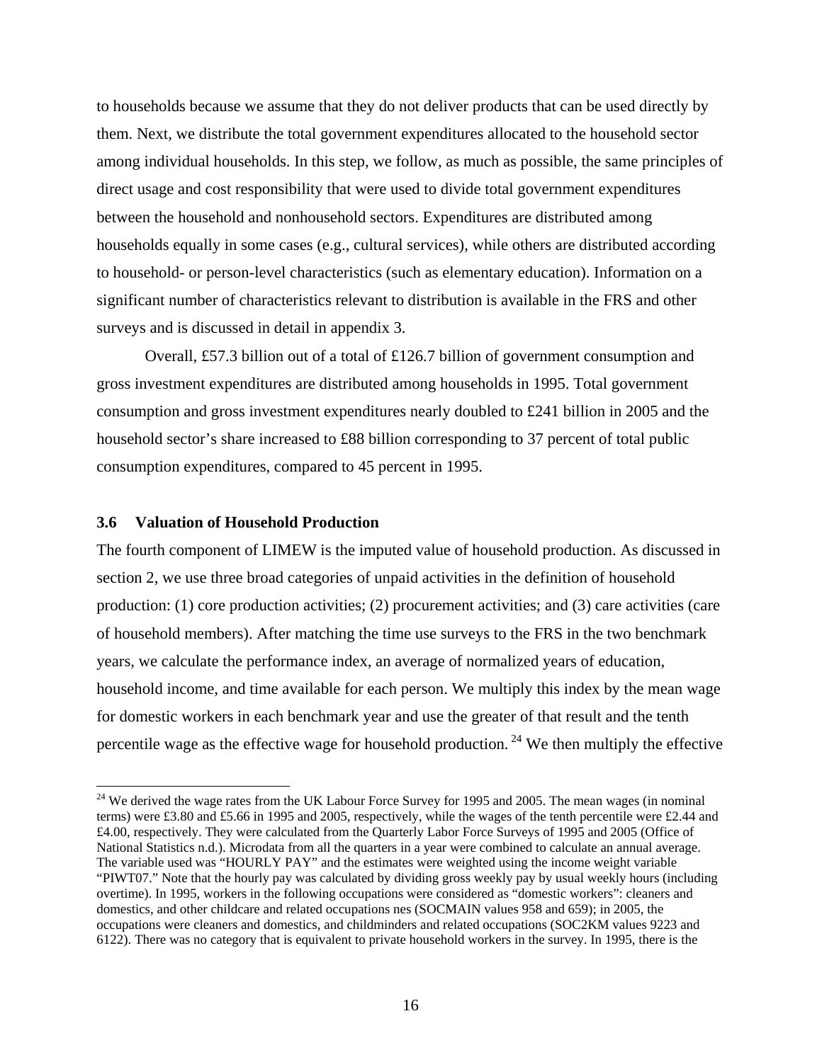to households because we assume that they do not deliver products that can be used directly by them. Next, we distribute the total government expenditures allocated to the household sector among individual households. In this step, we follow, as much as possible, the same principles of direct usage and cost responsibility that were used to divide total government expenditures between the household and nonhousehold sectors. Expenditures are distributed among households equally in some cases (e.g., cultural services), while others are distributed according to household- or person-level characteristics (such as elementary education). Information on a significant number of characteristics relevant to distribution is available in the FRS and other surveys and is discussed in detail in appendix 3.

Overall, £57.3 billion out of a total of £126.7 billion of government consumption and gross investment expenditures are distributed among households in 1995. Total government consumption and gross investment expenditures nearly doubled to £241 billion in 2005 and the household sector's share increased to £88 billion corresponding to 37 percent of total public consumption expenditures, compared to 45 percent in 1995.

### 3.6 Valuation of Household Production

The fourth component of LIMEW is the imputed value of household production. As discussed in section 2, we use three broad categories of unpaid activities in the definition of household production: (1) core production activities; (2) procurement activities; and (3) care activities (care of household members). After matching the time use surveys to the FRS in the two benchmark years, we calculate the performance index, an average of normalized years of education, household income, and time available for each person. We multiply this index by the mean wage for domestic workers in each benchmark year and use the greater of that result and the tenth percentile wage as the effective wage for household production.[24] We then multiply the effective

[24] We derived the wage rates from the UK Labour Force Survey for 1995 and 2005. The mean wages (in nominal terms) were £3.80 and £5.66 in 1995 and 2005, respectively, while the wages of the tenth percentile were £2.44 and £4.00, respectively. They were calculated from the Quarterly Labor Force Surveys of 1995 and 2005 (Office of National Statistics n.d.). Microdata from all the quarters in a year were combined to calculate an annual average. The variable used was "HOURLY PAY" and the estimates were weighted using the income weight variable "PIWT07." Note that the hourly pay was calculated by dividing gross weekly pay by usual weekly hours (including overtime). In 1995, workers in the following occupations were considered as "domestic workers": cleaners and domestics, and other childcare and related occupations nes (SOCMAIN values 958 and 659); in 2005, the occupations were cleaners and domestics, and childminders and related occupations (SOC2KM values 9223 and 6122). There was no category that is equivalent to private household workers in the survey. In 1995, there is the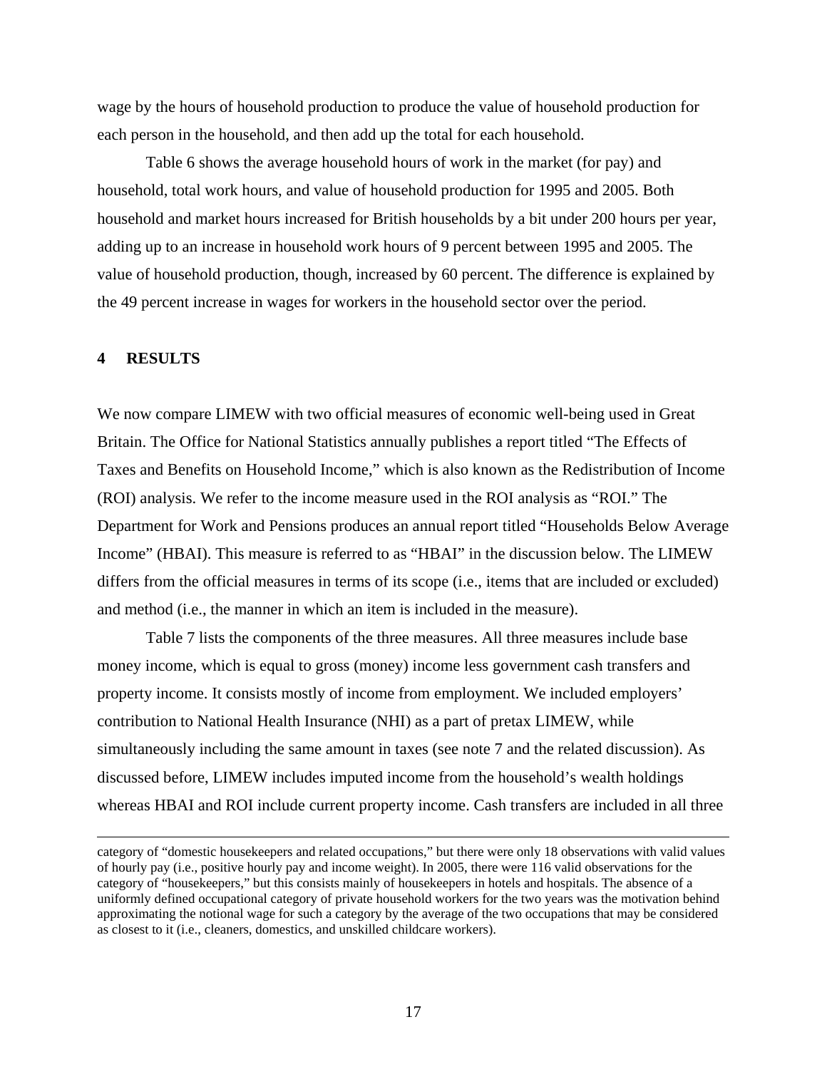wage by the hours of household production to produce the value of household production for each person in the household, and then add up the total for each household.

Table 6 shows the average household hours of work in the market (for pay) and household, total work hours, and value of household production for 1995 and 2005. Both household and market hours increased for British households by a bit under 200 hours per year, adding up to an increase in household work hours of 9 percent between 1995 and 2005. The value of household production, though, increased by 60 percent. The difference is explained by the 49 percent increase in wages for workers in the household sector over the period.

## 4 RESULTS

We now compare LIMEW with two official measures of economic well-being used in Great Britain. The Office for National Statistics annually publishes a report titled "The Effects of Taxes and Benefits on Household Income," which is also known as the Redistribution of Income (ROI) analysis. We refer to the income measure used in the ROI analysis as "ROI." The Department for Work and Pensions produces an annual report titled "Households Below Average Income" (HBAI). This measure is referred to as "HBAI" in the discussion below. The LIMEW differs from the official measures in terms of its scope (i.e., items that are included or excluded) and method (i.e., the manner in which an item is included in the measure).

Table 7 lists the components of the three measures. All three measures include base money income, which is equal to gross (money) income less government cash transfers and property income. It consists mostly of income from employment. We included employers' contribution to National Health Insurance (NHI) as a part of pretax LIMEW, while simultaneously including the same amount in taxes (see note 7 and the related discussion). As discussed before, LIMEW includes imputed income from the household's wealth holdings whereas HBAI and ROI include current property income. Cash transfers are included in all three

---

category of "domestic housekeepers and related occupations," but there were only 18 observations with valid values of hourly pay (i.e., positive hourly pay and income weight). In 2005, there were 116 valid observations for the category of "housekeepers," but this consists mainly of housekeepers in hotels and hospitals. The absence of a uniformly defined occupational category of private household workers for the two years was the motivation behind approximating the notional wage for such a category by the average of the two occupations that may be considered as closest to it (i.e., cleaners, domestics, and unskilled childcare workers).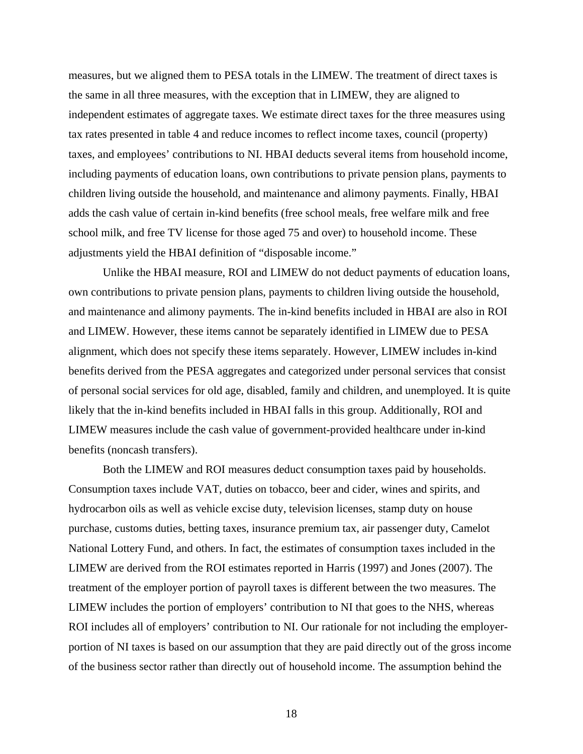measures, but we aligned them to PESA totals in the LIMEW. The treatment of direct taxes is the same in all three measures, with the exception that in LIMEW, they are aligned to independent estimates of aggregate taxes. We estimate direct taxes for the three measures using tax rates presented in table 4 and reduce incomes to reflect income taxes, council (property) taxes, and employees' contributions to NI. HBAI deducts several items from household income, including payments of education loans, own contributions to private pension plans, payments to children living outside the household, and maintenance and alimony payments. Finally, HBAI adds the cash value of certain in-kind benefits (free school meals, free welfare milk and free school milk, and free TV license for those aged 75 and over) to household income. These adjustments yield the HBAI definition of "disposable income."

Unlike the HBAI measure, ROI and LIMEW do not deduct payments of education loans, own contributions to private pension plans, payments to children living outside the household, and maintenance and alimony payments. The in-kind benefits included in HBAI are also in ROI and LIMEW. However, these items cannot be separately identified in LIMEW due to PESA alignment, which does not specify these items separately. However, LIMEW includes in-kind benefits derived from the PESA aggregates and categorized under personal services that consist of personal social services for old age, disabled, family and children, and unemployed. It is quite likely that the in-kind benefits included in HBAI falls in this group. Additionally, ROI and LIMEW measures include the cash value of government-provided healthcare under in-kind benefits (noncash transfers).

Both the LIMEW and ROI measures deduct consumption taxes paid by households. Consumption taxes include VAT, duties on tobacco, beer and cider, wines and spirits, and hydrocarbon oils as well as vehicle excise duty, television licenses, stamp duty on house purchase, customs duties, betting taxes, insurance premium tax, air passenger duty, Camelot National Lottery Fund, and others. In fact, the estimates of consumption taxes included in the LIMEW are derived from the ROI estimates reported in Harris (1997) and Jones (2007). The treatment of the employer portion of payroll taxes is different between the two measures. The LIMEW includes the portion of employers' contribution to NI that goes to the NHS, whereas ROI includes all of employers' contribution to NI. Our rationale for not including the employer-portion of NI taxes is based on our assumption that they are paid directly out of the gross income of the business sector rather than directly out of household income. The assumption behind the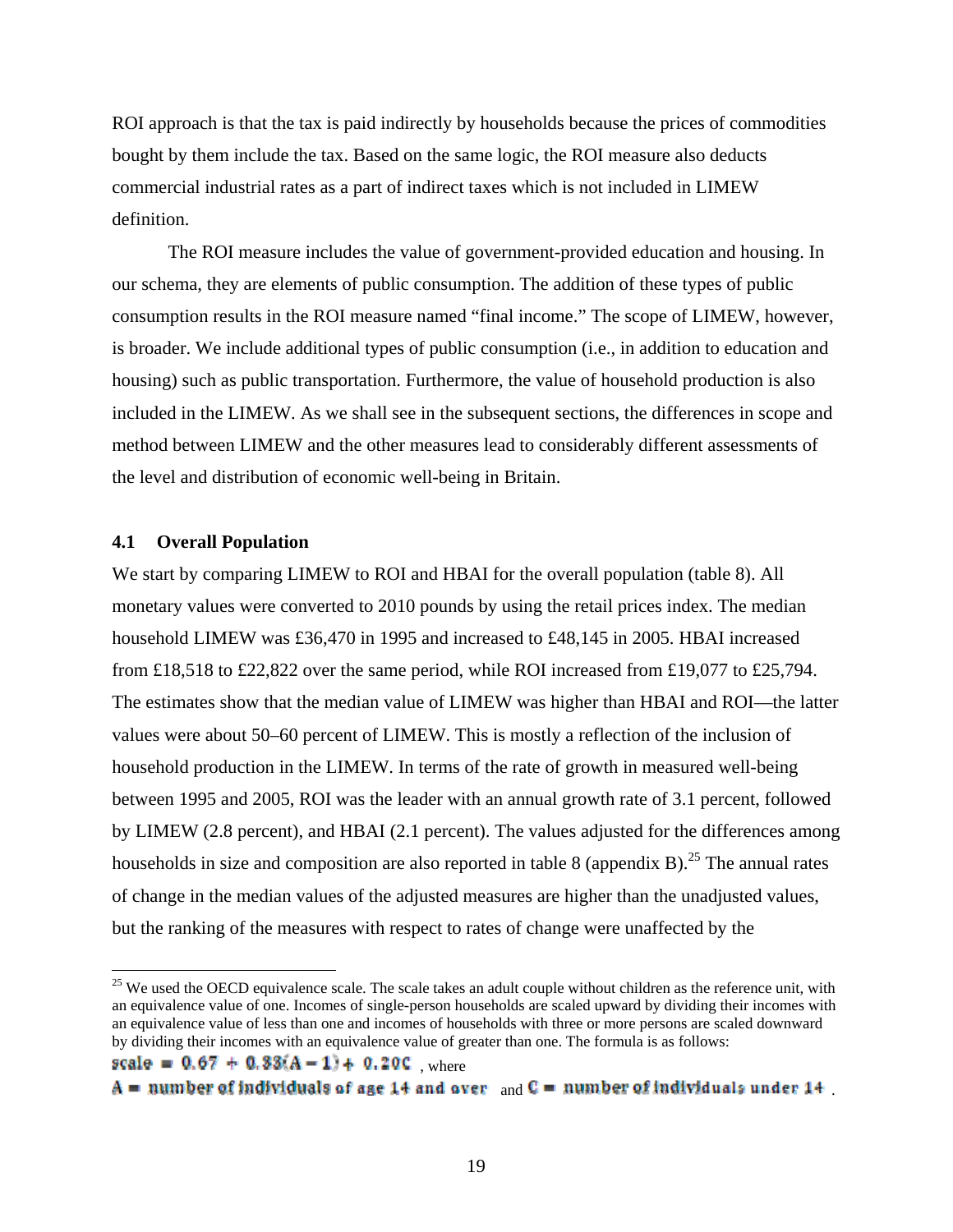ROI approach is that the tax is paid indirectly by households because the prices of commodities bought by them include the tax. Based on the same logic, the ROI measure also deducts commercial industrial rates as a part of indirect taxes which is not included in LIMEW definition.

The ROI measure includes the value of government-provided education and housing. In our schema, they are elements of public consumption. The addition of these types of public consumption results in the ROI measure named "final income." The scope of LIMEW, however, is broader. We include additional types of public consumption (i.e., in addition to education and housing) such as public transportation. Furthermore, the value of household production is also included in the LIMEW. As we shall see in the subsequent sections, the differences in scope and method between LIMEW and the other measures lead to considerably different assessments of the level and distribution of economic well-being in Britain.

### 4.1 Overall Population

We start by comparing LIMEW to ROI and HBAI for the overall population (table 8). All monetary values were converted to 2010 pounds by using the retail prices index. The median household LIMEW was £36,470 in 1995 and increased to £48,145 in 2005. HBAI increased from £18,518 to £22,822 over the same period, while ROI increased from £19,077 to £25,794. The estimates show that the median value of LIMEW was higher than HBAI and ROI—the latter values were about 50–60 percent of LIMEW. This is mostly a reflection of the inclusion of household production in the LIMEW. In terms of the rate of growth in measured well-being between 1995 and 2005, ROI was the leader with an annual growth rate of 3.1 percent, followed by LIMEW (2.8 percent), and HBAI (2.1 percent). The values adjusted for the differences among households in size and composition are also reported in table 8 (appendix B).[25] The annual rates of change in the median values of the adjusted measures are higher than the unadjusted values, but the ranking of the measures with respect to rates of change were unaffected by the

---

[25] We used the OECD equivalence scale. The scale takes an adult couple without children as the reference unit, with an equivalence value of one. Incomes of single-person households are scaled upward by dividing their incomes with an equivalence value of less than one and incomes of households with three or more persons are scaled downward by dividing their incomes with an equivalence value of greater than one. The formula is as follows:

$scale = 0.67 + 0.33(A - 1) + 0.20C$ , where

$A =$ number of individuals of age 14 and over and $C =$ number of individuals under 14 .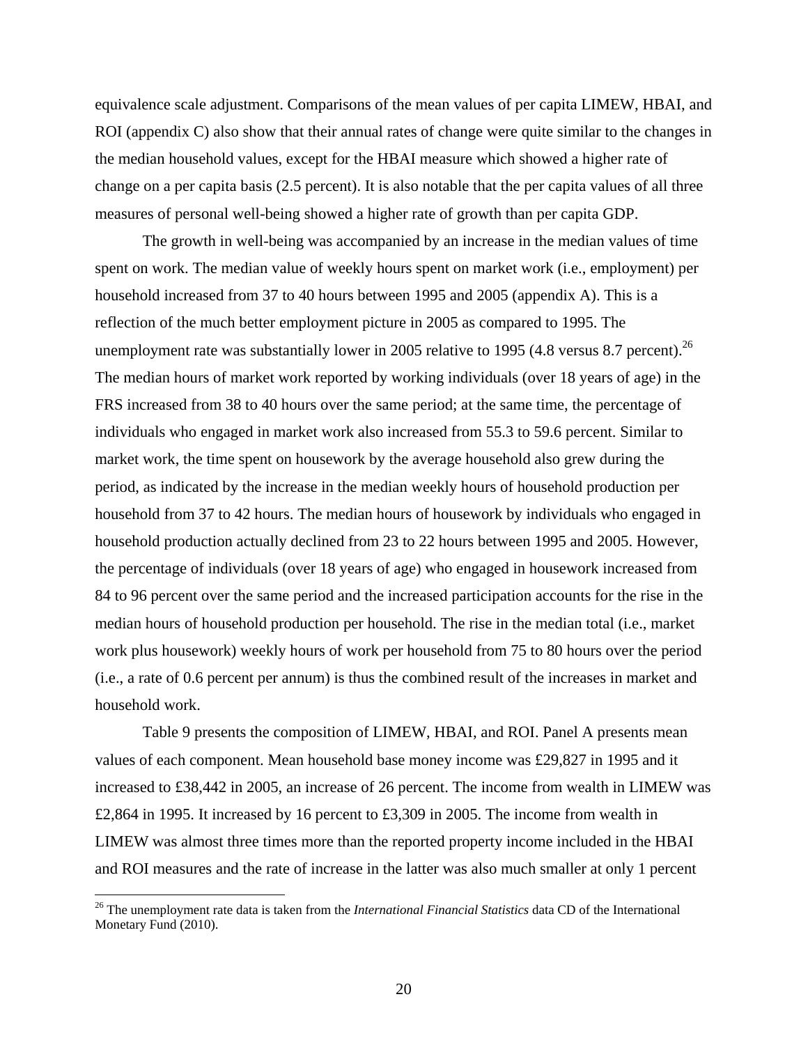equivalence scale adjustment. Comparisons of the mean values of per capita LIMEW, HBAI, and ROI (appendix C) also show that their annual rates of change were quite similar to the changes in the median household values, except for the HBAI measure which showed a higher rate of change on a per capita basis (2.5 percent). It is also notable that the per capita values of all three measures of personal well-being showed a higher rate of growth than per capita GDP.

The growth in well-being was accompanied by an increase in the median values of time spent on work. The median value of weekly hours spent on market work (i.e., employment) per household increased from 37 to 40 hours between 1995 and 2005 (appendix A). This is a reflection of the much better employment picture in 2005 as compared to 1995. The unemployment rate was substantially lower in 2005 relative to 1995 (4.8 versus 8.7 percent).[26] The median hours of market work reported by working individuals (over 18 years of age) in the FRS increased from 38 to 40 hours over the same period; at the same time, the percentage of individuals who engaged in market work also increased from 55.3 to 59.6 percent. Similar to market work, the time spent on housework by the average household also grew during the period, as indicated by the increase in the median weekly hours of household production per household from 37 to 42 hours. The median hours of housework by individuals who engaged in household production actually declined from 23 to 22 hours between 1995 and 2005. However, the percentage of individuals (over 18 years of age) who engaged in housework increased from 84 to 96 percent over the same period and the increased participation accounts for the rise in the median hours of household production per household. The rise in the median total (i.e., market work plus housework) weekly hours of work per household from 75 to 80 hours over the period (i.e., a rate of 0.6 percent per annum) is thus the combined result of the increases in market and household work.

Table 9 presents the composition of LIMEW, HBAI, and ROI. Panel A presents mean values of each component. Mean household base money income was £29,827 in 1995 and it increased to £38,442 in 2005, an increase of 26 percent. The income from wealth in LIMEW was £2,864 in 1995. It increased by 16 percent to £3,309 in 2005. The income from wealth in LIMEW was almost three times more than the reported property income included in the HBAI and ROI measures and the rate of increase in the latter was also much smaller at only 1 percent

---

[26] The unemployment rate data is taken from the *International Financial Statistics* data CD of the International Monetary Fund (2010).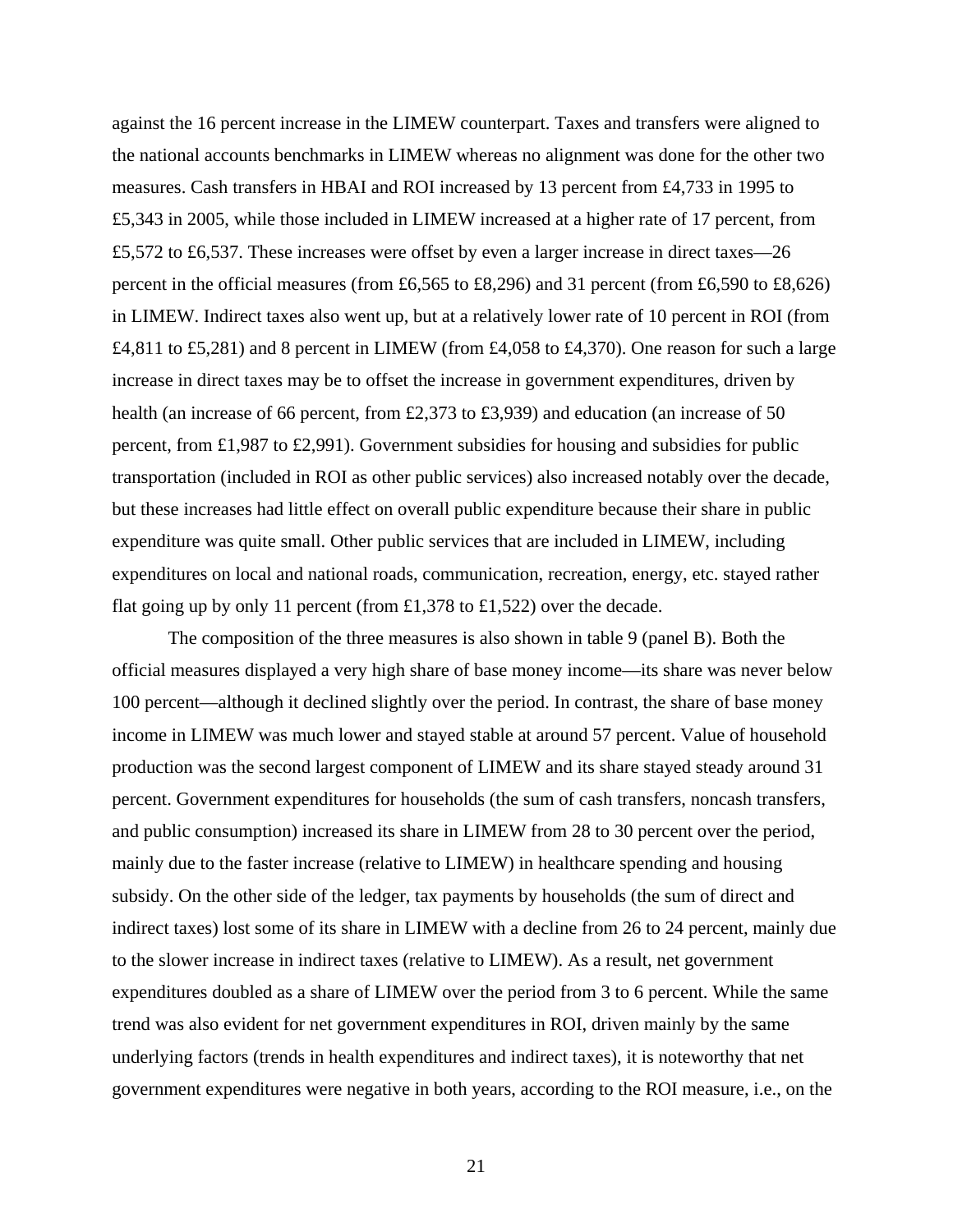against the 16 percent increase in the LIMEW counterpart. Taxes and transfers were aligned to the national accounts benchmarks in LIMEW whereas no alignment was done for the other two measures. Cash transfers in HBAI and ROI increased by 13 percent from £4,733 in 1995 to £5,343 in 2005, while those included in LIMEW increased at a higher rate of 17 percent, from £5,572 to £6,537. These increases were offset by even a larger increase in direct taxes—26 percent in the official measures (from £6,565 to £8,296) and 31 percent (from £6,590 to £8,626) in LIMEW. Indirect taxes also went up, but at a relatively lower rate of 10 percent in ROI (from £4,811 to £5,281) and 8 percent in LIMEW (from £4,058 to £4,370). One reason for such a large increase in direct taxes may be to offset the increase in government expenditures, driven by health (an increase of 66 percent, from £2,373 to £3,939) and education (an increase of 50 percent, from £1,987 to £2,991). Government subsidies for housing and subsidies for public transportation (included in ROI as other public services) also increased notably over the decade, but these increases had little effect on overall public expenditure because their share in public expenditure was quite small. Other public services that are included in LIMEW, including expenditures on local and national roads, communication, recreation, energy, etc. stayed rather flat going up by only 11 percent (from £1,378 to £1,522) over the decade.

The composition of the three measures is also shown in table 9 (panel B). Both the official measures displayed a very high share of base money income—its share was never below 100 percent—although it declined slightly over the period. In contrast, the share of base money income in LIMEW was much lower and stayed stable at around 57 percent. Value of household production was the second largest component of LIMEW and its share stayed steady around 31 percent. Government expenditures for households (the sum of cash transfers, noncash transfers, and public consumption) increased its share in LIMEW from 28 to 30 percent over the period, mainly due to the faster increase (relative to LIMEW) in healthcare spending and housing subsidy. On the other side of the ledger, tax payments by households (the sum of direct and indirect taxes) lost some of its share in LIMEW with a decline from 26 to 24 percent, mainly due to the slower increase in indirect taxes (relative to LIMEW). As a result, net government expenditures doubled as a share of LIMEW over the period from 3 to 6 percent. While the same trend was also evident for net government expenditures in ROI, driven mainly by the same underlying factors (trends in health expenditures and indirect taxes), it is noteworthy that net government expenditures were negative in both years, according to the ROI measure, i.e., on the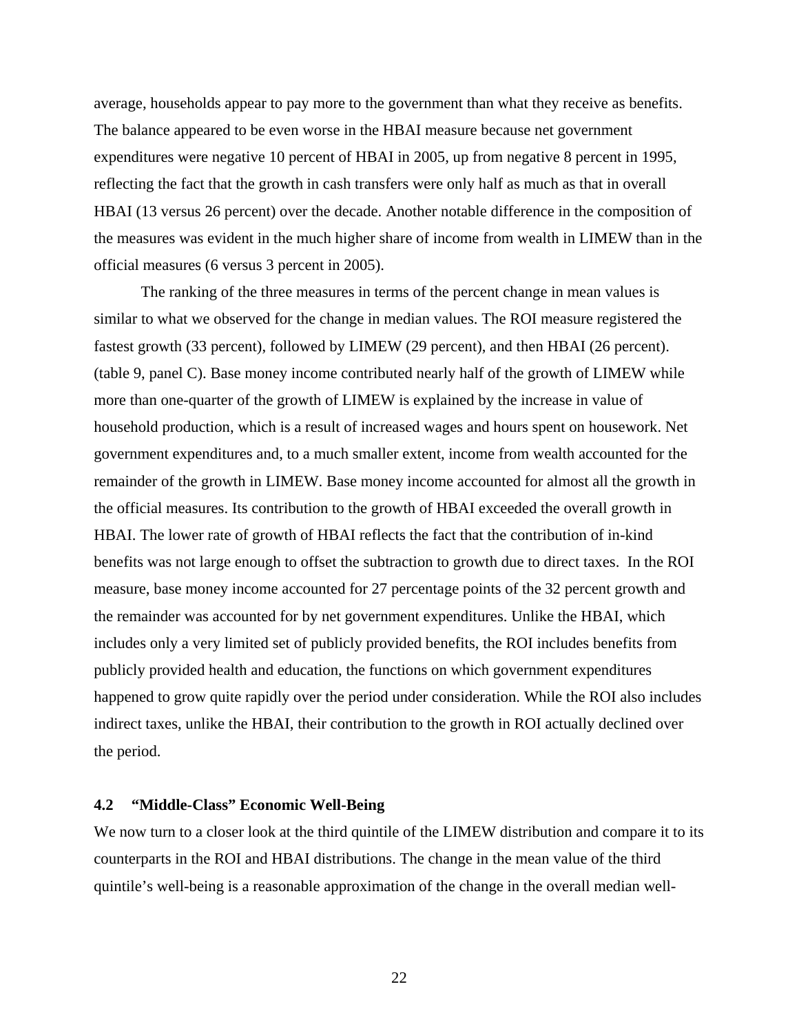average, households appear to pay more to the government than what they receive as benefits. The balance appeared to be even worse in the HBAI measure because net government expenditures were negative 10 percent of HBAI in 2005, up from negative 8 percent in 1995, reflecting the fact that the growth in cash transfers were only half as much as that in overall HBAI (13 versus 26 percent) over the decade. Another notable difference in the composition of the measures was evident in the much higher share of income from wealth in LIMEW than in the official measures (6 versus 3 percent in 2005).

The ranking of the three measures in terms of the percent change in mean values is similar to what we observed for the change in median values. The ROI measure registered the fastest growth (33 percent), followed by LIMEW (29 percent), and then HBAI (26 percent). (table 9, panel C). Base money income contributed nearly half of the growth of LIMEW while more than one-quarter of the growth of LIMEW is explained by the increase in value of household production, which is a result of increased wages and hours spent on housework. Net government expenditures and, to a much smaller extent, income from wealth accounted for the remainder of the growth in LIMEW. Base money income accounted for almost all the growth in the official measures. Its contribution to the growth of HBAI exceeded the overall growth in HBAI. The lower rate of growth of HBAI reflects the fact that the contribution of in-kind benefits was not large enough to offset the subtraction to growth due to direct taxes. In the ROI measure, base money income accounted for 27 percentage points of the 32 percent growth and the remainder was accounted for by net government expenditures. Unlike the HBAI, which includes only a very limited set of publicly provided benefits, the ROI includes benefits from publicly provided health and education, the functions on which government expenditures happened to grow quite rapidly over the period under consideration. While the ROI also includes indirect taxes, unlike the HBAI, their contribution to the growth in ROI actually declined over the period.

### 4.2 "Middle-Class" Economic Well-Being

We now turn to a closer look at the third quintile of the LIMEW distribution and compare it to its counterparts in the ROI and HBAI distributions. The change in the mean value of the third quintile's well-being is a reasonable approximation of the change in the overall median well-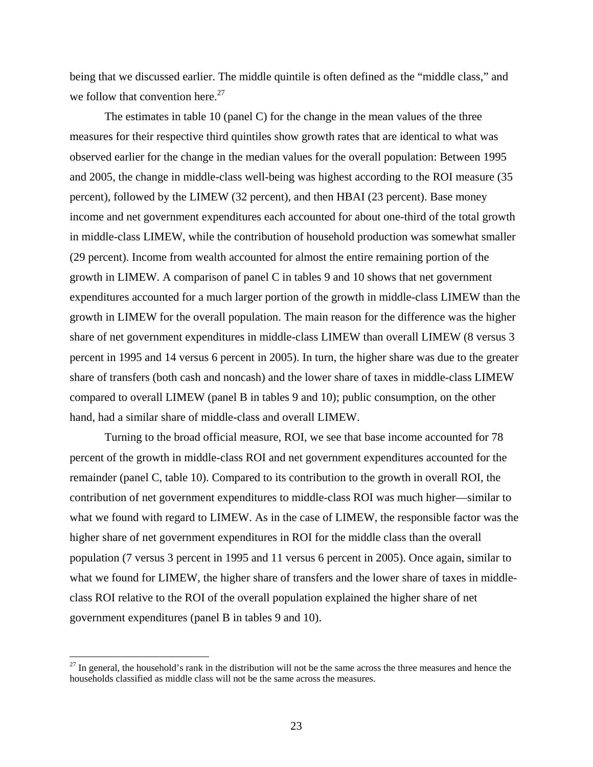being that we discussed earlier. The middle quintile is often defined as the "middle class," and we follow that convention here.[27]

The estimates in table 10 (panel C) for the change in the mean values of the three measures for their respective third quintiles show growth rates that are identical to what was observed earlier for the change in the median values for the overall population: Between 1995 and 2005, the change in middle-class well-being was highest according to the ROI measure (35 percent), followed by the LIMEW (32 percent), and then HBAI (23 percent). Base money income and net government expenditures each accounted for about one-third of the total growth in middle-class LIMEW, while the contribution of household production was somewhat smaller (29 percent). Income from wealth accounted for almost the entire remaining portion of the growth in LIMEW. A comparison of panel C in tables 9 and 10 shows that net government expenditures accounted for a much larger portion of the growth in middle-class LIMEW than the growth in LIMEW for the overall population. The main reason for the difference was the higher share of net government expenditures in middle-class LIMEW than overall LIMEW (8 versus 3 percent in 1995 and 14 versus 6 percent in 2005). In turn, the higher share was due to the greater share of transfers (both cash and noncash) and the lower share of taxes in middle-class LIMEW compared to overall LIMEW (panel B in tables 9 and 10); public consumption, on the other hand, had a similar share of middle-class and overall LIMEW.

Turning to the broad official measure, ROI, we see that base income accounted for 78 percent of the growth in middle-class ROI and net government expenditures accounted for the remainder (panel C, table 10). Compared to its contribution to the growth in overall ROI, the contribution of net government expenditures to middle-class ROI was much higher—similar to what we found with regard to LIMEW. As in the case of LIMEW, the responsible factor was the higher share of net government expenditures in ROI for the middle class than the overall population (7 versus 3 percent in 1995 and 11 versus 6 percent in 2005). Once again, similar to what we found for LIMEW, the higher share of transfers and the lower share of taxes in middle-class ROI relative to the ROI of the overall population explained the higher share of net government expenditures (panel B in tables 9 and 10).

[27] In general, the household's rank in the distribution will not be the same across the three measures and hence the households classified as middle class will not be the same across the measures.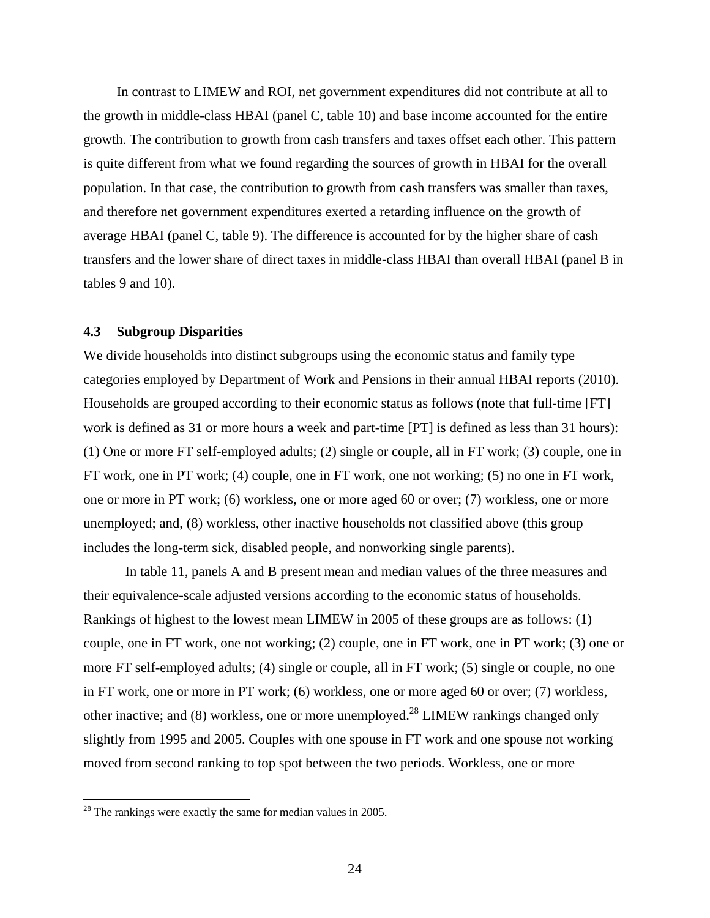In contrast to LIMEW and ROI, net government expenditures did not contribute at all to the growth in middle-class HBAI (panel C, table 10) and base income accounted for the entire growth. The contribution to growth from cash transfers and taxes offset each other. This pattern is quite different from what we found regarding the sources of growth in HBAI for the overall population. In that case, the contribution to growth from cash transfers was smaller than taxes, and therefore net government expenditures exerted a retarding influence on the growth of average HBAI (panel C, table 9). The difference is accounted for by the higher share of cash transfers and the lower share of direct taxes in middle-class HBAI than overall HBAI (panel B in tables 9 and 10).

### 4.3 Subgroup Disparities

We divide households into distinct subgroups using the economic status and family type categories employed by Department of Work and Pensions in their annual HBAI reports (2010). Households are grouped according to their economic status as follows (note that full-time [FT] work is defined as 31 or more hours a week and part-time [PT] is defined as less than 31 hours): (1) One or more FT self-employed adults; (2) single or couple, all in FT work; (3) couple, one in FT work, one in PT work; (4) couple, one in FT work, one not working; (5) no one in FT work, one or more in PT work; (6) workless, one or more aged 60 or over; (7) workless, one or more unemployed; and, (8) workless, other inactive households not classified above (this group includes the long-term sick, disabled people, and nonworking single parents).

In table 11, panels A and B present mean and median values of the three measures and their equivalence-scale adjusted versions according to the economic status of households. Rankings of highest to the lowest mean LIMEW in 2005 of these groups are as follows: (1) couple, one in FT work, one not working; (2) couple, one in FT work, one in PT work; (3) one or more FT self-employed adults; (4) single or couple, all in FT work; (5) single or couple, no one in FT work, one or more in PT work; (6) workless, one or more aged 60 or over; (7) workless, other inactive; and (8) workless, one or more unemployed.[28] LIMEW rankings changed only slightly from 1995 and 2005. Couples with one spouse in FT work and one spouse not working moved from second ranking to top spot between the two periods. Workless, one or more

[28] The rankings were exactly the same for median values in 2005.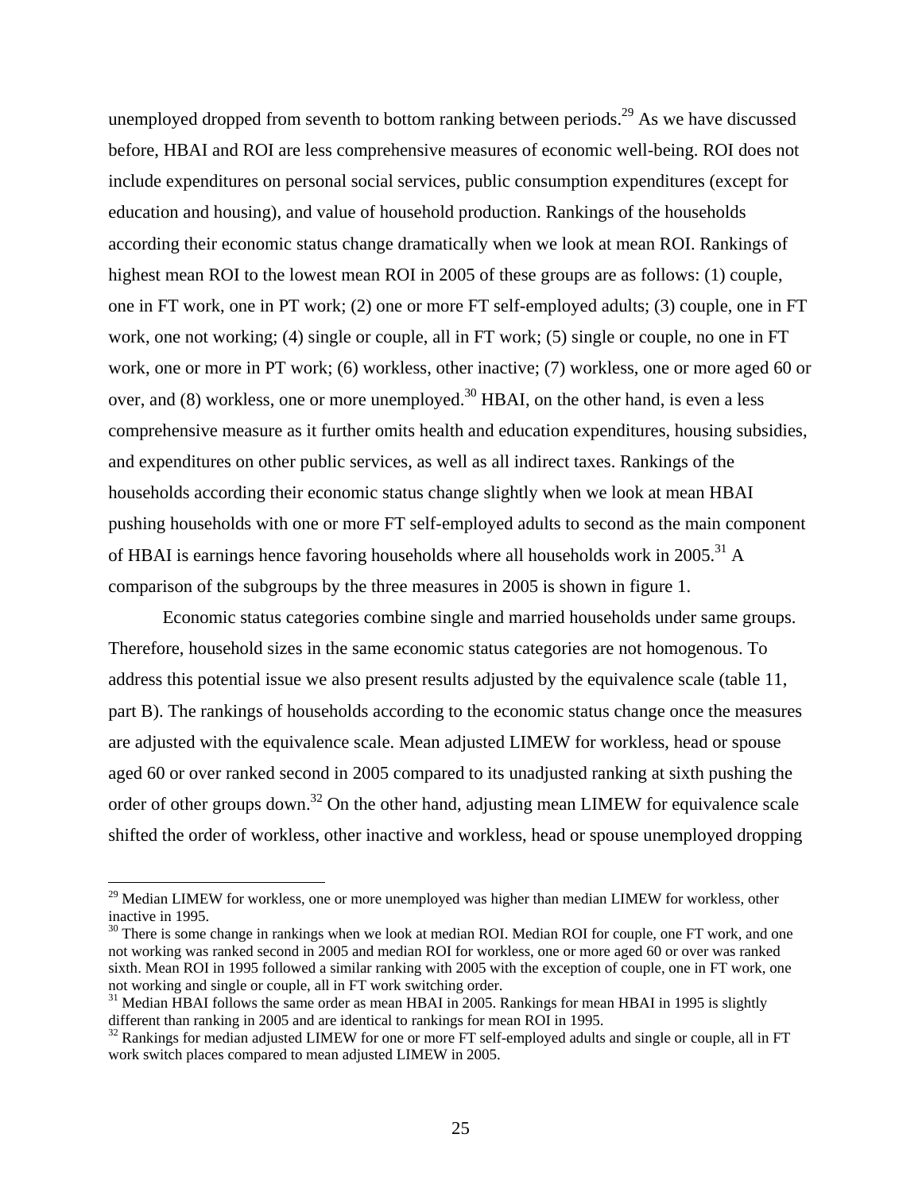unemployed dropped from seventh to bottom ranking between periods.[29] As we have discussed before, HBAI and ROI are less comprehensive measures of economic well-being. ROI does not include expenditures on personal social services, public consumption expenditures (except for education and housing), and value of household production. Rankings of the households according their economic status change dramatically when we look at mean ROI. Rankings of highest mean ROI to the lowest mean ROI in 2005 of these groups are as follows: (1) couple, one in FT work, one in PT work; (2) one or more FT self-employed adults; (3) couple, one in FT work, one not working; (4) single or couple, all in FT work; (5) single or couple, no one in FT work, one or more in PT work; (6) workless, other inactive; (7) workless, one or more aged 60 or over, and (8) workless, one or more unemployed.[30] HBAI, on the other hand, is even a less comprehensive measure as it further omits health and education expenditures, housing subsidies, and expenditures on other public services, as well as all indirect taxes. Rankings of the households according their economic status change slightly when we look at mean HBAI pushing households with one or more FT self-employed adults to second as the main component of HBAI is earnings hence favoring households where all households work in 2005.[31] A comparison of the subgroups by the three measures in 2005 is shown in figure 1.

Economic status categories combine single and married households under same groups. Therefore, household sizes in the same economic status categories are not homogenous. To address this potential issue we also present results adjusted by the equivalence scale (table 11, part B). The rankings of households according to the economic status change once the measures are adjusted with the equivalence scale. Mean adjusted LIMEW for workless, head or spouse aged 60 or over ranked second in 2005 compared to its unadjusted ranking at sixth pushing the order of other groups down.[32] On the other hand, adjusting mean LIMEW for equivalence scale shifted the order of workless, other inactive and workless, head or spouse unemployed dropping

---

[29] Median LIMEW for workless, one or more unemployed was higher than median LIMEW for workless, other inactive in 1995.

[30] There is some change in rankings when we look at median ROI. Median ROI for couple, one FT work, and one not working was ranked second in 2005 and median ROI for workless, one or more aged 60 or over was ranked sixth. Mean ROI in 1995 followed a similar ranking with 2005 with the exception of couple, one in FT work, one not working and single or couple, all in FT work switching order.

[31] Median HBAI follows the same order as mean HBAI in 2005. Rankings for mean HBAI in 1995 is slightly different than ranking in 2005 and are identical to rankings for mean ROI in 1995.

[32] Rankings for median adjusted LIMEW for one or more FT self-employed adults and single or couple, all in FT work switch places compared to mean adjusted LIMEW in 2005.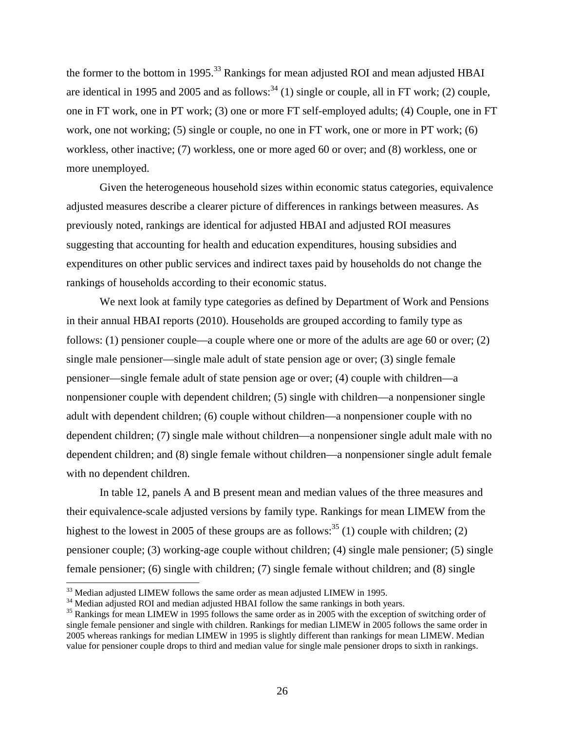the former to the bottom in 1995.[33] Rankings for mean adjusted ROI and mean adjusted HBAI are identical in 1995 and 2005 and as follows:[34] (1) single or couple, all in FT work; (2) couple, one in FT work, one in PT work; (3) one or more FT self-employed adults; (4) Couple, one in FT work, one not working; (5) single or couple, no one in FT work, one or more in PT work; (6) workless, other inactive; (7) workless, one or more aged 60 or over; and (8) workless, one or more unemployed.

Given the heterogeneous household sizes within economic status categories, equivalence adjusted measures describe a clearer picture of differences in rankings between measures. As previously noted, rankings are identical for adjusted HBAI and adjusted ROI measures suggesting that accounting for health and education expenditures, housing subsidies and expenditures on other public services and indirect taxes paid by households do not change the rankings of households according to their economic status.

We next look at family type categories as defined by Department of Work and Pensions in their annual HBAI reports (2010). Households are grouped according to family type as follows: (1) pensioner couple—a couple where one or more of the adults are age 60 or over; (2) single male pensioner—single male adult of state pension age or over; (3) single female pensioner—single female adult of state pension age or over; (4) couple with children—a nonpensioner couple with dependent children; (5) single with children—a nonpensioner single adult with dependent children; (6) couple without children—a nonpensioner couple with no dependent children; (7) single male without children—a nonpensioner single adult male with no dependent children; and (8) single female without children—a nonpensioner single adult female with no dependent children.

In table 12, panels A and B present mean and median values of the three measures and their equivalence-scale adjusted versions by family type. Rankings for mean LIMEW from the highest to the lowest in 2005 of these groups are as follows:[35] (1) couple with children; (2) pensioner couple; (3) working-age couple without children; (4) single male pensioner; (5) single female pensioner; (6) single with children; (7) single female without children; and (8) single

---

[33] Median adjusted LIMEW follows the same order as mean adjusted LIMEW in 1995.

[34] Median adjusted ROI and median adjusted HBAI follow the same rankings in both years.

[35] Rankings for mean LIMEW in 1995 follows the same order as in 2005 with the exception of switching order of single female pensioner and single with children. Rankings for median LIMEW in 2005 follows the same order in 2005 whereas rankings for median LIMEW in 1995 is slightly different than rankings for mean LIMEW. Median value for pensioner couple drops to third and median value for single male pensioner drops to sixth in rankings.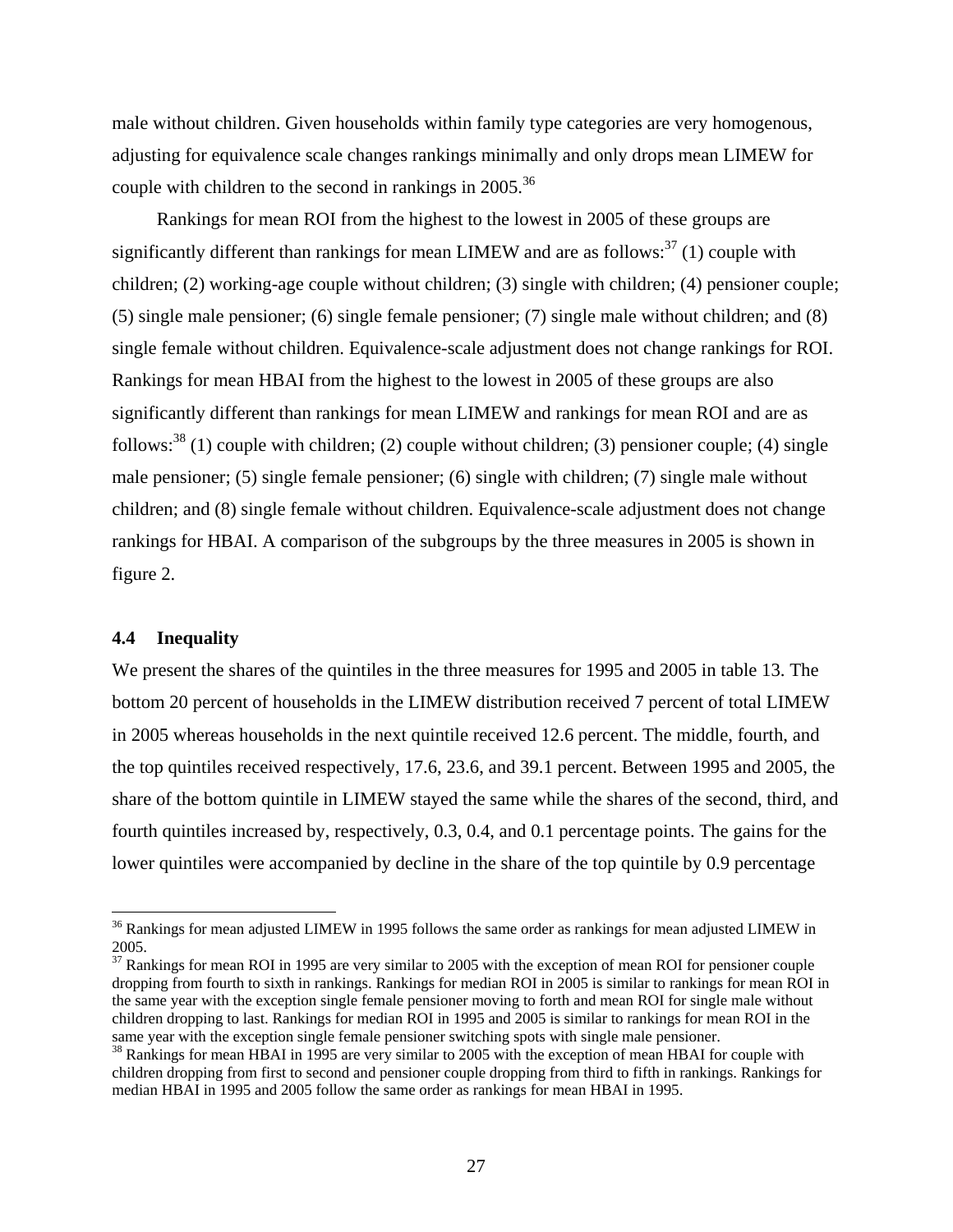male without children. Given households within family type categories are very homogenous, adjusting for equivalence scale changes rankings minimally and only drops mean LIMEW for couple with children to the second in rankings in 2005.[36]

Rankings for mean ROI from the highest to the lowest in 2005 of these groups are significantly different than rankings for mean LIMEW and are as follows:[37] (1) couple with children; (2) working-age couple without children; (3) single with children; (4) pensioner couple; (5) single male pensioner; (6) single female pensioner; (7) single male without children; and (8) single female without children. Equivalence-scale adjustment does not change rankings for ROI. Rankings for mean HBAI from the highest to the lowest in 2005 of these groups are also significantly different than rankings for mean LIMEW and rankings for mean ROI and are as follows:[38] (1) couple with children; (2) couple without children; (3) pensioner couple; (4) single male pensioner; (5) single female pensioner; (6) single with children; (7) single male without children; and (8) single female without children. Equivalence-scale adjustment does not change rankings for HBAI. A comparison of the subgroups by the three measures in 2005 is shown in figure 2.

### 4.4 Inequality

We present the shares of the quintiles in the three measures for 1995 and 2005 in table 13. The bottom 20 percent of households in the LIMEW distribution received 7 percent of total LIMEW in 2005 whereas households in the next quintile received 12.6 percent. The middle, fourth, and the top quintiles received respectively, 17.6, 23.6, and 39.1 percent. Between 1995 and 2005, the share of the bottom quintile in LIMEW stayed the same while the shares of the second, third, and fourth quintiles increased by, respectively, 0.3, 0.4, and 0.1 percentage points. The gains for the lower quintiles were accompanied by decline in the share of the top quintile by 0.9 percentage

[36] Rankings for mean adjusted LIMEW in 1995 follows the same order as rankings for mean adjusted LIMEW in 2005.

[37] Rankings for mean ROI in 1995 are very similar to 2005 with the exception of mean ROI for pensioner couple dropping from fourth to sixth in rankings. Rankings for median ROI in 2005 is similar to rankings for mean ROI in the same year with the exception single female pensioner moving to forth and mean ROI for single male without children dropping to last. Rankings for median ROI in 1995 and 2005 is similar to rankings for mean ROI in the same year with the exception single female pensioner switching spots with single male pensioner.

[38] Rankings for mean HBAI in 1995 are very similar to 2005 with the exception of mean HBAI for couple with children dropping from first to second and pensioner couple dropping from third to fifth in rankings. Rankings for median HBAI in 1995 and 2005 follow the same order as rankings for mean HBAI in 1995.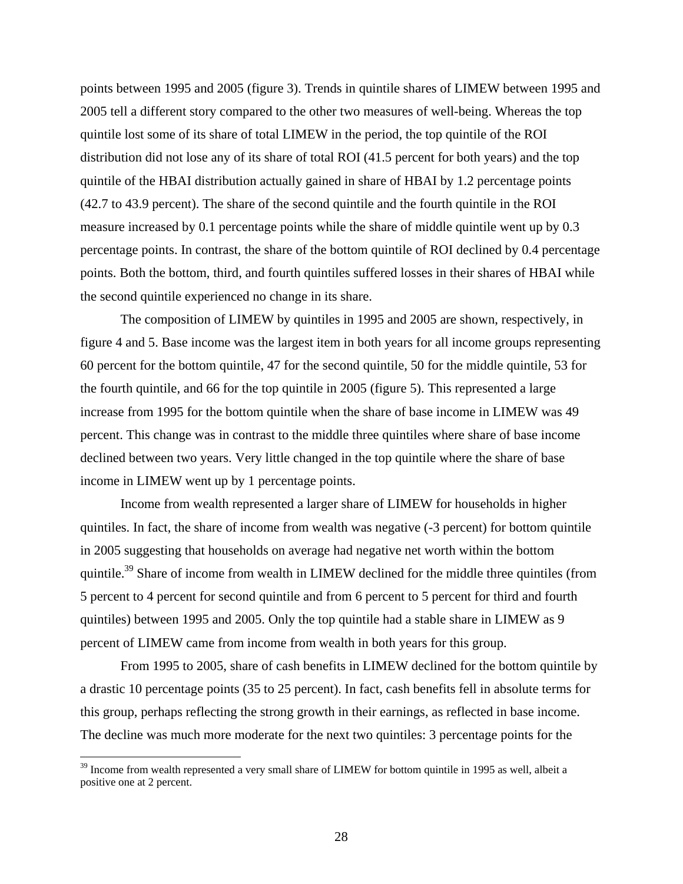points between 1995 and 2005 (figure 3). Trends in quintile shares of LIMEW between 1995 and 2005 tell a different story compared to the other two measures of well-being. Whereas the top quintile lost some of its share of total LIMEW in the period, the top quintile of the ROI distribution did not lose any of its share of total ROI (41.5 percent for both years) and the top quintile of the HBAI distribution actually gained in share of HBAI by 1.2 percentage points (42.7 to 43.9 percent). The share of the second quintile and the fourth quintile in the ROI measure increased by 0.1 percentage points while the share of middle quintile went up by 0.3 percentage points. In contrast, the share of the bottom quintile of ROI declined by 0.4 percentage points. Both the bottom, third, and fourth quintiles suffered losses in their shares of HBAI while the second quintile experienced no change in its share.

The composition of LIMEW by quintiles in 1995 and 2005 are shown, respectively, in figure 4 and 5. Base income was the largest item in both years for all income groups representing 60 percent for the bottom quintile, 47 for the second quintile, 50 for the middle quintile, 53 for the fourth quintile, and 66 for the top quintile in 2005 (figure 5). This represented a large increase from 1995 for the bottom quintile when the share of base income in LIMEW was 49 percent. This change was in contrast to the middle three quintiles where share of base income declined between two years. Very little changed in the top quintile where the share of base income in LIMEW went up by 1 percentage points.

Income from wealth represented a larger share of LIMEW for households in higher quintiles. In fact, the share of income from wealth was negative (-3 percent) for bottom quintile in 2005 suggesting that households on average had negative net worth within the bottom quintile.[39] Share of income from wealth in LIMEW declined for the middle three quintiles (from 5 percent to 4 percent for second quintile and from 6 percent to 5 percent for third and fourth quintiles) between 1995 and 2005. Only the top quintile had a stable share in LIMEW as 9 percent of LIMEW came from income from wealth in both years for this group.

From 1995 to 2005, share of cash benefits in LIMEW declined for the bottom quintile by a drastic 10 percentage points (35 to 25 percent). In fact, cash benefits fell in absolute terms for this group, perhaps reflecting the strong growth in their earnings, as reflected in base income. The decline was much more moderate for the next two quintiles: 3 percentage points for the

[39] Income from wealth represented a very small share of LIMEW for bottom quintile in 1995 as well, albeit a positive one at 2 percent.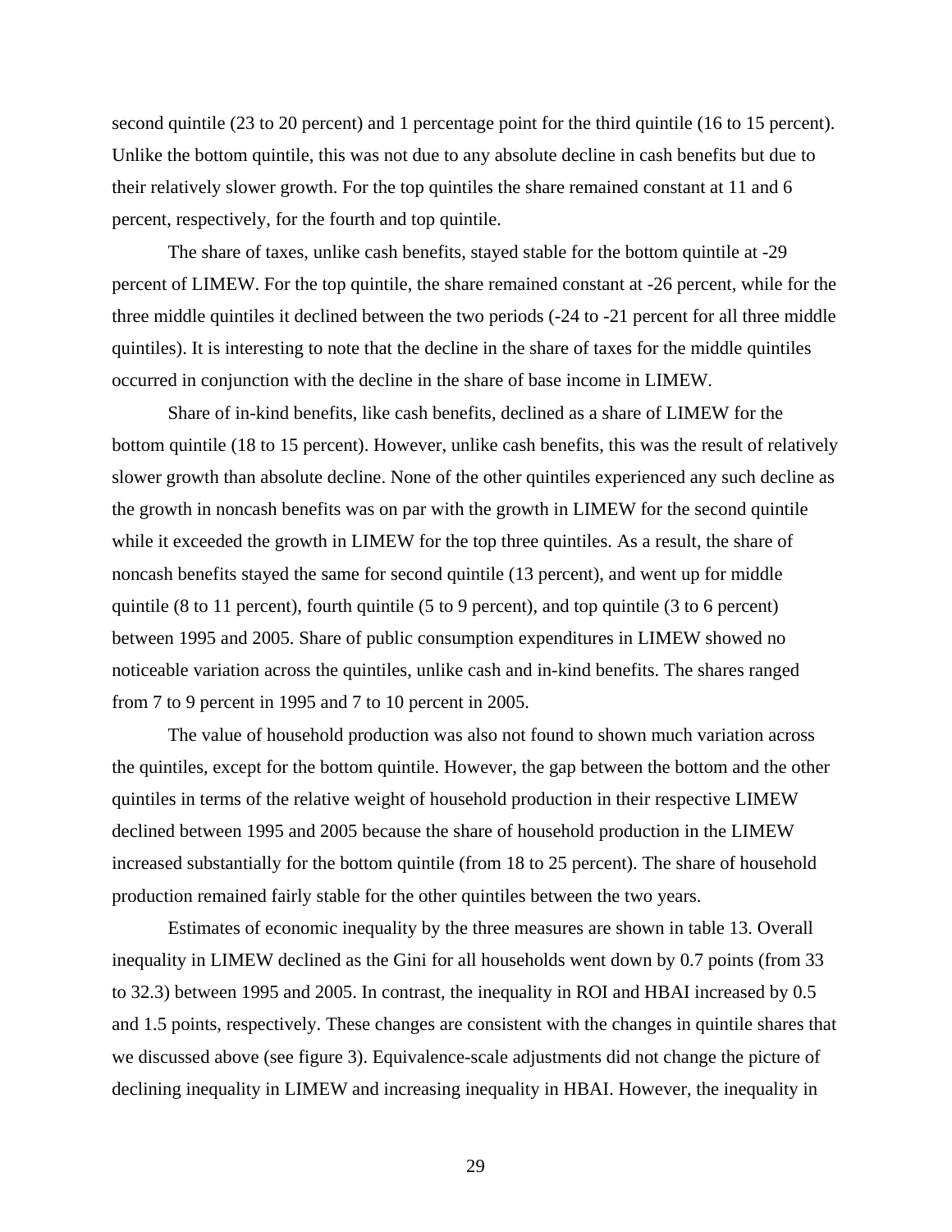second quintile (23 to 20 percent) and 1 percentage point for the third quintile (16 to 15 percent). Unlike the bottom quintile, this was not due to any absolute decline in cash benefits but due to their relatively slower growth. For the top quintiles the share remained constant at 11 and 6 percent, respectively, for the fourth and top quintile.

The share of taxes, unlike cash benefits, stayed stable for the bottom quintile at -29 percent of LIMEW. For the top quintile, the share remained constant at -26 percent, while for the three middle quintiles it declined between the two periods (-24 to -21 percent for all three middle quintiles). It is interesting to note that the decline in the share of taxes for the middle quintiles occurred in conjunction with the decline in the share of base income in LIMEW.

Share of in-kind benefits, like cash benefits, declined as a share of LIMEW for the bottom quintile (18 to 15 percent). However, unlike cash benefits, this was the result of relatively slower growth than absolute decline. None of the other quintiles experienced any such decline as the growth in noncash benefits was on par with the growth in LIMEW for the second quintile while it exceeded the growth in LIMEW for the top three quintiles. As a result, the share of noncash benefits stayed the same for second quintile (13 percent), and went up for middle quintile (8 to 11 percent), fourth quintile (5 to 9 percent), and top quintile (3 to 6 percent) between 1995 and 2005. Share of public consumption expenditures in LIMEW showed no noticeable variation across the quintiles, unlike cash and in-kind benefits. The shares ranged from 7 to 9 percent in 1995 and 7 to 10 percent in 2005.

The value of household production was also not found to shown much variation across the quintiles, except for the bottom quintile. However, the gap between the bottom and the other quintiles in terms of the relative weight of household production in their respective LIMEW declined between 1995 and 2005 because the share of household production in the LIMEW increased substantially for the bottom quintile (from 18 to 25 percent). The share of household production remained fairly stable for the other quintiles between the two years.

Estimates of economic inequality by the three measures are shown in table 13. Overall inequality in LIMEW declined as the Gini for all households went down by 0.7 points (from 33 to 32.3) between 1995 and 2005. In contrast, the inequality in ROI and HBAI increased by 0.5 and 1.5 points, respectively. These changes are consistent with the changes in quintile shares that we discussed above (see figure 3). Equivalence-scale adjustments did not change the picture of declining inequality in LIMEW and increasing inequality in HBAI. However, the inequality in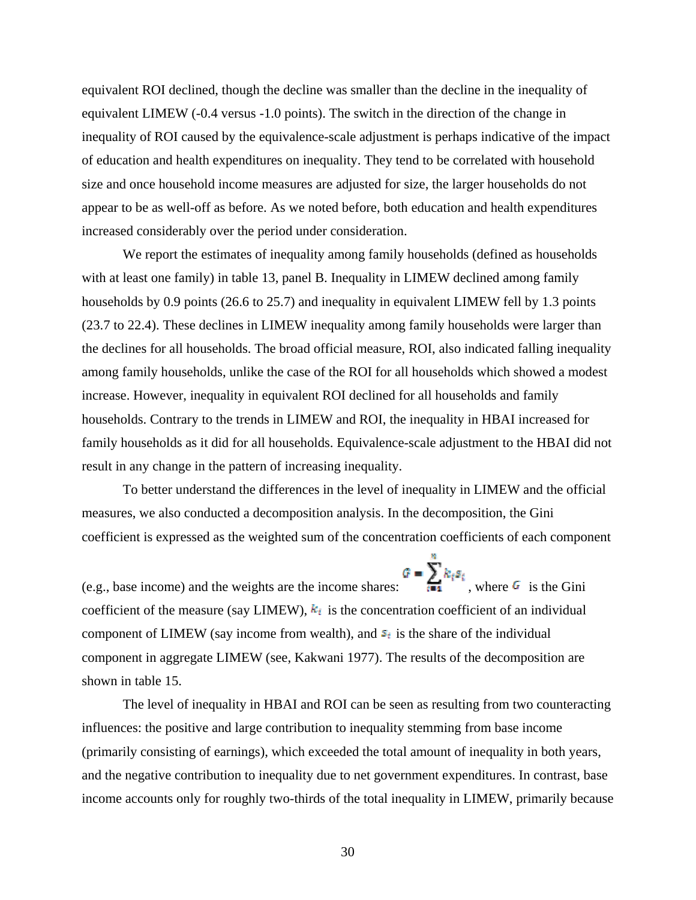equivalent ROI declined, though the decline was smaller than the decline in the inequality of equivalent LIMEW (-0.4 versus -1.0 points). The switch in the direction of the change in inequality of ROI caused by the equivalence-scale adjustment is perhaps indicative of the impact of education and health expenditures on inequality. They tend to be correlated with household size and once household income measures are adjusted for size, the larger households do not appear to be as well-off as before. As we noted before, both education and health expenditures increased considerably over the period under consideration.

We report the estimates of inequality among family households (defined as households with at least one family) in table 13, panel B. Inequality in LIMEW declined among family households by 0.9 points (26.6 to 25.7) and inequality in equivalent LIMEW fell by 1.3 points (23.7 to 22.4). These declines in LIMEW inequality among family households were larger than the declines for all households. The broad official measure, ROI, also indicated falling inequality among family households, unlike the case of the ROI for all households which showed a modest increase. However, inequality in equivalent ROI declined for all households and family households. Contrary to the trends in LIMEW and ROI, the inequality in HBAI increased for family households as it did for all households. Equivalence-scale adjustment to the HBAI did not result in any change in the pattern of increasing inequality.

To better understand the differences in the level of inequality in LIMEW and the official measures, we also conducted a decomposition analysis. In the decomposition, the Gini coefficient is expressed as the weighted sum of the concentration coefficients of each component (e.g., base income) and the weights are the income shares: $G = \sum_{i=1}^{N} k_i s_i$, where $G$ is the Gini coefficient of the measure (say LIMEW), $k_i$ is the concentration coefficient of an individual component of LIMEW (say income from wealth), and $s_i$ is the share of the individual component in aggregate LIMEW (see, Kakwani 1977). The results of the decomposition are shown in table 15.

The level of inequality in HBAI and ROI can be seen as resulting from two counteracting influences: the positive and large contribution to inequality stemming from base income (primarily consisting of earnings), which exceeded the total amount of inequality in both years, and the negative contribution to inequality due to net government expenditures. In contrast, base income accounts only for roughly two-thirds of the total inequality in LIMEW, primarily because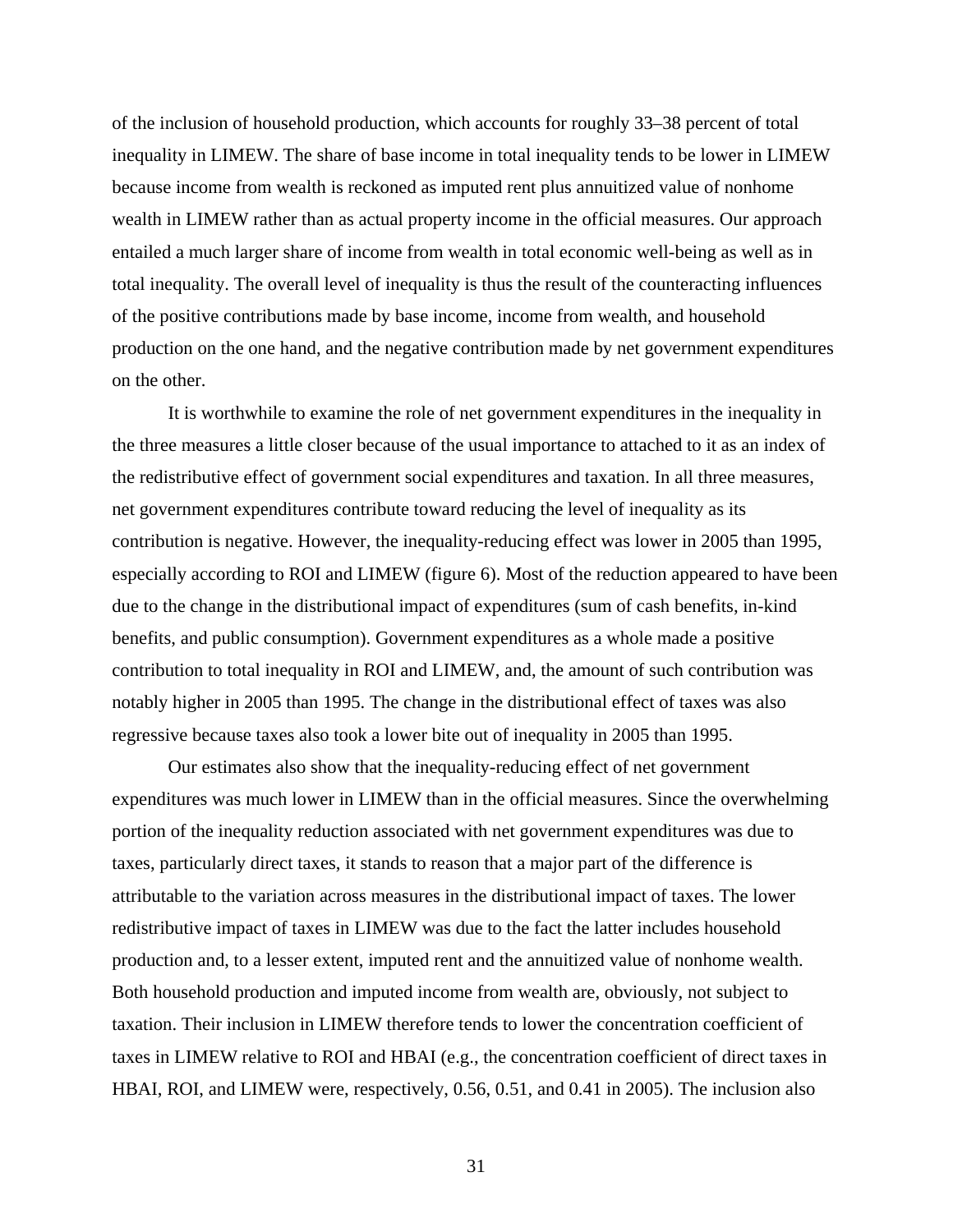of the inclusion of household production, which accounts for roughly 33–38 percent of total inequality in LIMEW. The share of base income in total inequality tends to be lower in LIMEW because income from wealth is reckoned as imputed rent plus annuitized value of nonhome wealth in LIMEW rather than as actual property income in the official measures. Our approach entailed a much larger share of income from wealth in total economic well-being as well as in total inequality. The overall level of inequality is thus the result of the counteracting influences of the positive contributions made by base income, income from wealth, and household production on the one hand, and the negative contribution made by net government expenditures on the other.

It is worthwhile to examine the role of net government expenditures in the inequality in the three measures a little closer because of the usual importance to attached to it as an index of the redistributive effect of government social expenditures and taxation. In all three measures, net government expenditures contribute toward reducing the level of inequality as its contribution is negative. However, the inequality-reducing effect was lower in 2005 than 1995, especially according to ROI and LIMEW (figure 6). Most of the reduction appeared to have been due to the change in the distributional impact of expenditures (sum of cash benefits, in-kind benefits, and public consumption). Government expenditures as a whole made a positive contribution to total inequality in ROI and LIMEW, and, the amount of such contribution was notably higher in 2005 than 1995. The change in the distributional effect of taxes was also regressive because taxes also took a lower bite out of inequality in 2005 than 1995.

Our estimates also show that the inequality-reducing effect of net government expenditures was much lower in LIMEW than in the official measures. Since the overwhelming portion of the inequality reduction associated with net government expenditures was due to taxes, particularly direct taxes, it stands to reason that a major part of the difference is attributable to the variation across measures in the distributional impact of taxes. The lower redistributive impact of taxes in LIMEW was due to the fact the latter includes household production and, to a lesser extent, imputed rent and the annuitized value of nonhome wealth. Both household production and imputed income from wealth are, obviously, not subject to taxation. Their inclusion in LIMEW therefore tends to lower the concentration coefficient of taxes in LIMEW relative to ROI and HBAI (e.g., the concentration coefficient of direct taxes in HBAI, ROI, and LIMEW were, respectively, 0.56, 0.51, and 0.41 in 2005). The inclusion also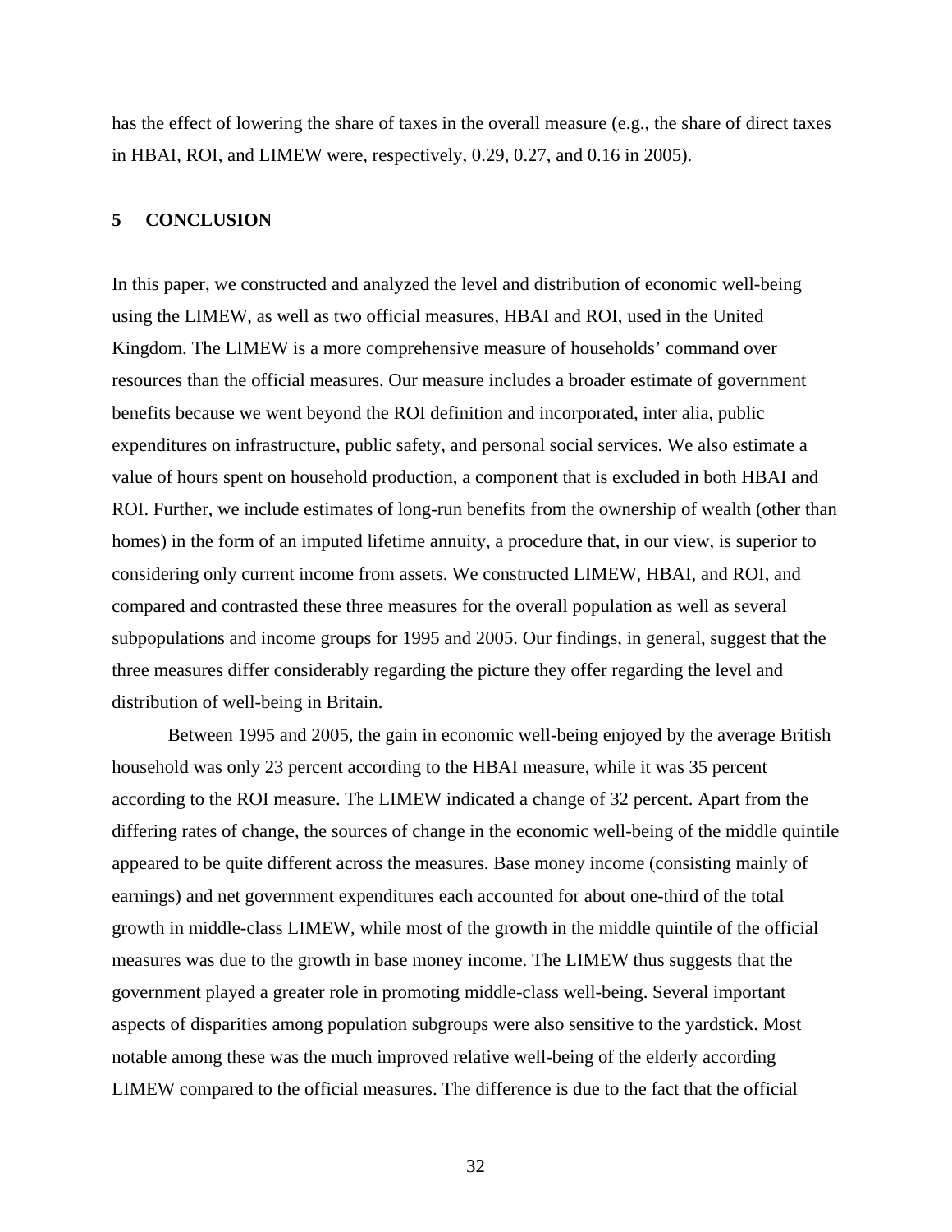has the effect of lowering the share of taxes in the overall measure (e.g., the share of direct taxes in HBAI, ROI, and LIMEW were, respectively, 0.29, 0.27, and 0.16 in 2005).

## 5 CONCLUSION

In this paper, we constructed and analyzed the level and distribution of economic well-being using the LIMEW, as well as two official measures, HBAI and ROI, used in the United Kingdom. The LIMEW is a more comprehensive measure of households' command over resources than the official measures. Our measure includes a broader estimate of government benefits because we went beyond the ROI definition and incorporated, inter alia, public expenditures on infrastructure, public safety, and personal social services. We also estimate a value of hours spent on household production, a component that is excluded in both HBAI and ROI. Further, we include estimates of long-run benefits from the ownership of wealth (other than homes) in the form of an imputed lifetime annuity, a procedure that, in our view, is superior to considering only current income from assets. We constructed LIMEW, HBAI, and ROI, and compared and contrasted these three measures for the overall population as well as several subpopulations and income groups for 1995 and 2005. Our findings, in general, suggest that the three measures differ considerably regarding the picture they offer regarding the level and distribution of well-being in Britain.

Between 1995 and 2005, the gain in economic well-being enjoyed by the average British household was only 23 percent according to the HBAI measure, while it was 35 percent according to the ROI measure. The LIMEW indicated a change of 32 percent. Apart from the differing rates of change, the sources of change in the economic well-being of the middle quintile appeared to be quite different across the measures. Base money income (consisting mainly of earnings) and net government expenditures each accounted for about one-third of the total growth in middle-class LIMEW, while most of the growth in the middle quintile of the official measures was due to the growth in base money income. The LIMEW thus suggests that the government played a greater role in promoting middle-class well-being. Several important aspects of disparities among population subgroups were also sensitive to the yardstick. Most notable among these was the much improved relative well-being of the elderly according LIMEW compared to the official measures. The difference is due to the fact that the official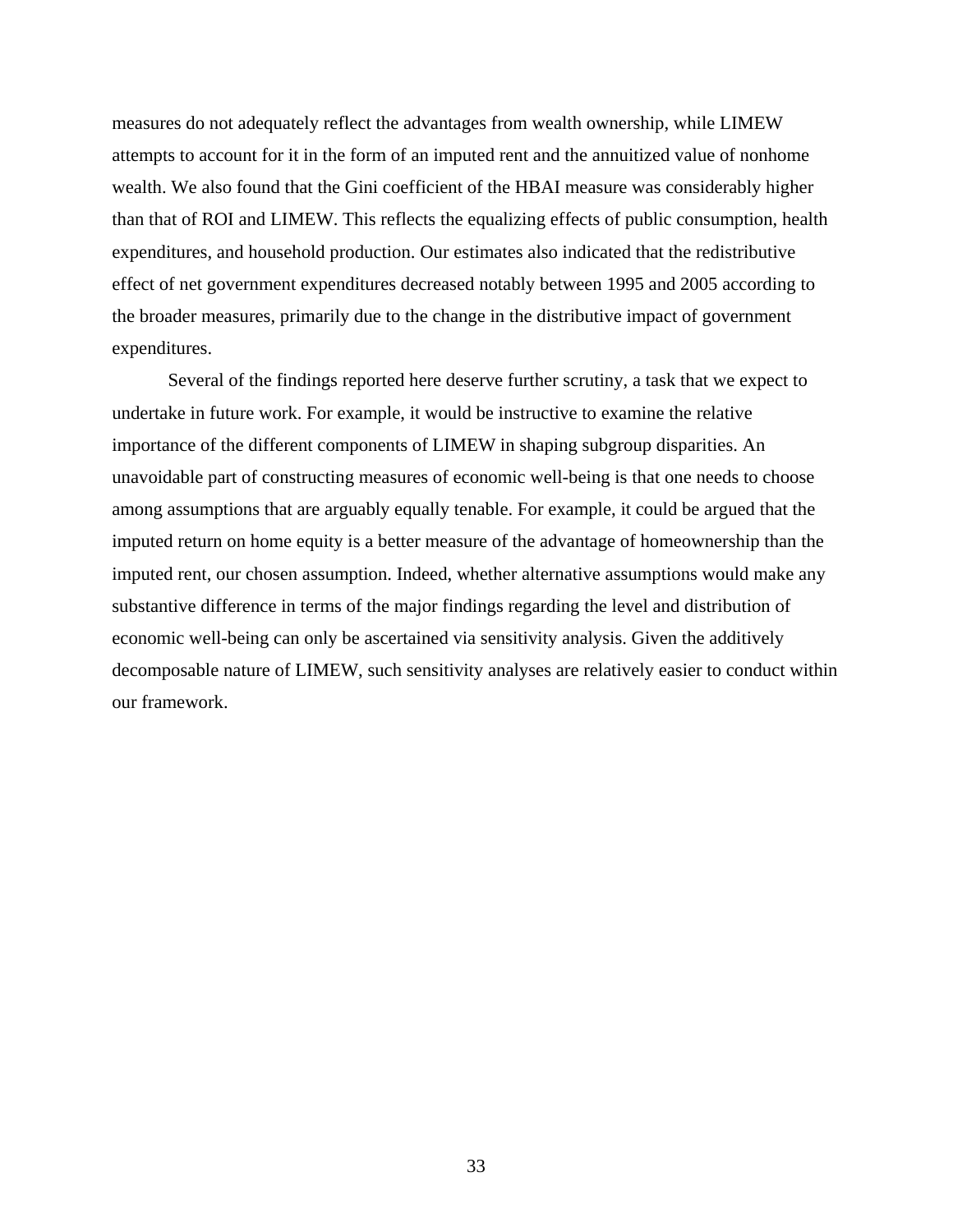measures do not adequately reflect the advantages from wealth ownership, while LIMEW attempts to account for it in the form of an imputed rent and the annuitized value of nonhome wealth. We also found that the Gini coefficient of the HBAI measure was considerably higher than that of ROI and LIMEW. This reflects the equalizing effects of public consumption, health expenditures, and household production. Our estimates also indicated that the redistributive effect of net government expenditures decreased notably between 1995 and 2005 according to the broader measures, primarily due to the change in the distributive impact of government expenditures.

Several of the findings reported here deserve further scrutiny, a task that we expect to undertake in future work. For example, it would be instructive to examine the relative importance of the different components of LIMEW in shaping subgroup disparities. An unavoidable part of constructing measures of economic well-being is that one needs to choose among assumptions that are arguably equally tenable. For example, it could be argued that the imputed return on home equity is a better measure of the advantage of homeownership than the imputed rent, our chosen assumption. Indeed, whether alternative assumptions would make any substantive difference in terms of the major findings regarding the level and distribution of economic well-being can only be ascertained via sensitivity analysis. Given the additively decomposable nature of LIMEW, such sensitivity analyses are relatively easier to conduct within our framework.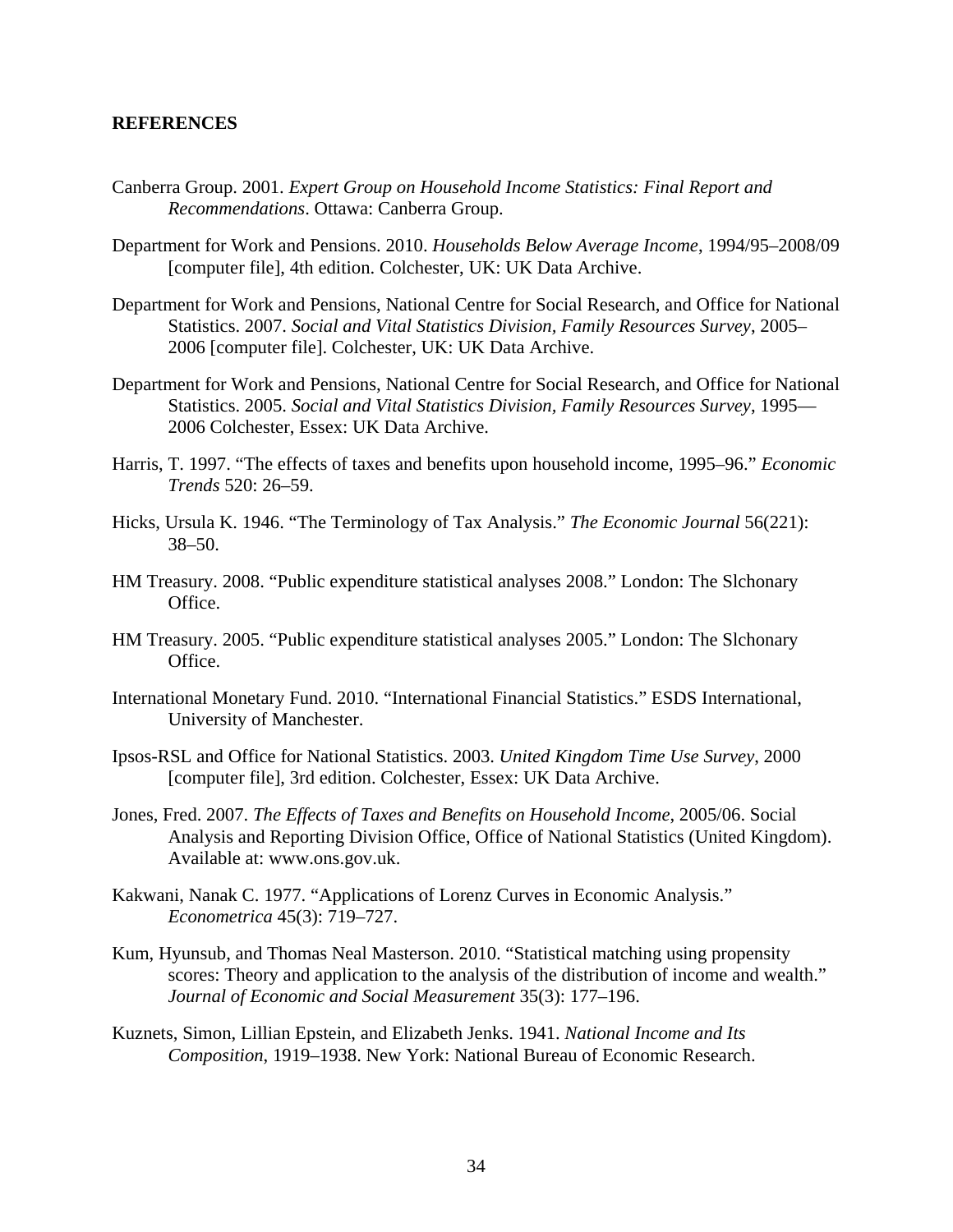## REFERENCES

Canberra Group. 2001. *Expert Group on Household Income Statistics: Final Report and Recommendations*. Ottawa: Canberra Group.

Department for Work and Pensions. 2010. *Households Below Average Income*, 1994/95–2008/09 [computer file], 4th edition. Colchester, UK: UK Data Archive.

Department for Work and Pensions, National Centre for Social Research, and Office for National Statistics. 2007. *Social and Vital Statistics Division, Family Resources Survey*, 2005–2006 [computer file]. Colchester, UK: UK Data Archive.

Department for Work and Pensions, National Centre for Social Research, and Office for National Statistics. 2005. *Social and Vital Statistics Division, Family Resources Survey*, 1995—2006 Colchester, Essex: UK Data Archive.

Harris, T. 1997. "The effects of taxes and benefits upon household income, 1995–96." *Economic Trends* 520: 26–59.

Hicks, Ursula K. 1946. "The Terminology of Tax Analysis." *The Economic Journal* 56(221): 38–50.

HM Treasury. 2008. "Public expenditure statistical analyses 2008." London: The Slchonary Office.

HM Treasury. 2005. "Public expenditure statistical analyses 2005." London: The Slchonary Office.

International Monetary Fund. 2010. "International Financial Statistics." ESDS International, University of Manchester.

Ipsos-RSL and Office for National Statistics. 2003. *United Kingdom Time Use Survey*, 2000 [computer file], 3rd edition. Colchester, Essex: UK Data Archive.

Jones, Fred. 2007. *The Effects of Taxes and Benefits on Household Income*, 2005/06. Social Analysis and Reporting Division Office, Office of National Statistics (United Kingdom). Available at: www.ons.gov.uk.

Kakwani, Nanak C. 1977. "Applications of Lorenz Curves in Economic Analysis." *Econometrica* 45(3): 719–727.

Kum, Hyunsub, and Thomas Neal Masterson. 2010. "Statistical matching using propensity scores: Theory and application to the analysis of the distribution of income and wealth." *Journal of Economic and Social Measurement* 35(3): 177–196.

Kuznets, Simon, Lillian Epstein, and Elizabeth Jenks. 1941. *National Income and Its Composition*, 1919–1938. New York: National Bureau of Economic Research.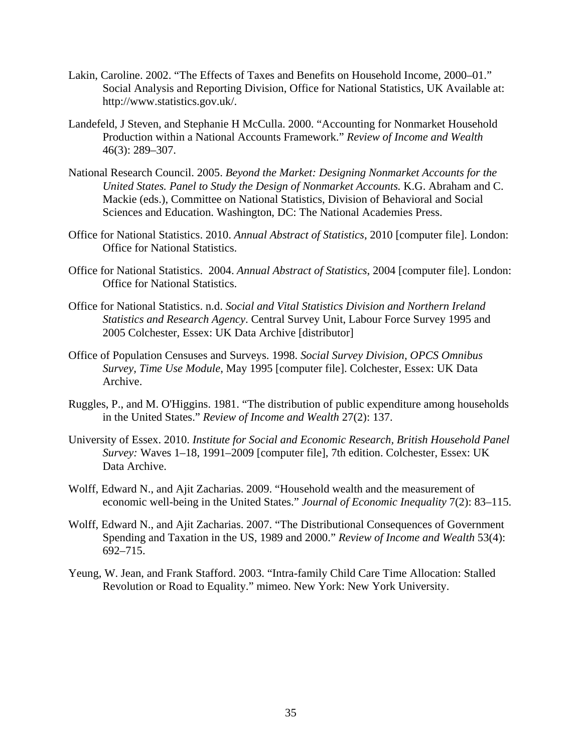Lakin, Caroline. 2002. "The Effects of Taxes and Benefits on Household Income, 2000–01." Social Analysis and Reporting Division, Office for National Statistics, UK Available at: http://www.statistics.gov.uk/.

Landefeld, J Steven, and Stephanie H McCulla. 2000. "Accounting for Nonmarket Household Production within a National Accounts Framework." *Review of Income and Wealth* 46(3): 289–307.

National Research Council. 2005. *Beyond the Market: Designing Nonmarket Accounts for the United States. Panel to Study the Design of Nonmarket Accounts.* K.G. Abraham and C. Mackie (eds.), Committee on National Statistics, Division of Behavioral and Social Sciences and Education. Washington, DC: The National Academies Press.

Office for National Statistics. 2010. *Annual Abstract of Statistics*, 2010 [computer file]. London: Office for National Statistics.

Office for National Statistics. 2004. *Annual Abstract of Statistics*, 2004 [computer file]. London: Office for National Statistics.

Office for National Statistics. n.d. *Social and Vital Statistics Division and Northern Ireland Statistics and Research Agency*. Central Survey Unit, Labour Force Survey 1995 and 2005 Colchester, Essex: UK Data Archive [distributor]

Office of Population Censuses and Surveys. 1998. *Social Survey Division, OPCS Omnibus Survey, Time Use Module*, May 1995 [computer file]. Colchester, Essex: UK Data Archive.

Ruggles, P., and M. O'Higgins. 1981. "The distribution of public expenditure among households in the United States." *Review of Income and Wealth* 27(2): 137.

University of Essex. 2010. *Institute for Social and Economic Research, British Household Panel Survey:* Waves 1–18, 1991–2009 [computer file], 7th edition. Colchester, Essex: UK Data Archive.

Wolff, Edward N., and Ajit Zacharias. 2009. "Household wealth and the measurement of economic well-being in the United States." *Journal of Economic Inequality* 7(2): 83–115.

Wolff, Edward N., and Ajit Zacharias. 2007. "The Distributional Consequences of Government Spending and Taxation in the US, 1989 and 2000." *Review of Income and Wealth* 53(4): 692–715.

Yeung, W. Jean, and Frank Stafford. 2003. "Intra-family Child Care Time Allocation: Stalled Revolution or Road to Equality." mimeo. New York: New York University.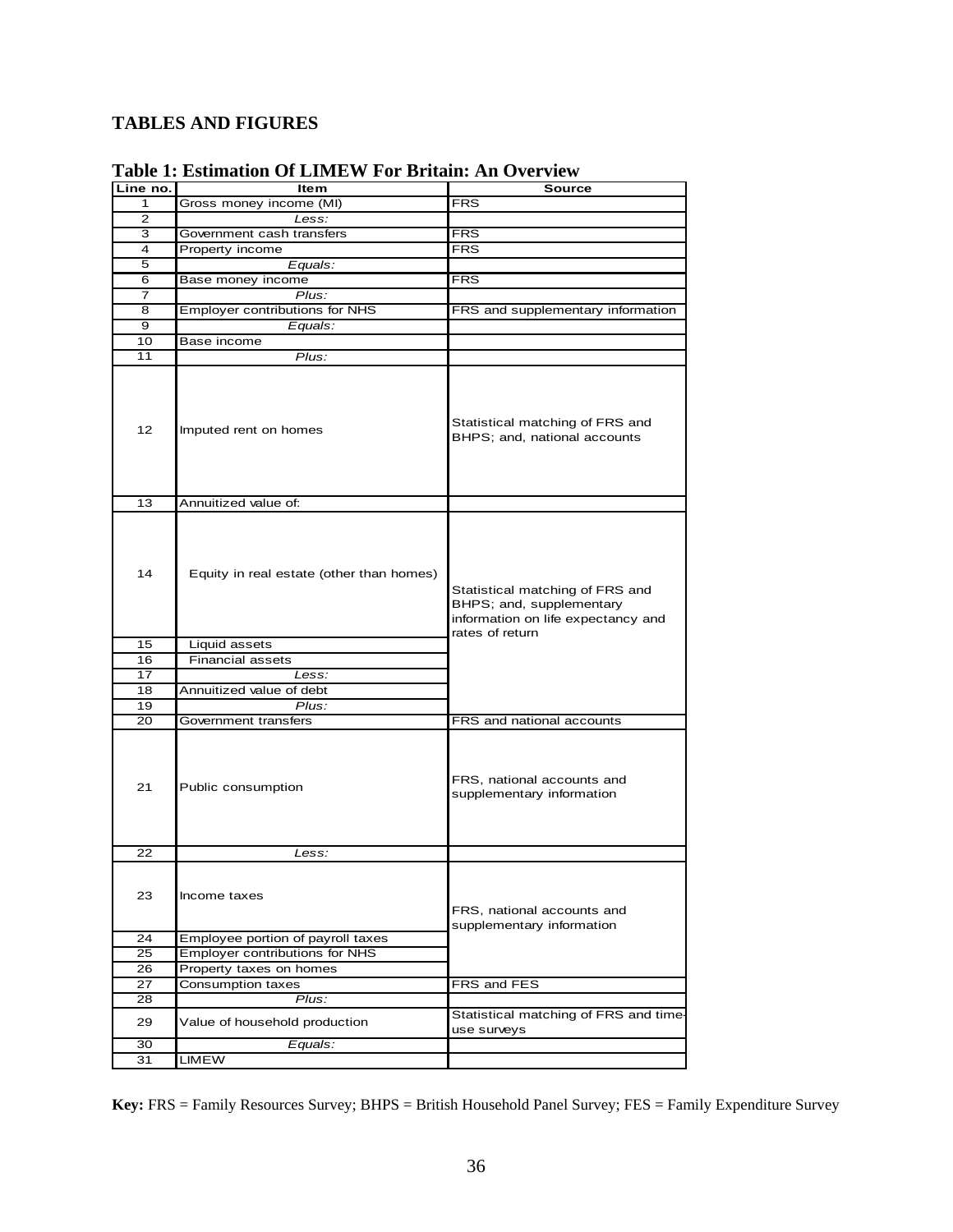## TABLES AND FIGURES

**Table 1: Estimation Of LIMEW For Britain: An Overview**

| Line no. | Item | Source |
|---|---|---|
| 1 | Gross money income (MI) | FRS |
| 2 | *Less:* | |
| 3 | Government cash transfers | FRS |
| 4 | Property income | FRS |
| 5 | *Equals:* | |
| 6 | Base money income | FRS |
| 7 | *Plus:* | |
| 8 | Employer contributions for NHS | FRS and supplementary information |
| 9 | *Equals:* | |
| 10 | Base income | |
| 11 | *Plus:* | |
| 12 | Imputed rent on homes | Statistical matching of FRS and BHPS; and, national accounts |
| 13 | Annuitized value of: | |
| 14 | Equity in real estate (other than homes) | Statistical matching of FRS and BHPS; and, supplementary information on life expectancy and rates of return |
| 15 | Liquid assets | |
| 16 | Financial assets | |
| 17 | *Less:* | |
| 18 | Annuitized value of debt | |
| 19 | *Plus:* | |
| 20 | Government transfers | FRS and national accounts |
| 21 | Public consumption | FRS, national accounts and supplementary information |
| 22 | *Less:* | |
| 23 | Income taxes | FRS, national accounts and supplementary information |
| 24 | Employee portion of payroll taxes | |
| 25 | Employer contributions for NHS | |
| 26 | Property taxes on homes | |
| 27 | Consumption taxes | FRS and FES |
| 28 | *Plus:* | |
| 29 | Value of household production | Statistical matching of FRS and time-use surveys |
| 30 | *Equals:* | |
| 31 | LIMEW | |

**Key:** FRS = Family Resources Survey; BHPS = British Household Panel Survey; FES = Family Expenditure Survey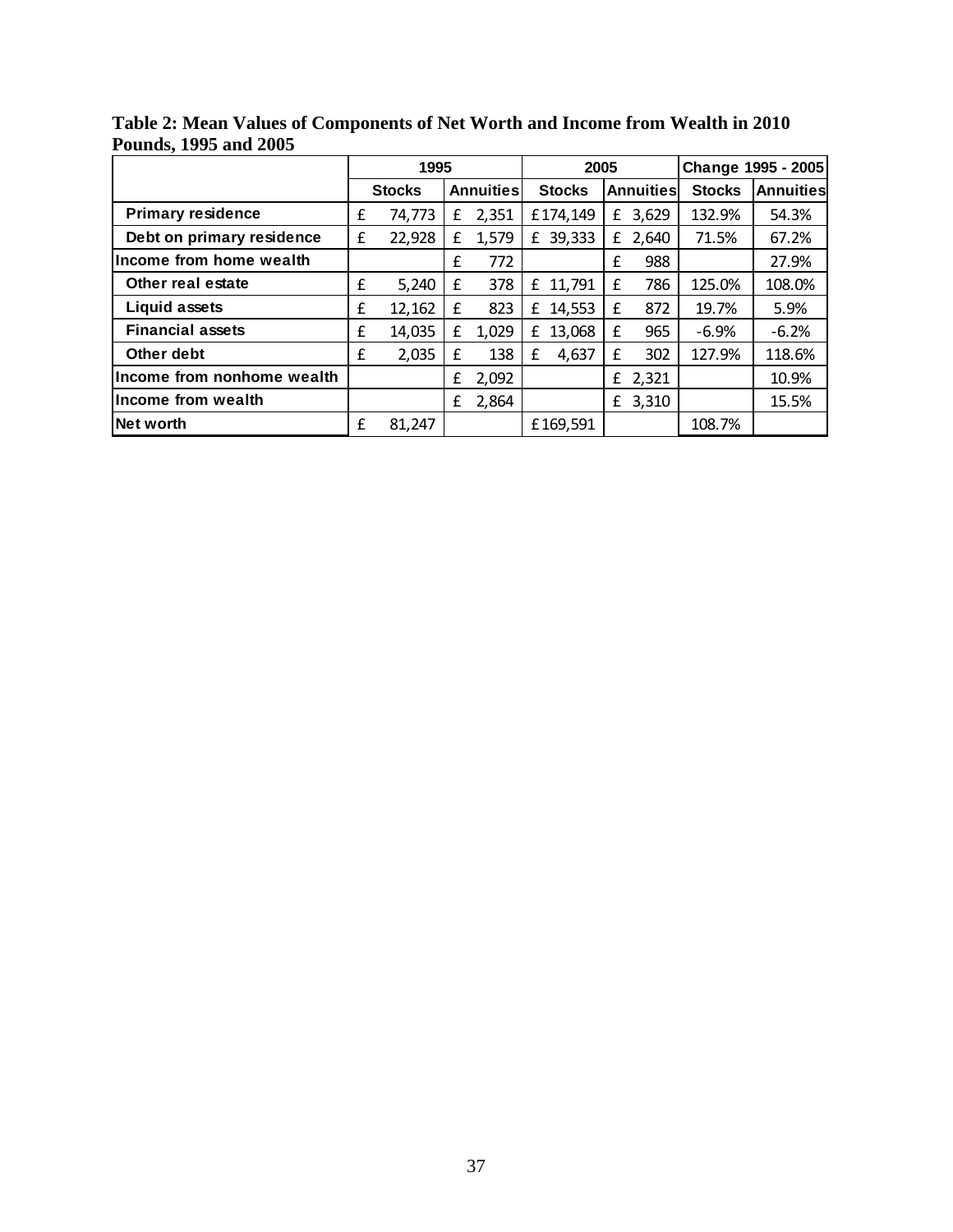**Table 2: Mean Values of Components of Net Worth and Income from Wealth in 2010 Pounds, 1995 and 2005**

| | 1995 | | 2005 | | Change 1995 - 2005 | |
|---|---|---|---|---|---|---|
| | Stocks | Annuities | Stocks | Annuities | Stocks | Annuities |
| Primary residence | £ 74,773 | £ 2,351 | £174,149 | £ 3,629 | 132.9% | 54.3% |
| Debt on primary residence | £ 22,928 | £ 1,579 | £ 39,333 | £ 2,640 | 71.5% | 67.2% |
| Income from home wealth | | £ 772 | | £ 988 | | 27.9% |
| Other real estate | £ 5,240 | £ 378 | £ 11,791 | £ 786 | 125.0% | 108.0% |
| Liquid assets | £ 12,162 | £ 823 | £ 14,553 | £ 872 | 19.7% | 5.9% |
| Financial assets | £ 14,035 | £ 1,029 | £ 13,068 | £ 965 | -6.9% | -6.2% |
| Other debt | £ 2,035 | £ 138 | £ 4,637 | £ 302 | 127.9% | 118.6% |
| Income from nonhome wealth | | £ 2,092 | | £ 2,321 | | 10.9% |
| Income from wealth | | £ 2,864 | | £ 3,310 | | 15.5% |
| Net worth | £ 81,247 | | £169,591 | | 108.7% | |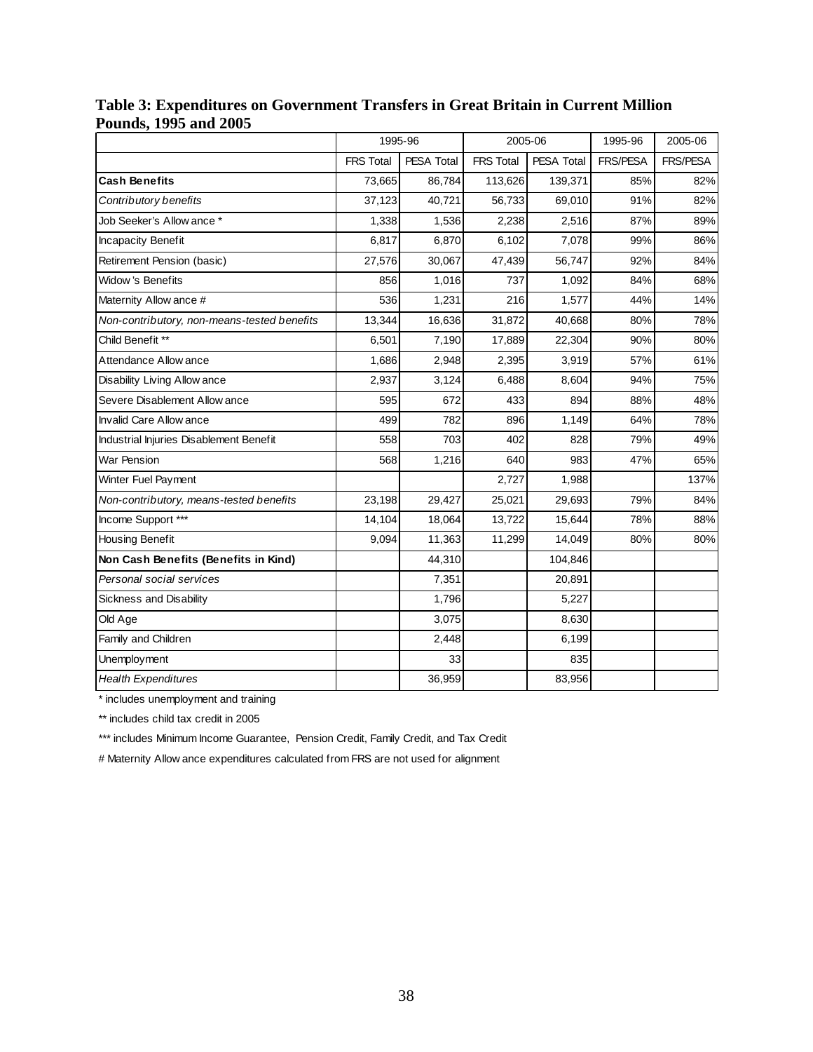**Table 3: Expenditures on Government Transfers in Great Britain in Current Million Pounds, 1995 and 2005**

| | 1995-96 | | 2005-06 | | 1995-96 | 2005-06 |
|---|---|---|---|---|---|---|
| | FRS Total | PESA Total | FRS Total | PESA Total | FRS/PESA | FRS/PESA |
| **Cash Benefits** | 73,665 | 86,784 | 113,626 | 139,371 | 85% | 82% |
| *Contributory benefits* | 37,123 | 40,721 | 56,733 | 69,010 | 91% | 82% |
| Job Seeker's Allowance * | 1,338 | 1,536 | 2,238 | 2,516 | 87% | 89% |
| Incapacity Benefit | 6,817 | 6,870 | 6,102 | 7,078 | 99% | 86% |
| Retirement Pension (basic) | 27,576 | 30,067 | 47,439 | 56,747 | 92% | 84% |
| Widow's Benefits | 856 | 1,016 | 737 | 1,092 | 84% | 68% |
| Maternity Allowance # | 536 | 1,231 | 216 | 1,577 | 44% | 14% |
| *Non-contributory, non-means-tested benefits* | 13,344 | 16,636 | 31,872 | 40,668 | 80% | 78% |
| Child Benefit ** | 6,501 | 7,190 | 17,889 | 22,304 | 90% | 80% |
| Attendance Allowance | 1,686 | 2,948 | 2,395 | 3,919 | 57% | 61% |
| Disability Living Allowance | 2,937 | 3,124 | 6,488 | 8,604 | 94% | 75% |
| Severe Disablement Allowance | 595 | 672 | 433 | 894 | 88% | 48% |
| Invalid Care Allowance | 499 | 782 | 896 | 1,149 | 64% | 78% |
| Industrial Injuries Disablement Benefit | 558 | 703 | 402 | 828 | 79% | 49% |
| War Pension | 568 | 1,216 | 640 | 983 | 47% | 65% |
| Winter Fuel Payment | | | 2,727 | 1,988 | | 137% |
| *Non-contributory, means-tested benefits* | 23,198 | 29,427 | 25,021 | 29,693 | 79% | 84% |
| Income Support *** | 14,104 | 18,064 | 13,722 | 15,644 | 78% | 88% |
| Housing Benefit | 9,094 | 11,363 | 11,299 | 14,049 | 80% | 80% |
| **Non Cash Benefits (Benefits in Kind)** | | 44,310 | | 104,846 | | |
| *Personal social services* | | 7,351 | | 20,891 | | |
| Sickness and Disability | | 1,796 | | 5,227 | | |
| Old Age | | 3,075 | | 8,630 | | |
| Family and Children | | 2,448 | | 6,199 | | |
| Unemployment | | 33 | | 835 | | |
| *Health Expenditures* | | 36,959 | | 83,956 | | |

* includes unemployment and training

** includes child tax credit in 2005

*** includes Minimum Income Guarantee, Pension Credit, Family Credit, and Tax Credit

# Maternity Allowance expenditures calculated from FRS are not used for alignment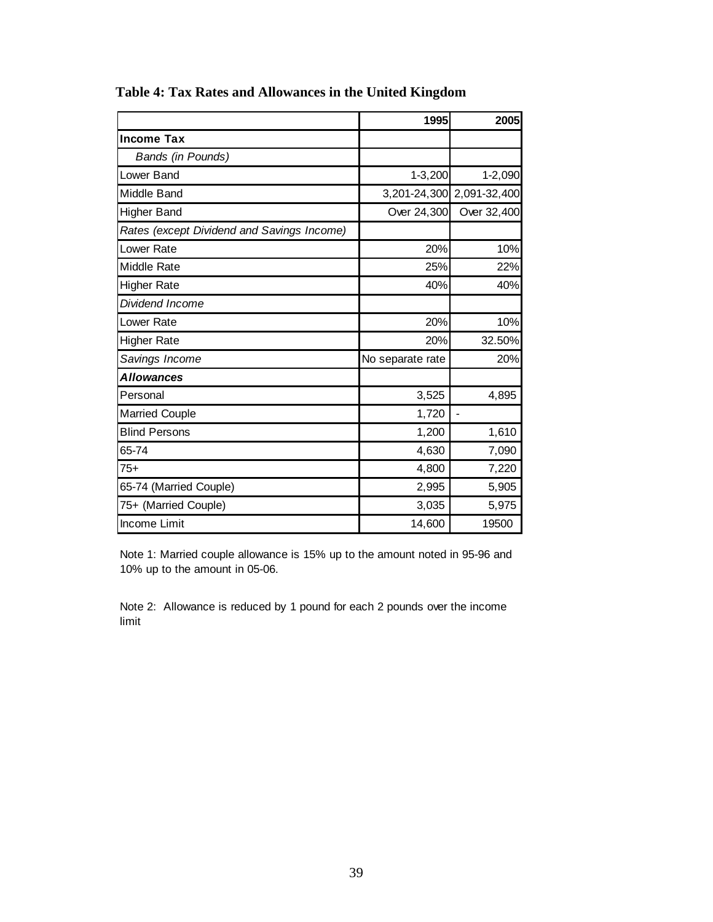**Table 4: Tax Rates and Allowances in the United Kingdom**

| | 1995 | 2005 |
|---|---|---|
| **Income Tax** | | |
| *Bands (in Pounds)* | | |
| Lower Band | 1-3,200 | 1-2,090 |
| Middle Band | 3,201-24,300 | 2,091-32,400 |
| Higher Band | Over 24,300 | Over 32,400 |
| *Rates (except Dividend and Savings Income)* | | |
| Lower Rate | 20% | 10% |
| Middle Rate | 25% | 22% |
| Higher Rate | 40% | 40% |
| *Dividend Income* | | |
| Lower Rate | 20% | 10% |
| Higher Rate | 20% | 32.50% |
| *Savings Income* | No separate rate | 20% |
| ***Allowances*** | | |
| Personal | 3,525 | 4,895 |
| Married Couple | 1,720 | - |
| Blind Persons | 1,200 | 1,610 |
| 65-74 | 4,630 | 7,090 |
| 75+ | 4,800 | 7,220 |
| 65-74 (Married Couple) | 2,995 | 5,905 |
| 75+ (Married Couple) | 3,035 | 5,975 |
| Income Limit | 14,600 | 19500 |

Note 1: Married couple allowance is 15% up to the amount noted in 95-96 and 10% up to the amount in 05-06.

Note 2: Allowance is reduced by 1 pound for each 2 pounds over the income limit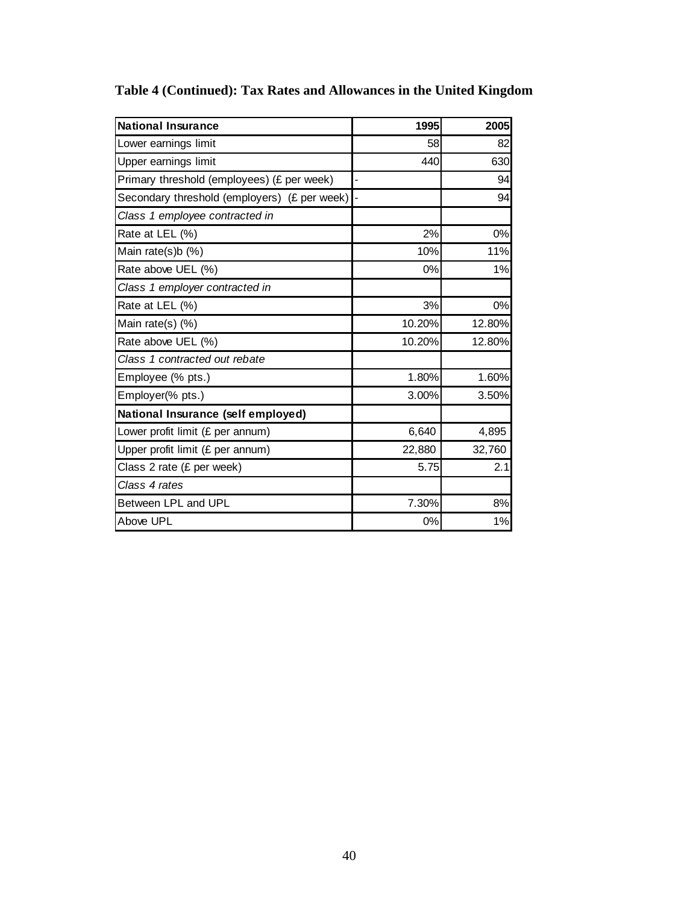**Table 4 (Continued): Tax Rates and Allowances in the United Kingdom**

| **National Insurance** | **1995** | **2005** |
|---|---|---|
| Lower earnings limit | 58 | 82 |
| Upper earnings limit | 440 | 630 |
| Primary threshold (employees) (£ per week) | - | 94 |
| Secondary threshold (employers) (£ per week) | - | 94 |
| *Class 1 employee contracted in* | | |
| Rate at LEL (%) | 2% | 0% |
| Main rate(s)b (%) | 10% | 11% |
| Rate above UEL (%) | 0% | 1% |
| *Class 1 employer contracted in* | | |
| Rate at LEL (%) | 3% | 0% |
| Main rate(s) (%) | 10.20% | 12.80% |
| Rate above UEL (%) | 10.20% | 12.80% |
| *Class 1 contracted out rebate* | | |
| Employee (% pts.) | 1.80% | 1.60% |
| Employer(% pts.) | 3.00% | 3.50% |
| **National Insurance (self employed)** | | |
| Lower profit limit (£ per annum) | 6,640 | 4,895 |
| Upper profit limit (£ per annum) | 22,880 | 32,760 |
| Class 2 rate (£ per week) | 5.75 | 2.1 |
| *Class 4 rates* | | |
| Between LPL and UPL | 7.30% | 8% |
| Above UPL | 0% | 1% |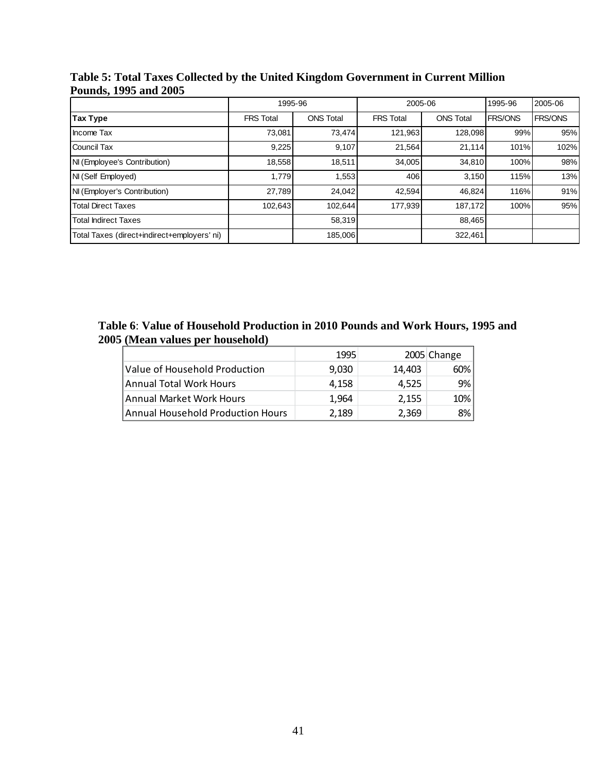**Table 5: Total Taxes Collected by the United Kingdom Government in Current Million Pounds, 1995 and 2005**

| | 1995-96 | | 2005-06 | | 1995-96 | 2005-06 |
|---|---|---|---|---|---|---|
| **Tax Type** | FRS Total | ONS Total | FRS Total | ONS Total | FRS/ONS | FRS/ONS |
| Income Tax | 73,081 | 73,474 | 121,963 | 128,098 | 99% | 95% |
| Council Tax | 9,225 | 9,107 | 21,564 | 21,114 | 101% | 102% |
| NI (Employee's Contribution) | 18,558 | 18,511 | 34,005 | 34,810 | 100% | 98% |
| NI (Self Employed) | 1,779 | 1,553 | 406 | 3,150 | 115% | 13% |
| NI (Employer's Contribution) | 27,789 | 24,042 | 42,594 | 46,824 | 116% | 91% |
| Total Direct Taxes | 102,643 | 102,644 | 177,939 | 187,172 | 100% | 95% |
| Total Indirect Taxes | | 58,319 | | 88,465 | | |
| Total Taxes (direct+indirect+employers' ni) | | 185,006 | | 322,461 | | |

**Table 6**: **Value of Household Production in 2010 Pounds and Work Hours, 1995 and 2005 (Mean values per household)**

| | 1995 | 2005 | Change |
|---|---|---|---|
| Value of Household Production | 9,030 | 14,403 | 60% |
| Annual Total Work Hours | 4,158 | 4,525 | 9% |
| Annual Market Work Hours | 1,964 | 2,155 | 10% |
| Annual Household Production Hours | 2,189 | 2,369 | 8% |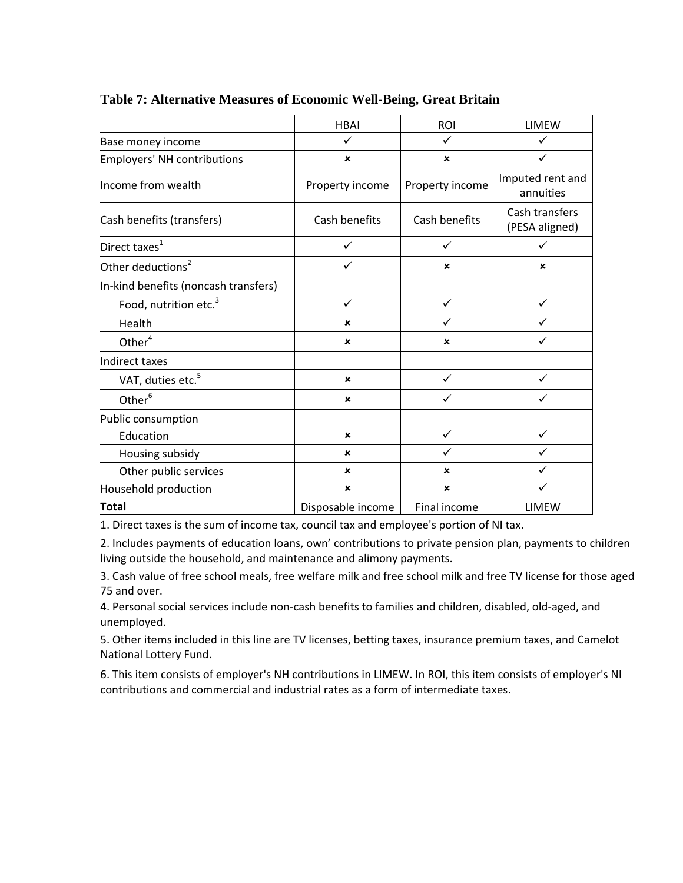**Table 7: Alternative Measures of Economic Well-Being, Great Britain**

| | HBAI | ROI | LIMEW |
|---|---|---|---|
| Base money income | ✓ | ✓ | ✓ |
| Employers' NH contributions | × | × | ✓ |
| Income from wealth | Property income | Property income | Imputed rent and annuities |
| Cash benefits (transfers) | Cash benefits | Cash benefits | Cash transfers (PESA aligned) |
| Direct taxes[1] | ✓ | ✓ | ✓ |
| Other deductions[2] | ✓ | × | × |
| In-kind benefits (noncash transfers) | | | |
| Food, nutrition etc.[3] | ✓ | ✓ | ✓ |
| Health | × | ✓ | ✓ |
| Other[4] | × | × | ✓ |
| Indirect taxes | | | |
| VAT, duties etc.[5] | × | ✓ | ✓ |
| Other[6] | × | ✓ | ✓ |
| Public consumption | | | |
| Education | × | ✓ | ✓ |
| Housing subsidy | × | ✓ | ✓ |
| Other public services | × | × | ✓ |
| Household production | × | × | ✓ |
| **Total** | Disposable income | Final income | LIMEW |

1. Direct taxes is the sum of income tax, council tax and employee's portion of NI tax.

2. Includes payments of education loans, own' contributions to private pension plan, payments to children living outside the household, and maintenance and alimony payments.

3. Cash value of free school meals, free welfare milk and free school milk and free TV license for those aged 75 and over.

4. Personal social services include non-cash benefits to families and children, disabled, old-aged, and unemployed.

5. Other items included in this line are TV licenses, betting taxes, insurance premium taxes, and Camelot National Lottery Fund.

6. This item consists of employer's NH contributions in LIMEW. In ROI, this item consists of employer's NI contributions and commercial and industrial rates as a form of intermediate taxes.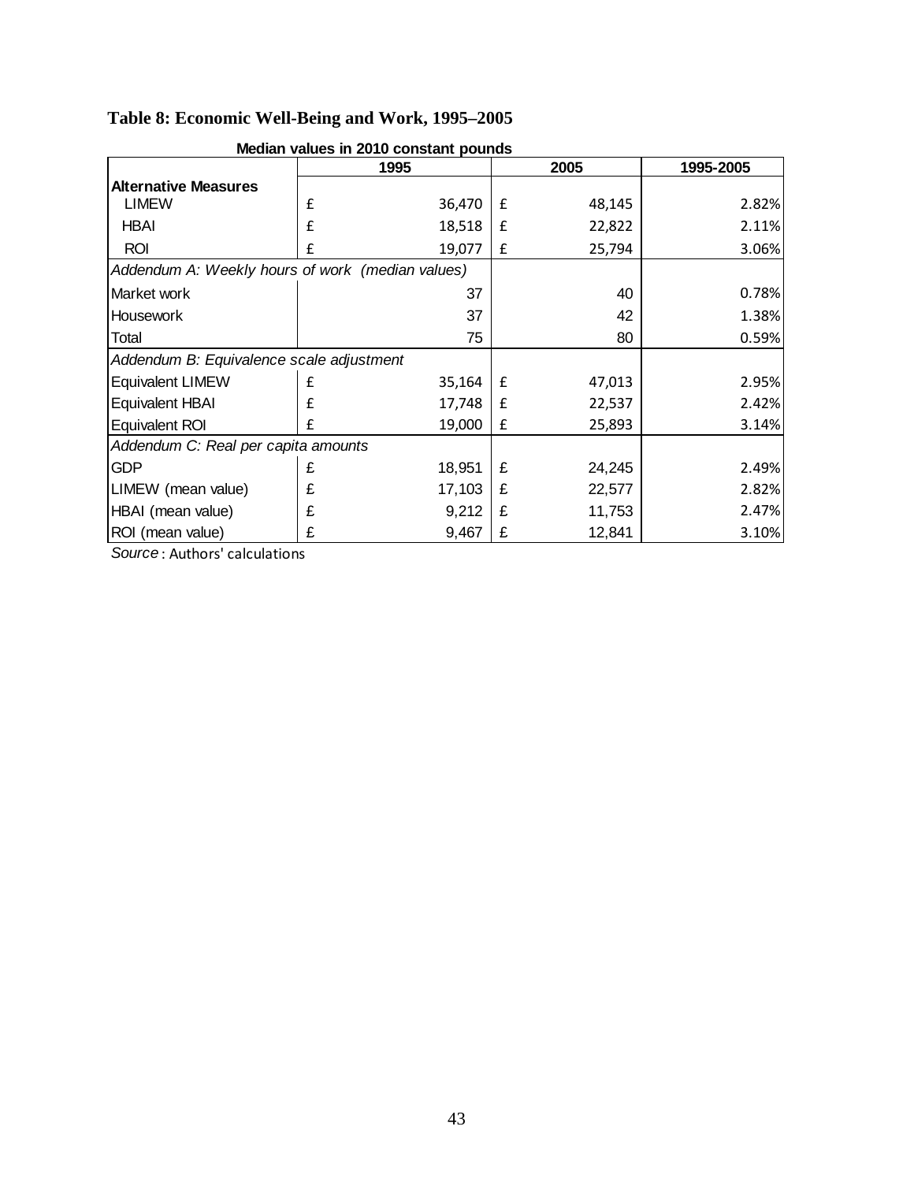**Table 8: Economic Well-Being and Work, 1995–2005**

**Median values in 2010 constant pounds**

| | 1995 | 2005 | 1995-2005 |
|---|---|---|---|
| **Alternative Measures** | | | |
| LIMEW | £ 36,470 | £ 48,145 | 2.82% |
| HBAI | £ 18,518 | £ 22,822 | 2.11% |
| ROI | £ 19,077 | £ 25,794 | 3.06% |
| *Addendum A: Weekly hours of work (median values)* | | | |
| Market work | 37 | 40 | 0.78% |
| Housework | 37 | 42 | 1.38% |
| Total | 75 | 80 | 0.59% |
| *Addendum B: Equivalence scale adjustment* | | | |
| Equivalent LIMEW | £ 35,164 | £ 47,013 | 2.95% |
| Equivalent HBAI | £ 17,748 | £ 22,537 | 2.42% |
| Equivalent ROI | £ 19,000 | £ 25,893 | 3.14% |
| *Addendum C: Real per capita amounts* | | | |
| GDP | £ 18,951 | £ 24,245 | 2.49% |
| LIMEW (mean value) | £ 17,103 | £ 22,577 | 2.82% |
| HBAI (mean value) | £ 9,212 | £ 11,753 | 2.47% |
| ROI (mean value) | £ 9,467 | £ 12,841 | 3.10% |

*Source*: Authors' calculations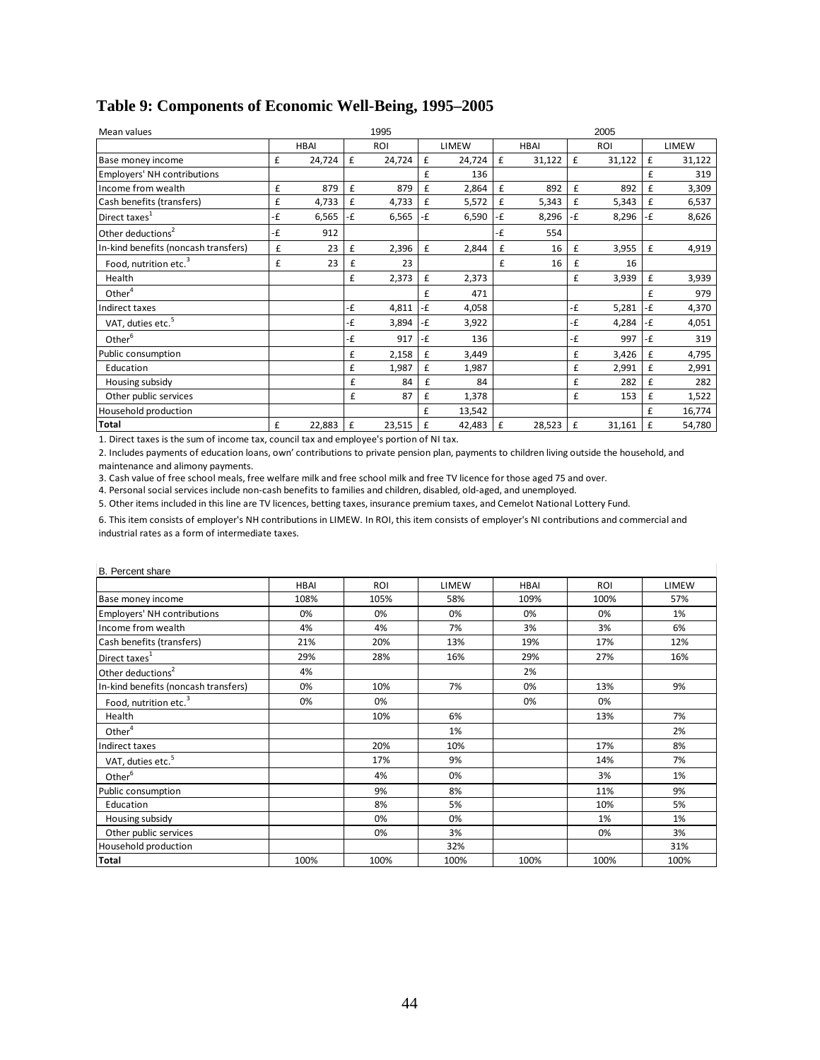## Table 9: Components of Economic Well-Being, 1995–2005

| Mean values | 1995 | | | 2005 | | |
|---|---|---|---|---|---|---|
| | HBAI | ROI | LIMEW | HBAI | ROI | LIMEW |
| Base money income | £ 24,724 | £ 24,724 | £ 24,724 | £ 31,122 | £ 31,122 | £ 31,122 |
| Employers' NH contributions | | | £ 136 | | | £ 319 |
| Income from wealth | £ 879 | £ 879 | £ 2,864 | £ 892 | £ 892 | £ 3,309 |
| Cash benefits (transfers) | £ 4,733 | £ 4,733 | £ 5,572 | £ 5,343 | £ 5,343 | £ 6,537 |
| Direct taxes[1] | -£ 6,565 | -£ 6,565 | -£ 6,590 | -£ 8,296 | -£ 8,296 | -£ 8,626 |
| Other deductions[2] | -£ 912 | | | -£ 554 | | |
| In-kind benefits (noncash transfers) | £ 23 | £ 2,396 | £ 2,844 | £ 16 | £ 3,955 | £ 4,919 |
| Food, nutrition etc.[3] | £ 23 | £ 23 | | £ 16 | £ 16 | |
| Health | | £ 2,373 | £ 2,373 | | £ 3,939 | £ 3,939 |
| Other[4] | | | £ 471 | | | £ 979 |
| Indirect taxes | | -£ 4,811 | -£ 4,058 | | -£ 5,281 | -£ 4,370 |
| VAT, duties etc.[5] | | -£ 3,894 | -£ 3,922 | | -£ 4,284 | -£ 4,051 |
| Other[6] | | -£ 917 | -£ 136 | | -£ 997 | -£ 319 |
| Public consumption | | £ 2,158 | £ 3,449 | | £ 3,426 | £ 4,795 |
| Education | | £ 1,987 | £ 1,987 | | £ 2,991 | £ 2,991 |
| Housing subsidy | | £ 84 | £ 84 | | £ 282 | £ 282 |
| Other public services | | £ 87 | £ 1,378 | | £ 153 | £ 1,522 |
| Household production | | | £ 13,542 | | | £ 16,774 |
| **Total** | £ 22,883 | £ 23,515 | £ 42,483 | £ 28,523 | £ 31,161 | £ 54,780 |

1. Direct taxes is the sum of income tax, council tax and employee's portion of NI tax.

2. Includes payments of education loans, own' contributions to private pension plan, payments to children living outside the household, and maintenance and alimony payments.

3. Cash value of free school meals, free welfare milk and free school milk and free TV licence for those aged 75 and over.

4. Personal social services include non-cash benefits to families and children, disabled, old-aged, and unemployed.

5. Other items included in this line are TV licences, betting taxes, insurance premium taxes, and Cemelot National Lottery Fund.

6. This item consists of employer's NH contributions in LIMEW. In ROI, this item consists of employer's NI contributions and commercial and industrial rates as a form of intermediate taxes.

| B. Percent share | | | | | | |
|---|---|---|---|---|---|---|
| | HBAI | ROI | LIMEW | HBAI | ROI | LIMEW |
| Base money income | 108% | 105% | 58% | 109% | 100% | 57% |
| Employers' NH contributions | 0% | 0% | 0% | 0% | 0% | 1% |
| Income from wealth | 4% | 4% | 7% | 3% | 3% | 6% |
| Cash benefits (transfers) | 21% | 20% | 13% | 19% | 17% | 12% |
| Direct taxes[1] | 29% | 28% | 16% | 29% | 27% | 16% |
| Other deductions[2] | 4% | | | 2% | | |
| In-kind benefits (noncash transfers) | 0% | 10% | 7% | 0% | 13% | 9% |
| Food, nutrition etc.[3] | 0% | 0% | | 0% | 0% | |
| Health | | 10% | 6% | | 13% | 7% |
| Other[4] | | | 1% | | | 2% |
| Indirect taxes | | 20% | 10% | | 17% | 8% |
| VAT, duties etc.[5] | | 17% | 9% | | 14% | 7% |
| Other[6] | | 4% | 0% | | 3% | 1% |
| Public consumption | | 9% | 8% | | 11% | 9% |
| Education | | 8% | 5% | | 10% | 5% |
| Housing subsidy | | 0% | 0% | | 1% | 1% |
| Other public services | | 0% | 3% | | 0% | 3% |
| Household production | | | 32% | | | 31% |
| **Total** | 100% | 100% | 100% | 100% | 100% | 100% |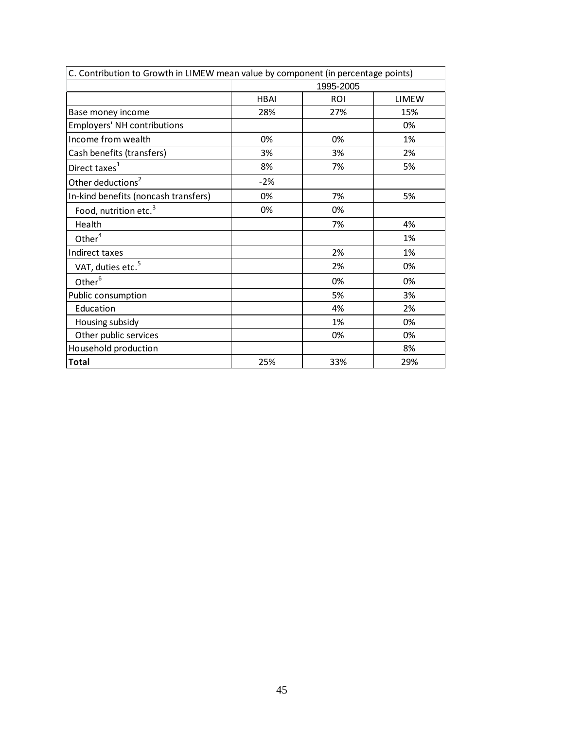| C. Contribution to Growth in LIMEW mean value by component (in percentage points) | | | |
|---|---|---|---|
| | 1995-2005 | | |
| | HBAI | ROI | LIMEW |
| Base money income | 28% | 27% | 15% |
| Employers' NH contributions | | | 0% |
| Income from wealth | 0% | 0% | 1% |
| Cash benefits (transfers) | 3% | 3% | 2% |
| Direct taxes[1] | 8% | 7% | 5% |
| Other deductions[2] | -2% | | |
| In-kind benefits (noncash transfers) | 0% | 7% | 5% |
| Food, nutrition etc.[3] | 0% | 0% | |
| Health | | 7% | 4% |
| Other[4] | | | 1% |
| Indirect taxes | | 2% | 1% |
| VAT, duties etc.[5] | | 2% | 0% |
| Other[6] | | 0% | 0% |
| Public consumption | | 5% | 3% |
| Education | | 4% | 2% |
| Housing subsidy | | 1% | 0% |
| Other public services | | 0% | 0% |
| Household production | | | 8% |
| **Total** | 25% | 33% | 29% |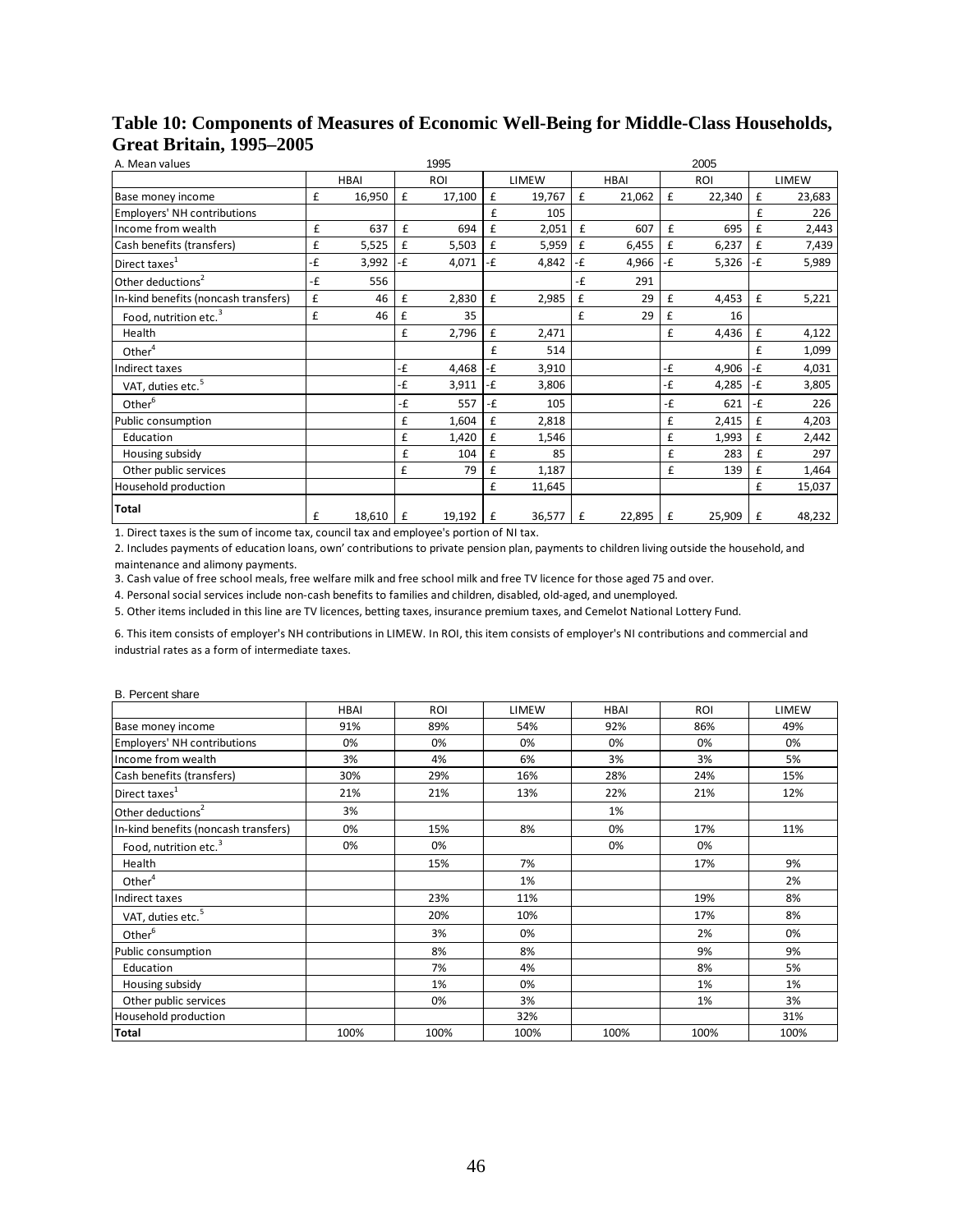## Table 10: Components of Measures of Economic Well-Being for Middle-Class Households, Great Britain, 1995–2005

A. Mean values

| | 1995 | | | 2005 | | |
|---|---|---|---|---|---|---|
| | HBAI | ROI | LIMEW | HBAI | ROI | LIMEW |
| Base money income | £ 16,950 | £ 17,100 | £ 19,767 | £ 21,062 | £ 22,340 | £ 23,683 |
| Employers' NH contributions | | | £ 105 | | | £ 226 |
| Income from wealth | £ 637 | £ 694 | £ 2,051 | £ 607 | £ 695 | £ 2,443 |
| Cash benefits (transfers) | £ 5,525 | £ 5,503 | £ 5,959 | £ 6,455 | £ 6,237 | £ 7,439 |
| Direct taxes[1] | -£ 3,992 | -£ 4,071 | -£ 4,842 | -£ 4,966 | -£ 5,326 | -£ 5,989 |
| Other deductions[2] | -£ 556 | | | -£ 291 | | |
| In-kind benefits (noncash transfers) | £ 46 | £ 2,830 | £ 2,985 | £ 29 | £ 4,453 | £ 5,221 |
| Food, nutrition etc.[3] | £ 46 | £ 35 | | £ 29 | £ 16 | |
| Health | | £ 2,796 | £ 2,471 | | £ 4,436 | £ 4,122 |
| Other[4] | | | £ 514 | | | £ 1,099 |
| Indirect taxes | | -£ 4,468 | -£ 3,910 | | -£ 4,906 | -£ 4,031 |
| VAT, duties etc.[5] | | -£ 3,911 | -£ 3,806 | | -£ 4,285 | -£ 3,805 |
| Other[6] | | -£ 557 | -£ 105 | | -£ 621 | -£ 226 |
| Public consumption | | £ 1,604 | £ 2,818 | | £ 2,415 | £ 4,203 |
| Education | | £ 1,420 | £ 1,546 | | £ 1,993 | £ 2,442 |
| Housing subsidy | | £ 104 | £ 85 | | £ 283 | £ 297 |
| Other public services | | £ 79 | £ 1,187 | | £ 139 | £ 1,464 |
| Household production | | | £ 11,645 | | | £ 15,037 |
| **Total** | £ 18,610 | £ 19,192 | £ 36,577 | £ 22,895 | £ 25,909 | £ 48,232 |

1. Direct taxes is the sum of income tax, council tax and employee's portion of NI tax.

2. Includes payments of education loans, own' contributions to private pension plan, payments to children living outside the household, and maintenance and alimony payments.

3. Cash value of free school meals, free welfare milk and free school milk and free TV licence for those aged 75 and over.

4. Personal social services include non-cash benefits to families and children, disabled, old-aged, and unemployed.

5. Other items included in this line are TV licences, betting taxes, insurance premium taxes, and Cemelot National Lottery Fund.

6. This item consists of employer's NH contributions in LIMEW. In ROI, this item consists of employer's NI contributions and commercial and industrial rates as a form of intermediate taxes.

B. Percent share

| | HBAI | ROI | LIMEW | HBAI | ROI | LIMEW |
|---|---|---|---|---|---|---|
| Base money income | 91% | 89% | 54% | 92% | 86% | 49% |
| Employers' NH contributions | 0% | 0% | 0% | 0% | 0% | 0% |
| Income from wealth | 3% | 4% | 6% | 3% | 3% | 5% |
| Cash benefits (transfers) | 30% | 29% | 16% | 28% | 24% | 15% |
| Direct taxes[1] | 21% | 21% | 13% | 22% | 21% | 12% |
| Other deductions[2] | 3% | | | 1% | | |
| In-kind benefits (noncash transfers) | 0% | 15% | 8% | 0% | 17% | 11% |
| Food, nutrition etc.[3] | 0% | 0% | | 0% | 0% | |
| Health | | 15% | 7% | | 17% | 9% |
| Other[4] | | | 1% | | | 2% |
| Indirect taxes | | 23% | 11% | | 19% | 8% |
| VAT, duties etc.[5] | | 20% | 10% | | 17% | 8% |
| Other[6] | | 3% | 0% | | 2% | 0% |
| Public consumption | | 8% | 8% | | 9% | 9% |
| Education | | 7% | 4% | | 8% | 5% |
| Housing subsidy | | 1% | 0% | | 1% | 1% |
| Other public services | | 0% | 3% | | 1% | 3% |
| Household production | | | 32% | | | 31% |
| **Total** | 100% | 100% | 100% | 100% | 100% | 100% |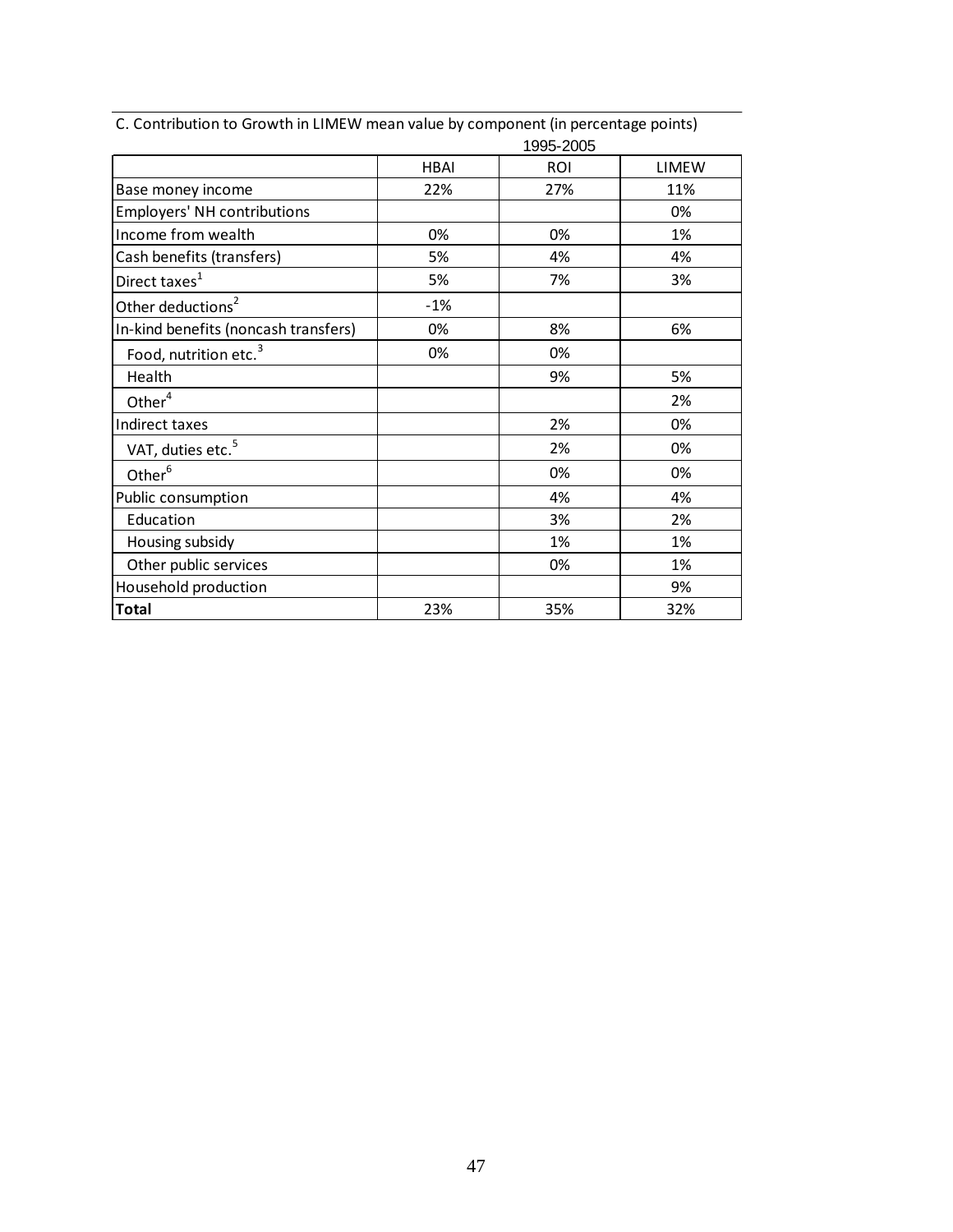C. Contribution to Growth in LIMEW mean value by component (in percentage points)

| | 1995-2005 | | |
|---|---|---|---|
| | HBAI | ROI | LIMEW |
| Base money income | 22% | 27% | 11% |
| Employers' NH contributions | | | 0% |
| Income from wealth | 0% | 0% | 1% |
| Cash benefits (transfers) | 5% | 4% | 4% |
| Direct taxes[1] | 5% | 7% | 3% |
| Other deductions[2] | -1% | | |
| In-kind benefits (noncash transfers) | 0% | 8% | 6% |
| Food, nutrition etc.[3] | 0% | 0% | |
| Health | | 9% | 5% |
| Other[4] | | | 2% |
| Indirect taxes | | 2% | 0% |
| VAT, duties etc.[5] | | 2% | 0% |
| Other[6] | | 0% | 0% |
| Public consumption | | 4% | 4% |
| Education | | 3% | 2% |
| Housing subsidy | | 1% | 1% |
| Other public services | | 0% | 1% |
| Household production | | | 9% |
| **Total** | 23% | 35% | 32% |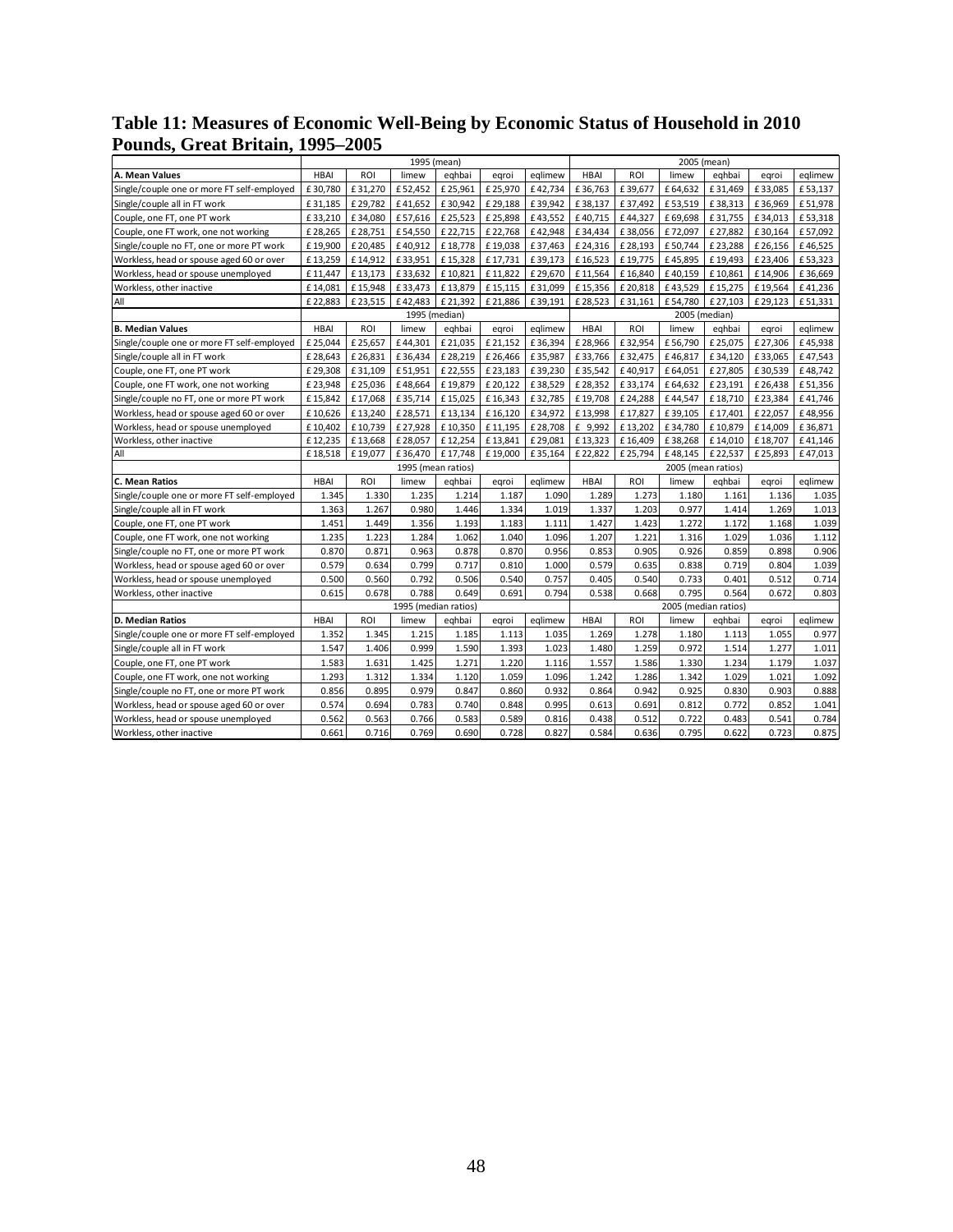**Table 11: Measures of Economic Well-Being by Economic Status of Household in 2010 Pounds, Great Britain, 1995–2005**

| | 1995 (mean) | | | | | | 2005 (mean) | | | | | |
|---|---|---|---|---|---|---|---|---|---|---|---|---|
| **A. Mean Values** | HBAI | ROI | limew | eqhbai | eqroi | eqlimew | HBAI | ROI | limew | eqhbai | eqroi | eqlimew |
| Single/couple one or more FT self-employed | £30,780 | £31,270 | £52,452 | £25,961 | £25,970 | £42,734 | £36,763 | £39,677 | £64,632 | £31,469 | £33,085 | £53,137 |
| Single/couple all in FT work | £31,185 | £29,782 | £41,652 | £30,942 | £29,188 | £39,942 | £38,137 | £37,492 | £53,519 | £38,313 | £36,969 | £51,978 |
| Couple, one FT, one PT work | £33,210 | £34,080 | £57,616 | £25,523 | £25,898 | £43,552 | £40,715 | £44,327 | £69,698 | £31,755 | £34,013 | £53,318 |
| Couple, one FT work, one not working | £28,265 | £28,751 | £54,550 | £22,715 | £22,768 | £42,948 | £34,434 | £38,056 | £72,097 | £27,882 | £30,164 | £57,092 |
| Single/couple no FT, one or more PT work | £19,900 | £20,485 | £40,912 | £18,778 | £19,038 | £37,463 | £24,316 | £28,193 | £50,744 | £23,288 | £26,156 | £46,525 |
| Workless, head or spouse aged 60 or over | £13,259 | £14,912 | £33,951 | £15,328 | £17,731 | £39,173 | £16,523 | £19,775 | £45,895 | £19,493 | £23,406 | £53,323 |
| Workless, head or spouse unemployed | £11,447 | £13,173 | £33,632 | £10,821 | £11,822 | £29,670 | £11,564 | £16,840 | £40,159 | £10,861 | £14,906 | £36,669 |
| Workless, other inactive | £14,081 | £15,948 | £33,473 | £13,879 | £15,115 | £31,099 | £15,356 | £20,818 | £43,529 | £15,275 | £19,564 | £41,236 |
| All | £22,883 | £23,515 | £42,483 | £21,392 | £21,886 | £39,191 | £28,523 | £31,161 | £54,780 | £27,103 | £29,123 | £51,331 |
| | 1995 (median) | | | | | | 2005 (median) | | | | | |
| **B. Median Values** | HBAI | ROI | limew | eqhbai | eqroi | eqlimew | HBAI | ROI | limew | eqhbai | eqroi | eqlimew |
| Single/couple one or more FT self-employed | £25,044 | £25,657 | £44,301 | £21,035 | £21,152 | £36,394 | £28,966 | £32,954 | £56,790 | £25,075 | £27,306 | £45,938 |
| Single/couple all in FT work | £28,643 | £26,831 | £36,434 | £28,219 | £26,466 | £35,987 | £33,766 | £32,475 | £46,817 | £34,120 | £33,065 | £47,543 |
| Couple, one FT, one PT work | £29,308 | £31,109 | £51,951 | £22,555 | £23,183 | £39,230 | £35,542 | £40,917 | £64,051 | £27,805 | £30,539 | £48,742 |
| Couple, one FT work, one not working | £23,948 | £25,036 | £48,664 | £19,879 | £20,122 | £38,529 | £28,352 | £33,174 | £64,632 | £23,191 | £26,438 | £51,356 |
| Single/couple no FT, one or more PT work | £15,842 | £17,068 | £35,714 | £15,025 | £16,343 | £32,785 | £19,708 | £24,288 | £44,547 | £18,710 | £23,384 | £41,746 |
| Workless, head or spouse aged 60 or over | £10,626 | £13,240 | £28,571 | £13,134 | £16,120 | £34,972 | £13,998 | £17,827 | £39,105 | £17,401 | £22,057 | £48,956 |
| Workless, head or spouse unemployed | £10,402 | £10,739 | £27,928 | £10,350 | £11,195 | £28,708 | £9,992 | £13,202 | £34,780 | £10,879 | £14,009 | £36,871 |
| Workless, other inactive | £12,235 | £13,668 | £28,057 | £12,254 | £13,841 | £29,081 | £13,323 | £16,409 | £38,268 | £14,010 | £18,707 | £41,146 |
| All | £18,518 | £19,077 | £36,470 | £17,748 | £19,000 | £35,164 | £22,822 | £25,794 | £48,145 | £22,537 | £25,893 | £47,013 |
| | 1995 (mean ratios) | | | | | | 2005 (mean ratios) | | | | | |
| **C. Mean Ratios** | HBAI | ROI | limew | eqhbai | eqroi | eqlimew | HBAI | ROI | limew | eqhbai | eqroi | eqlimew |
| Single/couple one or more FT self-employed | 1.345 | 1.330 | 1.235 | 1.214 | 1.187 | 1.090 | 1.289 | 1.273 | 1.180 | 1.161 | 1.136 | 1.035 |
| Single/couple all in FT work | 1.363 | 1.267 | 0.980 | 1.446 | 1.334 | 1.019 | 1.337 | 1.203 | 0.977 | 1.414 | 1.269 | 1.013 |
| Couple, one FT, one PT work | 1.451 | 1.449 | 1.356 | 1.193 | 1.183 | 1.111 | 1.427 | 1.423 | 1.272 | 1.172 | 1.168 | 1.039 |
| Couple, one FT work, one not working | 1.235 | 1.223 | 1.284 | 1.062 | 1.040 | 1.096 | 1.207 | 1.221 | 1.316 | 1.029 | 1.036 | 1.112 |
| Single/couple no FT, one or more PT work | 0.870 | 0.871 | 0.963 | 0.878 | 0.870 | 0.956 | 0.853 | 0.905 | 0.926 | 0.859 | 0.898 | 0.906 |
| Workless, head or spouse aged 60 or over | 0.579 | 0.634 | 0.799 | 0.717 | 0.810 | 1.000 | 0.579 | 0.635 | 0.838 | 0.719 | 0.804 | 1.039 |
| Workless, head or spouse unemployed | 0.500 | 0.560 | 0.792 | 0.506 | 0.540 | 0.757 | 0.405 | 0.540 | 0.733 | 0.401 | 0.512 | 0.714 |
| Workless, other inactive | 0.615 | 0.678 | 0.788 | 0.649 | 0.691 | 0.794 | 0.538 | 0.668 | 0.795 | 0.564 | 0.672 | 0.803 |
| | 1995 (median ratios) | | | | | | 2005 (median ratios) | | | | | |
| **D. Median Ratios** | HBAI | ROI | limew | eqhbai | eqroi | eqlimew | HBAI | ROI | limew | eqhbai | eqroi | eqlimew |
| Single/couple one or more FT self-employed | 1.352 | 1.345 | 1.215 | 1.185 | 1.113 | 1.035 | 1.269 | 1.278 | 1.180 | 1.113 | 1.055 | 0.977 |
| Single/couple all in FT work | 1.547 | 1.406 | 0.999 | 1.590 | 1.393 | 1.023 | 1.480 | 1.259 | 0.972 | 1.514 | 1.277 | 1.011 |
| Couple, one FT, one PT work | 1.583 | 1.631 | 1.425 | 1.271 | 1.220 | 1.116 | 1.557 | 1.586 | 1.330 | 1.234 | 1.179 | 1.037 |
| Couple, one FT work, one not working | 1.293 | 1.312 | 1.334 | 1.120 | 1.059 | 1.096 | 1.242 | 1.286 | 1.342 | 1.029 | 1.021 | 1.092 |
| Single/couple no FT, one or more PT work | 0.856 | 0.895 | 0.979 | 0.847 | 0.860 | 0.932 | 0.864 | 0.942 | 0.925 | 0.830 | 0.903 | 0.888 |
| Workless, head or spouse aged 60 or over | 0.574 | 0.694 | 0.783 | 0.740 | 0.848 | 0.995 | 0.613 | 0.691 | 0.812 | 0.772 | 0.852 | 1.041 |
| Workless, head or spouse unemployed | 0.562 | 0.563 | 0.766 | 0.583 | 0.589 | 0.816 | 0.438 | 0.512 | 0.722 | 0.483 | 0.541 | 0.784 |
| Workless, other inactive | 0.661 | 0.716 | 0.769 | 0.690 | 0.728 | 0.827 | 0.584 | 0.636 | 0.795 | 0.622 | 0.723 | 0.875 |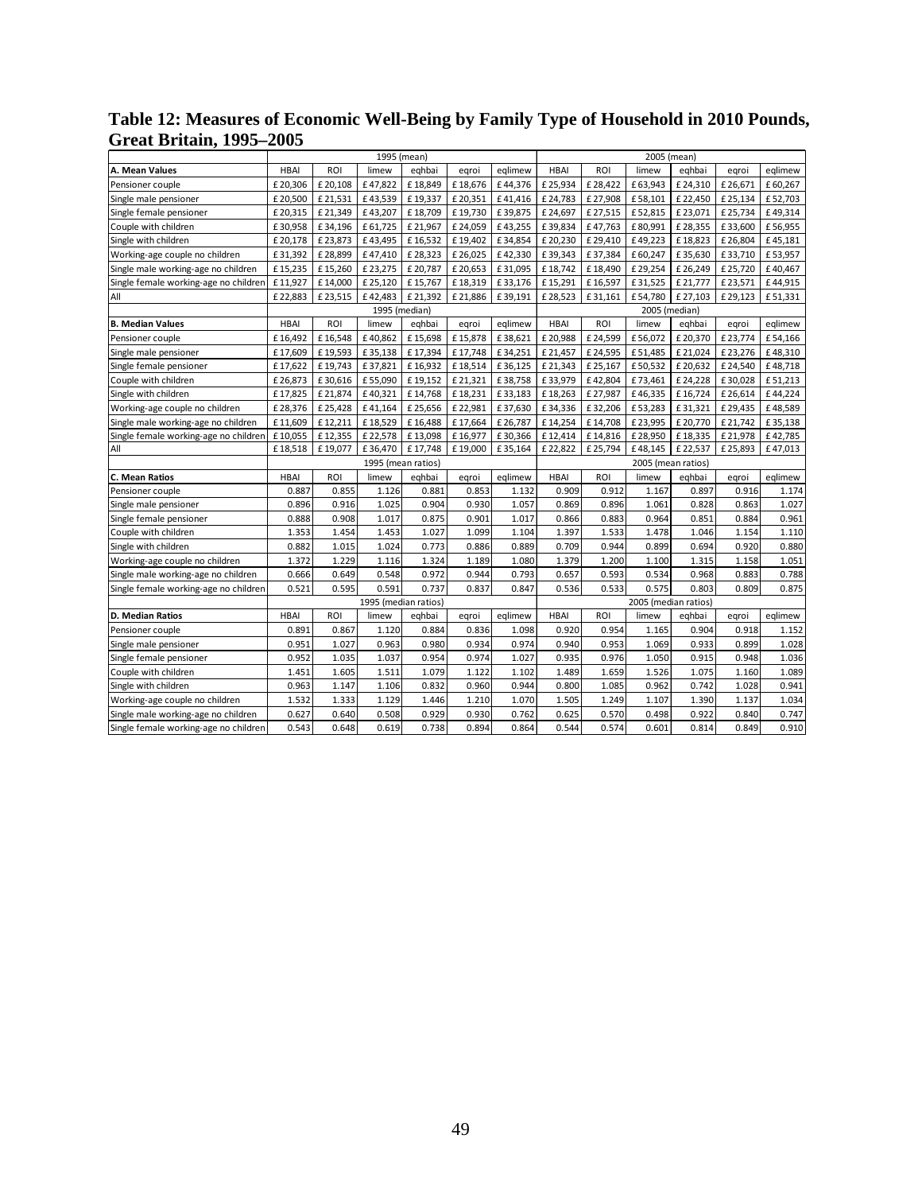**Table 12: Measures of Economic Well-Being by Family Type of Household in 2010 Pounds, Great Britain, 1995–2005**

| | 1995 (mean) | | | | | | 2005 (mean) | | | | | |
|---|---|---|---|---|---|---|---|---|---|---|---|---|
| **A. Mean Values** | HBAI | ROI | limew | eqhbai | eqroi | eqlimew | HBAI | ROI | limew | eqhbai | eqroi | eqlimew |
| Pensioner couple | £20,306 | £20,108 | £47,822 | £18,849 | £18,676 | £44,376 | £25,934 | £28,422 | £63,943 | £24,310 | £26,671 | £60,267 |
| Single male pensioner | £20,500 | £21,531 | £43,539 | £19,337 | £20,351 | £41,416 | £24,783 | £27,908 | £58,101 | £22,450 | £25,134 | £52,703 |
| Single female pensioner | £20,315 | £21,349 | £43,207 | £18,709 | £19,730 | £39,875 | £24,697 | £27,515 | £52,815 | £23,071 | £25,734 | £49,314 |
| Couple with children | £30,958 | £34,196 | £61,725 | £21,967 | £24,059 | £43,255 | £39,834 | £47,763 | £80,991 | £28,355 | £33,600 | £56,955 |
| Single with children | £20,178 | £23,873 | £43,495 | £16,532 | £19,402 | £34,854 | £20,230 | £29,410 | £49,223 | £18,823 | £26,804 | £45,181 |
| Working-age couple no children | £31,392 | £28,899 | £47,410 | £28,323 | £26,025 | £42,330 | £39,343 | £37,384 | £60,247 | £35,630 | £33,710 | £53,957 |
| Single male working-age no children | £15,235 | £15,260 | £23,275 | £20,787 | £20,653 | £31,095 | £18,742 | £18,490 | £29,254 | £26,249 | £25,720 | £40,467 |
| Single female working-age no children | £11,927 | £14,000 | £25,120 | £15,767 | £18,319 | £33,176 | £15,291 | £16,597 | £31,525 | £21,777 | £23,571 | £44,915 |
| All | £22,883 | £23,515 | £42,483 | £21,392 | £21,886 | £39,191 | £28,523 | £31,161 | £54,780 | £27,103 | £29,123 | £51,331 |
| | 1995 (median) | | | | | | 2005 (median) | | | | | |
| **B. Median Values** | HBAI | ROI | limew | eqhbai | eqroi | eqlimew | HBAI | ROI | limew | eqhbai | eqroi | eqlimew |
| Pensioner couple | £16,492 | £16,548 | £40,862 | £15,698 | £15,878 | £38,621 | £20,988 | £24,599 | £56,072 | £20,370 | £23,774 | £54,166 |
| Single male pensioner | £17,609 | £19,593 | £35,138 | £17,394 | £17,748 | £34,251 | £21,457 | £24,595 | £51,485 | £21,024 | £23,276 | £48,310 |
| Single female pensioner | £17,622 | £19,743 | £37,821 | £16,932 | £18,514 | £36,125 | £21,343 | £25,167 | £50,532 | £20,632 | £24,540 | £48,718 |
| Couple with children | £26,873 | £30,616 | £55,090 | £19,152 | £21,321 | £38,758 | £33,979 | £42,804 | £73,461 | £24,228 | £30,028 | £51,213 |
| Single with children | £17,825 | £21,874 | £40,321 | £14,768 | £18,231 | £33,183 | £18,263 | £27,987 | £46,335 | £16,724 | £26,614 | £44,224 |
| Working-age couple no children | £28,376 | £25,428 | £41,164 | £25,656 | £22,981 | £37,630 | £34,336 | £32,206 | £53,283 | £31,321 | £29,435 | £48,589 |
| Single male working-age no children | £11,609 | £12,211 | £18,529 | £16,488 | £17,664 | £26,787 | £14,254 | £14,708 | £23,995 | £20,770 | £21,742 | £35,138 |
| Single female working-age no children | £10,055 | £12,355 | £22,578 | £13,098 | £16,977 | £30,366 | £12,414 | £14,816 | £28,950 | £18,335 | £21,978 | £42,785 |
| All | £18,518 | £19,077 | £36,470 | £17,748 | £19,000 | £35,164 | £22,822 | £25,794 | £48,145 | £22,537 | £25,893 | £47,013 |
| | 1995 (mean ratios) | | | | | | 2005 (mean ratios) | | | | | |
| **C. Mean Ratios** | HBAI | ROI | limew | eqhbai | eqroi | eqlimew | HBAI | ROI | limew | eqhbai | eqroi | eqlimew |
| Pensioner couple | 0.887 | 0.855 | 1.126 | 0.881 | 0.853 | 1.132 | 0.909 | 0.912 | 1.167 | 0.897 | 0.916 | 1.174 |
| Single male pensioner | 0.896 | 0.916 | 1.025 | 0.904 | 0.930 | 1.057 | 0.869 | 0.896 | 1.061 | 0.828 | 0.863 | 1.027 |
| Single female pensioner | 0.888 | 0.908 | 1.017 | 0.875 | 0.901 | 1.017 | 0.866 | 0.883 | 0.964 | 0.851 | 0.884 | 0.961 |
| Couple with children | 1.353 | 1.454 | 1.453 | 1.027 | 1.099 | 1.104 | 1.397 | 1.533 | 1.478 | 1.046 | 1.154 | 1.110 |
| Single with children | 0.882 | 1.015 | 1.024 | 0.773 | 0.886 | 0.889 | 0.709 | 0.944 | 0.899 | 0.694 | 0.920 | 0.880 |
| Working-age couple no children | 1.372 | 1.229 | 1.116 | 1.324 | 1.189 | 1.080 | 1.379 | 1.200 | 1.100 | 1.315 | 1.158 | 1.051 |
| Single male working-age no children | 0.666 | 0.649 | 0.548 | 0.972 | 0.944 | 0.793 | 0.657 | 0.593 | 0.534 | 0.968 | 0.883 | 0.788 |
| Single female working-age no children | 0.521 | 0.595 | 0.591 | 0.737 | 0.837 | 0.847 | 0.536 | 0.533 | 0.575 | 0.803 | 0.809 | 0.875 |
| | 1995 (median ratios) | | | | | | 2005 (median ratios) | | | | | |
| **D. Median Ratios** | HBAI | ROI | limew | eqhbai | eqroi | eqlimew | HBAI | ROI | limew | eqhbai | eqroi | eqlimew |
| Pensioner couple | 0.891 | 0.867 | 1.120 | 0.884 | 0.836 | 1.098 | 0.920 | 0.954 | 1.165 | 0.904 | 0.918 | 1.152 |
| Single male pensioner | 0.951 | 1.027 | 0.963 | 0.980 | 0.934 | 0.974 | 0.940 | 0.953 | 1.069 | 0.933 | 0.899 | 1.028 |
| Single female pensioner | 0.952 | 1.035 | 1.037 | 0.954 | 0.974 | 1.027 | 0.935 | 0.976 | 1.050 | 0.915 | 0.948 | 1.036 |
| Couple with children | 1.451 | 1.605 | 1.511 | 1.079 | 1.122 | 1.102 | 1.489 | 1.659 | 1.526 | 1.075 | 1.160 | 1.089 |
| Single with children | 0.963 | 1.147 | 1.106 | 0.832 | 0.960 | 0.944 | 0.800 | 1.085 | 0.962 | 0.742 | 1.028 | 0.941 |
| Working-age couple no children | 1.532 | 1.333 | 1.129 | 1.446 | 1.210 | 1.070 | 1.505 | 1.249 | 1.107 | 1.390 | 1.137 | 1.034 |
| Single male working-age no children | 0.627 | 0.640 | 0.508 | 0.929 | 0.930 | 0.762 | 0.625 | 0.570 | 0.498 | 0.922 | 0.840 | 0.747 |
| Single female working-age no children | 0.543 | 0.648 | 0.619 | 0.738 | 0.894 | 0.864 | 0.544 | 0.574 | 0.601 | 0.814 | 0.849 | 0.910 |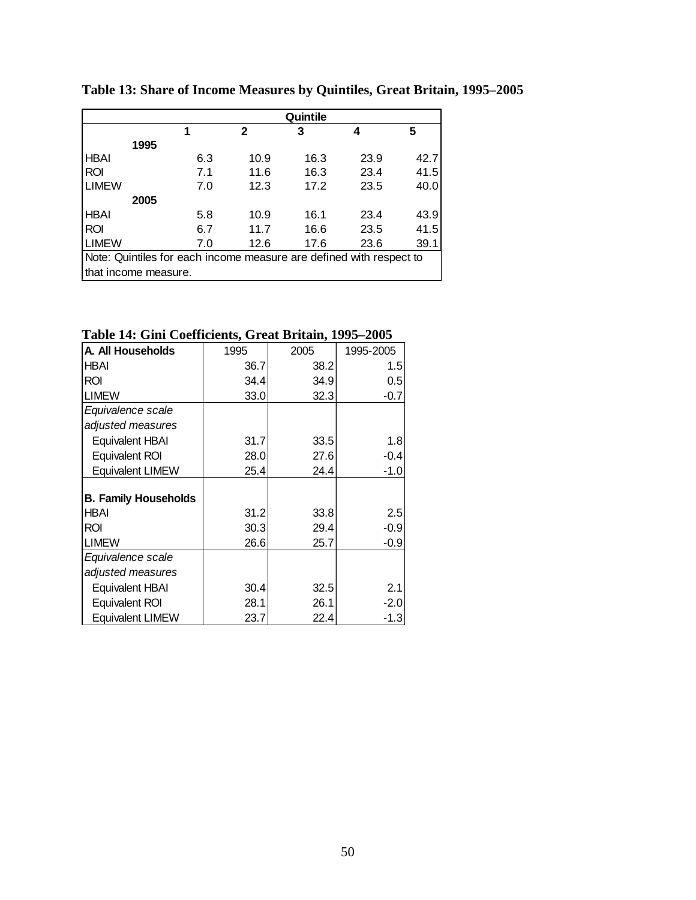**Table 13: Share of Income Measures by Quintiles, Great Britain, 1995–2005**

| | Quintile | | | | |
|---|---|---|---|---|---|
| | **1** | **2** | **3** | **4** | **5** |
| **1995** | | | | | |
| HBAI | 6.3 | 10.9 | 16.3 | 23.9 | 42.7 |
| ROI | 7.1 | 11.6 | 16.3 | 23.4 | 41.5 |
| LIMEW | 7.0 | 12.3 | 17.2 | 23.5 | 40.0 |
| **2005** | | | | | |
| HBAI | 5.8 | 10.9 | 16.1 | 23.4 | 43.9 |
| ROI | 6.7 | 11.7 | 16.6 | 23.5 | 41.5 |
| LIMEW | 7.0 | 12.6 | 17.6 | 23.6 | 39.1 |

Note: Quintiles for each income measure are defined with respect to that income measure.

**Table 14: Gini Coefficients, Great Britain, 1995–2005**

| **A. All Households** | 1995 | 2005 | 1995-2005 |
|---|---|---|---|
| HBAI | 36.7 | 38.2 | 1.5 |
| ROI | 34.4 | 34.9 | 0.5 |
| LIMEW | 33.0 | 32.3 | -0.7 |
| *Equivalence scale adjusted measures* | | | |
| Equivalent HBAI | 31.7 | 33.5 | 1.8 |
| Equivalent ROI | 28.0 | 27.6 | -0.4 |
| Equivalent LIMEW | 25.4 | 24.4 | -1.0 |
| **B. Family Households** | | | |
| HBAI | 31.2 | 33.8 | 2.5 |
| ROI | 30.3 | 29.4 | -0.9 |
| LIMEW | 26.6 | 25.7 | -0.9 |
| *Equivalence scale adjusted measures* | | | |
| Equivalent HBAI | 30.4 | 32.5 | 2.1 |
| Equivalent ROI | 28.1 | 26.1 | -2.0 |
| Equivalent LIMEW | 23.7 | 22.4 | -1.3 |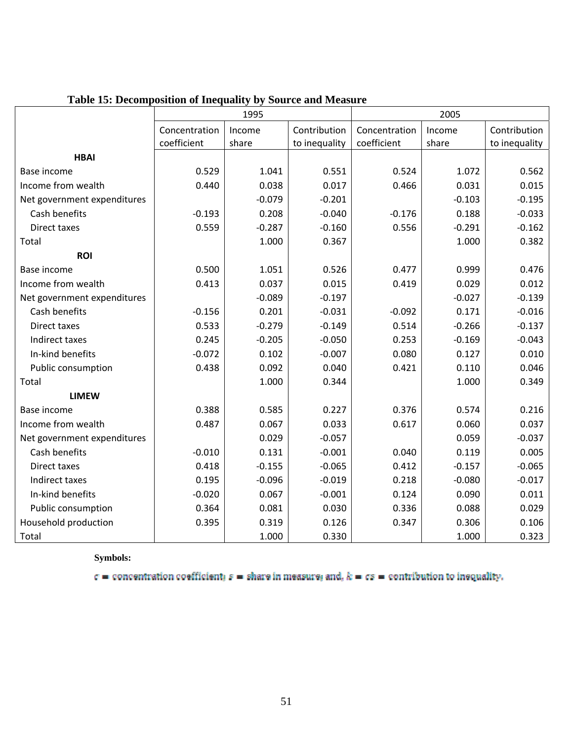**Table 15: Decomposition of Inequality by Source and Measure**

| | 1995 | | | 2005 | | |
|---|---|---|---|---|---|---|
| | Concentration coefficient | Income share | Contribution to inequality | Concentration coefficient | Income share | Contribution to inequality |
| **HBAI** | | | | | | |
| Base income | 0.529 | 1.041 | 0.551 | 0.524 | 1.072 | 0.562 |
| Income from wealth | 0.440 | 0.038 | 0.017 | 0.466 | 0.031 | 0.015 |
| Net government expenditures | | -0.079 | -0.201 | | -0.103 | -0.195 |
| Cash benefits | -0.193 | 0.208 | -0.040 | -0.176 | 0.188 | -0.033 |
| Direct taxes | 0.559 | -0.287 | -0.160 | 0.556 | -0.291 | -0.162 |
| Total | | 1.000 | 0.367 | | 1.000 | 0.382 |
| **ROI** | | | | | | |
| Base income | 0.500 | 1.051 | 0.526 | 0.477 | 0.999 | 0.476 |
| Income from wealth | 0.413 | 0.037 | 0.015 | 0.419 | 0.029 | 0.012 |
| Net government expenditures | | -0.089 | -0.197 | | -0.027 | -0.139 |
| Cash benefits | -0.156 | 0.201 | -0.031 | -0.092 | 0.171 | -0.016 |
| Direct taxes | 0.533 | -0.279 | -0.149 | 0.514 | -0.266 | -0.137 |
| Indirect taxes | 0.245 | -0.205 | -0.050 | 0.253 | -0.169 | -0.043 |
| In-kind benefits | -0.072 | 0.102 | -0.007 | 0.080 | 0.127 | 0.010 |
| Public consumption | 0.438 | 0.092 | 0.040 | 0.421 | 0.110 | 0.046 |
| Total | | 1.000 | 0.344 | | 1.000 | 0.349 |
| **LIMEW** | | | | | | |
| Base income | 0.388 | 0.585 | 0.227 | 0.376 | 0.574 | 0.216 |
| Income from wealth | 0.487 | 0.067 | 0.033 | 0.617 | 0.060 | 0.037 |
| Net government expenditures | | 0.029 | -0.057 | | 0.059 | -0.037 |
| Cash benefits | -0.010 | 0.131 | -0.001 | 0.040 | 0.119 | 0.005 |
| Direct taxes | 0.418 | -0.155 | -0.065 | 0.412 | -0.157 | -0.065 |
| Indirect taxes | 0.195 | -0.096 | -0.019 | 0.218 | -0.080 | -0.017 |
| In-kind benefits | -0.020 | 0.067 | -0.001 | 0.124 | 0.090 | 0.011 |
| Public consumption | 0.364 | 0.081 | 0.030 | 0.336 | 0.088 | 0.029 |
| Household production | 0.395 | 0.319 | 0.126 | 0.347 | 0.306 | 0.106 |
| Total | | 1.000 | 0.330 | | 1.000 | 0.323 |

**Symbols:**

$c$ = concentration coefficient; $s$ = share in measure; and, $k = cs$ = contribution to inequality.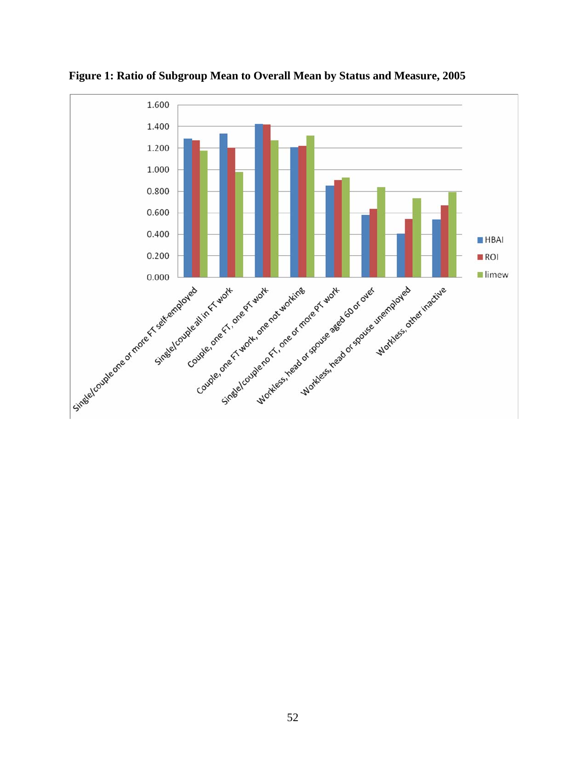**Figure 1: Ratio of Subgroup Mean to Overall Mean by Status and Measure, 2005**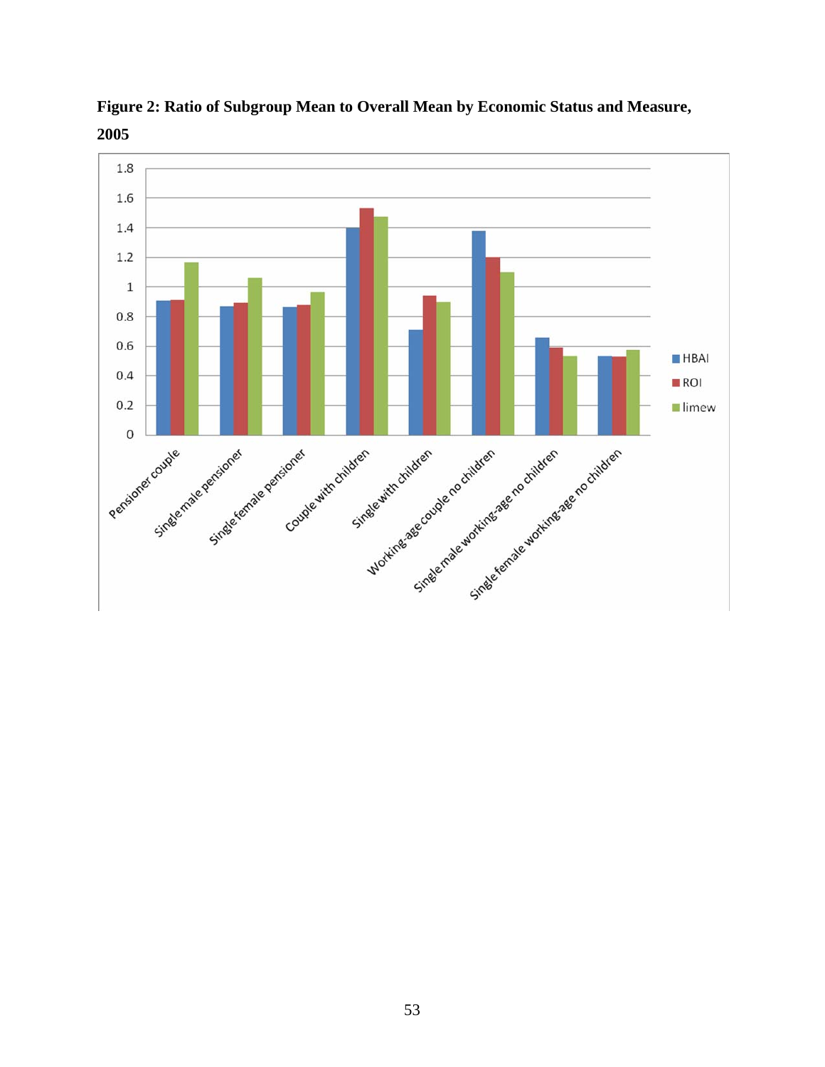**Figure 2: Ratio of Subgroup Mean to Overall Mean by Economic Status and Measure, 2005**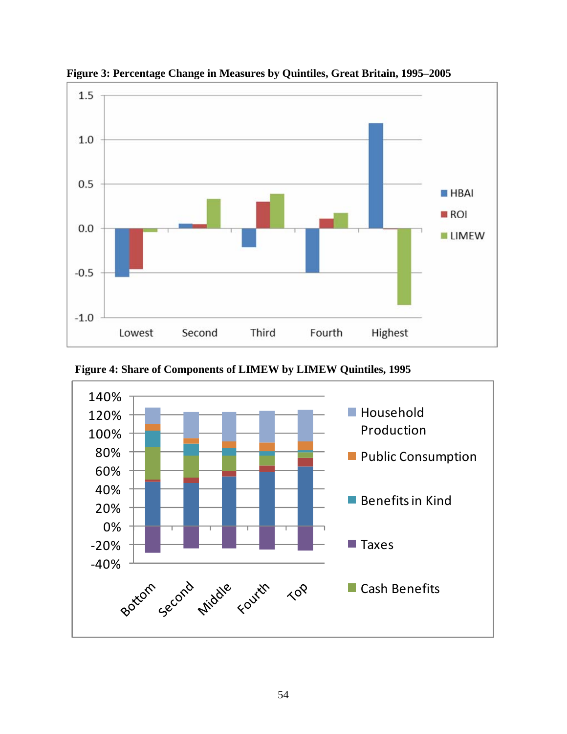**Figure 3: Percentage Change in Measures by Quintiles, Great Britain, 1995–2005**

**Figure 4: Share of Components of LIMEW by LIMEW Quintiles, 1995**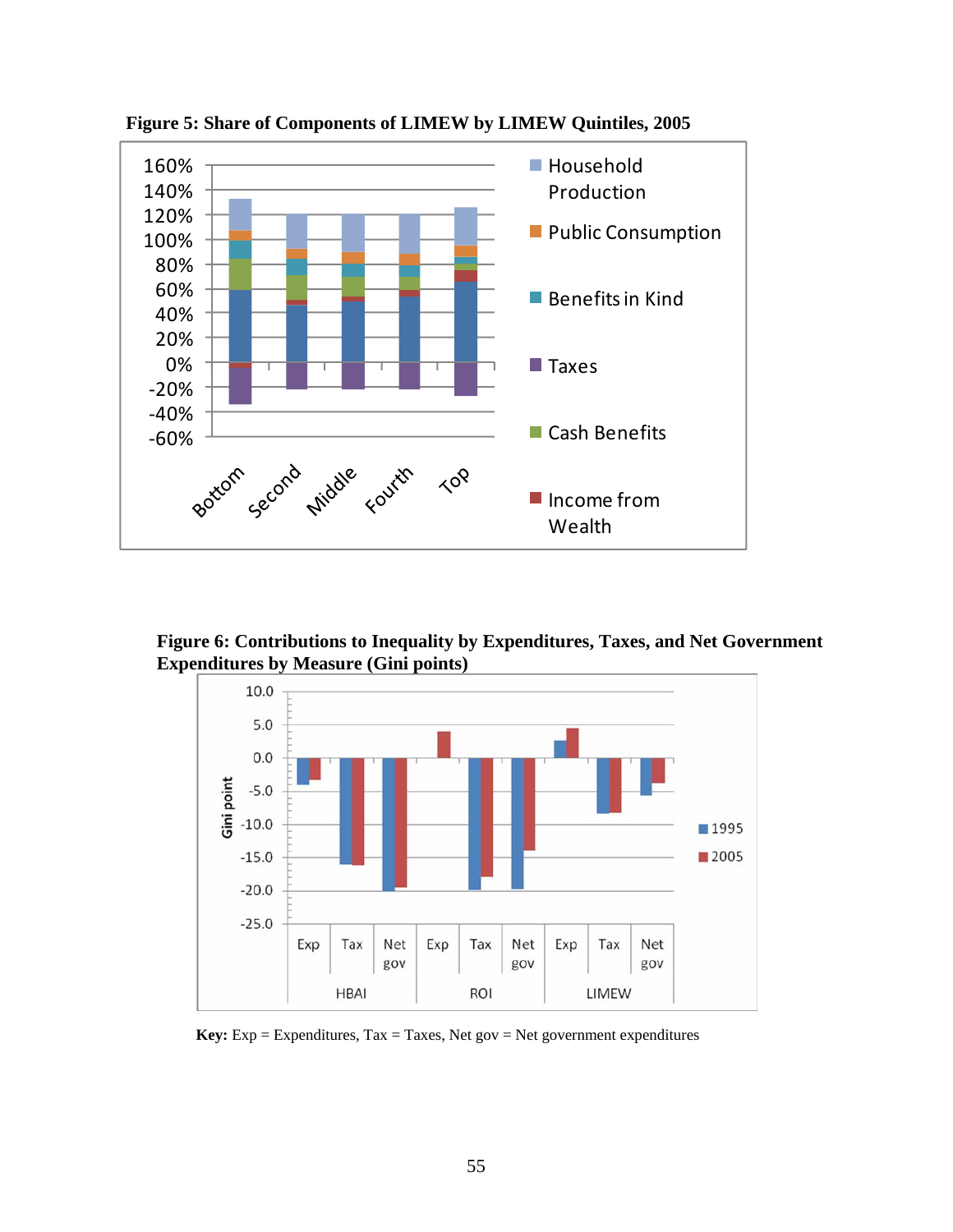**Figure 5: Share of Components of LIMEW by LIMEW Quintiles, 2005**

**Figure 6: Contributions to Inequality by Expenditures, Taxes, and Net Government Expenditures by Measure (Gini points)**

**Key:** Exp = Expenditures, Tax = Taxes, Net gov = Net government expenditures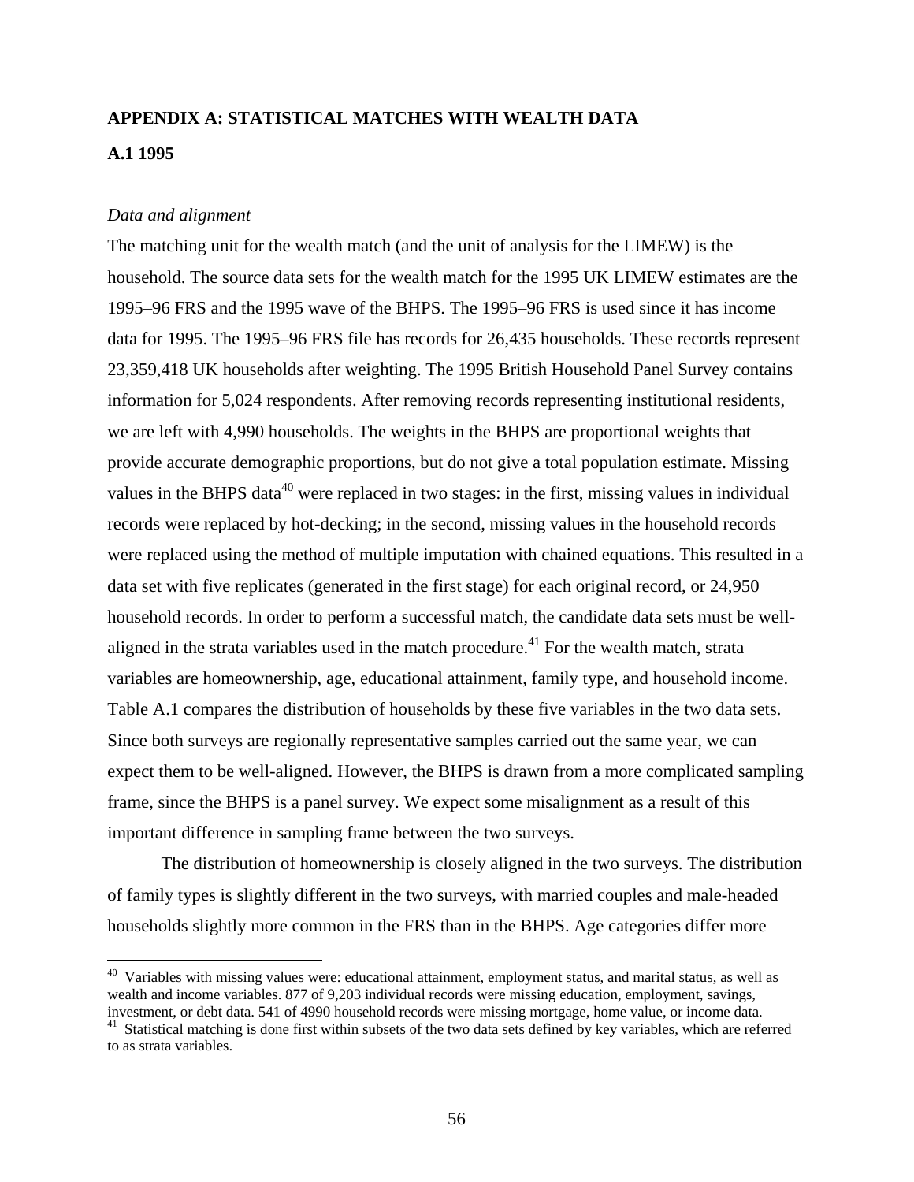## APPENDIX A: STATISTICAL MATCHES WITH WEALTH DATA

### A.1 1995

*Data and alignment*

The matching unit for the wealth match (and the unit of analysis for the LIMEW) is the household. The source data sets for the wealth match for the 1995 UK LIMEW estimates are the 1995–96 FRS and the 1995 wave of the BHPS. The 1995–96 FRS is used since it has income data for 1995. The 1995–96 FRS file has records for 26,435 households. These records represent 23,359,418 UK households after weighting. The 1995 British Household Panel Survey contains information for 5,024 respondents. After removing records representing institutional residents, we are left with 4,990 households. The weights in the BHPS are proportional weights that provide accurate demographic proportions, but do not give a total population estimate. Missing values in the BHPS data[40] were replaced in two stages: in the first, missing values in individual records were replaced by hot-decking; in the second, missing values in the household records were replaced using the method of multiple imputation with chained equations. This resulted in a data set with five replicates (generated in the first stage) for each original record, or 24,950 household records. In order to perform a successful match, the candidate data sets must be well-aligned in the strata variables used in the match procedure.[41] For the wealth match, strata variables are homeownership, age, educational attainment, family type, and household income. Table A.1 compares the distribution of households by these five variables in the two data sets. Since both surveys are regionally representative samples carried out the same year, we can expect them to be well-aligned. However, the BHPS is drawn from a more complicated sampling frame, since the BHPS is a panel survey. We expect some misalignment as a result of this important difference in sampling frame between the two surveys.

The distribution of homeownership is closely aligned in the two surveys. The distribution of family types is slightly different in the two surveys, with married couples and male-headed households slightly more common in the FRS than in the BHPS. Age categories differ more

---

[40] Variables with missing values were: educational attainment, employment status, and marital status, as well as wealth and income variables. 877 of 9,203 individual records were missing education, employment, savings, investment, or debt data. 541 of 4990 household records were missing mortgage, home value, or income data.

[41] Statistical matching is done first within subsets of the two data sets defined by key variables, which are referred to as strata variables.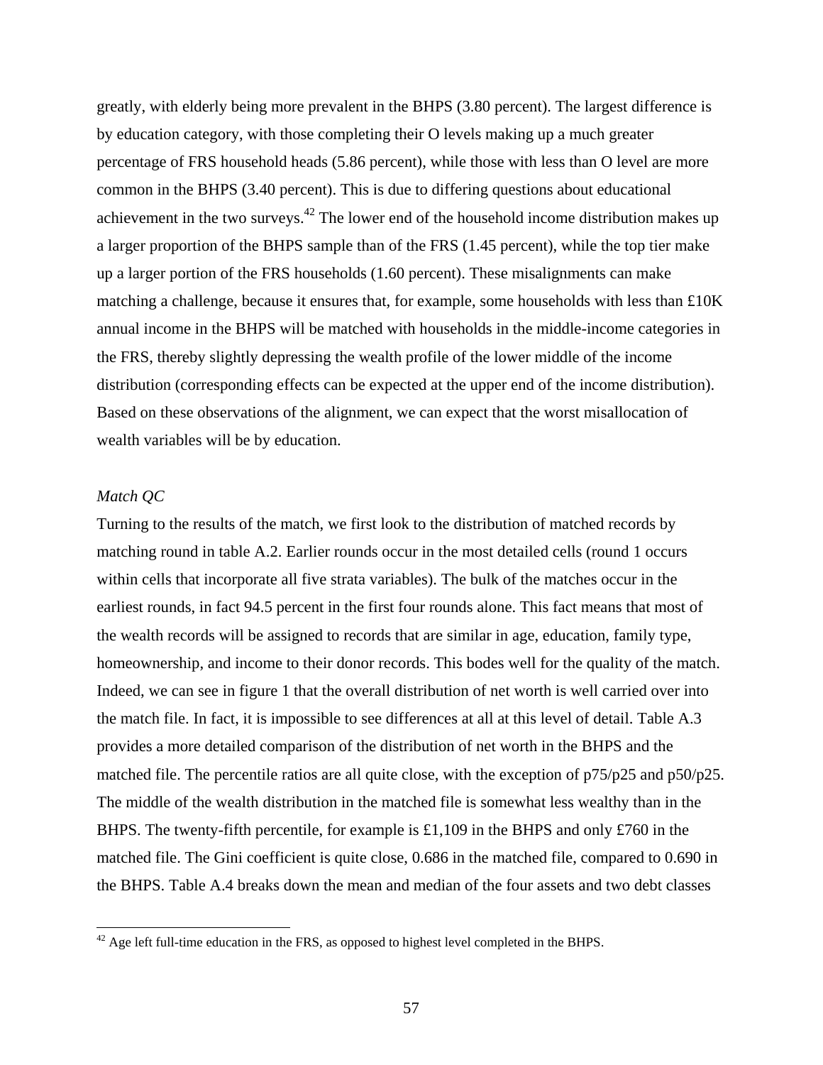greatly, with elderly being more prevalent in the BHPS (3.80 percent). The largest difference is by education category, with those completing their O levels making up a much greater percentage of FRS household heads (5.86 percent), while those with less than O level are more common in the BHPS (3.40 percent). This is due to differing questions about educational achievement in the two surveys.[42] The lower end of the household income distribution makes up a larger proportion of the BHPS sample than of the FRS (1.45 percent), while the top tier make up a larger portion of the FRS households (1.60 percent). These misalignments can make matching a challenge, because it ensures that, for example, some households with less than £10K annual income in the BHPS will be matched with households in the middle-income categories in the FRS, thereby slightly depressing the wealth profile of the lower middle of the income distribution (corresponding effects can be expected at the upper end of the income distribution). Based on these observations of the alignment, we can expect that the worst misallocation of wealth variables will be by education.

*Match QC*

Turning to the results of the match, we first look to the distribution of matched records by matching round in table A.2. Earlier rounds occur in the most detailed cells (round 1 occurs within cells that incorporate all five strata variables). The bulk of the matches occur in the earliest rounds, in fact 94.5 percent in the first four rounds alone. This fact means that most of the wealth records will be assigned to records that are similar in age, education, family type, homeownership, and income to their donor records. This bodes well for the quality of the match. Indeed, we can see in figure 1 that the overall distribution of net worth is well carried over into the match file. In fact, it is impossible to see differences at all at this level of detail. Table A.3 provides a more detailed comparison of the distribution of net worth in the BHPS and the matched file. The percentile ratios are all quite close, with the exception of p75/p25 and p50/p25. The middle of the wealth distribution in the matched file is somewhat less wealthy than in the BHPS. The twenty-fifth percentile, for example is £1,109 in the BHPS and only £760 in the matched file. The Gini coefficient is quite close, 0.686 in the matched file, compared to 0.690 in the BHPS. Table A.4 breaks down the mean and median of the four assets and two debt classes

[42] Age left full-time education in the FRS, as opposed to highest level completed in the BHPS.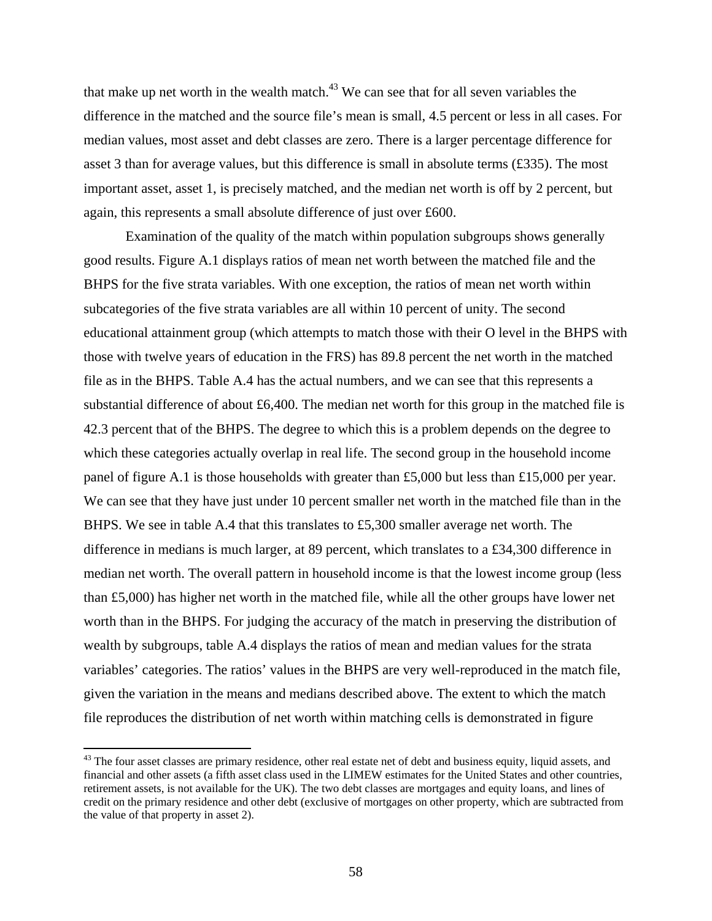that make up net worth in the wealth match.[43] We can see that for all seven variables the difference in the matched and the source file's mean is small, 4.5 percent or less in all cases. For median values, most asset and debt classes are zero. There is a larger percentage difference for asset 3 than for average values, but this difference is small in absolute terms (£335). The most important asset, asset 1, is precisely matched, and the median net worth is off by 2 percent, but again, this represents a small absolute difference of just over £600.

Examination of the quality of the match within population subgroups shows generally good results. Figure A.1 displays ratios of mean net worth between the matched file and the BHPS for the five strata variables. With one exception, the ratios of mean net worth within subcategories of the five strata variables are all within 10 percent of unity. The second educational attainment group (which attempts to match those with their O level in the BHPS with those with twelve years of education in the FRS) has 89.8 percent the net worth in the matched file as in the BHPS. Table A.4 has the actual numbers, and we can see that this represents a substantial difference of about £6,400. The median net worth for this group in the matched file is 42.3 percent that of the BHPS. The degree to which this is a problem depends on the degree to which these categories actually overlap in real life. The second group in the household income panel of figure A.1 is those households with greater than £5,000 but less than £15,000 per year. We can see that they have just under 10 percent smaller net worth in the matched file than in the BHPS. We see in table A.4 that this translates to £5,300 smaller average net worth. The difference in medians is much larger, at 89 percent, which translates to a £34,300 difference in median net worth. The overall pattern in household income is that the lowest income group (less than £5,000) has higher net worth in the matched file, while all the other groups have lower net worth than in the BHPS. For judging the accuracy of the match in preserving the distribution of wealth by subgroups, table A.4 displays the ratios of mean and median values for the strata variables' categories. The ratios' values in the BHPS are very well-reproduced in the match file, given the variation in the means and medians described above. The extent to which the match file reproduces the distribution of net worth within matching cells is demonstrated in figure

[43] The four asset classes are primary residence, other real estate net of debt and business equity, liquid assets, and financial and other assets (a fifth asset class used in the LIMEW estimates for the United States and other countries, retirement assets, is not available for the UK). The two debt classes are mortgages and equity loans, and lines of credit on the primary residence and other debt (exclusive of mortgages on other property, which are subtracted from the value of that property in asset 2).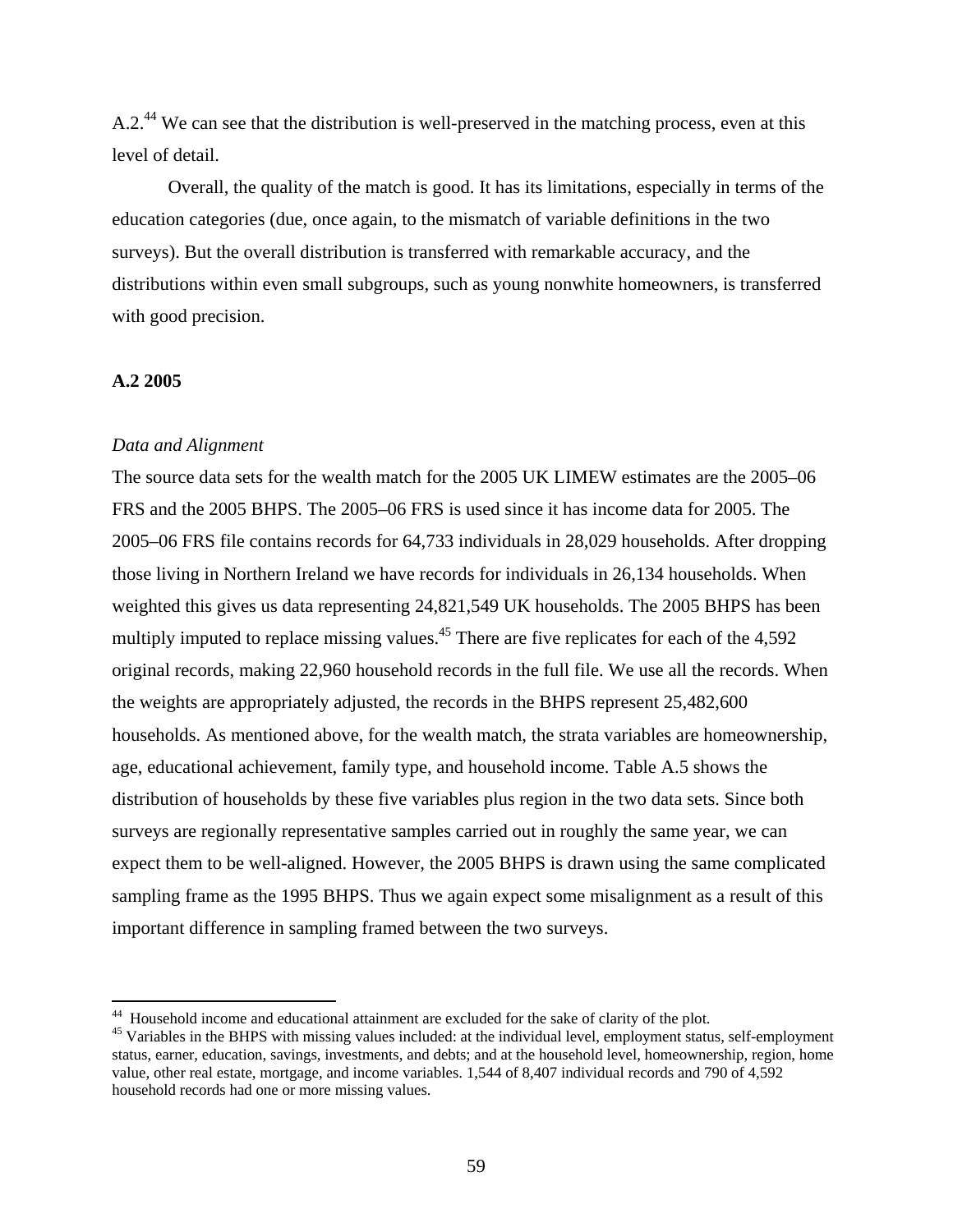A.2.[44] We can see that the distribution is well-preserved in the matching process, even at this level of detail.

Overall, the quality of the match is good. It has its limitations, especially in terms of the education categories (due, once again, to the mismatch of variable definitions in the two surveys). But the overall distribution is transferred with remarkable accuracy, and the distributions within even small subgroups, such as young nonwhite homeowners, is transferred with good precision.

### A.2 2005

*Data and Alignment*

The source data sets for the wealth match for the 2005 UK LIMEW estimates are the 2005–06 FRS and the 2005 BHPS. The 2005–06 FRS is used since it has income data for 2005. The 2005–06 FRS file contains records for 64,733 individuals in 28,029 households. After dropping those living in Northern Ireland we have records for individuals in 26,134 households. When weighted this gives us data representing 24,821,549 UK households. The 2005 BHPS has been multiply imputed to replace missing values.[45] There are five replicates for each of the 4,592 original records, making 22,960 household records in the full file. We use all the records. When the weights are appropriately adjusted, the records in the BHPS represent 25,482,600 households. As mentioned above, for the wealth match, the strata variables are homeownership, age, educational achievement, family type, and household income. Table A.5 shows the distribution of households by these five variables plus region in the two data sets. Since both surveys are regionally representative samples carried out in roughly the same year, we can expect them to be well-aligned. However, the 2005 BHPS is drawn using the same complicated sampling frame as the 1995 BHPS. Thus we again expect some misalignment as a result of this important difference in sampling framed between the two surveys.

---

[44] Household income and educational attainment are excluded for the sake of clarity of the plot.

[45] Variables in the BHPS with missing values included: at the individual level, employment status, self-employment status, earner, education, savings, investments, and debts; and at the household level, homeownership, region, home value, other real estate, mortgage, and income variables. 1,544 of 8,407 individual records and 790 of 4,592 household records had one or more missing values.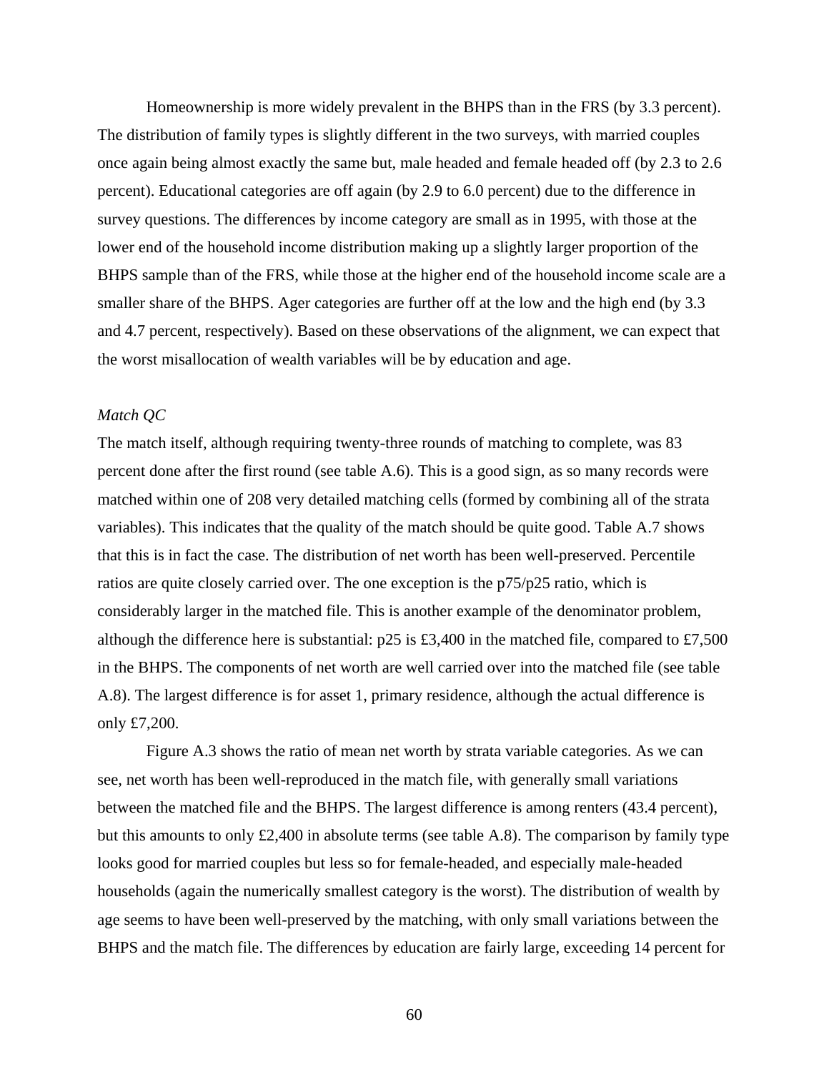Homeownership is more widely prevalent in the BHPS than in the FRS (by 3.3 percent). The distribution of family types is slightly different in the two surveys, with married couples once again being almost exactly the same but, male headed and female headed off (by 2.3 to 2.6 percent). Educational categories are off again (by 2.9 to 6.0 percent) due to the difference in survey questions. The differences by income category are small as in 1995, with those at the lower end of the household income distribution making up a slightly larger proportion of the BHPS sample than of the FRS, while those at the higher end of the household income scale are a smaller share of the BHPS. Ager categories are further off at the low and the high end (by 3.3 and 4.7 percent, respectively). Based on these observations of the alignment, we can expect that the worst misallocation of wealth variables will be by education and age.

*Match QC*

The match itself, although requiring twenty-three rounds of matching to complete, was 83 percent done after the first round (see table A.6). This is a good sign, as so many records were matched within one of 208 very detailed matching cells (formed by combining all of the strata variables). This indicates that the quality of the match should be quite good. Table A.7 shows that this is in fact the case. The distribution of net worth has been well-preserved. Percentile ratios are quite closely carried over. The one exception is the p75/p25 ratio, which is considerably larger in the matched file. This is another example of the denominator problem, although the difference here is substantial: p25 is £3,400 in the matched file, compared to £7,500 in the BHPS. The components of net worth are well carried over into the matched file (see table A.8). The largest difference is for asset 1, primary residence, although the actual difference is only £7,200.

Figure A.3 shows the ratio of mean net worth by strata variable categories. As we can see, net worth has been well-reproduced in the match file, with generally small variations between the matched file and the BHPS. The largest difference is among renters (43.4 percent), but this amounts to only £2,400 in absolute terms (see table A.8). The comparison by family type looks good for married couples but less so for female-headed, and especially male-headed households (again the numerically smallest category is the worst). The distribution of wealth by age seems to have been well-preserved by the matching, with only small variations between the BHPS and the match file. The differences by education are fairly large, exceeding 14 percent for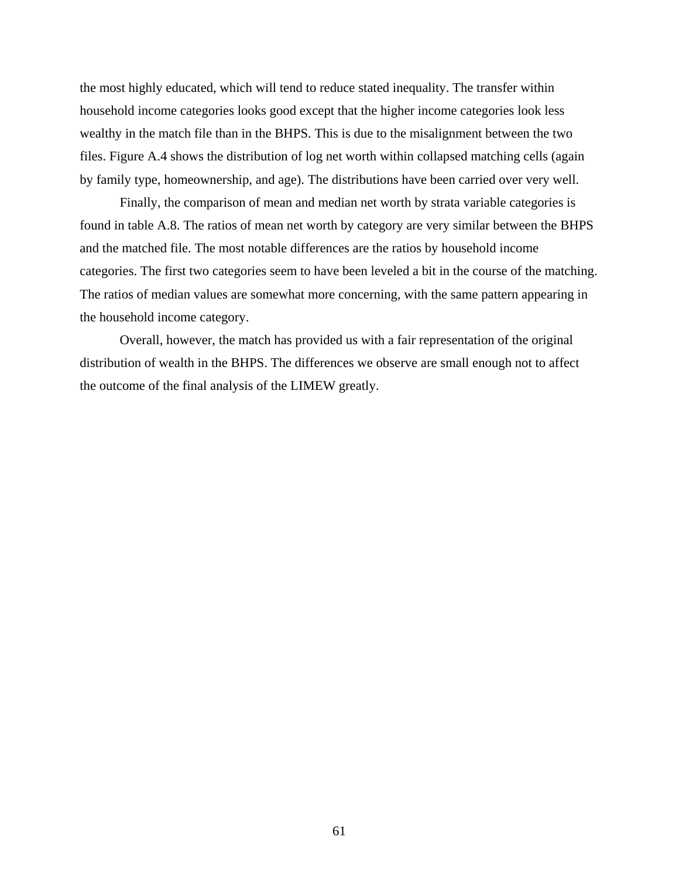the most highly educated, which will tend to reduce stated inequality. The transfer within household income categories looks good except that the higher income categories look less wealthy in the match file than in the BHPS. This is due to the misalignment between the two files. Figure A.4 shows the distribution of log net worth within collapsed matching cells (again by family type, homeownership, and age). The distributions have been carried over very well.

Finally, the comparison of mean and median net worth by strata variable categories is found in table A.8. The ratios of mean net worth by category are very similar between the BHPS and the matched file. The most notable differences are the ratios by household income categories. The first two categories seem to have been leveled a bit in the course of the matching. The ratios of median values are somewhat more concerning, with the same pattern appearing in the household income category.

Overall, however, the match has provided us with a fair representation of the original distribution of wealth in the BHPS. The differences we observe are small enough not to affect the outcome of the final analysis of the LIMEW greatly.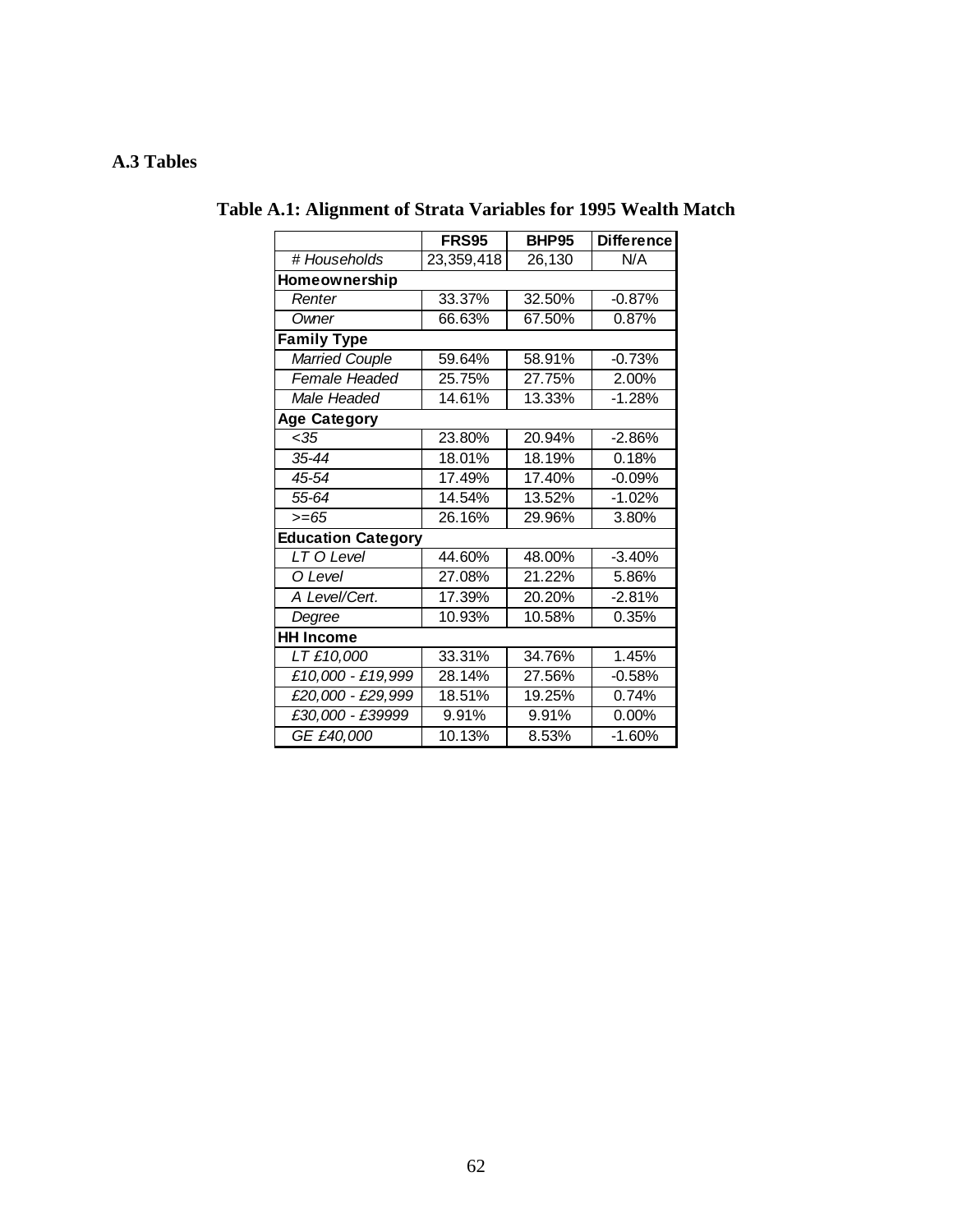## A.3 Tables

**Table A.1: Alignment of Strata Variables for 1995 Wealth Match**

| | FRS95 | BHP95 | Difference |
|---|---|---|---|
| *# Households* | 23,359,418 | 26,130 | N/A |
| **Homeownership** | | | |
| *Renter* | 33.37% | 32.50% | -0.87% |
| *Owner* | 66.63% | 67.50% | 0.87% |
| **Family Type** | | | |
| *Married Couple* | 59.64% | 58.91% | -0.73% |
| *Female Headed* | 25.75% | 27.75% | 2.00% |
| *Male Headed* | 14.61% | 13.33% | -1.28% |
| **Age Category** | | | |
| *<35* | 23.80% | 20.94% | -2.86% |
| *35-44* | 18.01% | 18.19% | 0.18% |
| *45-54* | 17.49% | 17.40% | -0.09% |
| *55-64* | 14.54% | 13.52% | -1.02% |
| *>=65* | 26.16% | 29.96% | 3.80% |
| **Education Category** | | | |
| *LT O Level* | 44.60% | 48.00% | -3.40% |
| *O Level* | 27.08% | 21.22% | 5.86% |
| *A Level/Cert.* | 17.39% | 20.20% | -2.81% |
| *Degree* | 10.93% | 10.58% | 0.35% |
| **HH Income** | | | |
| *LT £10,000* | 33.31% | 34.76% | 1.45% |
| *£10,000 - £19,999* | 28.14% | 27.56% | -0.58% |
| *£20,000 - £29,999* | 18.51% | 19.25% | 0.74% |
| *£30,000 - £39999* | 9.91% | 9.91% | 0.00% |
| *GE £40,000* | 10.13% | 8.53% | -1.60% |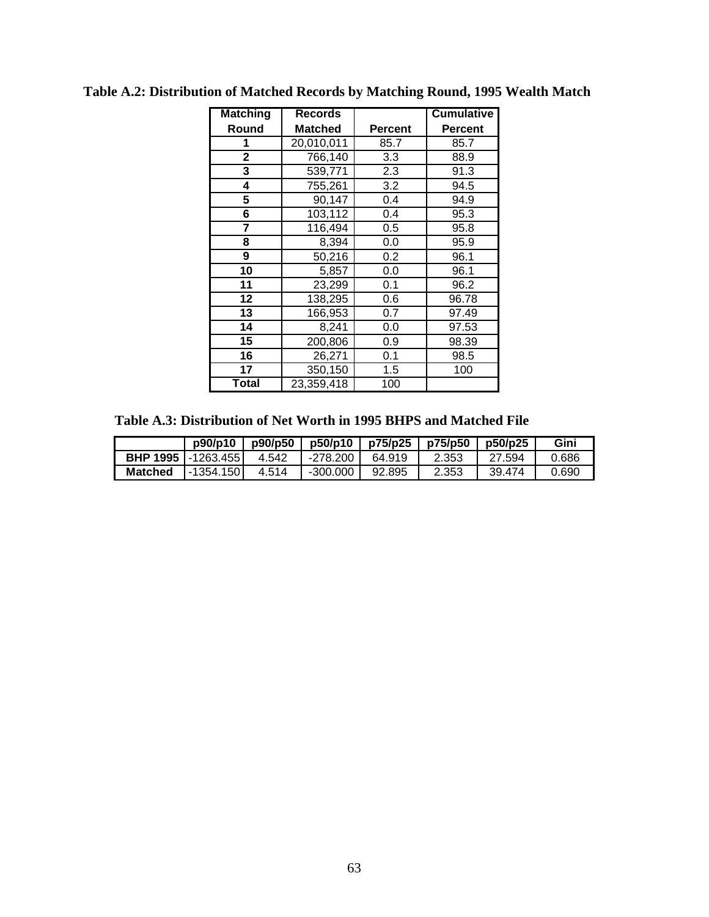**Table A.2: Distribution of Matched Records by Matching Round, 1995 Wealth Match**

| Matching Round | Records Matched | Percent | Cumulative Percent |
|---|---|---|---|
| 1 | 20,010,011 | 85.7 | 85.7 |
| 2 | 766,140 | 3.3 | 88.9 |
| 3 | 539,771 | 2.3 | 91.3 |
| 4 | 755,261 | 3.2 | 94.5 |
| 5 | 90,147 | 0.4 | 94.9 |
| 6 | 103,112 | 0.4 | 95.3 |
| 7 | 116,494 | 0.5 | 95.8 |
| 8 | 8,394 | 0.0 | 95.9 |
| 9 | 50,216 | 0.2 | 96.1 |
| 10 | 5,857 | 0.0 | 96.1 |
| 11 | 23,299 | 0.1 | 96.2 |
| 12 | 138,295 | 0.6 | 96.78 |
| 13 | 166,953 | 0.7 | 97.49 |
| 14 | 8,241 | 0.0 | 97.53 |
| 15 | 200,806 | 0.9 | 98.39 |
| 16 | 26,271 | 0.1 | 98.5 |
| 17 | 350,150 | 1.5 | 100 |
| **Total** | 23,359,418 | 100 | |

**Table A.3: Distribution of Net Worth in 1995 BHPS and Matched File**

| | p90/p10 | p90/p50 | p50/p10 | p75/p25 | p75/p50 | p50/p25 | Gini |
|---|---|---|---|---|---|---|---|
| **BHP 1995** | -1263.455 | 4.542 | -278.200 | 64.919 | 2.353 | 27.594 | 0.686 |
| **Matched** | -1354.150 | 4.514 | -300.000 | 92.895 | 2.353 | 39.474 | 0.690 |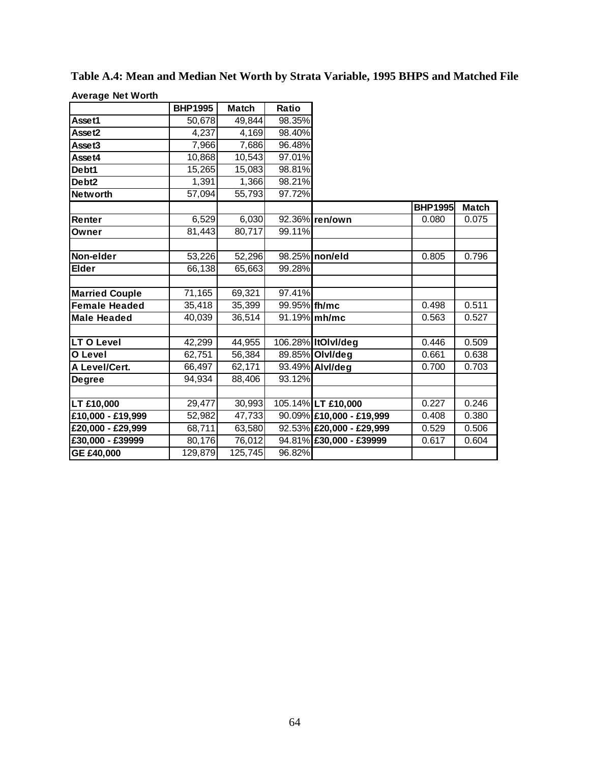**Table A.4: Mean and Median Net Worth by Strata Variable, 1995 BHPS and Matched File**

**Average Net Worth**

| | BHP1995 | Match | Ratio | | BHP1995 | Match |
|---|---|---|---|---|---|---|
| **Asset1** | 50,678 | 49,844 | 98.35% | | | |
| **Asset2** | 4,237 | 4,169 | 98.40% | | | |
| **Asset3** | 7,966 | 7,686 | 96.48% | | | |
| **Asset4** | 10,868 | 10,543 | 97.01% | | | |
| **Debt1** | 15,265 | 15,083 | 98.81% | | | |
| **Debt2** | 1,391 | 1,366 | 98.21% | | | |
| **Networth** | 57,094 | 55,793 | 97.72% | | | |
| | | | | | | |
| **Renter** | 6,529 | 6,030 | 92.36% | **ren/own** | 0.080 | 0.075 |
| **Owner** | 81,443 | 80,717 | 99.11% | | | |
| | | | | | | |
| **Non-elder** | 53,226 | 52,296 | 98.25% | **non/eld** | 0.805 | 0.796 |
| **Elder** | 66,138 | 65,663 | 99.28% | | | |
| | | | | | | |
| **Married Couple** | 71,165 | 69,321 | 97.41% | | | |
| **Female Headed** | 35,418 | 35,399 | 99.95% | **fh/mc** | 0.498 | 0.511 |
| **Male Headed** | 40,039 | 36,514 | 91.19% | **mh/mc** | 0.563 | 0.527 |
| | | | | | | |
| **LT O Level** | 42,299 | 44,955 | 106.28% | **ltOlvl/deg** | 0.446 | 0.509 |
| **O Level** | 62,751 | 56,384 | 89.85% | **Olvl/deg** | 0.661 | 0.638 |
| **A Level/Cert.** | 66,497 | 62,171 | 93.49% | **Alvl/deg** | 0.700 | 0.703 |
| **Degree** | 94,934 | 88,406 | 93.12% | | | |
| | | | | | | |
| **LT £10,000** | 29,477 | 30,993 | 105.14% | **LT £10,000** | 0.227 | 0.246 |
| **£10,000 - £19,999** | 52,982 | 47,733 | 90.09% | **£10,000 - £19,999** | 0.408 | 0.380 |
| **£20,000 - £29,999** | 68,711 | 63,580 | 92.53% | **£20,000 - £29,999** | 0.529 | 0.506 |
| **£30,000 - £39999** | 80,176 | 76,012 | 94.81% | **£30,000 - £39999** | 0.617 | 0.604 |
| **GE £40,000** | 129,879 | 125,745 | 96.82% | | | |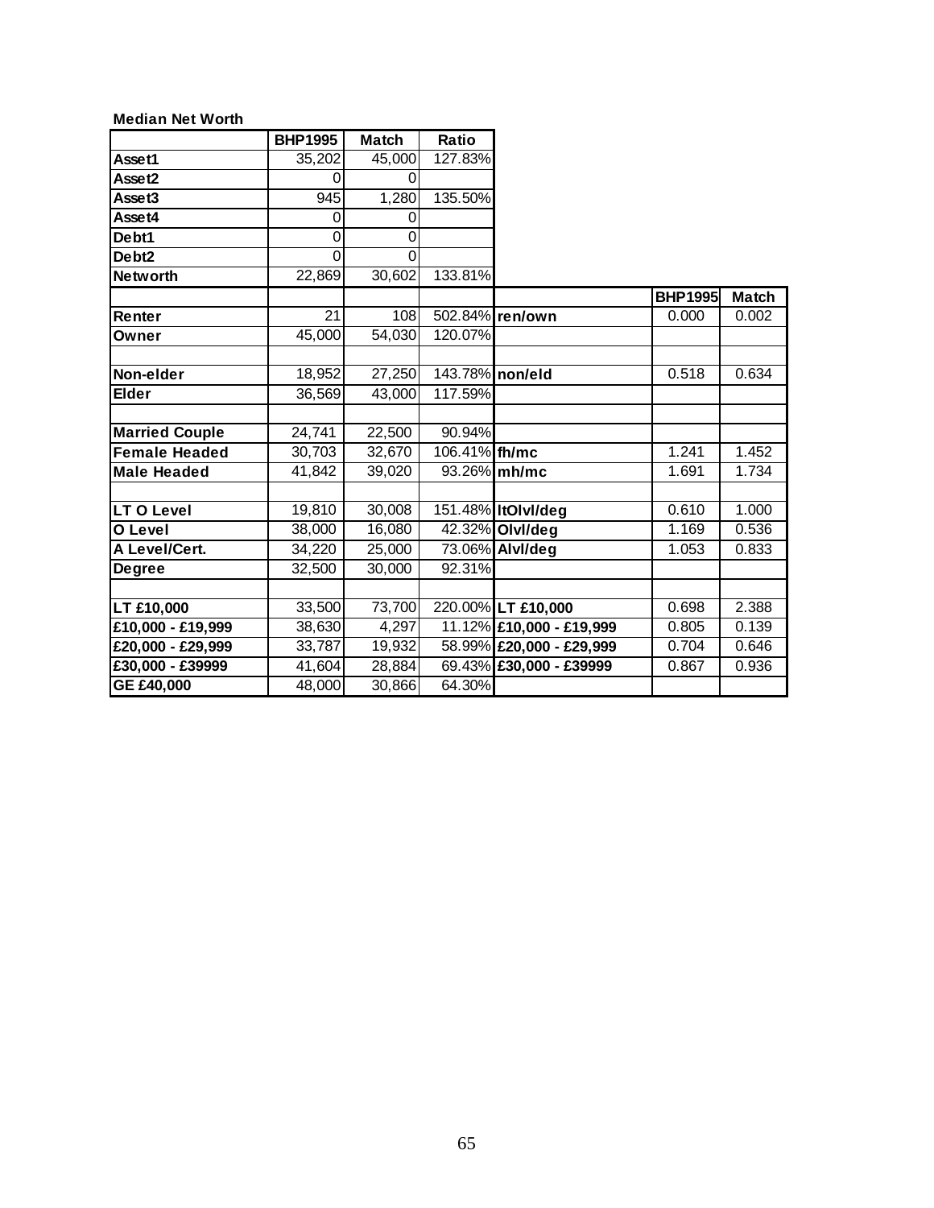**Median Net Worth**

| | BHP1995 | Match | Ratio | | BHP1995 | Match |
|---|---|---|---|---|---|---|
| Asset1 | 35,202 | 45,000 | 127.83% | | | |
| Asset2 | 0 | 0 | | | | |
| Asset3 | 945 | 1,280 | 135.50% | | | |
| Asset4 | 0 | 0 | | | | |
| Debt1 | 0 | 0 | | | | |
| Debt2 | 0 | 0 | | | | |
| Networth | 22,869 | 30,602 | 133.81% | | | |
| | | | | | | |
| Renter | 21 | 108 | 502.84% | ren/own | 0.000 | 0.002 |
| Owner | 45,000 | 54,030 | 120.07% | | | |
| | | | | | | |
| Non-elder | 18,952 | 27,250 | 143.78% | non/eld | 0.518 | 0.634 |
| Elder | 36,569 | 43,000 | 117.59% | | | |
| | | | | | | |
| Married Couple | 24,741 | 22,500 | 90.94% | | | |
| Female Headed | 30,703 | 32,670 | 106.41% | fh/mc | 1.241 | 1.452 |
| Male Headed | 41,842 | 39,020 | 93.26% | mh/mc | 1.691 | 1.734 |
| | | | | | | |
| LT O Level | 19,810 | 30,008 | 151.48% | ltOlvl/deg | 0.610 | 1.000 |
| O Level | 38,000 | 16,080 | 42.32% | Olvl/deg | 1.169 | 0.536 |
| A Level/Cert. | 34,220 | 25,000 | 73.06% | Alvl/deg | 1.053 | 0.833 |
| Degree | 32,500 | 30,000 | 92.31% | | | |
| | | | | | | |
| LT £10,000 | 33,500 | 73,700 | 220.00% | LT £10,000 | 0.698 | 2.388 |
| £10,000 - £19,999 | 38,630 | 4,297 | 11.12% | £10,000 - £19,999 | 0.805 | 0.139 |
| £20,000 - £29,999 | 33,787 | 19,932 | 58.99% | £20,000 - £29,999 | 0.704 | 0.646 |
| £30,000 - £39999 | 41,604 | 28,884 | 69.43% | £30,000 - £39999 | 0.867 | 0.936 |
| GE £40,000 | 48,000 | 30,866 | 64.30% | | | |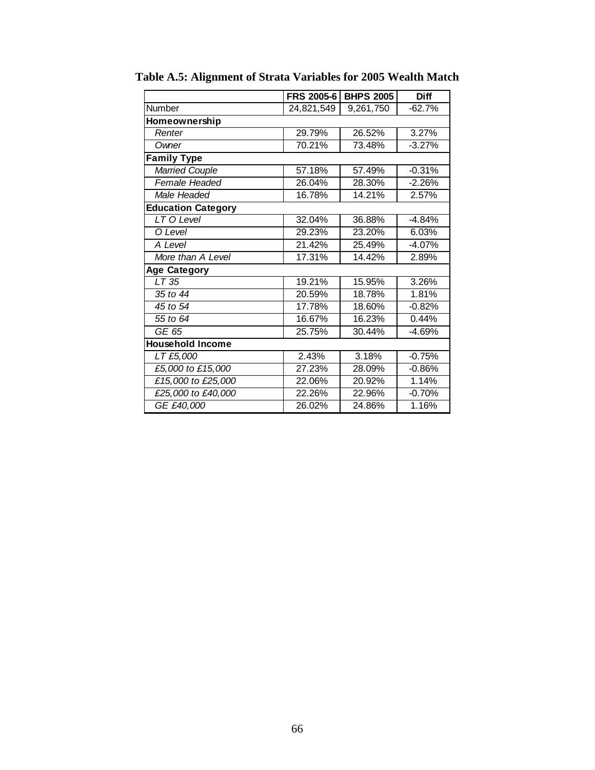**Table A.5: Alignment of Strata Variables for 2005 Wealth Match**

| | FRS 2005-6 | BHPS 2005 | Diff |
|---|---|---|---|
| Number | 24,821,549 | 9,261,750 | -62.7% |
| **Homeownership** | | | |
| *Renter* | 29.79% | 26.52% | 3.27% |
| *Owner* | 70.21% | 73.48% | -3.27% |
| **Family Type** | | | |
| *Married Couple* | 57.18% | 57.49% | -0.31% |
| *Female Headed* | 26.04% | 28.30% | -2.26% |
| *Male Headed* | 16.78% | 14.21% | 2.57% |
| **Education Category** | | | |
| *LT O Level* | 32.04% | 36.88% | -4.84% |
| *O Level* | 29.23% | 23.20% | 6.03% |
| *A Level* | 21.42% | 25.49% | -4.07% |
| *More than A Level* | 17.31% | 14.42% | 2.89% |
| **Age Category** | | | |
| *LT 35* | 19.21% | 15.95% | 3.26% |
| *35 to 44* | 20.59% | 18.78% | 1.81% |
| *45 to 54* | 17.78% | 18.60% | -0.82% |
| *55 to 64* | 16.67% | 16.23% | 0.44% |
| *GE 65* | 25.75% | 30.44% | -4.69% |
| **Household Income** | | | |
| *LT £5,000* | 2.43% | 3.18% | -0.75% |
| *£5,000 to £15,000* | 27.23% | 28.09% | -0.86% |
| *£15,000 to £25,000* | 22.06% | 20.92% | 1.14% |
| *£25,000 to £40,000* | 22.26% | 22.96% | -0.70% |
| *GE £40,000* | 26.02% | 24.86% | 1.16% |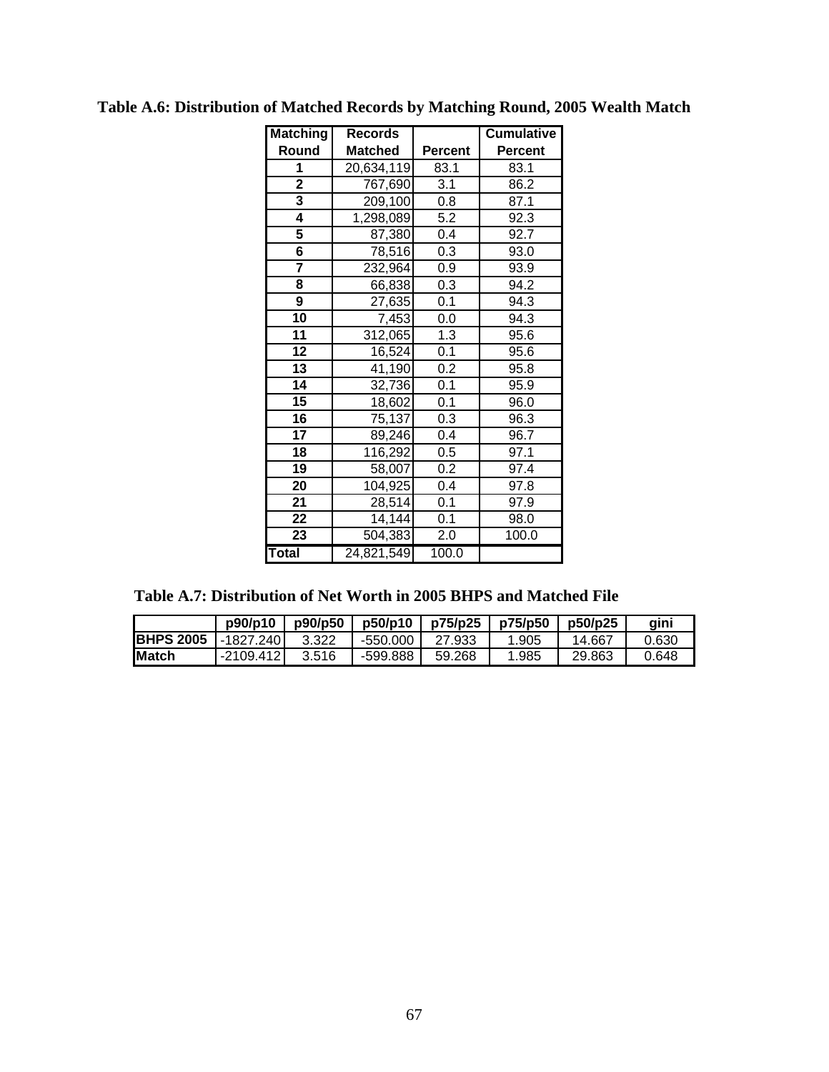**Table A.6: Distribution of Matched Records by Matching Round, 2005 Wealth Match**

| Matching Round | Records Matched | Percent | Cumulative Percent |
|---|---|---|---|
| 1 | 20,634,119 | 83.1 | 83.1 |
| 2 | 767,690 | 3.1 | 86.2 |
| 3 | 209,100 | 0.8 | 87.1 |
| 4 | 1,298,089 | 5.2 | 92.3 |
| 5 | 87,380 | 0.4 | 92.7 |
| 6 | 78,516 | 0.3 | 93.0 |
| 7 | 232,964 | 0.9 | 93.9 |
| 8 | 66,838 | 0.3 | 94.2 |
| 9 | 27,635 | 0.1 | 94.3 |
| 10 | 7,453 | 0.0 | 94.3 |
| 11 | 312,065 | 1.3 | 95.6 |
| 12 | 16,524 | 0.1 | 95.6 |
| 13 | 41,190 | 0.2 | 95.8 |
| 14 | 32,736 | 0.1 | 95.9 |
| 15 | 18,602 | 0.1 | 96.0 |
| 16 | 75,137 | 0.3 | 96.3 |
| 17 | 89,246 | 0.4 | 96.7 |
| 18 | 116,292 | 0.5 | 97.1 |
| 19 | 58,007 | 0.2 | 97.4 |
| 20 | 104,925 | 0.4 | 97.8 |
| 21 | 28,514 | 0.1 | 97.9 |
| 22 | 14,144 | 0.1 | 98.0 |
| 23 | 504,383 | 2.0 | 100.0 |
| Total | 24,821,549 | 100.0 | |

**Table A.7: Distribution of Net Worth in 2005 BHPS and Matched File**

| | p90/p10 | p90/p50 | p50/p10 | p75/p25 | p75/p50 | p50/p25 | gini |
|---|---|---|---|---|---|---|---|
| **BHPS 2005** | -1827.240 | 3.322 | -550.000 | 27.933 | 1.905 | 14.667 | 0.630 |
| **Match** | -2109.412 | 3.516 | -599.888 | 59.268 | 1.985 | 29.863 | 0.648 |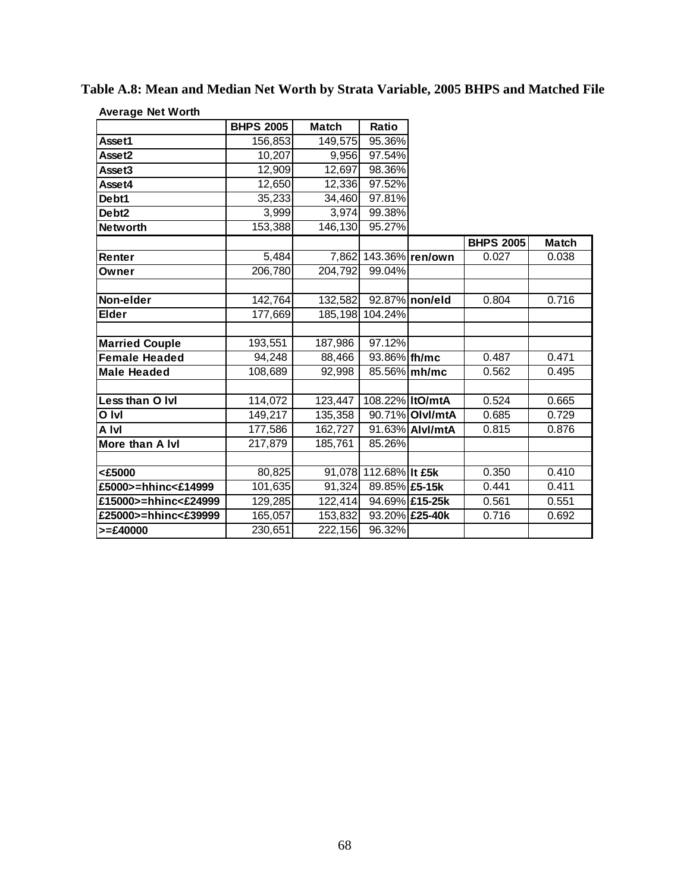**Table A.8: Mean and Median Net Worth by Strata Variable, 2005 BHPS and Matched File**

**Average Net Worth**

| | BHPS 2005 | Match | Ratio | | BHPS 2005 | Match |
|---|---|---|---|---|---|---|
| Asset1 | 156,853 | 149,575 | 95.36% | | | |
| Asset2 | 10,207 | 9,956 | 97.54% | | | |
| Asset3 | 12,909 | 12,697 | 98.36% | | | |
| Asset4 | 12,650 | 12,336 | 97.52% | | | |
| Debt1 | 35,233 | 34,460 | 97.81% | | | |
| Debt2 | 3,999 | 3,974 | 99.38% | | | |
| Networth | 153,388 | 146,130 | 95.27% | | | |
| | | | | | | |
| Renter | 5,484 | 7,862 | 143.36% | ren/own | 0.027 | 0.038 |
| Owner | 206,780 | 204,792 | 99.04% | | | |
| | | | | | | |
| Non-elder | 142,764 | 132,582 | 92.87% | non/eld | 0.804 | 0.716 |
| Elder | 177,669 | 185,198 | 104.24% | | | |
| | | | | | | |
| Married Couple | 193,551 | 187,986 | 97.12% | | | |
| Female Headed | 94,248 | 88,466 | 93.86% | fh/mc | 0.487 | 0.471 |
| Male Headed | 108,689 | 92,998 | 85.56% | mh/mc | 0.562 | 0.495 |
| | | | | | | |
| Less than O lvl | 114,072 | 123,447 | 108.22% | ltO/mtA | 0.524 | 0.665 |
| O lvl | 149,217 | 135,358 | 90.71% | Olvl/mtA | 0.685 | 0.729 |
| A lvl | 177,586 | 162,727 | 91.63% | Alvl/mtA | 0.815 | 0.876 |
| More than A lvl | 217,879 | 185,761 | 85.26% | | | |
| | | | | | | |
| <£5000 | 80,825 | 91,078 | 112.68% | lt £5k | 0.350 | 0.410 |
| £5000>=hhinc<£14999 | 101,635 | 91,324 | 89.85% | £5-15k | 0.441 | 0.411 |
| £15000>=hhinc<£24999 | 129,285 | 122,414 | 94.69% | £15-25k | 0.561 | 0.551 |
| £25000>=hhinc<£39999 | 165,057 | 153,832 | 93.20% | £25-40k | 0.716 | 0.692 |
| >=£40000 | 230,651 | 222,156 | 96.32% | | | |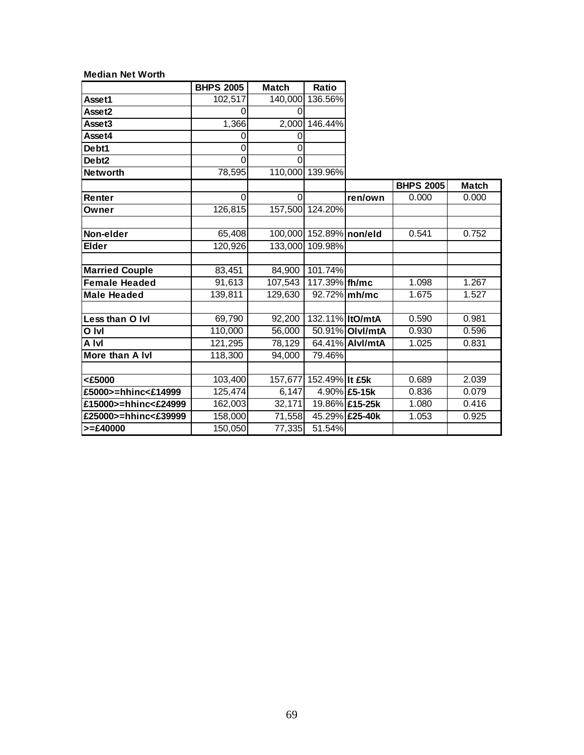**Median Net Worth**

| | BHPS 2005 | Match | Ratio | | BHPS 2005 | Match |
|---|---|---|---|---|---|---|
| **Asset1** | 102,517 | 140,000 | 136.56% | | | |
| **Asset2** | 0 | 0 | | | | |
| **Asset3** | 1,366 | 2,000 | 146.44% | | | |
| **Asset4** | 0 | 0 | | | | |
| **Debt1** | 0 | 0 | | | | |
| **Debt2** | 0 | 0 | | | | |
| **Networth** | 78,595 | 110,000 | 139.96% | | | |
| | | | | | | |
| **Renter** | 0 | 0 | | **ren/own** | 0.000 | 0.000 |
| **Owner** | 126,815 | 157,500 | 124.20% | | | |
| | | | | | | |
| **Non-elder** | 65,408 | 100,000 | 152.89% | **non/eld** | 0.541 | 0.752 |
| **Elder** | 120,926 | 133,000 | 109.98% | | | |
| | | | | | | |
| **Married Couple** | 83,451 | 84,900 | 101.74% | | | |
| **Female Headed** | 91,613 | 107,543 | 117.39% | **fh/mc** | 1.098 | 1.267 |
| **Male Headed** | 139,811 | 129,630 | 92.72% | **mh/mc** | 1.675 | 1.527 |
| | | | | | | |
| **Less than O lvl** | 69,790 | 92,200 | 132.11% | **ltO/mtA** | 0.590 | 0.981 |
| **O lvl** | 110,000 | 56,000 | 50.91% | **Olvl/mtA** | 0.930 | 0.596 |
| **A lvl** | 121,295 | 78,129 | 64.41% | **Alvl/mtA** | 1.025 | 0.831 |
| **More than A lvl** | 118,300 | 94,000 | 79.46% | | | |
| | | | | | | |
| **<£5000** | 103,400 | 157,677 | 152.49% | **lt £5k** | 0.689 | 2.039 |
| **£5000>=hhinc<£14999** | 125,474 | 6,147 | 4.90% | **£5-15k** | 0.836 | 0.079 |
| **£15000>=hhinc<£24999** | 162,003 | 32,171 | 19.86% | **£15-25k** | 1.080 | 0.416 |
| **£25000>=hhinc<£39999** | 158,000 | 71,558 | 45.29% | **£25-40k** | 1.053 | 0.925 |
| **>=£40000** | 150,050 | 77,335 | 51.54% | | | |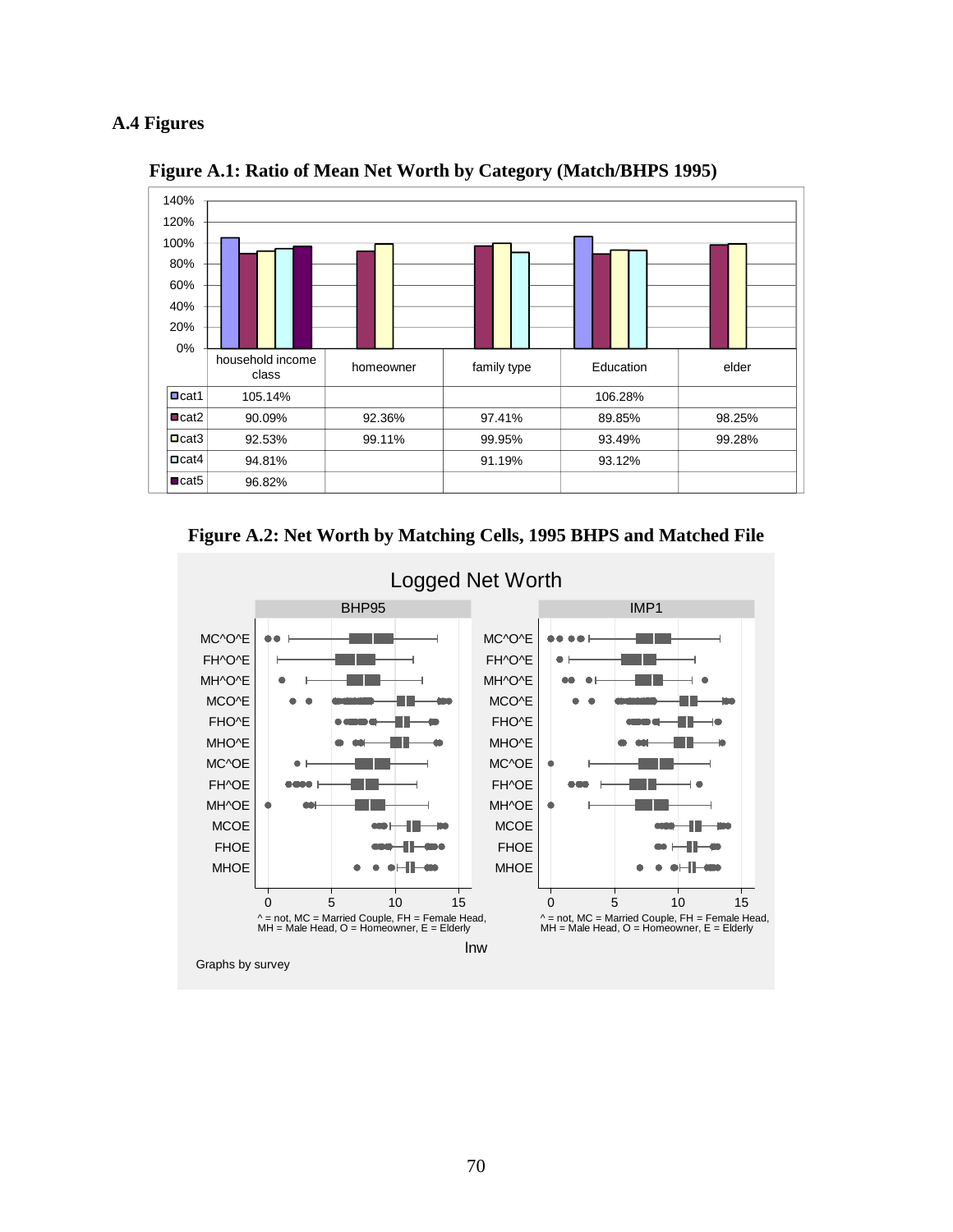### A.4 Figures

**Figure A.1: Ratio of Mean Net Worth by Category (Match/BHPS 1995)**

| | household income class | homeowner | family type | Education | elder |
|---|---|---|---|---|---|
| cat1 | 105.14% | | | 106.28% | |
| cat2 | 90.09% | 92.36% | 97.41% | 89.85% | 98.25% |
| cat3 | 92.53% | 99.11% | 99.95% | 93.49% | 99.28% |
| cat4 | 94.81% | | 91.19% | 93.12% | |
| cat5 | 96.82% | | | | |

**Figure A.2: Net Worth by Matching Cells, 1995 BHPS and Matched File**

Logged Net Worth

^ = not, MC = Married Couple, FH = Female Head, MH = Male Head, O = Homeowner, E = Elderly

Graphs by survey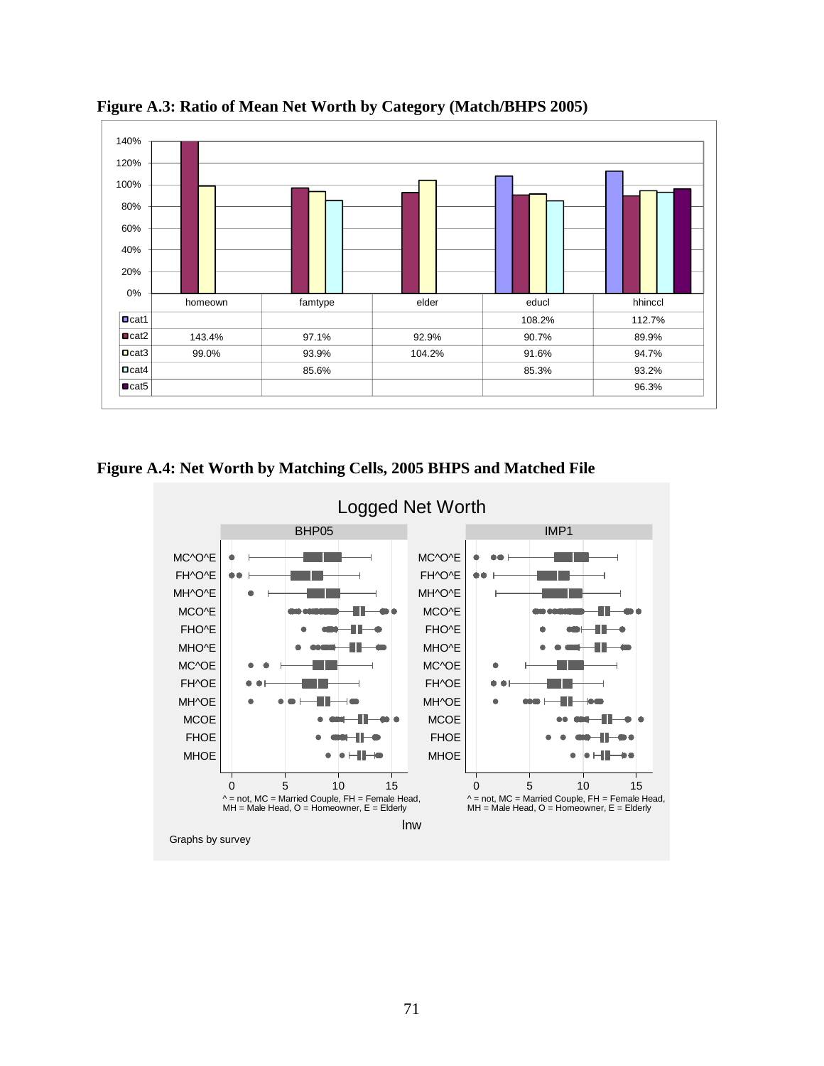**Figure A.3: Ratio of Mean Net Worth by Category (Match/BHPS 2005)**

| | homeown | famtype | elder | educl | hhinccl |
|---|---|---|---|---|---|
| cat1 | | | | 108.2% | 112.7% |
| cat2 | 143.4% | 97.1% | 92.9% | 90.7% | 89.9% |
| cat3 | 99.0% | 93.9% | 104.2% | 91.6% | 94.7% |
| cat4 | | 85.6% | | 85.3% | 93.2% |
| cat5 | | | | | 96.3% |

**Figure A.4: Net Worth by Matching Cells, 2005 BHPS and Matched File**

Logged Net Worth

BHP05 | IMP1

^ = not, MC = Married Couple, FH = Female Head, MH = Male Head, O = Homeowner, E = Elderly

lnw

Graphs by survey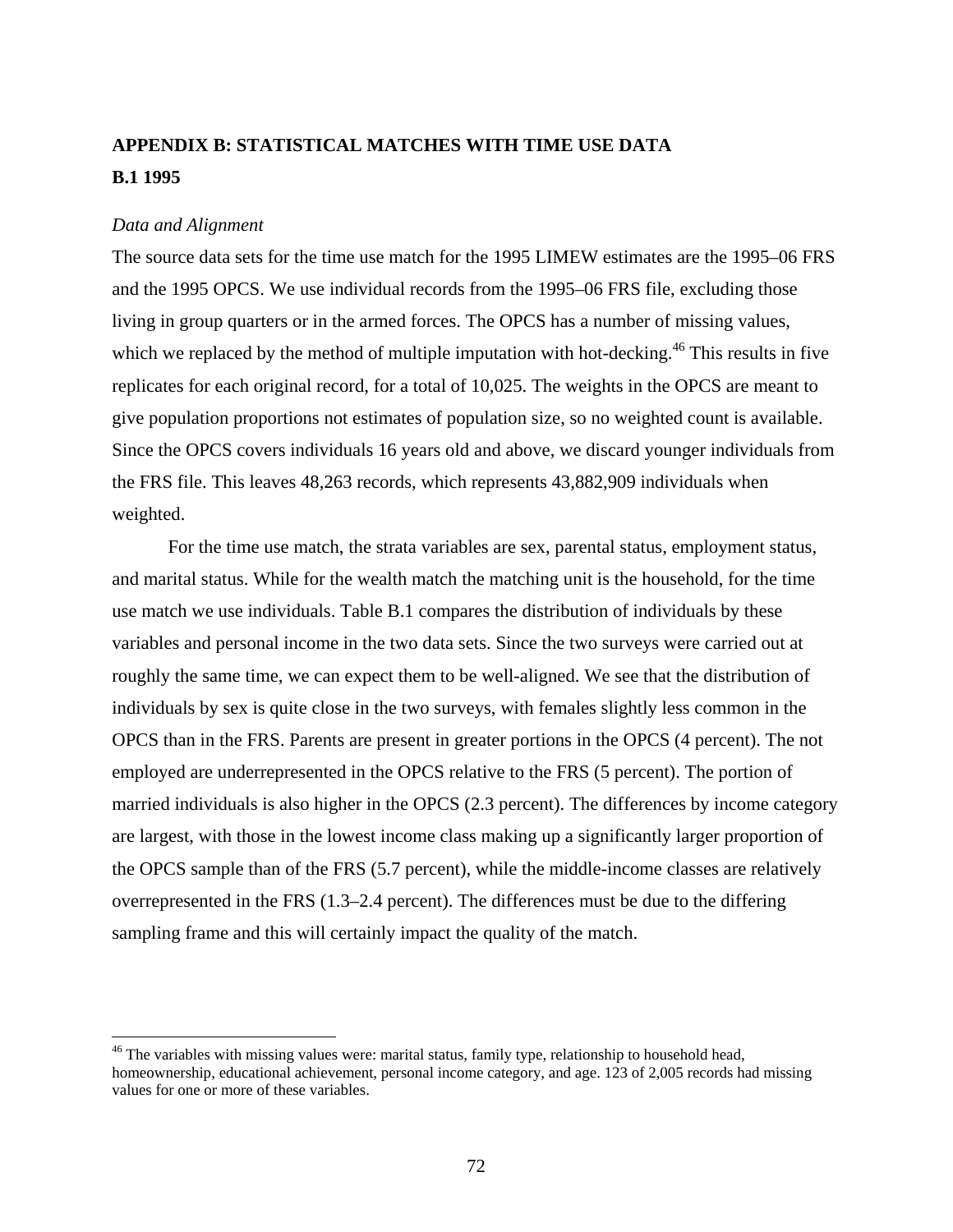# APPENDIX B: STATISTICAL MATCHES WITH TIME USE DATA

## B.1 1995

*Data and Alignment*

The source data sets for the time use match for the 1995 LIMEW estimates are the 1995–06 FRS and the 1995 OPCS. We use individual records from the 1995–06 FRS file, excluding those living in group quarters or in the armed forces. The OPCS has a number of missing values, which we replaced by the method of multiple imputation with hot-decking.[46] This results in five replicates for each original record, for a total of 10,025. The weights in the OPCS are meant to give population proportions not estimates of population size, so no weighted count is available. Since the OPCS covers individuals 16 years old and above, we discard younger individuals from the FRS file. This leaves 48,263 records, which represents 43,882,909 individuals when weighted.

For the time use match, the strata variables are sex, parental status, employment status, and marital status. While for the wealth match the matching unit is the household, for the time use match we use individuals. Table B.1 compares the distribution of individuals by these variables and personal income in the two data sets. Since the two surveys were carried out at roughly the same time, we can expect them to be well-aligned. We see that the distribution of individuals by sex is quite close in the two surveys, with females slightly less common in the OPCS than in the FRS. Parents are present in greater portions in the OPCS (4 percent). The not employed are underrepresented in the OPCS relative to the FRS (5 percent). The portion of married individuals is also higher in the OPCS (2.3 percent). The differences by income category are largest, with those in the lowest income class making up a significantly larger proportion of the OPCS sample than of the FRS (5.7 percent), while the middle-income classes are relatively overrepresented in the FRS (1.3–2.4 percent). The differences must be due to the differing sampling frame and this will certainly impact the quality of the match.

[46] The variables with missing values were: marital status, family type, relationship to household head, homeownership, educational achievement, personal income category, and age. 123 of 2,005 records had missing values for one or more of these variables.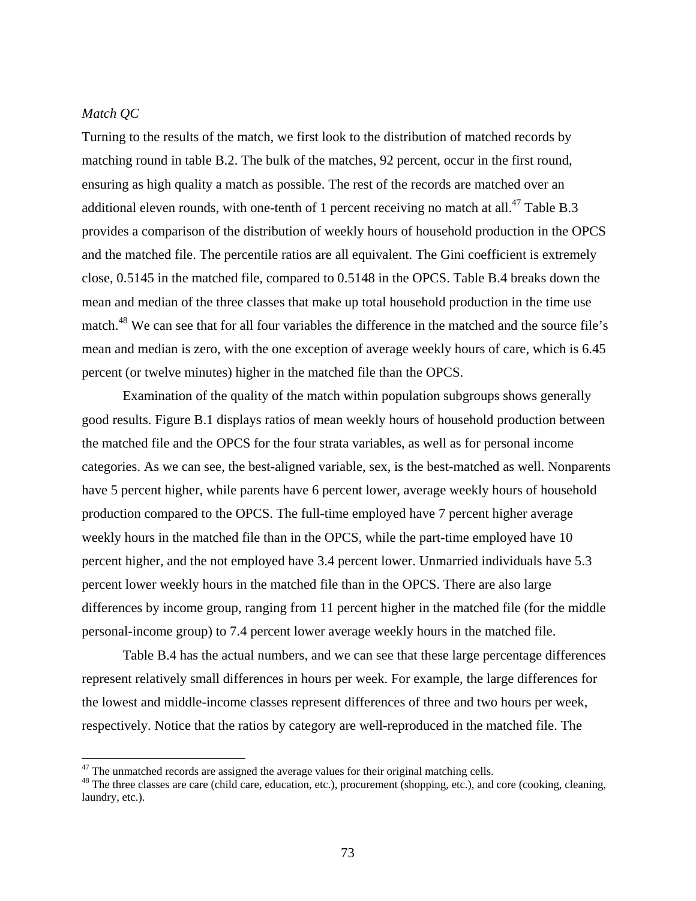*Match QC*

Turning to the results of the match, we first look to the distribution of matched records by matching round in table B.2. The bulk of the matches, 92 percent, occur in the first round, ensuring as high quality a match as possible. The rest of the records are matched over an additional eleven rounds, with one-tenth of 1 percent receiving no match at all.[47] Table B.3 provides a comparison of the distribution of weekly hours of household production in the OPCS and the matched file. The percentile ratios are all equivalent. The Gini coefficient is extremely close, 0.5145 in the matched file, compared to 0.5148 in the OPCS. Table B.4 breaks down the mean and median of the three classes that make up total household production in the time use match.[48] We can see that for all four variables the difference in the matched and the source file's mean and median is zero, with the one exception of average weekly hours of care, which is 6.45 percent (or twelve minutes) higher in the matched file than the OPCS.

Examination of the quality of the match within population subgroups shows generally good results. Figure B.1 displays ratios of mean weekly hours of household production between the matched file and the OPCS for the four strata variables, as well as for personal income categories. As we can see, the best-aligned variable, sex, is the best-matched as well. Nonparents have 5 percent higher, while parents have 6 percent lower, average weekly hours of household production compared to the OPCS. The full-time employed have 7 percent higher average weekly hours in the matched file than in the OPCS, while the part-time employed have 10 percent higher, and the not employed have 3.4 percent lower. Unmarried individuals have 5.3 percent lower weekly hours in the matched file than in the OPCS. There are also large differences by income group, ranging from 11 percent higher in the matched file (for the middle personal-income group) to 7.4 percent lower average weekly hours in the matched file.

Table B.4 has the actual numbers, and we can see that these large percentage differences represent relatively small differences in hours per week. For example, the large differences for the lowest and middle-income classes represent differences of three and two hours per week, respectively. Notice that the ratios by category are well-reproduced in the matched file. The

---

[47] The unmatched records are assigned the average values for their original matching cells.

[48] The three classes are care (child care, education, etc.), procurement (shopping, etc.), and core (cooking, cleaning, laundry, etc.).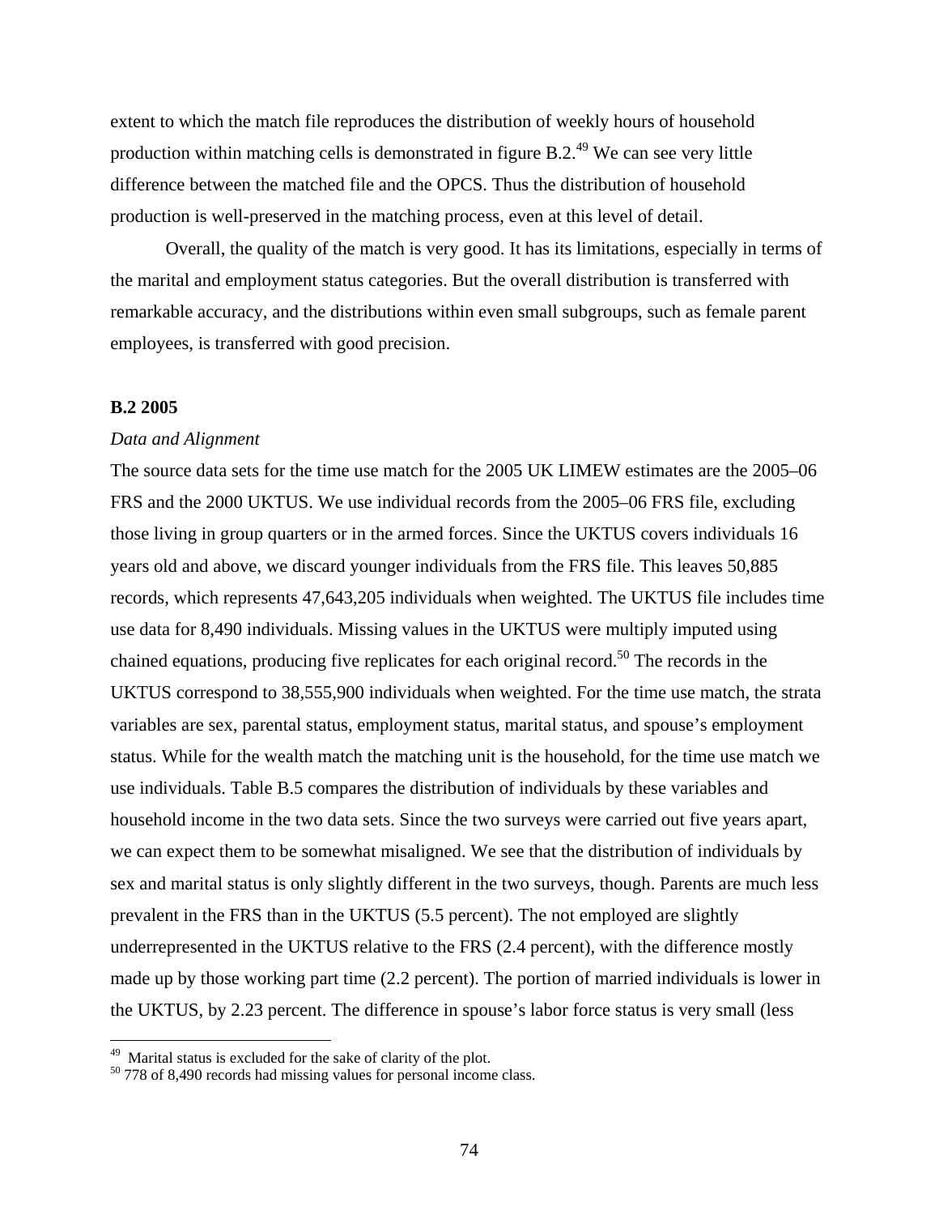extent to which the match file reproduces the distribution of weekly hours of household production within matching cells is demonstrated in figure B.2.[49] We can see very little difference between the matched file and the OPCS. Thus the distribution of household production is well-preserved in the matching process, even at this level of detail.

Overall, the quality of the match is very good. It has its limitations, especially in terms of the marital and employment status categories. But the overall distribution is transferred with remarkable accuracy, and the distributions within even small subgroups, such as female parent employees, is transferred with good precision.

### B.2 2005

*Data and Alignment*

The source data sets for the time use match for the 2005 UK LIMEW estimates are the 2005–06 FRS and the 2000 UKTUS. We use individual records from the 2005–06 FRS file, excluding those living in group quarters or in the armed forces. Since the UKTUS covers individuals 16 years old and above, we discard younger individuals from the FRS file. This leaves 50,885 records, which represents 47,643,205 individuals when weighted. The UKTUS file includes time use data for 8,490 individuals. Missing values in the UKTUS were multiply imputed using chained equations, producing five replicates for each original record.[50] The records in the UKTUS correspond to 38,555,900 individuals when weighted. For the time use match, the strata variables are sex, parental status, employment status, marital status, and spouse's employment status. While for the wealth match the matching unit is the household, for the time use match we use individuals. Table B.5 compares the distribution of individuals by these variables and household income in the two data sets. Since the two surveys were carried out five years apart, we can expect them to be somewhat misaligned. We see that the distribution of individuals by sex and marital status is only slightly different in the two surveys, though. Parents are much less prevalent in the FRS than in the UKTUS (5.5 percent). The not employed are slightly underrepresented in the UKTUS relative to the FRS (2.4 percent), with the difference mostly made up by those working part time (2.2 percent). The portion of married individuals is lower in the UKTUS, by 2.23 percent. The difference in spouse's labor force status is very small (less

[49] Marital status is excluded for the sake of clarity of the plot.

[50] 778 of 8,490 records had missing values for personal income class.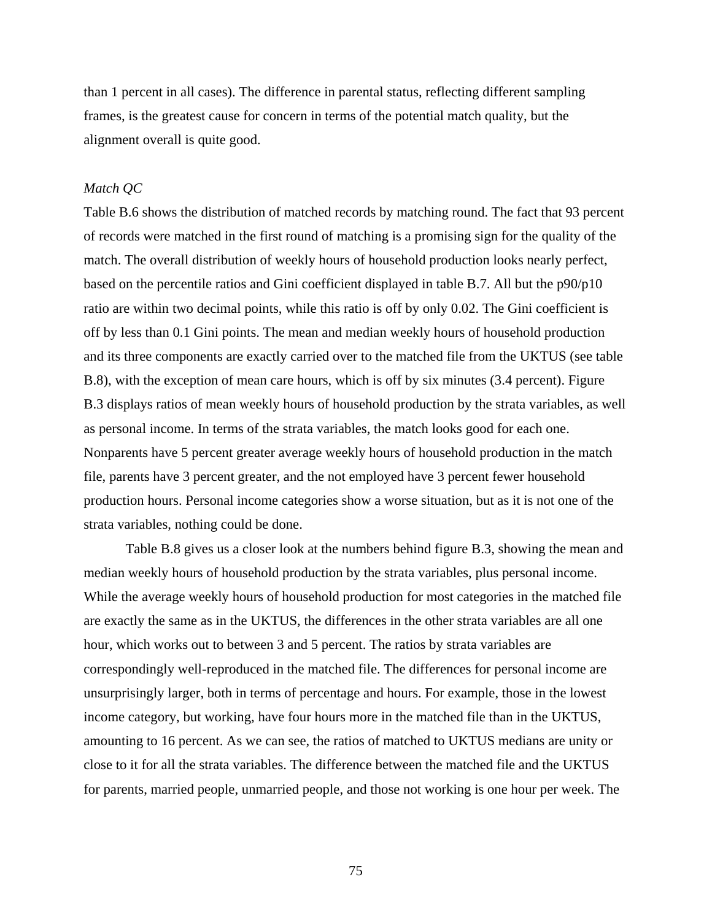than 1 percent in all cases). The difference in parental status, reflecting different sampling frames, is the greatest cause for concern in terms of the potential match quality, but the alignment overall is quite good.

*Match QC*

Table B.6 shows the distribution of matched records by matching round. The fact that 93 percent of records were matched in the first round of matching is a promising sign for the quality of the match. The overall distribution of weekly hours of household production looks nearly perfect, based on the percentile ratios and Gini coefficient displayed in table B.7. All but the p90/p10 ratio are within two decimal points, while this ratio is off by only 0.02. The Gini coefficient is off by less than 0.1 Gini points. The mean and median weekly hours of household production and its three components are exactly carried over to the matched file from the UKTUS (see table B.8), with the exception of mean care hours, which is off by six minutes (3.4 percent). Figure B.3 displays ratios of mean weekly hours of household production by the strata variables, as well as personal income. In terms of the strata variables, the match looks good for each one. Nonparents have 5 percent greater average weekly hours of household production in the match file, parents have 3 percent greater, and the not employed have 3 percent fewer household production hours. Personal income categories show a worse situation, but as it is not one of the strata variables, nothing could be done.

Table B.8 gives us a closer look at the numbers behind figure B.3, showing the mean and median weekly hours of household production by the strata variables, plus personal income. While the average weekly hours of household production for most categories in the matched file are exactly the same as in the UKTUS, the differences in the other strata variables are all one hour, which works out to between 3 and 5 percent. The ratios by strata variables are correspondingly well-reproduced in the matched file. The differences for personal income are unsurprisingly larger, both in terms of percentage and hours. For example, those in the lowest income category, but working, have four hours more in the matched file than in the UKTUS, amounting to 16 percent. As we can see, the ratios of matched to UKTUS medians are unity or close to it for all the strata variables. The difference between the matched file and the UKTUS for parents, married people, unmarried people, and those not working is one hour per week. The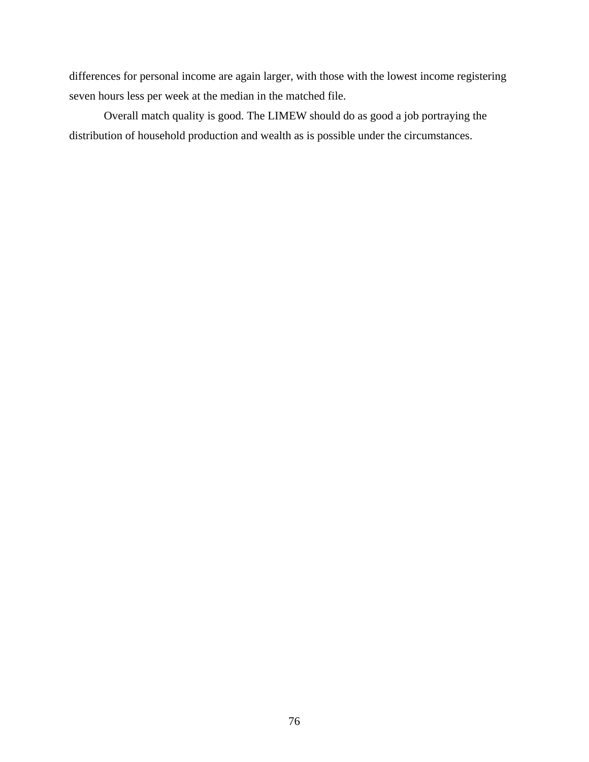differences for personal income are again larger, with those with the lowest income registering seven hours less per week at the median in the matched file.

Overall match quality is good. The LIMEW should do as good a job portraying the distribution of household production and wealth as is possible under the circumstances.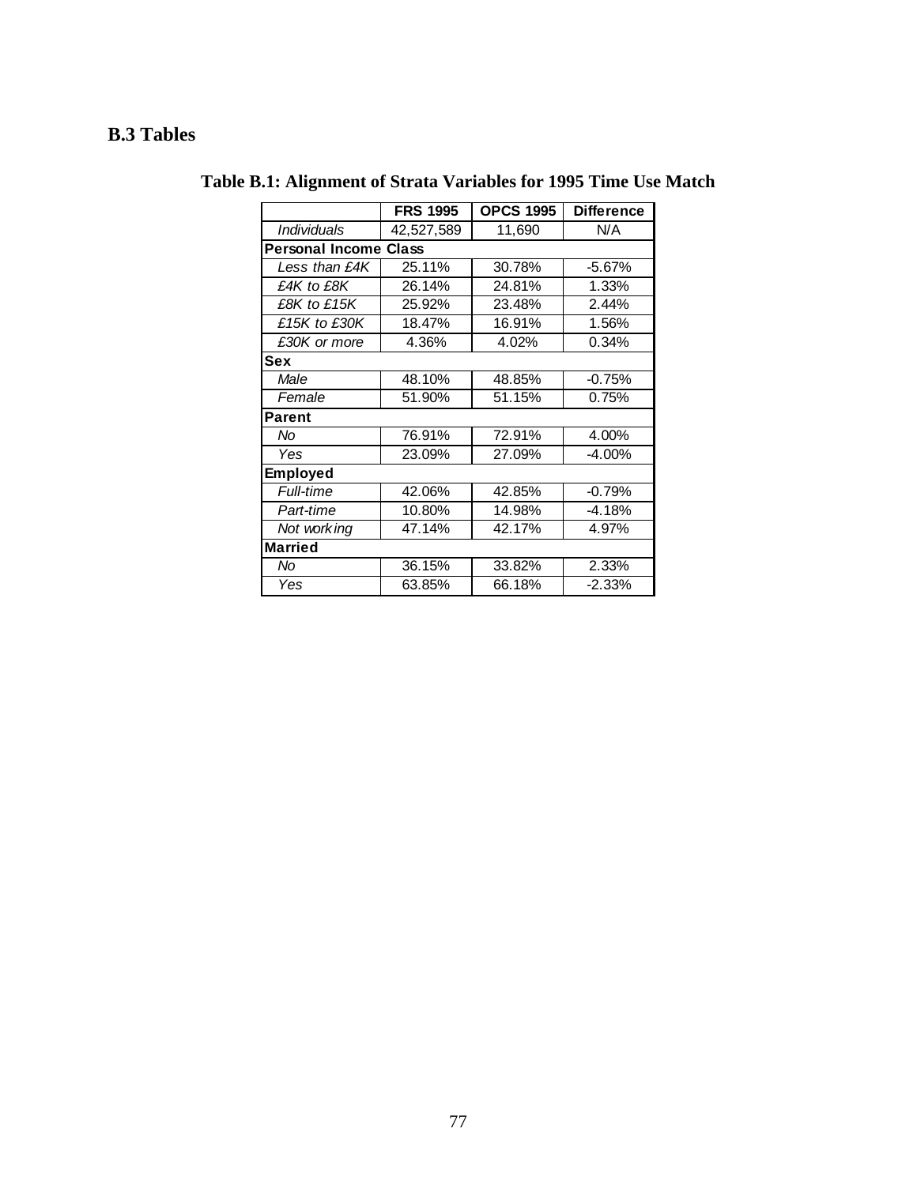## B.3 Tables

**Table B.1: Alignment of Strata Variables for 1995 Time Use Match**

| | FRS 1995 | OPCS 1995 | Difference |
|---|---|---|---|
| *Individuals* | 42,527,589 | 11,690 | N/A |
| **Personal Income Class** | | | |
| *Less than £4K* | 25.11% | 30.78% | -5.67% |
| *£4K to £8K* | 26.14% | 24.81% | 1.33% |
| *£8K to £15K* | 25.92% | 23.48% | 2.44% |
| *£15K to £30K* | 18.47% | 16.91% | 1.56% |
| *£30K or more* | 4.36% | 4.02% | 0.34% |
| **Sex** | | | |
| *Male* | 48.10% | 48.85% | -0.75% |
| *Female* | 51.90% | 51.15% | 0.75% |
| **Parent** | | | |
| *No* | 76.91% | 72.91% | 4.00% |
| *Yes* | 23.09% | 27.09% | -4.00% |
| **Employed** | | | |
| *Full-time* | 42.06% | 42.85% | -0.79% |
| *Part-time* | 10.80% | 14.98% | -4.18% |
| *Not working* | 47.14% | 42.17% | 4.97% |
| **Married** | | | |
| *No* | 36.15% | 33.82% | 2.33% |
| *Yes* | 63.85% | 66.18% | -2.33% |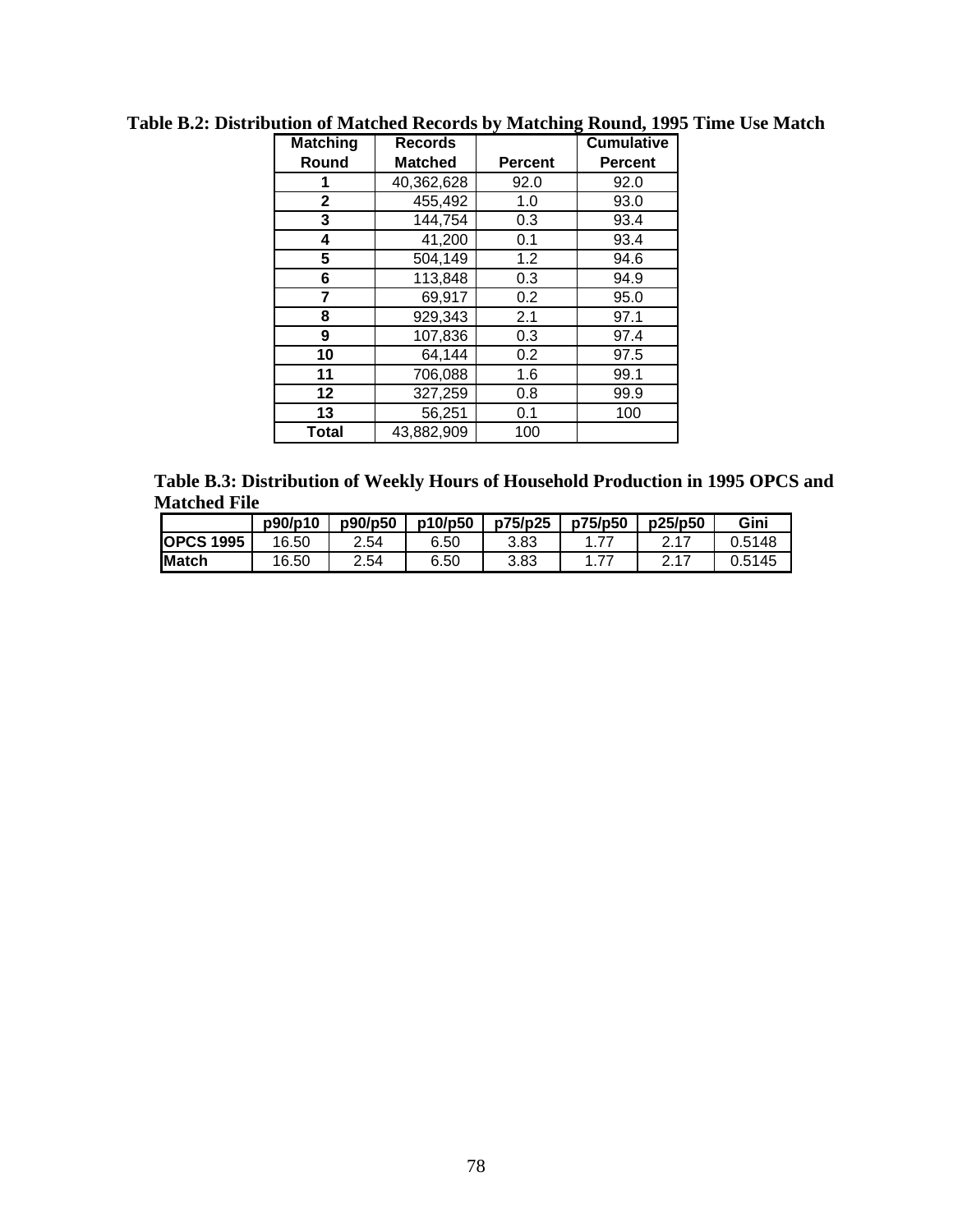**Table B.2: Distribution of Matched Records by Matching Round, 1995 Time Use Match**

| Matching Round | Records Matched | Percent | Cumulative Percent |
|---|---|---|---|
| 1 | 40,362,628 | 92.0 | 92.0 |
| 2 | 455,492 | 1.0 | 93.0 |
| 3 | 144,754 | 0.3 | 93.4 |
| 4 | 41,200 | 0.1 | 93.4 |
| 5 | 504,149 | 1.2 | 94.6 |
| 6 | 113,848 | 0.3 | 94.9 |
| 7 | 69,917 | 0.2 | 95.0 |
| 8 | 929,343 | 2.1 | 97.1 |
| 9 | 107,836 | 0.3 | 97.4 |
| 10 | 64,144 | 0.2 | 97.5 |
| 11 | 706,088 | 1.6 | 99.1 |
| 12 | 327,259 | 0.8 | 99.9 |
| 13 | 56,251 | 0.1 | 100 |
| Total | 43,882,909 | 100 | |

**Table B.3: Distribution of Weekly Hours of Household Production in 1995 OPCS and Matched File**

| | p90/p10 | p90/p50 | p10/p50 | p75/p25 | p75/p50 | p25/p50 | Gini |
|---|---|---|---|---|---|---|---|
| **OPCS 1995** | 16.50 | 2.54 | 6.50 | 3.83 | 1.77 | 2.17 | 0.5148 |
| **Match** | 16.50 | 2.54 | 6.50 | 3.83 | 1.77 | 2.17 | 0.5145 |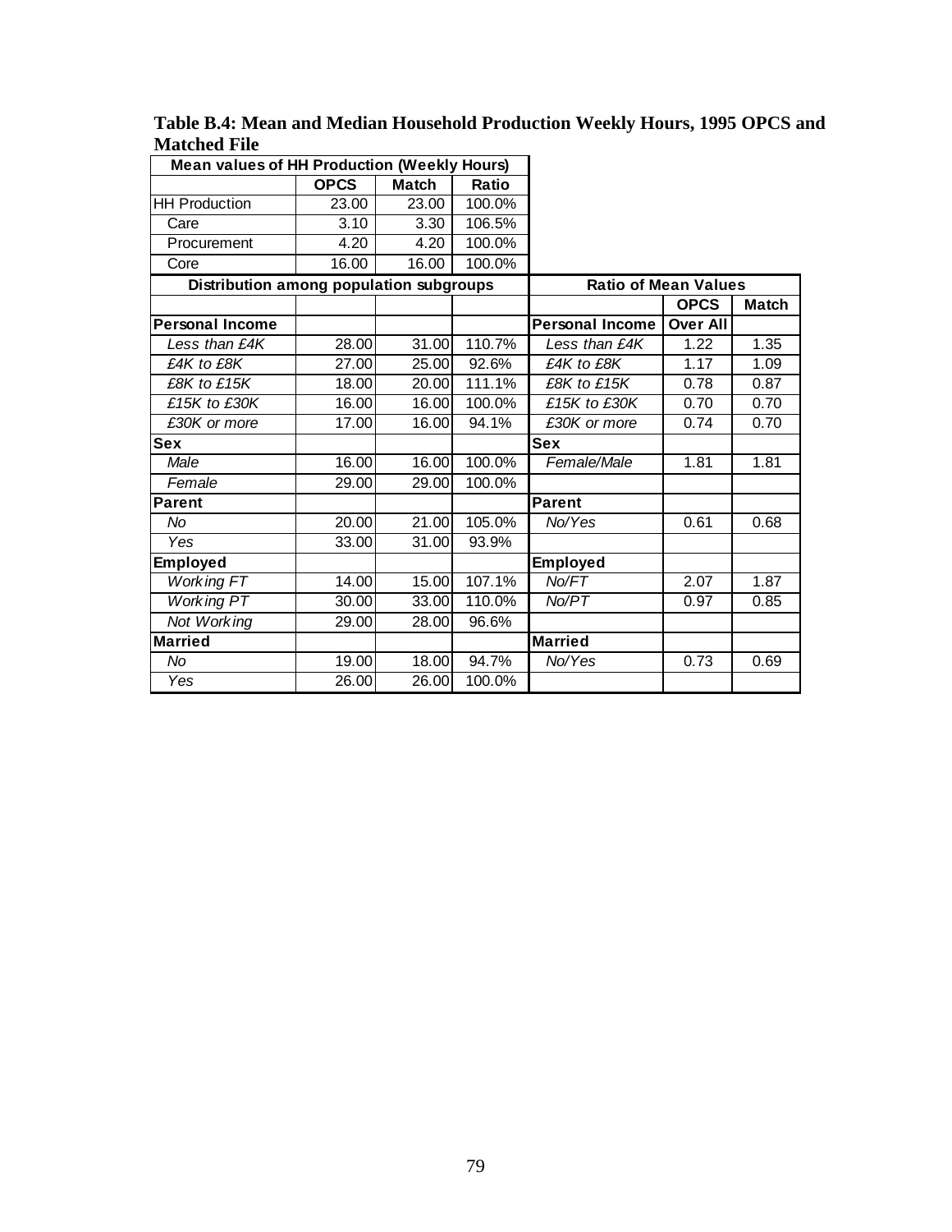**Table B.4: Mean and Median Household Production Weekly Hours, 1995 OPCS and Matched File**

| Mean values of HH Production (Weekly Hours) | | | |
|---|---|---|---|
| | OPCS | Match | Ratio |
| HH Production | 23.00 | 23.00 | 100.0% |
| Care | 3.10 | 3.30 | 106.5% |
| Procurement | 4.20 | 4.20 | 100.0% |
| Core | 16.00 | 16.00 | 100.0% |

| Distribution among population subgroups | | | | Ratio of Mean Values | | |
|---|---|---|---|---|---|---|
| | | | | | OPCS | Match |
| **Personal Income** | | | | **Personal Income** | **Over All** | |
| *Less than £4K* | 28.00 | 31.00 | 110.7% | *Less than £4K* | 1.22 | 1.35 |
| *£4K to £8K* | 27.00 | 25.00 | 92.6% | *£4K to £8K* | 1.17 | 1.09 |
| *£8K to £15K* | 18.00 | 20.00 | 111.1% | *£8K to £15K* | 0.78 | 0.87 |
| *£15K to £30K* | 16.00 | 16.00 | 100.0% | *£15K to £30K* | 0.70 | 0.70 |
| *£30K or more* | 17.00 | 16.00 | 94.1% | *£30K or more* | 0.74 | 0.70 |
| **Sex** | | | | **Sex** | | |
| *Male* | 16.00 | 16.00 | 100.0% | *Female/Male* | 1.81 | 1.81 |
| *Female* | 29.00 | 29.00 | 100.0% | | | |
| **Parent** | | | | **Parent** | | |
| *No* | 20.00 | 21.00 | 105.0% | *No/Yes* | 0.61 | 0.68 |
| *Yes* | 33.00 | 31.00 | 93.9% | | | |
| **Employed** | | | | **Employed** | | |
| *Working FT* | 14.00 | 15.00 | 107.1% | *No/FT* | 2.07 | 1.87 |
| *Working PT* | 30.00 | 33.00 | 110.0% | *No/PT* | 0.97 | 0.85 |
| *Not Working* | 29.00 | 28.00 | 96.6% | | | |
| **Married** | | | | **Married** | | |
| *No* | 19.00 | 18.00 | 94.7% | *No/Yes* | 0.73 | 0.69 |
| *Yes* | 26.00 | 26.00 | 100.0% | | | |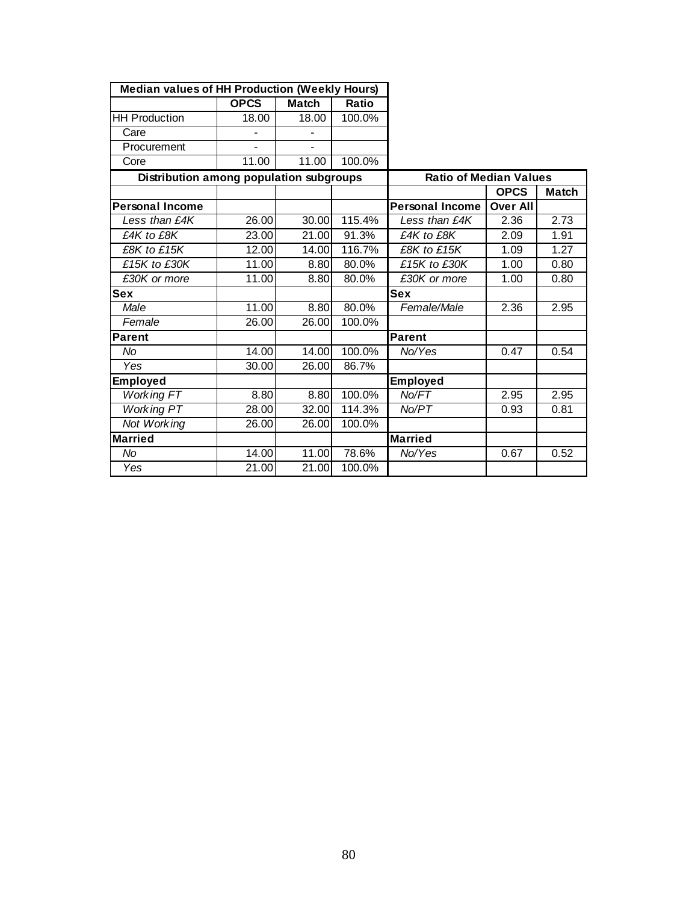| Median values of HH Production (Weekly Hours) | | | |
|---|---|---|---|
| | OPCS | Match | Ratio |
| HH Production | 18.00 | 18.00 | 100.0% |
| Care | - | - | |
| Procurement | - | - | |
| Core | 11.00 | 11.00 | 100.0% |

| Distribution among population subgroups | | | | Ratio of Median Values | | |
|---|---|---|---|---|---|---|
| | | | | | OPCS | Match |
| **Personal Income** | | | | **Personal Income** | **Over All** | |
| *Less than £4K* | 26.00 | 30.00 | 115.4% | *Less than £4K* | 2.36 | 2.73 |
| *£4K to £8K* | 23.00 | 21.00 | 91.3% | *£4K to £8K* | 2.09 | 1.91 |
| *£8K to £15K* | 12.00 | 14.00 | 116.7% | *£8K to £15K* | 1.09 | 1.27 |
| *£15K to £30K* | 11.00 | 8.80 | 80.0% | *£15K to £30K* | 1.00 | 0.80 |
| *£30K or more* | 11.00 | 8.80 | 80.0% | *£30K or more* | 1.00 | 0.80 |
| **Sex** | | | | **Sex** | | |
| *Male* | 11.00 | 8.80 | 80.0% | *Female/Male* | 2.36 | 2.95 |
| *Female* | 26.00 | 26.00 | 100.0% | | | |
| **Parent** | | | | **Parent** | | |
| *No* | 14.00 | 14.00 | 100.0% | *No/Yes* | 0.47 | 0.54 |
| *Yes* | 30.00 | 26.00 | 86.7% | | | |
| **Employed** | | | | **Employed** | | |
| *Working FT* | 8.80 | 8.80 | 100.0% | *No/FT* | 2.95 | 2.95 |
| *Working PT* | 28.00 | 32.00 | 114.3% | *No/PT* | 0.93 | 0.81 |
| *Not Working* | 26.00 | 26.00 | 100.0% | | | |
| **Married** | | | | **Married** | | |
| *No* | 14.00 | 11.00 | 78.6% | *No/Yes* | 0.67 | 0.52 |
| *Yes* | 21.00 | 21.00 | 100.0% | | | |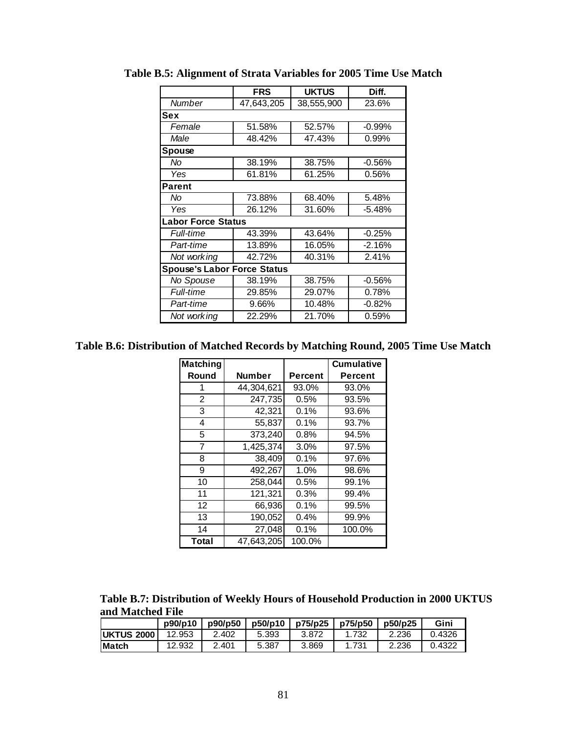**Table B.5: Alignment of Strata Variables for 2005 Time Use Match**

| | FRS | UKTUS | Diff. |
|---|---|---|---|
| *Number* | 47,643,205 | 38,555,900 | 23.6% |
| **Sex** | | | |
| *Female* | 51.58% | 52.57% | -0.99% |
| *Male* | 48.42% | 47.43% | 0.99% |
| **Spouse** | | | |
| *No* | 38.19% | 38.75% | -0.56% |
| *Yes* | 61.81% | 61.25% | 0.56% |
| **Parent** | | | |
| *No* | 73.88% | 68.40% | 5.48% |
| *Yes* | 26.12% | 31.60% | -5.48% |
| **Labor Force Status** | | | |
| *Full-time* | 43.39% | 43.64% | -0.25% |
| *Part-time* | 13.89% | 16.05% | -2.16% |
| *Not working* | 42.72% | 40.31% | 2.41% |
| **Spouse's Labor Force Status** | | | |
| *No Spouse* | 38.19% | 38.75% | -0.56% |
| *Full-time* | 29.85% | 29.07% | 0.78% |
| *Part-time* | 9.66% | 10.48% | -0.82% |
| *Not working* | 22.29% | 21.70% | 0.59% |

**Table B.6: Distribution of Matched Records by Matching Round, 2005 Time Use Match**

| Matching Round | Number | Percent | Cumulative Percent |
|---|---|---|---|
| 1 | 44,304,621 | 93.0% | 93.0% |
| 2 | 247,735 | 0.5% | 93.5% |
| 3 | 42,321 | 0.1% | 93.6% |
| 4 | 55,837 | 0.1% | 93.7% |
| 5 | 373,240 | 0.8% | 94.5% |
| 7 | 1,425,374 | 3.0% | 97.5% |
| 8 | 38,409 | 0.1% | 97.6% |
| 9 | 492,267 | 1.0% | 98.6% |
| 10 | 258,044 | 0.5% | 99.1% |
| 11 | 121,321 | 0.3% | 99.4% |
| 12 | 66,936 | 0.1% | 99.5% |
| 13 | 190,052 | 0.4% | 99.9% |
| 14 | 27,048 | 0.1% | 100.0% |
| **Total** | 47,643,205 | 100.0% | |

**Table B.7: Distribution of Weekly Hours of Household Production in 2000 UKTUS and Matched File**

| | p90/p10 | p90/p50 | p50/p10 | p75/p25 | p75/p50 | p50/p25 | Gini |
|---|---|---|---|---|---|---|---|
| **UKTUS 2000** | 12.953 | 2.402 | 5.393 | 3.872 | 1.732 | 2.236 | 0.4326 |
| **Match** | 12.932 | 2.401 | 5.387 | 3.869 | 1.731 | 2.236 | 0.4322 |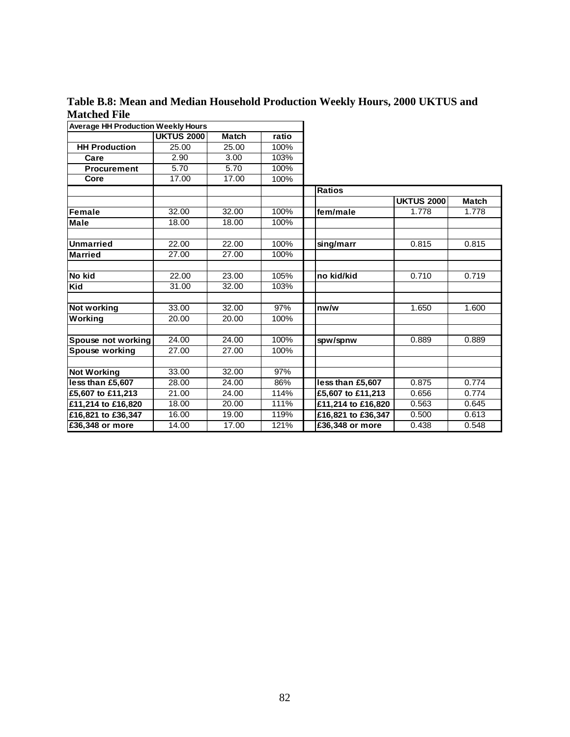**Table B.8: Mean and Median Household Production Weekly Hours, 2000 UKTUS and Matched File**

| Average HH Production Weekly Hours | | | | | | |
|---|---|---|---|---|---|---|
| | UKTUS 2000 | Match | ratio | | | |
| HH Production | 25.00 | 25.00 | 100% | | | |
| Care | 2.90 | 3.00 | 103% | | | |
| Procurement | 5.70 | 5.70 | 100% | | | |
| Core | 17.00 | 17.00 | 100% | | | |
| | | | | Ratios | | |
| | | | | | UKTUS 2000 | Match |
| Female | 32.00 | 32.00 | 100% | fem/male | 1.778 | 1.778 |
| Male | 18.00 | 18.00 | 100% | | | |
| | | | | | | |
| Unmarried | 22.00 | 22.00 | 100% | sing/marr | 0.815 | 0.815 |
| Married | 27.00 | 27.00 | 100% | | | |
| | | | | | | |
| No kid | 22.00 | 23.00 | 105% | no kid/kid | 0.710 | 0.719 |
| Kid | 31.00 | 32.00 | 103% | | | |
| | | | | | | |
| Not working | 33.00 | 32.00 | 97% | nw/w | 1.650 | 1.600 |
| Working | 20.00 | 20.00 | 100% | | | |
| | | | | | | |
| Spouse not working | 24.00 | 24.00 | 100% | spw/spnw | 0.889 | 0.889 |
| Spouse working | 27.00 | 27.00 | 100% | | | |
| | | | | | | |
| Not Working | 33.00 | 32.00 | 97% | | | |
| less than £5,607 | 28.00 | 24.00 | 86% | less than £5,607 | 0.875 | 0.774 |
| £5,607 to £11,213 | 21.00 | 24.00 | 114% | £5,607 to £11,213 | 0.656 | 0.774 |
| £11,214 to £16,820 | 18.00 | 20.00 | 111% | £11,214 to £16,820 | 0.563 | 0.645 |
| £16,821 to £36,347 | 16.00 | 19.00 | 119% | £16,821 to £36,347 | 0.500 | 0.613 |
| £36,348 or more | 14.00 | 17.00 | 121% | £36,348 or more | 0.438 | 0.548 |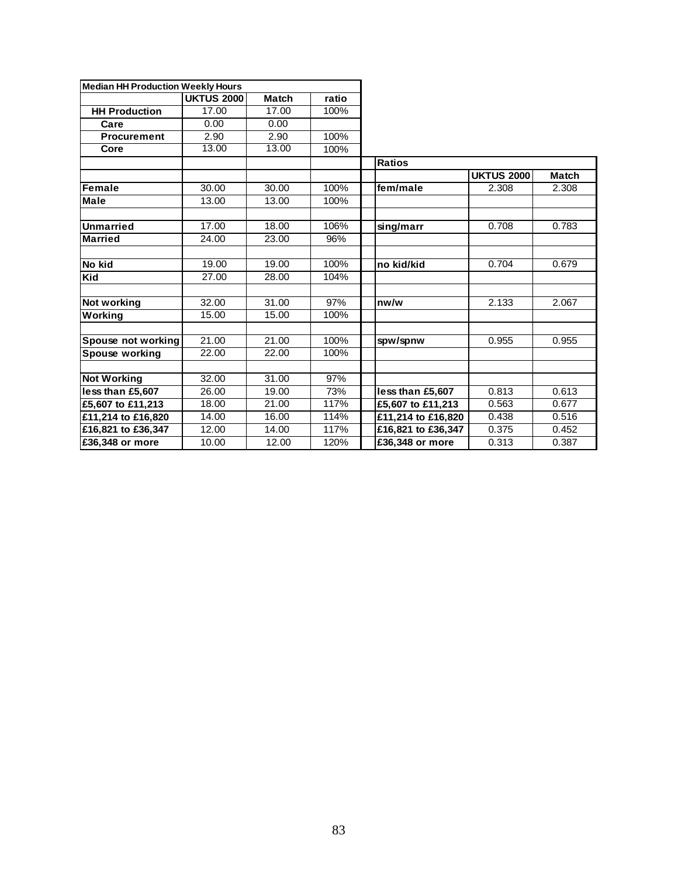| Median HH Production Weekly Hours | | | |
|---|---|---|---|
| | UKTUS 2000 | Match | ratio |
| **HH Production** | 17.00 | 17.00 | 100% |
| **Care** | 0.00 | 0.00 | |
| **Procurement** | 2.90 | 2.90 | 100% |
| **Core** | 13.00 | 13.00 | 100% |
| | | | |
| | | | |
| **Female** | 30.00 | 30.00 | 100% |
| **Male** | 13.00 | 13.00 | 100% |
| | | | |
| **Unmarried** | 17.00 | 18.00 | 106% |
| **Married** | 24.00 | 23.00 | 96% |
| | | | |
| **No kid** | 19.00 | 19.00 | 100% |
| **Kid** | 27.00 | 28.00 | 104% |
| | | | |
| **Not working** | 32.00 | 31.00 | 97% |
| **Working** | 15.00 | 15.00 | 100% |
| | | | |
| **Spouse not working** | 21.00 | 21.00 | 100% |
| **Spouse working** | 22.00 | 22.00 | 100% |
| | | | |
| **Not Working** | 32.00 | 31.00 | 97% |
| **less than £5,607** | 26.00 | 19.00 | 73% |
| **£5,607 to £11,213** | 18.00 | 21.00 | 117% |
| **£11,214 to £16,820** | 14.00 | 16.00 | 114% |
| **£16,821 to £36,347** | 12.00 | 14.00 | 117% |
| **£36,348 or more** | 10.00 | 12.00 | 120% |

| Ratios | | |
|---|---|---|
| | UKTUS 2000 | Match |
| **fem/male** | 2.308 | 2.308 |
| | | |
| | | |
| **sing/marr** | 0.708 | 0.783 |
| | | |
| | | |
| **no kid/kid** | 0.704 | 0.679 |
| | | |
| | | |
| **nw/w** | 2.133 | 2.067 |
| | | |
| | | |
| **spw/spnw** | 0.955 | 0.955 |
| | | |
| | | |
| | | |
| **less than £5,607** | 0.813 | 0.613 |
| **£5,607 to £11,213** | 0.563 | 0.677 |
| **£11,214 to £16,820** | 0.438 | 0.516 |
| **£16,821 to £36,347** | 0.375 | 0.452 |
| **£36,348 or more** | 0.313 | 0.387 |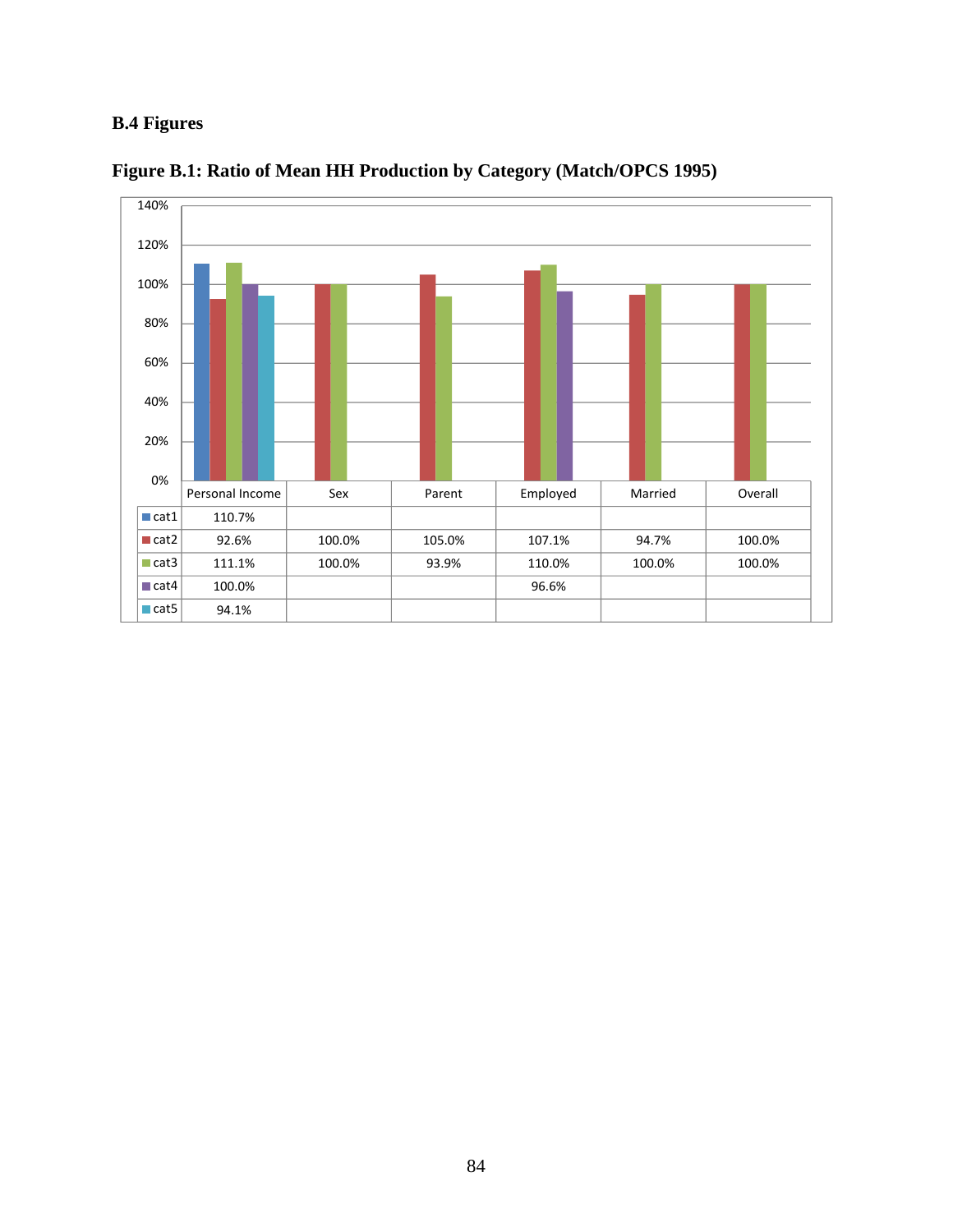## B.4 Figures

**Figure B.1: Ratio of Mean HH Production by Category (Match/OPCS 1995)**

| | Personal Income | Sex | Parent | Employed | Married | Overall |
|---|---|---|---|---|---|---|
| cat1 | 110.7% | | | | | |
| cat2 | 92.6% | 100.0% | 105.0% | 107.1% | 94.7% | 100.0% |
| cat3 | 111.1% | 100.0% | 93.9% | 110.0% | 100.0% | 100.0% |
| cat4 | 100.0% | | | 96.6% | | |
| cat5 | 94.1% | | | | | |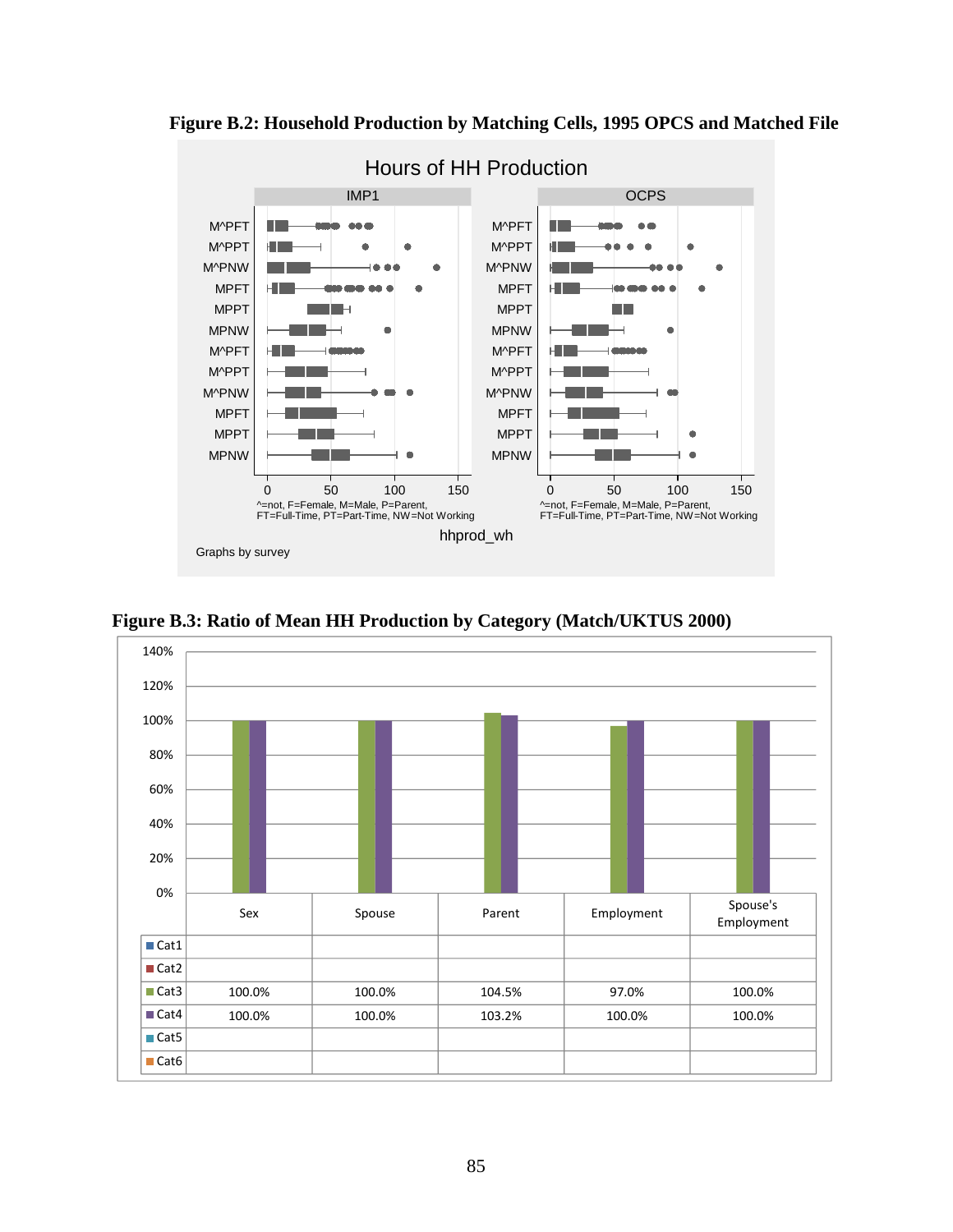**Figure B.2: Household Production by Matching Cells, 1995 OPCS and Matched File**

**Figure B.3: Ratio of Mean HH Production by Category (Match/UKTUS 2000)**

| | Sex | Spouse | Parent | Employment | Spouse's Employment |
|---|---|---|---|---|---|
| Cat1 | | | | | |
| Cat2 | | | | | |
| Cat3 | 100.0% | 100.0% | 104.5% | 97.0% | 100.0% |
| Cat4 | 100.0% | 100.0% | 103.2% | 100.0% | 100.0% |
| Cat5 | | | | | |
| Cat6 | | | | | |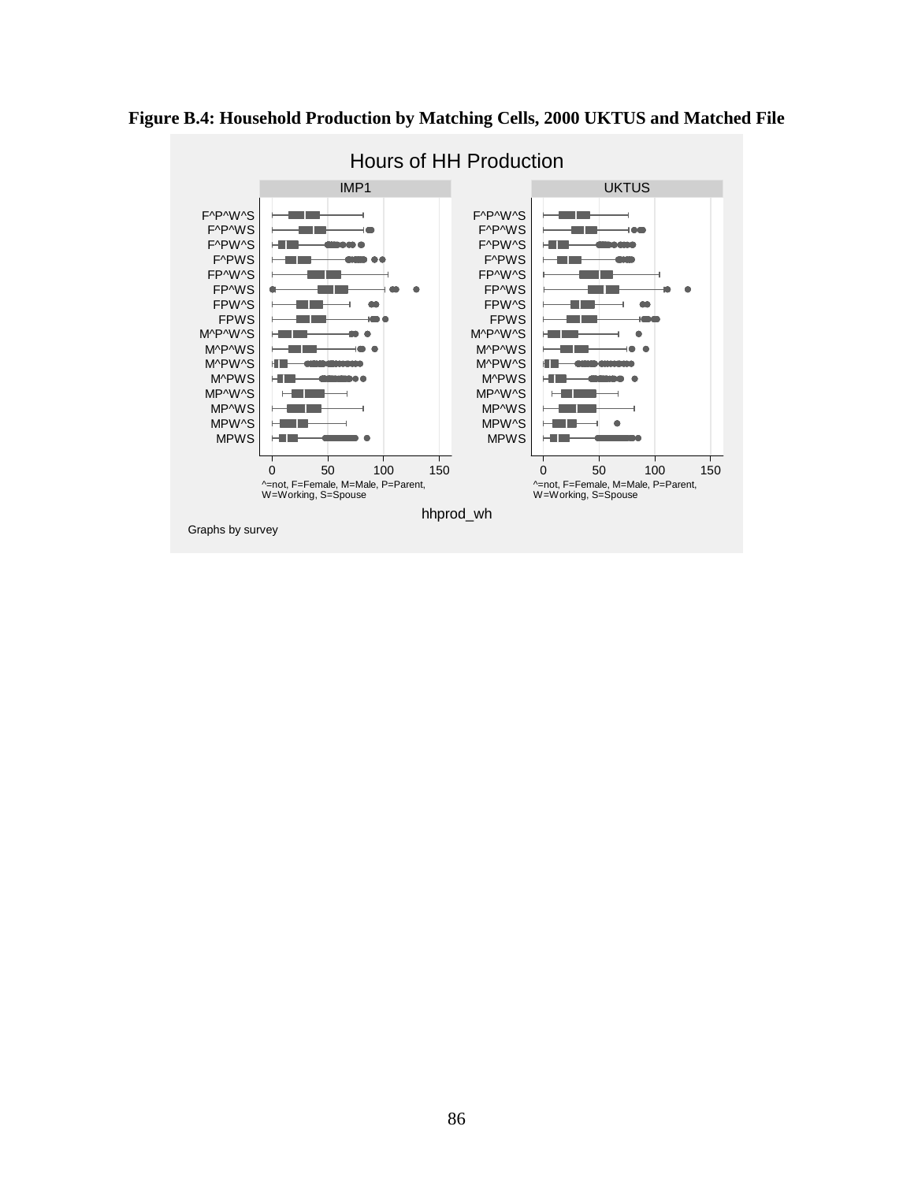**Figure B.4: Household Production by Matching Cells, 2000 UKTUS and Matched File**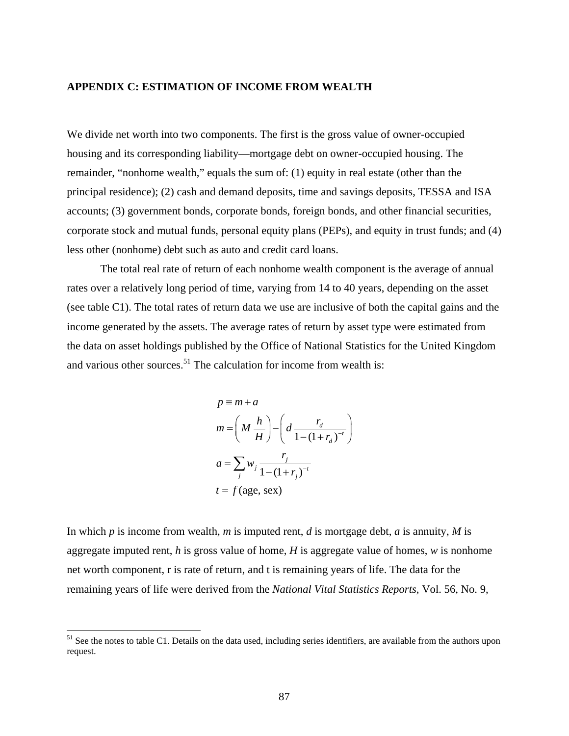## APPENDIX C: ESTIMATION OF INCOME FROM WEALTH

We divide net worth into two components. The first is the gross value of owner-occupied housing and its corresponding liability—mortgage debt on owner-occupied housing. The remainder, "nonhome wealth," equals the sum of: (1) equity in real estate (other than the principal residence); (2) cash and demand deposits, time and savings deposits, TESSA and ISA accounts; (3) government bonds, corporate bonds, foreign bonds, and other financial securities, corporate stock and mutual funds, personal equity plans (PEPs), and equity in trust funds; and (4) less other (nonhome) debt such as auto and credit card loans.

The total real rate of return of each nonhome wealth component is the average of annual rates over a relatively long period of time, varying from 14 to 40 years, depending on the asset (see table C1). The total rates of return data we use are inclusive of both the capital gains and the income generated by the assets. The average rates of return by asset type were estimated from the data on asset holdings published by the Office of National Statistics for the United Kingdom and various other sources.[51] The calculation for income from wealth is:

$$
\begin{aligned}
p &\equiv m + a \\
m &= \left( M \, \frac{h}{H} \right) - \left( d \, \frac{r_d}{1-(1+r_d)^{-t}} \right) \\
a &= \sum_j w_j \, \frac{r_j}{1-(1+r_j)^{-t}} \\
t &= f(\text{age, sex})
\end{aligned}
$$

In which $p$ is income from wealth, $m$ is imputed rent, $d$ is mortgage debt, $a$ is annuity, $M$ is aggregate imputed rent, $h$ is gross value of home, $H$ is aggregate value of homes, $w$ is nonhome net worth component, r is rate of return, and t is remaining years of life. The data for the remaining years of life were derived from the *National Vital Statistics Reports*, Vol. 56, No. 9,

[51] See the notes to table C1. Details on the data used, including series identifiers, are available from the authors upon request.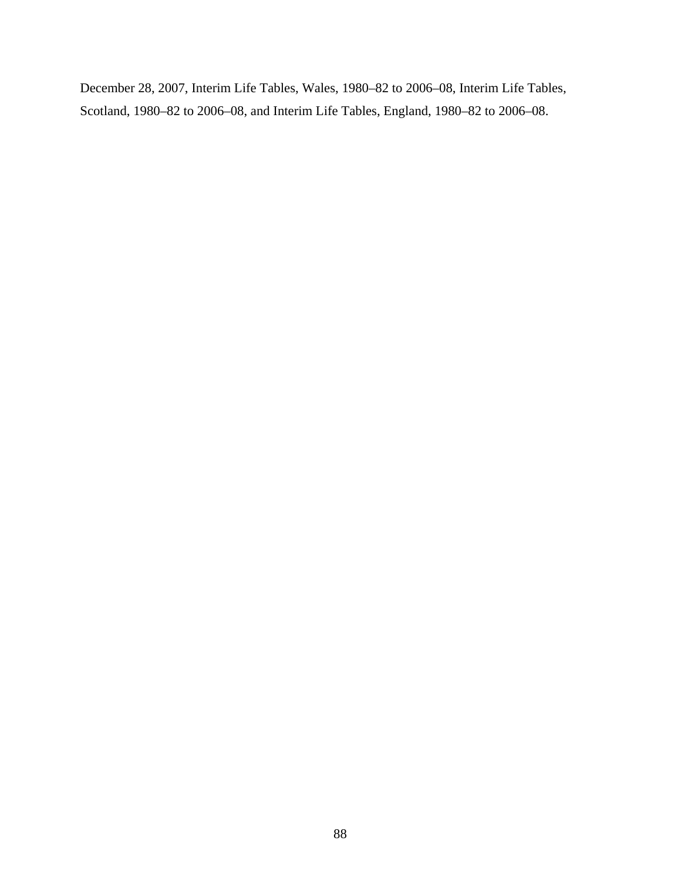December 28, 2007, Interim Life Tables, Wales, 1980–82 to 2006–08, Interim Life Tables, Scotland, 1980–82 to 2006–08, and Interim Life Tables, England, 1980–82 to 2006–08.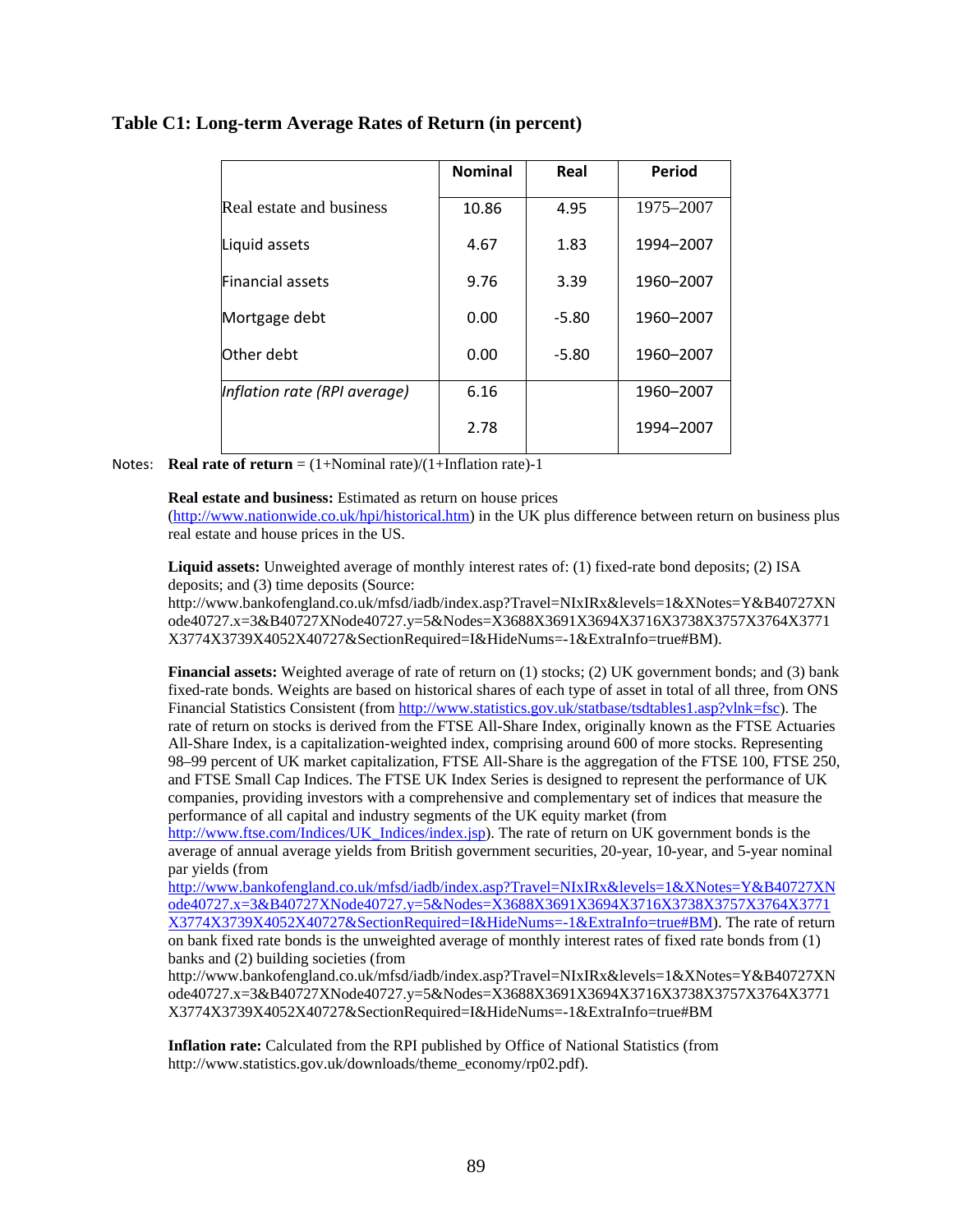**Table C1: Long-term Average Rates of Return (in percent)**

| | Nominal | Real | Period |
|---|---|---|---|
| Real estate and business | 10.86 | 4.95 | 1975–2007 |
| Liquid assets | 4.67 | 1.83 | 1994–2007 |
| Financial assets | 9.76 | 3.39 | 1960–2007 |
| Mortgage debt | 0.00 | -5.80 | 1960–2007 |
| Other debt | 0.00 | -5.80 | 1960–2007 |
| *Inflation rate (RPI average)* | 6.16 | | 1960–2007 |
| | 2.78 | | 1994–2007 |

Notes: **Real rate of return** = (1+Nominal rate)/(1+Inflation rate)-1

**Real estate and business:** Estimated as return on house prices (http://www.nationwide.co.uk/hpi/historical.htm) in the UK plus difference between return on business plus real estate and house prices in the US.

**Liquid assets:** Unweighted average of monthly interest rates of: (1) fixed-rate bond deposits; (2) ISA deposits; and (3) time deposits (Source: http://www.bankofengland.co.uk/mfsd/iadb/index.asp?Travel=NIxIRx&levels=1&XNotes=Y&B40727XNode40727.x=3&B40727XNode40727.y=5&Nodes=X3688X3691X3694X3716X3738X3757X3764X3771X3774X3739X4052X40727&SectionRequired=I&HideNums=-1&ExtraInfo=true#BM).

**Financial assets:** Weighted average of rate of return on (1) stocks; (2) UK government bonds; and (3) bank fixed-rate bonds. Weights are based on historical shares of each type of asset in total of all three, from ONS Financial Statistics Consistent (from http://www.statistics.gov.uk/statbase/tsdtables1.asp?vlnk=fsc). The rate of return on stocks is derived from the FTSE All-Share Index, originally known as the FTSE Actuaries All-Share Index, is a capitalization-weighted index, comprising around 600 of more stocks. Representing 98–99 percent of UK market capitalization, FTSE All-Share is the aggregation of the FTSE 100, FTSE 250, and FTSE Small Cap Indices. The FTSE UK Index Series is designed to represent the performance of UK companies, providing investors with a comprehensive and complementary set of indices that measure the performance of all capital and industry segments of the UK equity market (from http://www.ftse.com/Indices/UK_Indices/index.jsp). The rate of return on UK government bonds is the average of annual average yields from British government securities, 20-year, 10-year, and 5-year nominal par yields (from http://www.bankofengland.co.uk/mfsd/iadb/index.asp?Travel=NIxIRx&levels=1&XNotes=Y&B40727XNode40727.x=3&B40727XNode40727.y=5&Nodes=X3688X3691X3694X3716X3738X3757X3764X3771X3774X3739X4052X40727&SectionRequired=I&HideNums=-1&ExtraInfo=true#BM). The rate of return on bank fixed rate bonds is the unweighted average of monthly interest rates of fixed rate bonds from (1) banks and (2) building societies (from http://www.bankofengland.co.uk/mfsd/iadb/index.asp?Travel=NIxIRx&levels=1&XNotes=Y&B40727XNode40727.x=3&B40727XNode40727.y=5&Nodes=X3688X3691X3694X3716X3738X3757X3764X3771X3774X3739X4052X40727&SectionRequired=I&HideNums=-1&ExtraInfo=true#BM

**Inflation rate:** Calculated from the RPI published by Office of National Statistics (from http://www.statistics.gov.uk/downloads/theme_economy/rp02.pdf).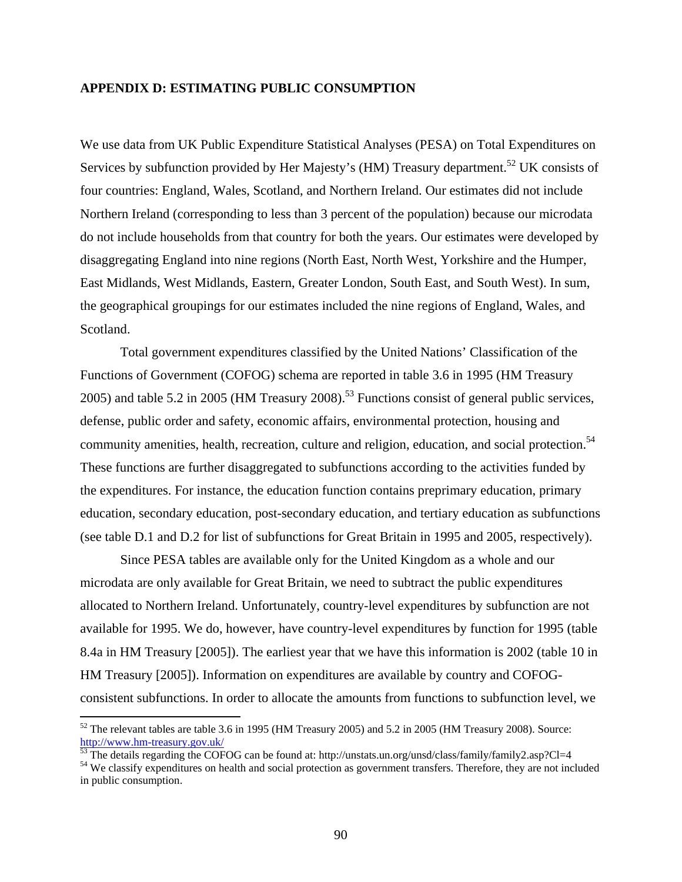## APPENDIX D: ESTIMATING PUBLIC CONSUMPTION

We use data from UK Public Expenditure Statistical Analyses (PESA) on Total Expenditures on Services by subfunction provided by Her Majesty's (HM) Treasury department.[52] UK consists of four countries: England, Wales, Scotland, and Northern Ireland. Our estimates did not include Northern Ireland (corresponding to less than 3 percent of the population) because our microdata do not include households from that country for both the years. Our estimates were developed by disaggregating England into nine regions (North East, North West, Yorkshire and the Humper, East Midlands, West Midlands, Eastern, Greater London, South East, and South West). In sum, the geographical groupings for our estimates included the nine regions of England, Wales, and Scotland.

Total government expenditures classified by the United Nations' Classification of the Functions of Government (COFOG) schema are reported in table 3.6 in 1995 (HM Treasury 2005) and table 5.2 in 2005 (HM Treasury 2008).[53] Functions consist of general public services, defense, public order and safety, economic affairs, environmental protection, housing and community amenities, health, recreation, culture and religion, education, and social protection.[54] These functions are further disaggregated to subfunctions according to the activities funded by the expenditures. For instance, the education function contains preprimary education, primary education, secondary education, post-secondary education, and tertiary education as subfunctions (see table D.1 and D.2 for list of subfunctions for Great Britain in 1995 and 2005, respectively).

Since PESA tables are available only for the United Kingdom as a whole and our microdata are only available for Great Britain, we need to subtract the public expenditures allocated to Northern Ireland. Unfortunately, country-level expenditures by subfunction are not available for 1995. We do, however, have country-level expenditures by function for 1995 (table 8.4a in HM Treasury [2005]). The earliest year that we have this information is 2002 (table 10 in HM Treasury [2005]). Information on expenditures are available by country and COFOG-consistent subfunctions. In order to allocate the amounts from functions to subfunction level, we

---

[52] The relevant tables are table 3.6 in 1995 (HM Treasury 2005) and 5.2 in 2005 (HM Treasury 2008). Source: http://www.hm-treasury.gov.uk/

[53] The details regarding the COFOG can be found at: http://unstats.un.org/unsd/class/family/family2.asp?Cl=4

[54] We classify expenditures on health and social protection as government transfers. Therefore, they are not included in public consumption.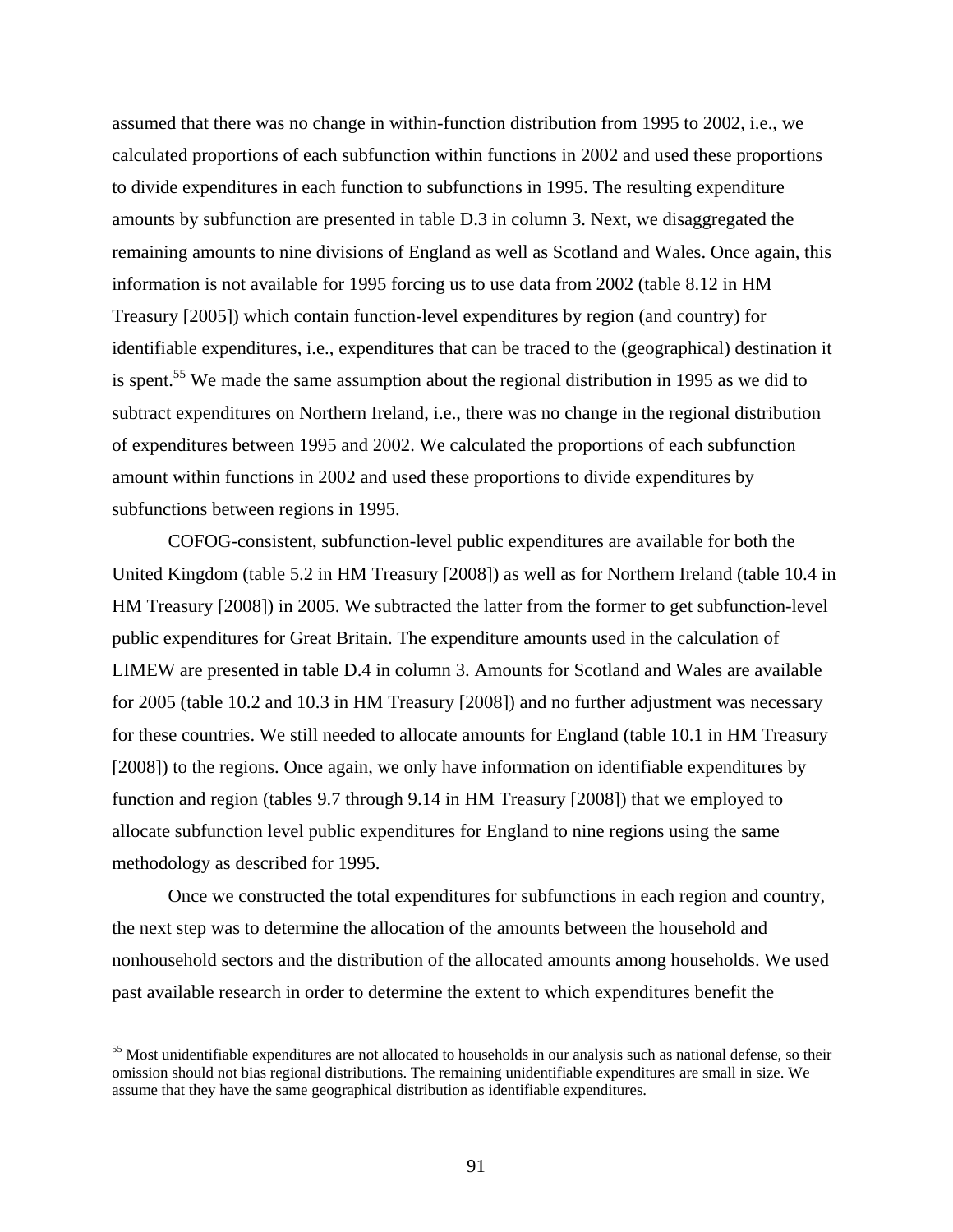assumed that there was no change in within-function distribution from 1995 to 2002, i.e., we calculated proportions of each subfunction within functions in 2002 and used these proportions to divide expenditures in each function to subfunctions in 1995. The resulting expenditure amounts by subfunction are presented in table D.3 in column 3. Next, we disaggregated the remaining amounts to nine divisions of England as well as Scotland and Wales. Once again, this information is not available for 1995 forcing us to use data from 2002 (table 8.12 in HM Treasury [2005]) which contain function-level expenditures by region (and country) for identifiable expenditures, i.e., expenditures that can be traced to the (geographical) destination it is spent.[55] We made the same assumption about the regional distribution in 1995 as we did to subtract expenditures on Northern Ireland, i.e., there was no change in the regional distribution of expenditures between 1995 and 2002. We calculated the proportions of each subfunction amount within functions in 2002 and used these proportions to divide expenditures by subfunctions between regions in 1995.

COFOG-consistent, subfunction-level public expenditures are available for both the United Kingdom (table 5.2 in HM Treasury [2008]) as well as for Northern Ireland (table 10.4 in HM Treasury [2008]) in 2005. We subtracted the latter from the former to get subfunction-level public expenditures for Great Britain. The expenditure amounts used in the calculation of LIMEW are presented in table D.4 in column 3. Amounts for Scotland and Wales are available for 2005 (table 10.2 and 10.3 in HM Treasury [2008]) and no further adjustment was necessary for these countries. We still needed to allocate amounts for England (table 10.1 in HM Treasury [2008]) to the regions. Once again, we only have information on identifiable expenditures by function and region (tables 9.7 through 9.14 in HM Treasury [2008]) that we employed to allocate subfunction level public expenditures for England to nine regions using the same methodology as described for 1995.

Once we constructed the total expenditures for subfunctions in each region and country, the next step was to determine the allocation of the amounts between the household and nonhousehold sectors and the distribution of the allocated amounts among households. We used past available research in order to determine the extent to which expenditures benefit the

[55] Most unidentifiable expenditures are not allocated to households in our analysis such as national defense, so their omission should not bias regional distributions. The remaining unidentifiable expenditures are small in size. We assume that they have the same geographical distribution as identifiable expenditures.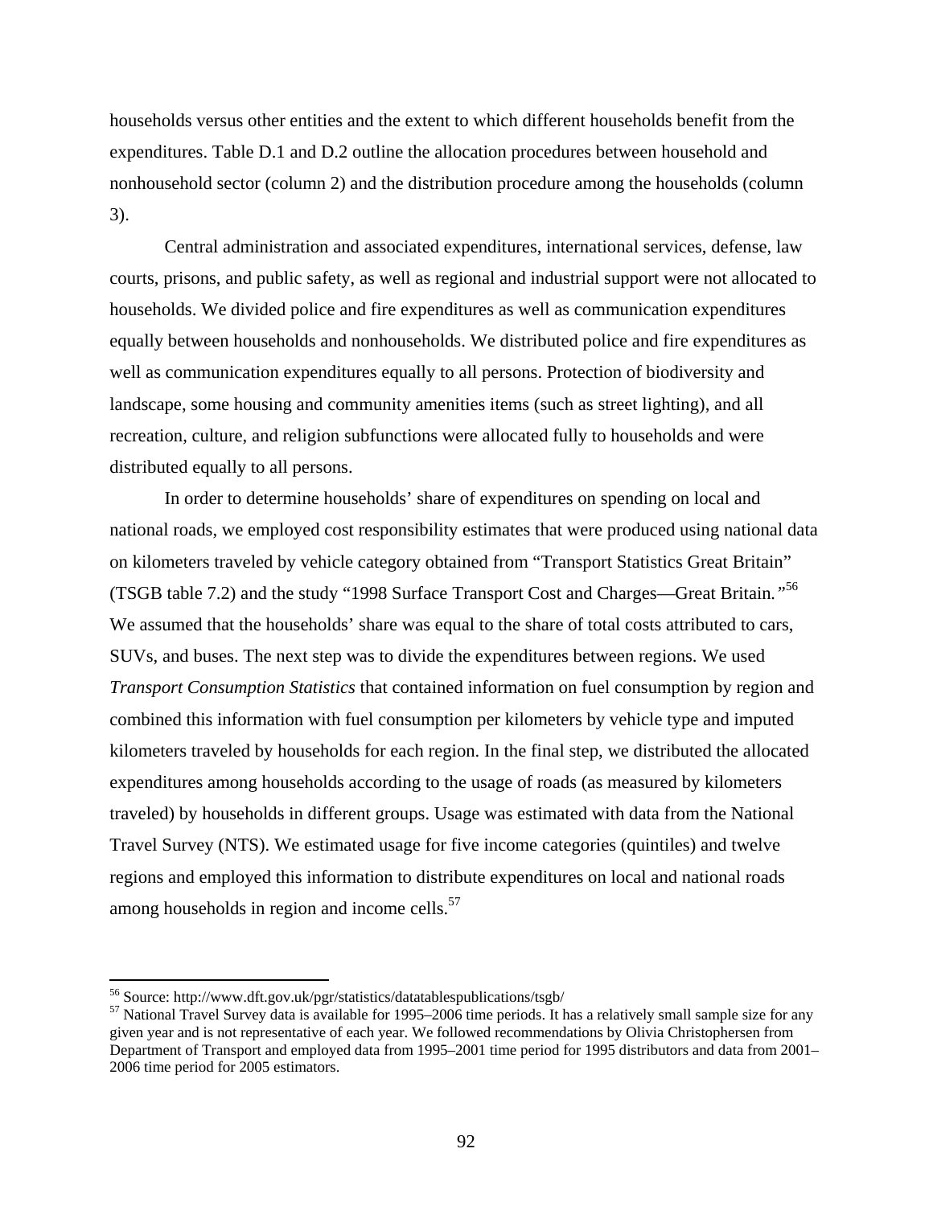households versus other entities and the extent to which different households benefit from the expenditures. Table D.1 and D.2 outline the allocation procedures between household and nonhousehold sector (column 2) and the distribution procedure among the households (column 3).

Central administration and associated expenditures, international services, defense, law courts, prisons, and public safety, as well as regional and industrial support were not allocated to households. We divided police and fire expenditures as well as communication expenditures equally between households and nonhouseholds. We distributed police and fire expenditures as well as communication expenditures equally to all persons. Protection of biodiversity and landscape, some housing and community amenities items (such as street lighting), and all recreation, culture, and religion subfunctions were allocated fully to households and were distributed equally to all persons.

In order to determine households' share of expenditures on spending on local and national roads, we employed cost responsibility estimates that were produced using national data on kilometers traveled by vehicle category obtained from "Transport Statistics Great Britain" (TSGB table 7.2) and the study "1998 Surface Transport Cost and Charges—Great Britain."[56] We assumed that the households' share was equal to the share of total costs attributed to cars, SUVs, and buses. The next step was to divide the expenditures between regions. We used *Transport Consumption Statistics* that contained information on fuel consumption by region and combined this information with fuel consumption per kilometers by vehicle type and imputed kilometers traveled by households for each region. In the final step, we distributed the allocated expenditures among households according to the usage of roads (as measured by kilometers traveled) by households in different groups. Usage was estimated with data from the National Travel Survey (NTS). We estimated usage for five income categories (quintiles) and twelve regions and employed this information to distribute expenditures on local and national roads among households in region and income cells.[57]

---

[56] Source: http://www.dft.gov.uk/pgr/statistics/datatablespublications/tsgb/

[57] National Travel Survey data is available for 1995–2006 time periods. It has a relatively small sample size for any given year and is not representative of each year. We followed recommendations by Olivia Christophersen from Department of Transport and employed data from 1995–2001 time period for 1995 distributors and data from 2001–2006 time period for 2005 estimators.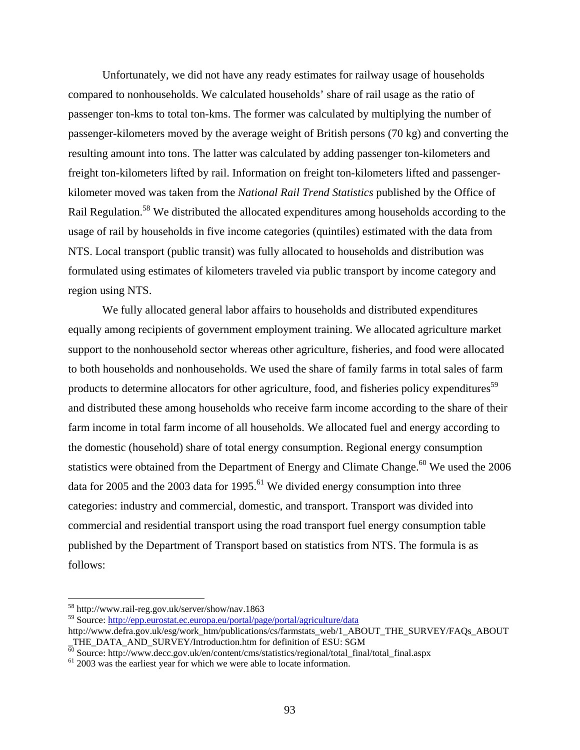Unfortunately, we did not have any ready estimates for railway usage of households compared to nonhouseholds. We calculated households' share of rail usage as the ratio of passenger ton-kms to total ton-kms. The former was calculated by multiplying the number of passenger-kilometers moved by the average weight of British persons (70 kg) and converting the resulting amount into tons. The latter was calculated by adding passenger ton-kilometers and freight ton-kilometers lifted by rail. Information on freight ton-kilometers lifted and passenger-kilometer moved was taken from the *National Rail Trend Statistics* published by the Office of Rail Regulation.[58] We distributed the allocated expenditures among households according to the usage of rail by households in five income categories (quintiles) estimated with the data from NTS. Local transport (public transit) was fully allocated to households and distribution was formulated using estimates of kilometers traveled via public transport by income category and region using NTS.

We fully allocated general labor affairs to households and distributed expenditures equally among recipients of government employment training. We allocated agriculture market support to the nonhousehold sector whereas other agriculture, fisheries, and food were allocated to both households and nonhouseholds. We used the share of family farms in total sales of farm products to determine allocators for other agriculture, food, and fisheries policy expenditures[59] and distributed these among households who receive farm income according to the share of their farm income in total farm income of all households. We allocated fuel and energy according to the domestic (household) share of total energy consumption. Regional energy consumption statistics were obtained from the Department of Energy and Climate Change.[60] We used the 2006 data for 2005 and the 2003 data for 1995.[61] We divided energy consumption into three categories: industry and commercial, domestic, and transport. Transport was divided into commercial and residential transport using the road transport fuel energy consumption table published by the Department of Transport based on statistics from NTS. The formula is as follows:

---

[58] http://www.rail-reg.gov.uk/server/show/nav.1863

[59] Source: http://epp.eurostat.ec.europa.eu/portal/page/portal/agriculture/data
http://www.defra.gov.uk/esg/work_htm/publications/cs/farmstats_web/1_ABOUT_THE_SURVEY/FAQs_ABOUT_THE_DATA_AND_SURVEY/Introduction.htm for definition of ESU: SGM

[60] Source: http://www.decc.gov.uk/en/content/cms/statistics/regional/total_final/total_final.aspx

[61] 2003 was the earliest year for which we were able to locate information.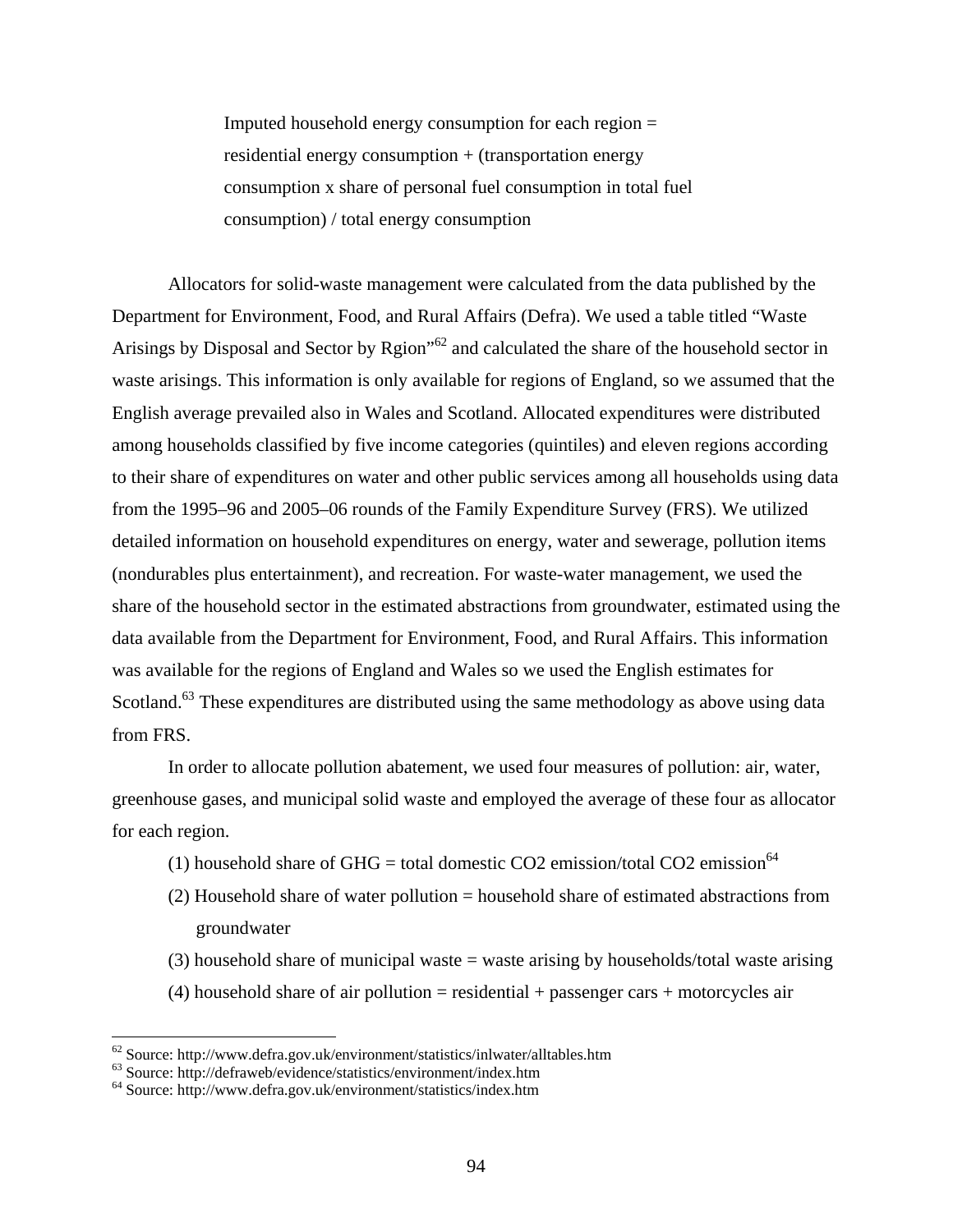Imputed household energy consumption for each region = residential energy consumption + (transportation energy consumption x share of personal fuel consumption in total fuel consumption) / total energy consumption

Allocators for solid-waste management were calculated from the data published by the Department for Environment, Food, and Rural Affairs (Defra). We used a table titled "Waste Arisings by Disposal and Sector by Rgion"[62] and calculated the share of the household sector in waste arisings. This information is only available for regions of England, so we assumed that the English average prevailed also in Wales and Scotland. Allocated expenditures were distributed among households classified by five income categories (quintiles) and eleven regions according to their share of expenditures on water and other public services among all households using data from the 1995–96 and 2005–06 rounds of the Family Expenditure Survey (FRS). We utilized detailed information on household expenditures on energy, water and sewerage, pollution items (nondurables plus entertainment), and recreation. For waste-water management, we used the share of the household sector in the estimated abstractions from groundwater, estimated using the data available from the Department for Environment, Food, and Rural Affairs. This information was available for the regions of England and Wales so we used the English estimates for Scotland.[63] These expenditures are distributed using the same methodology as above using data from FRS.

In order to allocate pollution abatement, we used four measures of pollution: air, water, greenhouse gases, and municipal solid waste and employed the average of these four as allocator for each region.

(1) household share of GHG = total domestic CO2 emission/total CO2 emission[64]

(2) Household share of water pollution = household share of estimated abstractions from groundwater

(3) household share of municipal waste = waste arising by households/total waste arising

(4) household share of air pollution = residential + passenger cars + motorcycles air

---

[62] Source: http://www.defra.gov.uk/environment/statistics/inlwater/alltables.htm

[63] Source: http://defraweb/evidence/statistics/environment/index.htm

[64] Source: http://www.defra.gov.uk/environment/statistics/index.htm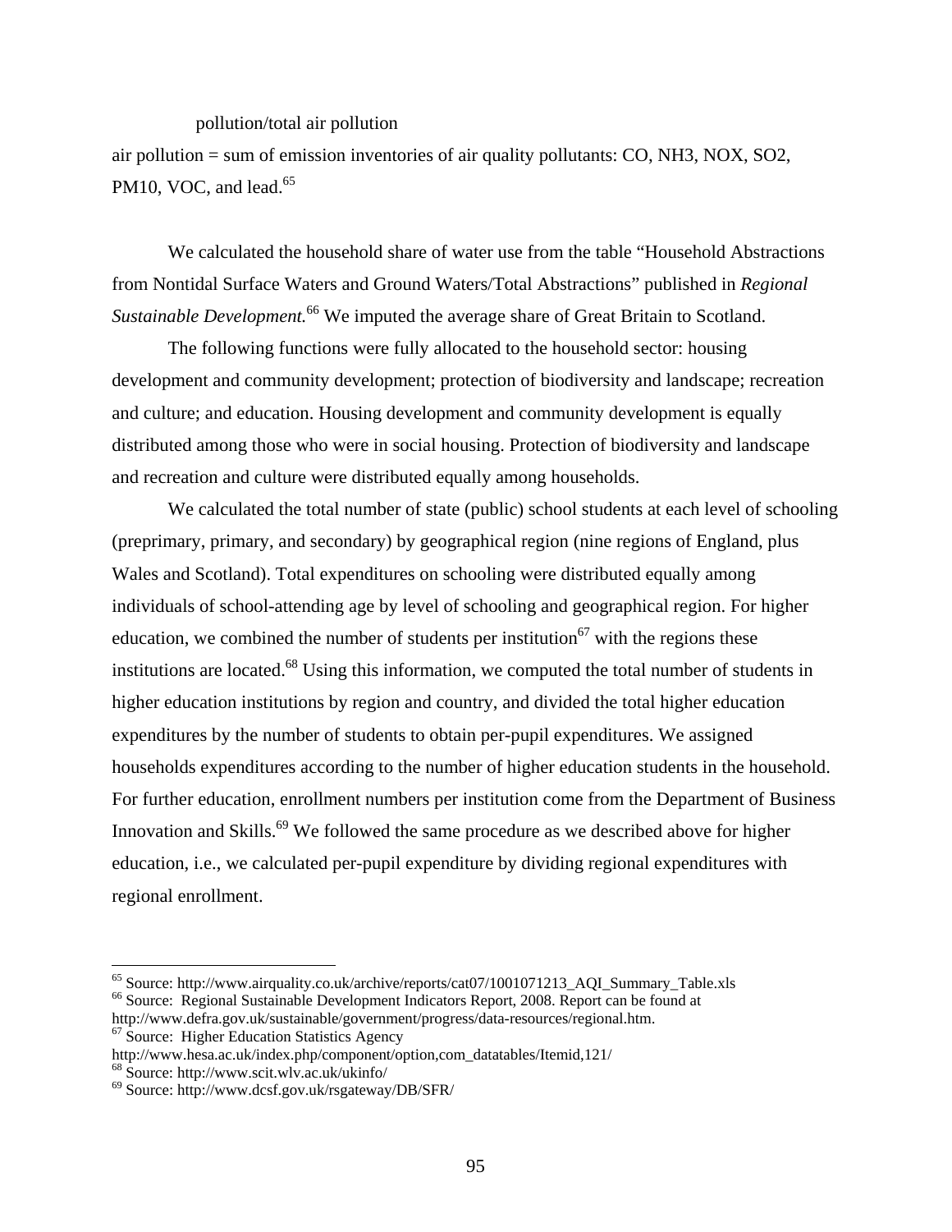pollution/total air pollution

air pollution = sum of emission inventories of air quality pollutants: CO, $NH_3$, $NO_X$, $SO_2$, $PM_{10}$, VOC, and lead.[65]

We calculated the household share of water use from the table "Household Abstractions from Nontidal Surface Waters and Ground Waters/Total Abstractions" published in *Regional Sustainable Development.*[66] We imputed the average share of Great Britain to Scotland.

The following functions were fully allocated to the household sector: housing development and community development; protection of biodiversity and landscape; recreation and culture; and education. Housing development and community development is equally distributed among those who were in social housing. Protection of biodiversity and landscape and recreation and culture were distributed equally among households.

We calculated the total number of state (public) school students at each level of schooling (preprimary, primary, and secondary) by geographical region (nine regions of England, plus Wales and Scotland). Total expenditures on schooling were distributed equally among individuals of school-attending age by level of schooling and geographical region. For higher education, we combined the number of students per institution[67] with the regions these institutions are located.[68] Using this information, we computed the total number of students in higher education institutions by region and country, and divided the total higher education expenditures by the number of students to obtain per-pupil expenditures. We assigned households expenditures according to the number of higher education students in the household. For further education, enrollment numbers per institution come from the Department of Business Innovation and Skills.[69] We followed the same procedure as we described above for higher education, i.e., we calculated per-pupil expenditure by dividing regional expenditures with regional enrollment.

---

[65] Source: http://www.airquality.co.uk/archive/reports/cat07/1001071213_AQI_Summary_Table.xls

[66] Source: Regional Sustainable Development Indicators Report, 2008. Report can be found at http://www.defra.gov.uk/sustainable/government/progress/data-resources/regional.htm.

[67] Source: Higher Education Statistics Agency http://www.hesa.ac.uk/index.php/component/option,com_datatables/Itemid,121/

[68] Source: http://www.scit.wlv.ac.uk/ukinfo/

[69] Source: http://www.dcsf.gov.uk/rsgateway/DB/SFR/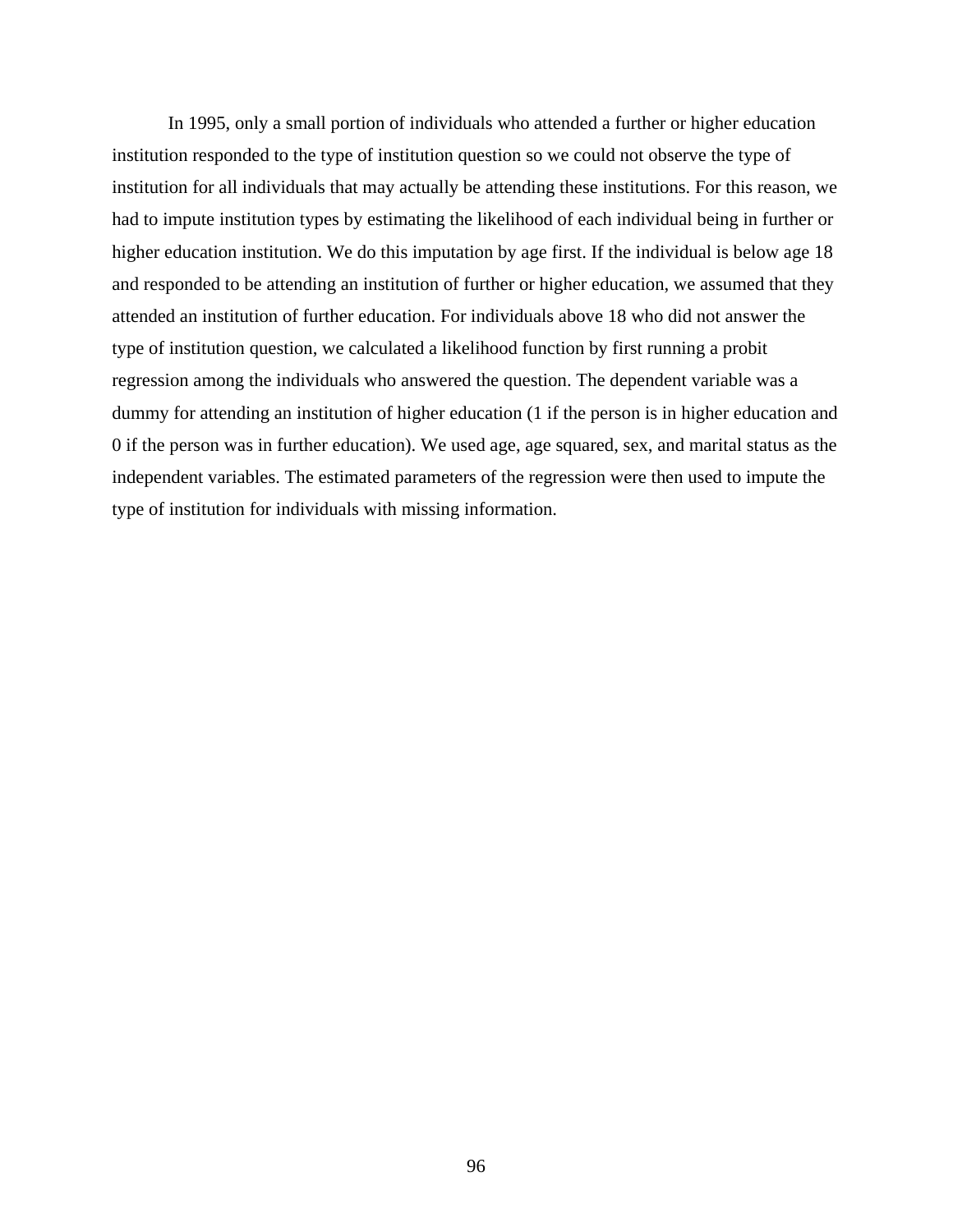In 1995, only a small portion of individuals who attended a further or higher education institution responded to the type of institution question so we could not observe the type of institution for all individuals that may actually be attending these institutions. For this reason, we had to impute institution types by estimating the likelihood of each individual being in further or higher education institution. We do this imputation by age first. If the individual is below age 18 and responded to be attending an institution of further or higher education, we assumed that they attended an institution of further education. For individuals above 18 who did not answer the type of institution question, we calculated a likelihood function by first running a probit regression among the individuals who answered the question. The dependent variable was a dummy for attending an institution of higher education (1 if the person is in higher education and 0 if the person was in further education). We used age, age squared, sex, and marital status as the independent variables. The estimated parameters of the regression were then used to impute the type of institution for individuals with missing information.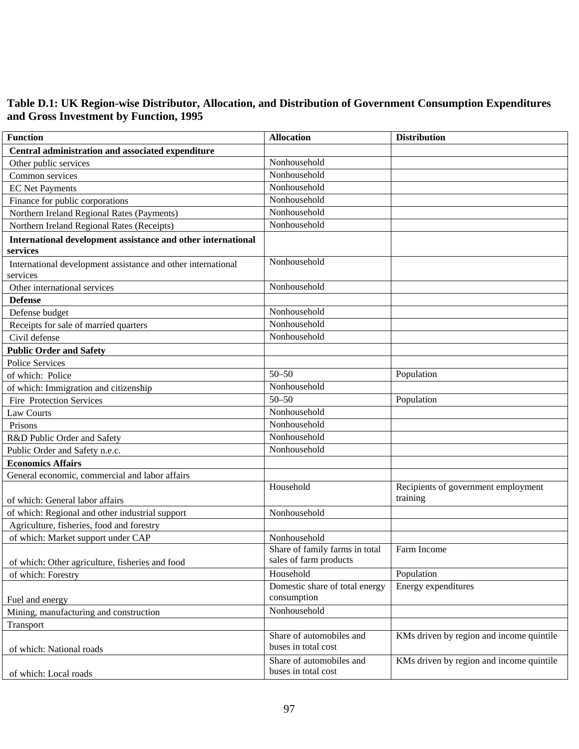**Table D.1: UK Region-wise Distributor, Allocation, and Distribution of Government Consumption Expenditures and Gross Investment by Function, 1995**

| Function | Allocation | Distribution |
|---|---|---|
| **Central administration and associated expenditure** | | |
| Other public services | Nonhousehold | |
| Common services | Nonhousehold | |
| EC Net Payments | Nonhousehold | |
| Finance for public corporations | Nonhousehold | |
| Northern Ireland Regional Rates (Payments) | Nonhousehold | |
| Northern Ireland Regional Rates (Receipts) | Nonhousehold | |
| **International development assistance and other international services** | | |
| International development assistance and other international services | Nonhousehold | |
| Other international services | Nonhousehold | |
| **Defense** | | |
| Defense budget | Nonhousehold | |
| Receipts for sale of married quarters | Nonhousehold | |
| Civil defense | Nonhousehold | |
| **Public Order and Safety** | | |
| Police Services | | |
| of which: Police | 50–50 | Population |
| of which: Immigration and citizenship | Nonhousehold | |
| Fire Protection Services | 50–50 | Population |
| Law Courts | Nonhousehold | |
| Prisons | Nonhousehold | |
| R&D Public Order and Safety | Nonhousehold | |
| Public Order and Safety n.e.c. | Nonhousehold | |
| **Economics Affairs** | | |
| General economic, commercial and labor affairs | | |
| of which: General labor affairs | Household | Recipients of government employment training |
| of which: Regional and other industrial support | Nonhousehold | |
| Agriculture, fisheries, food and forestry | | |
| of which: Market support under CAP | Nonhousehold | |
| of which: Other agriculture, fisheries and food | Share of family farms in total sales of farm products | Farm Income |
| of which: Forestry | Household | Population |
| Fuel and energy | Domestic share of total energy consumption | Energy expenditures |
| Mining, manufacturing and construction | Nonhousehold | |
| Transport | | |
| of which: National roads | Share of automobiles and buses in total cost | KMs driven by region and income quintile |
| of which: Local roads | Share of automobiles and buses in total cost | KMs driven by region and income quintile |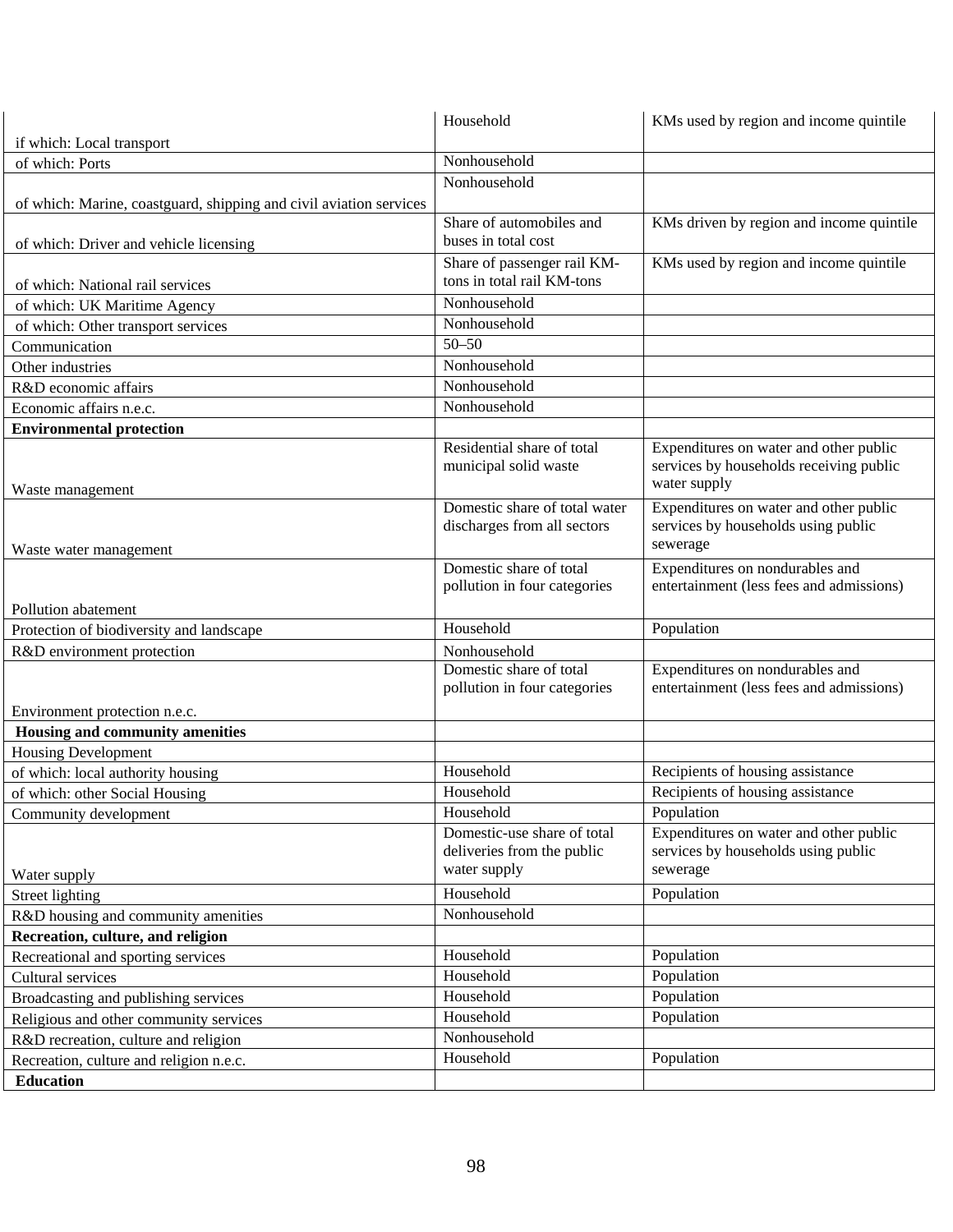| | | |
|---|---|---|
| if which: Local transport | Household | KMs used by region and income quintile |
| of which: Ports | Nonhousehold | |
| of which: Marine, coastguard, shipping and civil aviation services | Nonhousehold | |
| of which: Driver and vehicle licensing | Share of automobiles and buses in total cost | KMs driven by region and income quintile |
| of which: National rail services | Share of passenger rail KM-tons in total rail KM-tons | KMs used by region and income quintile |
| of which: UK Maritime Agency | Nonhousehold | |
| of which: Other transport services | Nonhousehold | |
| Communication | 50–50 | |
| Other industries | Nonhousehold | |
| R&D economic affairs | Nonhousehold | |
| Economic affairs n.e.c. | Nonhousehold | |
| **Environmental protection** | | |
| Waste management | Residential share of total municipal solid waste | Expenditures on water and other public services by households receiving public water supply |
| Waste water management | Domestic share of total water discharges from all sectors | Expenditures on water and other public services by households using public sewerage |
| Pollution abatement | Domestic share of total pollution in four categories | Expenditures on nondurables and entertainment (less fees and admissions) |
| Protection of biodiversity and landscape | Household | Population |
| R&D environment protection | Nonhousehold | |
| Environment protection n.e.c. | Domestic share of total pollution in four categories | Expenditures on nondurables and entertainment (less fees and admissions) |
| **Housing and community amenities** | | |
| Housing Development | | |
| of which: local authority housing | Household | Recipients of housing assistance |
| of which: other Social Housing | Household | Recipients of housing assistance |
| Community development | Household | Population |
| Water supply | Domestic-use share of total deliveries from the public water supply | Expenditures on water and other public services by households using public sewerage |
| Street lighting | Household | Population |
| R&D housing and community amenities | Nonhousehold | |
| **Recreation, culture, and religion** | | |
| Recreational and sporting services | Household | Population |
| Cultural services | Household | Population |
| Broadcasting and publishing services | Household | Population |
| Religious and other community services | Household | Population |
| R&D recreation, culture and religion | Nonhousehold | |
| Recreation, culture and religion n.e.c. | Household | Population |
| **Education** | | |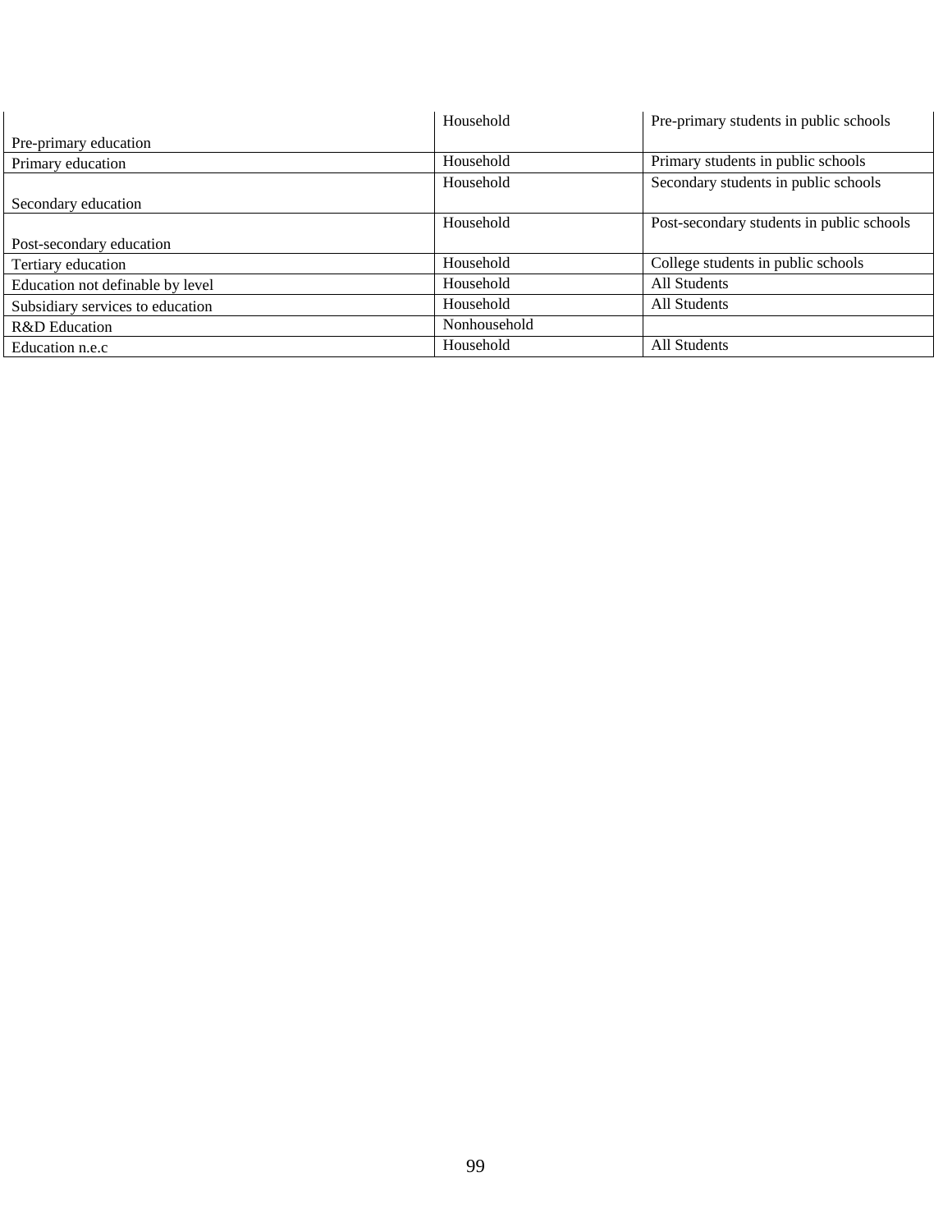| | | |
|---|---|---|
| Pre-primary education | Household | Pre-primary students in public schools |
| Primary education | Household | Primary students in public schools |
| Secondary education | Household | Secondary students in public schools |
| Post-secondary education | Household | Post-secondary students in public schools |
| Tertiary education | Household | College students in public schools |
| Education not definable by level | Household | All Students |
| Subsidiary services to education | Household | All Students |
| R&D Education | Nonhousehold | |
| Education n.e.c | Household | All Students |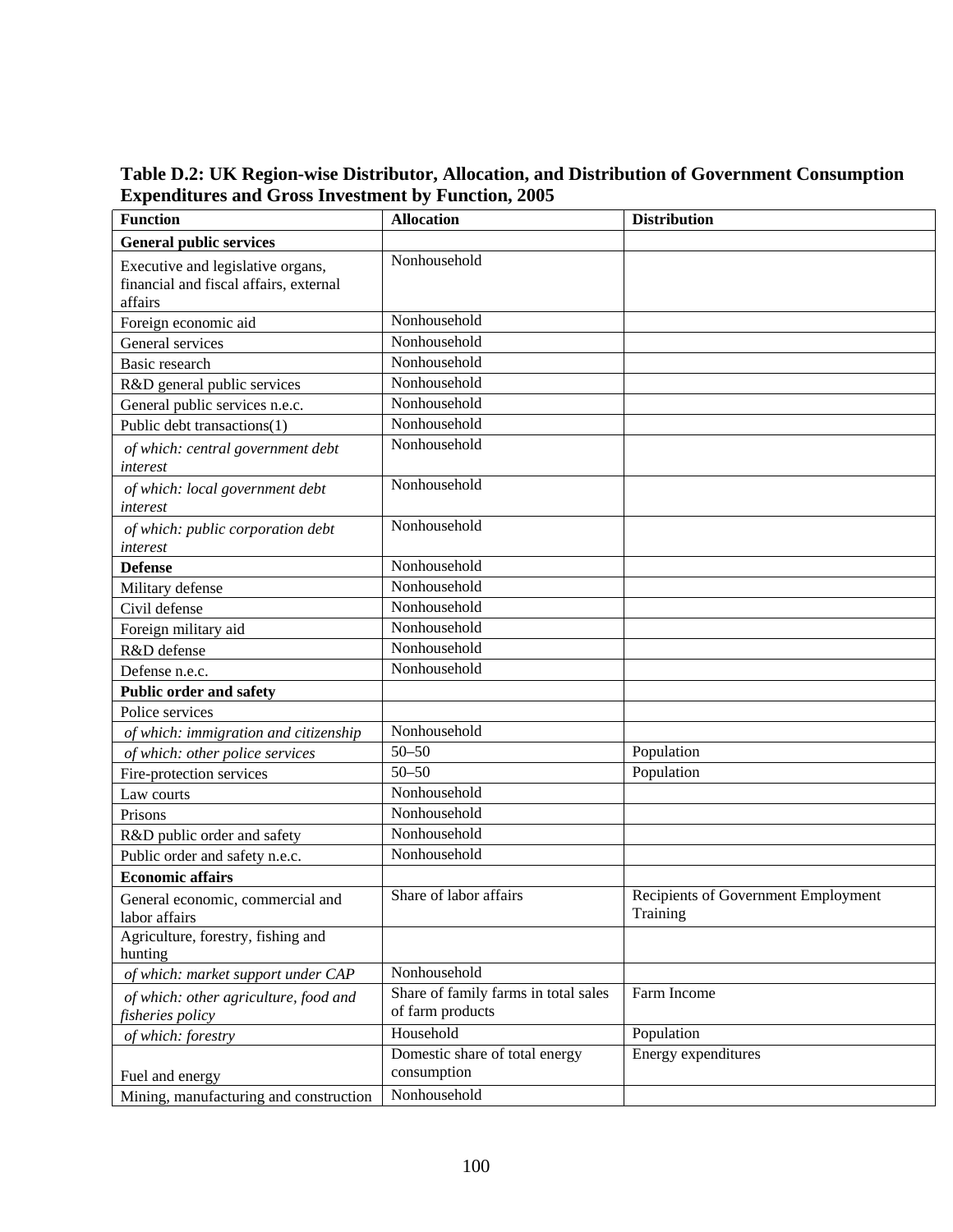**Table D.2: UK Region-wise Distributor, Allocation, and Distribution of Government Consumption Expenditures and Gross Investment by Function, 2005**

| Function | Allocation | Distribution |
|---|---|---|
| **General public services** | | |
| Executive and legislative organs, financial and fiscal affairs, external affairs | Nonhousehold | |
| Foreign economic aid | Nonhousehold | |
| General services | Nonhousehold | |
| Basic research | Nonhousehold | |
| R&D general public services | Nonhousehold | |
| General public services n.e.c. | Nonhousehold | |
| Public debt transactions(1) | Nonhousehold | |
| *of which: central government debt interest* | Nonhousehold | |
| *of which: local government debt interest* | Nonhousehold | |
| *of which: public corporation debt interest* | Nonhousehold | |
| **Defense** | Nonhousehold | |
| Military defense | Nonhousehold | |
| Civil defense | Nonhousehold | |
| Foreign military aid | Nonhousehold | |
| R&D defense | Nonhousehold | |
| Defense n.e.c. | Nonhousehold | |
| **Public order and safety** | | |
| Police services | | |
| *of which: immigration and citizenship* | Nonhousehold | |
| *of which: other police services* | 50–50 | Population |
| Fire-protection services | 50–50 | Population |
| Law courts | Nonhousehold | |
| Prisons | Nonhousehold | |
| R&D public order and safety | Nonhousehold | |
| Public order and safety n.e.c. | Nonhousehold | |
| **Economic affairs** | | |
| General economic, commercial and labor affairs | Share of labor affairs | Recipients of Government Employment Training |
| Agriculture, forestry, fishing and hunting | | |
| *of which: market support under CAP* | Nonhousehold | |
| *of which: other agriculture, food and fisheries policy* | Share of family farms in total sales of farm products | Farm Income |
| *of which: forestry* | Household | Population |
| Fuel and energy | Domestic share of total energy consumption | Energy expenditures |
| Mining, manufacturing and construction | Nonhousehold | |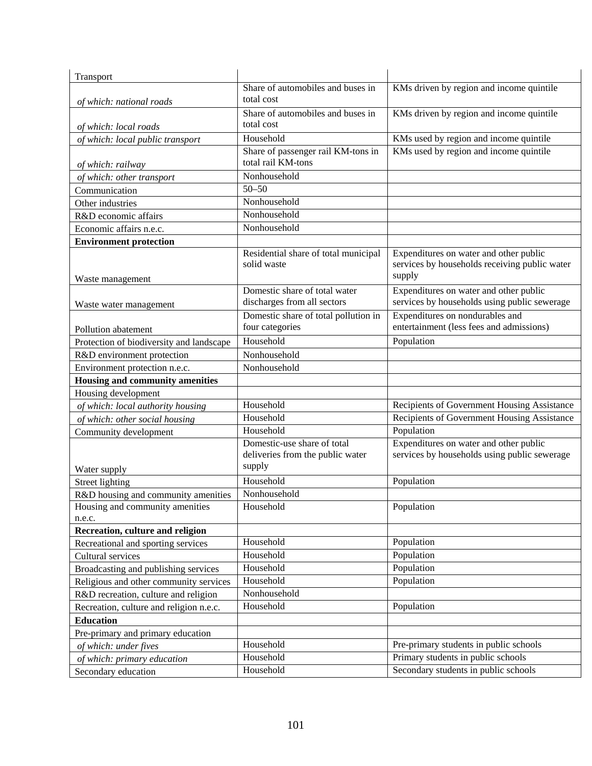| Transport | | |
|---|---|---|
| *of which: national roads* | Share of automobiles and buses in total cost | KMs driven by region and income quintile |
| *of which: local roads* | Share of automobiles and buses in total cost | KMs driven by region and income quintile |
| *of which: local public transport* | Household | KMs used by region and income quintile |
| *of which: railway* | Share of passenger rail KM-tons in total rail KM-tons | KMs used by region and income quintile |
| *of which: other transport* | Nonhousehold | |
| Communication | 50–50 | |
| Other industries | Nonhousehold | |
| R&D economic affairs | Nonhousehold | |
| Economic affairs n.e.c. | Nonhousehold | |
| **Environment protection** | | |
| Waste management | Residential share of total municipal solid waste | Expenditures on water and other public services by households receiving public water supply |
| Waste water management | Domestic share of total water discharges from all sectors | Expenditures on water and other public services by households using public sewerage |
| Pollution abatement | Domestic share of total pollution in four categories | Expenditures on nondurables and entertainment (less fees and admissions) |
| Protection of biodiversity and landscape | Household | Population |
| R&D environment protection | Nonhousehold | |
| Environment protection n.e.c. | Nonhousehold | |
| **Housing and community amenities** | | |
| Housing development | | |
| *of which: local authority housing* | Household | Recipients of Government Housing Assistance |
| *of which: other social housing* | Household | Recipients of Government Housing Assistance |
| Community development | Household | Population |
| Water supply | Domestic-use share of total deliveries from the public water supply | Expenditures on water and other public services by households using public sewerage |
| Street lighting | Household | Population |
| R&D housing and community amenities | Nonhousehold | |
| Housing and community amenities n.e.c. | Household | Population |
| **Recreation, culture and religion** | | |
| Recreational and sporting services | Household | Population |
| Cultural services | Household | Population |
| Broadcasting and publishing services | Household | Population |
| Religious and other community services | Household | Population |
| R&D recreation, culture and religion | Nonhousehold | |
| Recreation, culture and religion n.e.c. | Household | Population |
| **Education** | | |
| Pre-primary and primary education | | |
| *of which: under fives* | Household | Pre-primary students in public schools |
| *of which: primary education* | Household | Primary students in public schools |
| Secondary education | Household | Secondary students in public schools |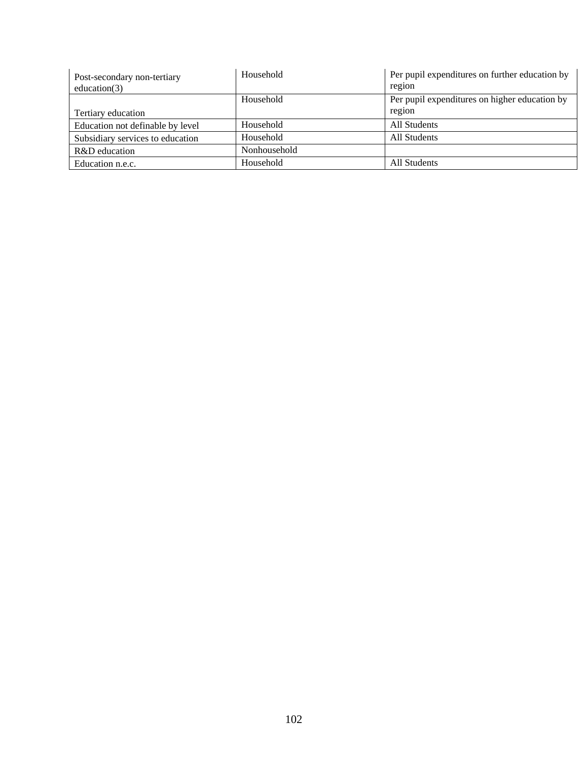| | | |
|---|---|---|
| Post-secondary non-tertiary education(3) | Household | Per pupil expenditures on further education by region |
| Tertiary education | Household | Per pupil expenditures on higher education by region |
| Education not definable by level | Household | All Students |
| Subsidiary services to education | Household | All Students |
| R&D education | Nonhousehold | |
| Education n.e.c. | Household | All Students |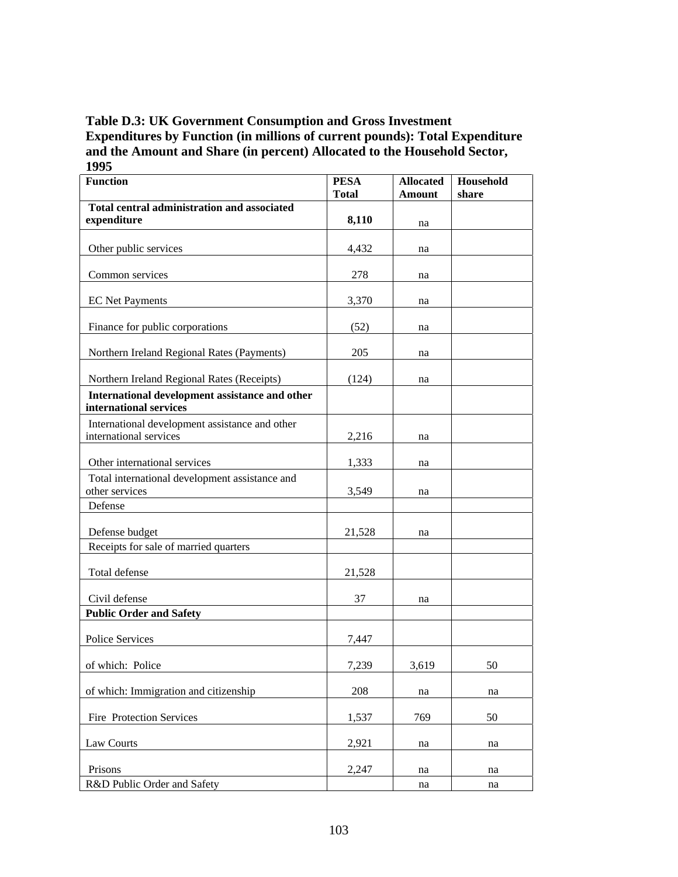**Table D.3: UK Government Consumption and Gross Investment Expenditures by Function (in millions of current pounds): Total Expenditure and the Amount and Share (in percent) Allocated to the Household Sector, 1995**

| Function | PESA Total | Allocated Amount | Household share |
|---|---|---|---|
| **Total central administration and associated expenditure** | **8,110** | na | |
| Other public services | 4,432 | na | |
| Common services | 278 | na | |
| EC Net Payments | 3,370 | na | |
| Finance for public corporations | (52) | na | |
| Northern Ireland Regional Rates (Payments) | 205 | na | |
| Northern Ireland Regional Rates (Receipts) | (124) | na | |
| **International development assistance and other international services** | | | |
| International development assistance and other international services | 2,216 | na | |
| Other international services | 1,333 | na | |
| Total international development assistance and other services | 3,549 | na | |
| Defense | | | |
| Defense budget | 21,528 | na | |
| Receipts for sale of married quarters | | | |
| Total defense | 21,528 | | |
| Civil defense | 37 | na | |
| **Public Order and Safety** | | | |
| Police Services | 7,447 | | |
| of which: Police | 7,239 | 3,619 | 50 |
| of which: Immigration and citizenship | 208 | na | na |
| Fire Protection Services | 1,537 | 769 | 50 |
| Law Courts | 2,921 | na | na |
| Prisons | 2,247 | na | na |
| R&D Public Order and Safety | | na | na |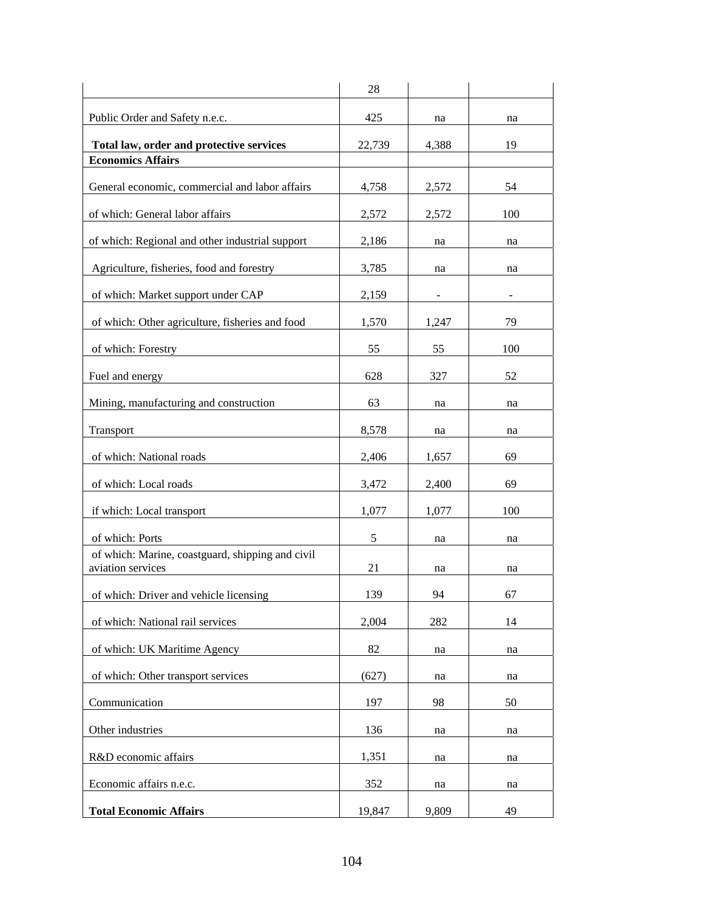| | | | |
|---|---|---|---|
| | 28 | | |
| Public Order and Safety n.e.c. | 425 | na | na |
| **Total law, order and protective services** | 22,739 | 4,388 | 19 |
| **Economics Affairs** | | | |
| General economic, commercial and labor affairs | 4,758 | 2,572 | 54 |
| of which: General labor affairs | 2,572 | 2,572 | 100 |
| of which: Regional and other industrial support | 2,186 | na | na |
| Agriculture, fisheries, food and forestry | 3,785 | na | na |
| of which: Market support under CAP | 2,159 | - | - |
| of which: Other agriculture, fisheries and food | 1,570 | 1,247 | 79 |
| of which: Forestry | 55 | 55 | 100 |
| Fuel and energy | 628 | 327 | 52 |
| Mining, manufacturing and construction | 63 | na | na |
| Transport | 8,578 | na | na |
| of which: National roads | 2,406 | 1,657 | 69 |
| of which: Local roads | 3,472 | 2,400 | 69 |
| if which: Local transport | 1,077 | 1,077 | 100 |
| of which: Ports | 5 | na | na |
| of which: Marine, coastguard, shipping and civil aviation services | 21 | na | na |
| of which: Driver and vehicle licensing | 139 | 94 | 67 |
| of which: National rail services | 2,004 | 282 | 14 |
| of which: UK Maritime Agency | 82 | na | na |
| of which: Other transport services | (627) | na | na |
| Communication | 197 | 98 | 50 |
| Other industries | 136 | na | na |
| R&D economic affairs | 1,351 | na | na |
| Economic affairs n.e.c. | 352 | na | na |
| **Total Economic Affairs** | 19,847 | 9,809 | 49 |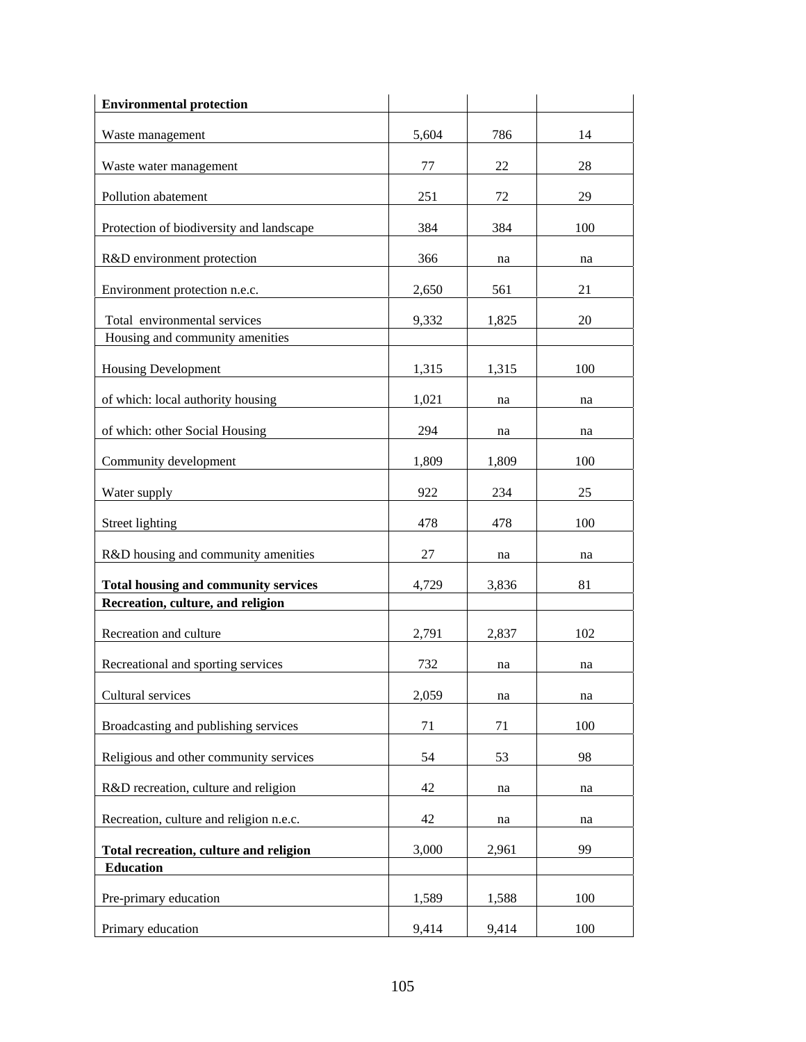| **Environmental protection** | | | |
|---|---|---|---|
| Waste management | 5,604 | 786 | 14 |
| Waste water management | 77 | 22 | 28 |
| Pollution abatement | 251 | 72 | 29 |
| Protection of biodiversity and landscape | 384 | 384 | 100 |
| R&D environment protection | 366 | na | na |
| Environment protection n.e.c. | 2,650 | 561 | 21 |
| Total environmental services | 9,332 | 1,825 | 20 |
| Housing and community amenities | | | |
| Housing Development | 1,315 | 1,315 | 100 |
| of which: local authority housing | 1,021 | na | na |
| of which: other Social Housing | 294 | na | na |
| Community development | 1,809 | 1,809 | 100 |
| Water supply | 922 | 234 | 25 |
| Street lighting | 478 | 478 | 100 |
| R&D housing and community amenities | 27 | na | na |
| **Total housing and community services** | 4,729 | 3,836 | 81 |
| **Recreation, culture, and religion** | | | |
| Recreation and culture | 2,791 | 2,837 | 102 |
| Recreational and sporting services | 732 | na | na |
| Cultural services | 2,059 | na | na |
| Broadcasting and publishing services | 71 | 71 | 100 |
| Religious and other community services | 54 | 53 | 98 |
| R&D recreation, culture and religion | 42 | na | na |
| Recreation, culture and religion n.e.c. | 42 | na | na |
| **Total recreation, culture and religion** | 3,000 | 2,961 | 99 |
| **Education** | | | |
| Pre-primary education | 1,589 | 1,588 | 100 |
| Primary education | 9,414 | 9,414 | 100 |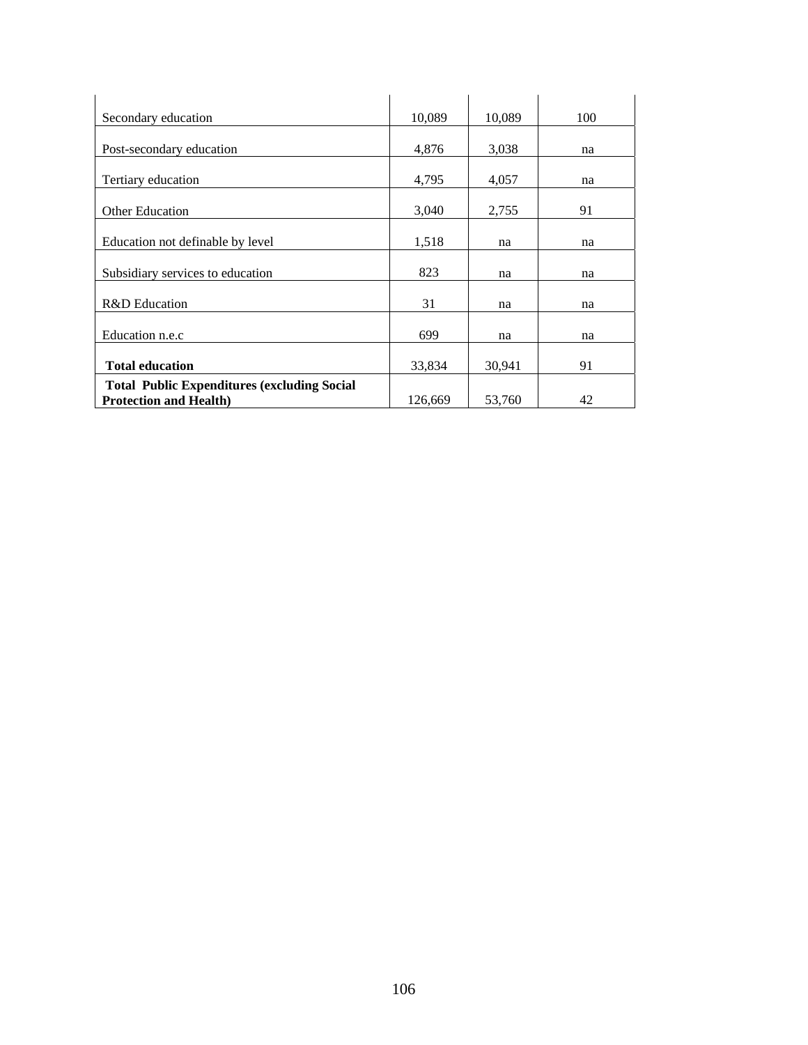| | | | |
|---|---|---|---|
| Secondary education | 10,089 | 10,089 | 100 |
| Post-secondary education | 4,876 | 3,038 | na |
| Tertiary education | 4,795 | 4,057 | na |
| Other Education | 3,040 | 2,755 | 91 |
| Education not definable by level | 1,518 | na | na |
| Subsidiary services to education | 823 | na | na |
| R&D Education | 31 | na | na |
| Education n.e.c | 699 | na | na |
| **Total education** | 33,834 | 30,941 | 91 |
| **Total Public Expenditures (excluding Social Protection and Health)** | 126,669 | 53,760 | 42 |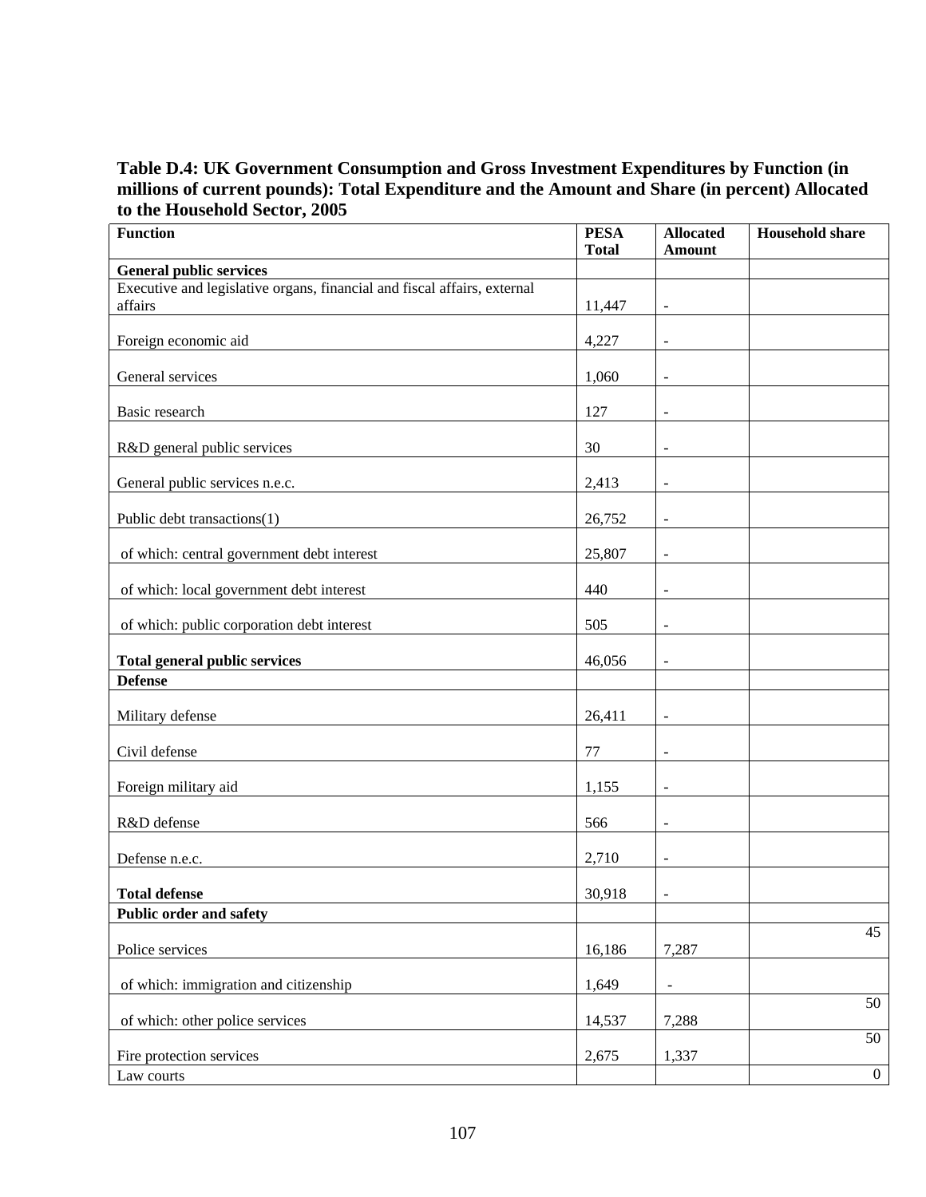**Table D.4: UK Government Consumption and Gross Investment Expenditures by Function (in millions of current pounds): Total Expenditure and the Amount and Share (in percent) Allocated to the Household Sector, 2005**

| Function | PESA Total | Allocated Amount | Household share |
|---|---|---|---|
| **General public services** | | | |
| Executive and legislative organs, financial and fiscal affairs, external affairs | 11,447 | - | |
| Foreign economic aid | 4,227 | - | |
| General services | 1,060 | - | |
| Basic research | 127 | - | |
| R&D general public services | 30 | - | |
| General public services n.e.c. | 2,413 | - | |
| Public debt transactions(1) | 26,752 | - | |
| of which: central government debt interest | 25,807 | - | |
| of which: local government debt interest | 440 | - | |
| of which: public corporation debt interest | 505 | - | |
| **Total general public services** | 46,056 | - | |
| **Defense** | | | |
| Military defense | 26,411 | - | |
| Civil defense | 77 | - | |
| Foreign military aid | 1,155 | - | |
| R&D defense | 566 | - | |
| Defense n.e.c. | 2,710 | - | |
| **Total defense** | 30,918 | - | |
| **Public order and safety** | | | |
| Police services | 16,186 | 7,287 | 45 |
| of which: immigration and citizenship | 1,649 | - | |
| of which: other police services | 14,537 | 7,288 | 50 |
| Fire protection services | 2,675 | 1,337 | 50 |
| Law courts | | | 0 |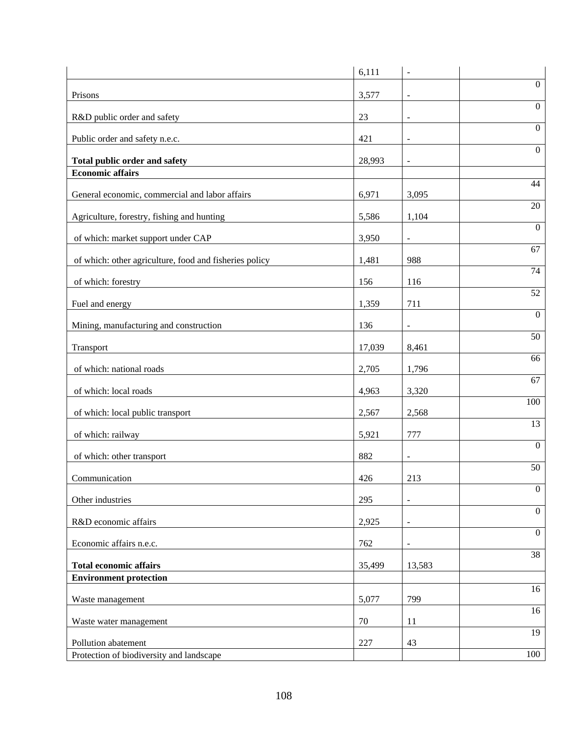| | | | |
|---|---|---|---|
| | 6,111 | - | |
| Prisons | 3,577 | - | 0 |
| R&D public order and safety | 23 | - | 0 |
| Public order and safety n.e.c. | 421 | - | 0 |
| **Total public order and safety** | 28,993 | - | 0 |
| **Economic affairs** | | | |
| General economic, commercial and labor affairs | 6,971 | 3,095 | 44 |
| Agriculture, forestry, fishing and hunting | 5,586 | 1,104 | 20 |
| of which: market support under CAP | 3,950 | - | 0 |
| of which: other agriculture, food and fisheries policy | 1,481 | 988 | 67 |
| of which: forestry | 156 | 116 | 74 |
| Fuel and energy | 1,359 | 711 | 52 |
| Mining, manufacturing and construction | 136 | - | 0 |
| Transport | 17,039 | 8,461 | 50 |
| of which: national roads | 2,705 | 1,796 | 66 |
| of which: local roads | 4,963 | 3,320 | 67 |
| of which: local public transport | 2,567 | 2,568 | 100 |
| of which: railway | 5,921 | 777 | 13 |
| of which: other transport | 882 | - | 0 |
| Communication | 426 | 213 | 50 |
| Other industries | 295 | - | 0 |
| R&D economic affairs | 2,925 | - | 0 |
| Economic affairs n.e.c. | 762 | - | 0 |
| **Total economic affairs** | 35,499 | 13,583 | 38 |
| **Environment protection** | | | |
| Waste management | 5,077 | 799 | 16 |
| Waste water management | 70 | 11 | 16 |
| Pollution abatement | 227 | 43 | 19 |
| Protection of biodiversity and landscape | | | 100 |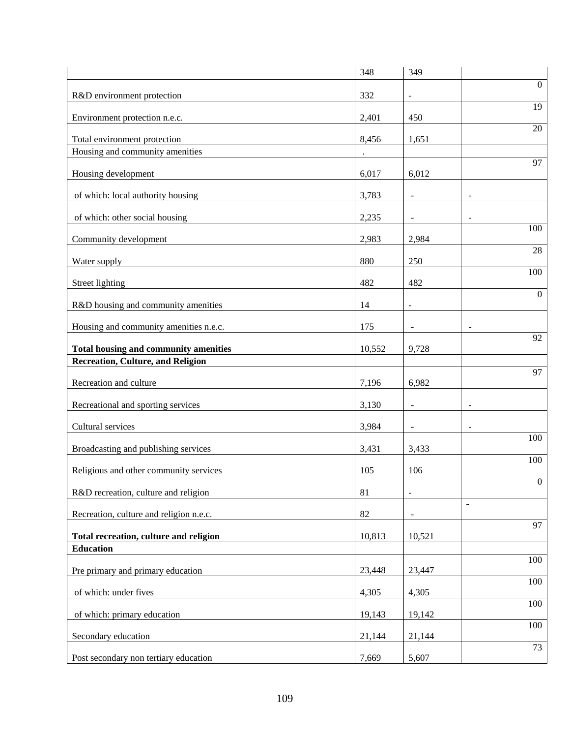| | | | |
|---|---|---|---|
| | 348 | 349 | |
| R&D environment protection | 332 | - | 0 |
| Environment protection n.e.c. | 2,401 | 450 | 19 |
| Total environment protection | 8,456 | 1,651 | 20 |
| Housing and community amenities | . | | |
| Housing development | 6,017 | 6,012 | 97 |
| of which: local authority housing | 3,783 | - | - |
| of which: other social housing | 2,235 | - | - |
| Community development | 2,983 | 2,984 | 100 |
| Water supply | 880 | 250 | 28 |
| Street lighting | 482 | 482 | 100 |
| R&D housing and community amenities | 14 | - | 0 |
| Housing and community amenities n.e.c. | 175 | - | - |
| **Total housing and community amenities** | 10,552 | 9,728 | 92 |
| **Recreation, Culture, and Religion** | | | |
| Recreation and culture | 7,196 | 6,982 | 97 |
| Recreational and sporting services | 3,130 | - | - |
| Cultural services | 3,984 | - | - |
| Broadcasting and publishing services | 3,431 | 3,433 | 100 |
| Religious and other community services | 105 | 106 | 100 |
| R&D recreation, culture and religion | 81 | - | 0 |
| Recreation, culture and religion n.e.c. | 82 | - | - |
| **Total recreation, culture and religion** | 10,813 | 10,521 | 97 |
| **Education** | | | |
| Pre primary and primary education | 23,448 | 23,447 | 100 |
| of which: under fives | 4,305 | 4,305 | 100 |
| of which: primary education | 19,143 | 19,142 | 100 |
| Secondary education | 21,144 | 21,144 | 100 |
| Post secondary non tertiary education | 7,669 | 5,607 | 73 |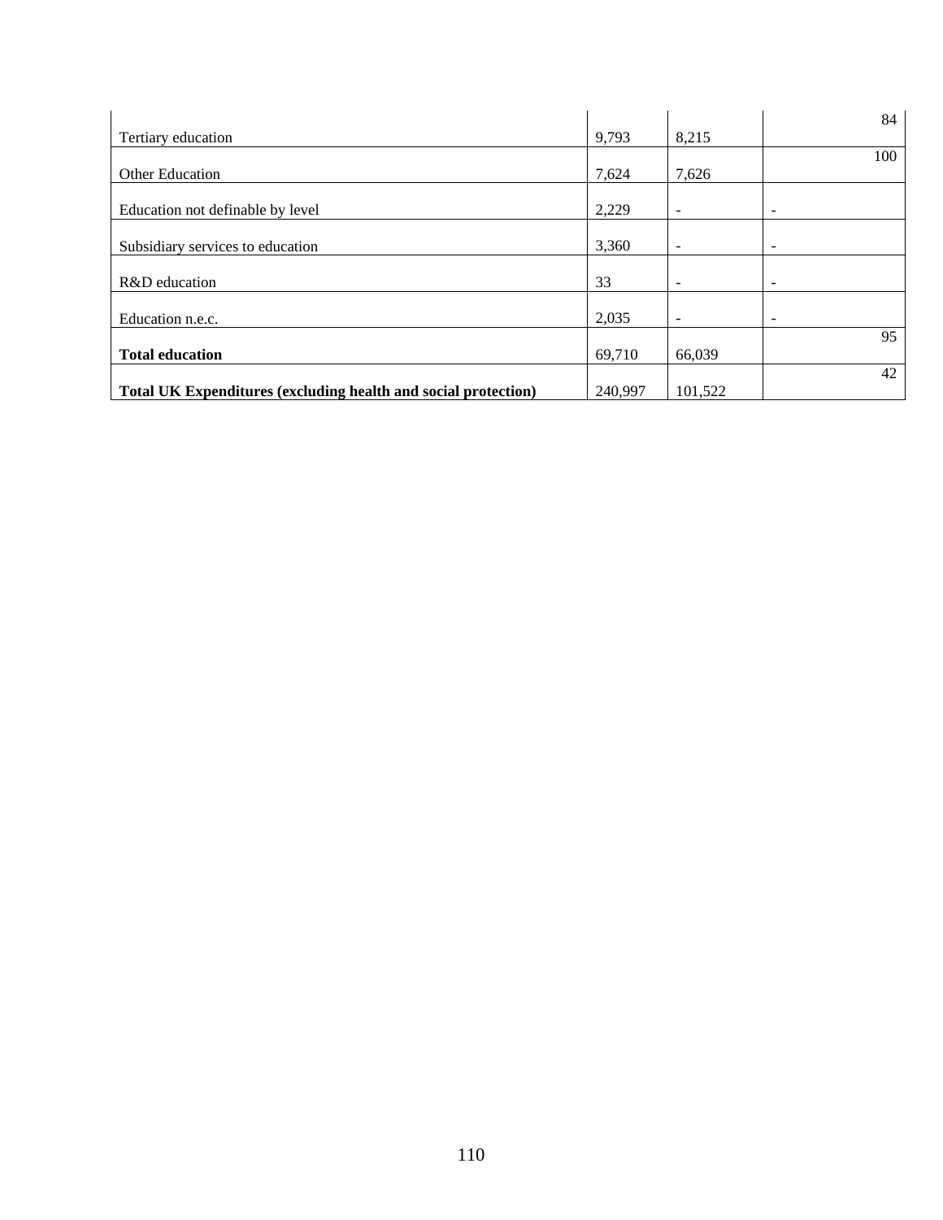| | | | |
|---|---|---|---|
| Tertiary education | 9,793 | 8,215 | 84 |
| Other Education | 7,624 | 7,626 | 100 |
| Education not definable by level | 2,229 | - | - |
| Subsidiary services to education | 3,360 | - | - |
| R&D education | 33 | - | - |
| Education n.e.c. | 2,035 | - | - |
| **Total education** | 69,710 | 66,039 | 95 |
| **Total UK Expenditures (excluding health and social protection)** | 240,997 | 101,522 | 42 |